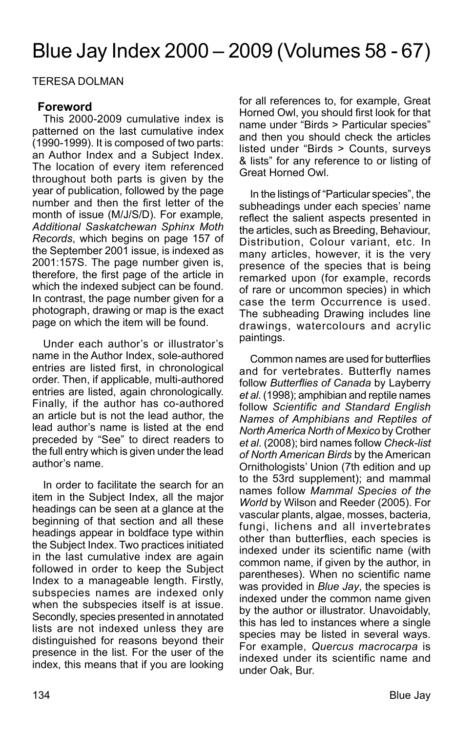# Blue Jay Index 2000 – 2009 (Volumes 58 - 67)

TERESA DOLMAN

## Foreword

This 2000-2009 cumulative index is patterned on the last cumulative index (1990-1999). It is composed of two parts: an Author Index and a Subject Index. The location of every item referenced throughout both parts is given by the year of publication, followed by the page number and then the first letter of the month of issue (M/J/S/D). For example, *Additional Saskatchewan Sphinx Moth Records*, which begins on page 157 of the September 2001 issue, is indexed as 2001:157S. The page number given is, therefore, the first page of the article in which the indexed subject can be found. In contrast, the page number given for a photograph, drawing or map is the exact page on which the item will be found.

Under each author's or illustrator's name in the Author Index, sole-authored entries are listed first, in chronological order. Then, if applicable, multi-authored entries are listed, again chronologically. Finally, if the author has co-authored an article but is not the lead author, the lead author's name is listed at the end preceded by "See" to direct readers to the full entry which is given under the lead author's name.

In order to facilitate the search for an item in the Subject Index, all the major headings can be seen at a glance at the beginning of that section and all these headings appear in boldface type within the Subject Index. Two practices initiated in the last cumulative index are again followed in order to keep the Subject Index to a manageable length. Firstly, subspecies names are indexed only when the subspecies itself is at issue. Secondly, species presented in annotated lists are not indexed unless they are distinguished for reasons beyond their presence in the list. For the user of the index, this means that if you are looking for all references to, for example, Great Horned Owl, you should first look for that name under "Birds > Particular species" and then you should check the articles listed under "Birds > Counts, surveys & lists" for any reference to or listing of Great Horned Owl.

In the listings of "Particular species", the subheadings under each species' name reflect the salient aspects presented in the articles, such as Breeding, Behaviour, Distribution, Colour variant, etc. In many articles, however, it is the very presence of the species that is being remarked upon (for example, records of rare or uncommon species) in which case the term Occurrence is used. The subheading Drawing includes line drawings, watercolours and acrylic paintings.

Common names are used for butterflies and for vertebrates. Butterfly names follow *Butterflies of Canada* by Layberry *et al*. (1998); amphibian and reptile names follow *Scientific and Standard English Names of Amphibians and Reptiles of North America North of Mexico* by Crother *et al*. (2008); bird names follow *Check-list of North American Birds* by the American Ornithologists' Union (7th edition and up to the 53rd supplement); and mammal names follow *Mammal Species of the World* by Wilson and Reeder (2005). For vascular plants, algae, mosses, bacteria, fungi, lichens and all invertebrates other than butterflies, each species is indexed under its scientific name (with common name, if given by the author, in parentheses). When no scientific name was provided in *Blue Jay*, the species is indexed under the common name given by the author or illustrator. Unavoidably, this has led to instances where a single species may be listed in several ways. For example, *Quercus macrocarpa* is indexed under its scientific name and under Oak, Bur.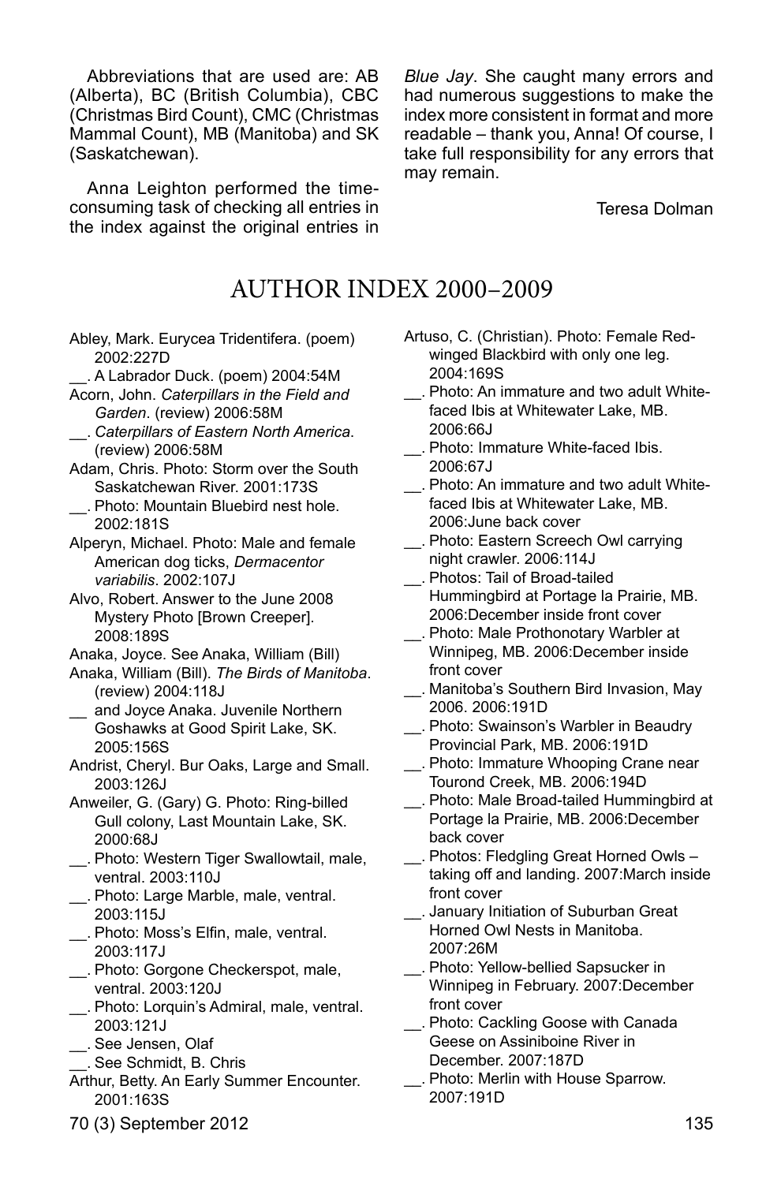Abbreviations that are used are: AB (Alberta), BC (British Columbia), CBC (Christmas Bird Count), CMC (Christmas Mammal Count), MB (Manitoba) and SK (Saskatchewan).

Anna Leighton performed the time-consuming task of checking all entries in the index against the original entries in *Blue Jay*. She caught many errors and had numerous suggestions to make the index more consistent in format and more readable – thank you, Anna! Of course, I take full responsibility for any errors that may remain.

Teresa Dolman

# AUTHOR INDEX 2000–2009

Abley, Mark. Eurycea Tridentifera. (poem) 2002:227D

__. A Labrador Duck. (poem) 2004:54M

Acorn, John. *Caterpillars in the Field and Garden*. (review) 2006:58M

__. *Caterpillars of Eastern North America*. (review) 2006:58M

Adam, Chris. Photo: Storm over the South Saskatchewan River. 2001:173S

__. Photo: Mountain Bluebird nest hole. 2002:181S

Alperyn, Michael. Photo: Male and female American dog ticks, *Dermacentor variabilis*. 2002:107J

Alvo, Robert. Answer to the June 2008 Mystery Photo [Brown Creeper]. 2008:189S

Anaka, Joyce. See Anaka, William (Bill)

Anaka, William (Bill). *The Birds of Manitoba*. (review) 2004:118J

__ and Joyce Anaka. Juvenile Northern Goshawks at Good Spirit Lake, SK. 2005:156S

Andrist, Cheryl. Bur Oaks, Large and Small. 2003:126J

Anweiler, G. (Gary) G. Photo: Ring-billed Gull colony, Last Mountain Lake, SK. 2000:68J

__. Photo: Western Tiger Swallowtail, male, ventral. 2003:110J

__. Photo: Large Marble, male, ventral. 2003:115J

__. Photo: Moss's Elfin, male, ventral. 2003:117J

__. Photo: Gorgone Checkerspot, male, ventral. 2003:120J

__. Photo: Lorquin's Admiral, male, ventral. 2003:121J

__. See Jensen, Olaf

__. See Schmidt, B. Chris

Arthur, Betty. An Early Summer Encounter. 2001:163S

Artuso, C. (Christian). Photo: Female Red-winged Blackbird with only one leg. 2004:169S

__. Photo: An immature and two adult White-faced Ibis at Whitewater Lake, MB. 2006:66J

__. Photo: Immature White-faced Ibis. 2006:67J

__. Photo: An immature and two adult White-faced Ibis at Whitewater Lake, MB. 2006:June back cover

__. Photo: Eastern Screech Owl carrying night crawler. 2006:114J

__. Photos: Tail of Broad-tailed Hummingbird at Portage la Prairie, MB. 2006:December inside front cover

__. Photo: Male Prothonotary Warbler at Winnipeg, MB. 2006:December inside front cover

__. Manitoba's Southern Bird Invasion, May 2006. 2006:191D

__. Photo: Swainson's Warbler in Beaudry Provincial Park, MB. 2006:191D

__. Photo: Immature Whooping Crane near Tourond Creek, MB. 2006:194D

__. Photo: Male Broad-tailed Hummingbird at Portage la Prairie, MB. 2006:December back cover

__. Photos: Fledgling Great Horned Owls – taking off and landing. 2007:March inside front cover

__. January Initiation of Suburban Great Horned Owl Nests in Manitoba. 2007:26M

__. Photo: Yellow-bellied Sapsucker in Winnipeg in February. 2007:December front cover

__. Photo: Cackling Goose with Canada Geese on Assiniboine River in December. 2007:187D

__. Photo: Merlin with House Sparrow. 2007:191D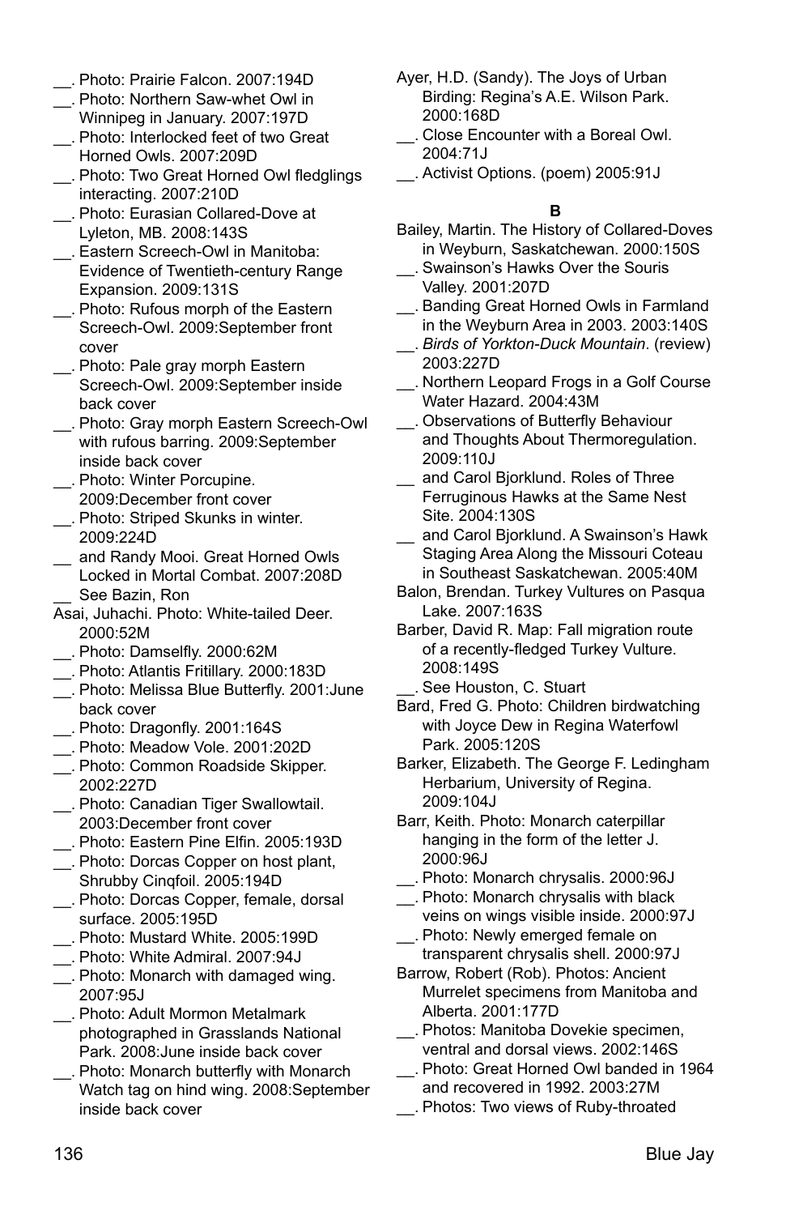__. Photo: Prairie Falcon. 2007:194D

__. Photo: Northern Saw-whet Owl in Winnipeg in January. 2007:197D

__. Photo: Interlocked feet of two Great Horned Owls. 2007:209D

__. Photo: Two Great Horned Owl fledglings interacting. 2007:210D

__. Photo: Eurasian Collared-Dove at Lyleton, MB. 2008:143S

__. Eastern Screech-Owl in Manitoba: Evidence of Twentieth-century Range Expansion. 2009:131S

__. Photo: Rufous morph of the Eastern Screech-Owl. 2009:September front cover

__. Photo: Pale gray morph Eastern Screech-Owl. 2009:September inside back cover

__. Photo: Gray morph Eastern Screech-Owl with rufous barring. 2009:September inside back cover

__. Photo: Winter Porcupine. 2009:December front cover

__. Photo: Striped Skunks in winter. 2009:224D

__ and Randy Mooi. Great Horned Owls Locked in Mortal Combat. 2007:208D

__ See Bazin, Ron

Asai, Juhachi. Photo: White-tailed Deer. 2000:52M

__. Photo: Damselfly. 2000:62M

__. Photo: Atlantis Fritillary. 2000:183D

__. Photo: Melissa Blue Butterfly. 2001:June back cover

__. Photo: Dragonfly. 2001:164S

__. Photo: Meadow Vole. 2001:202D

__. Photo: Common Roadside Skipper. 2002:227D

__. Photo: Canadian Tiger Swallowtail. 2003:December front cover

__. Photo: Eastern Pine Elfin. 2005:193D

__. Photo: Dorcas Copper on host plant, Shrubby Cinqfoil. 2005:194D

__. Photo: Dorcas Copper, female, dorsal surface. 2005:195D

__. Photo: Mustard White. 2005:199D

__. Photo: White Admiral. 2007:94J

__. Photo: Monarch with damaged wing. 2007:95J

__. Photo: Adult Mormon Metalmark photographed in Grasslands National Park. 2008:June inside back cover

__. Photo: Monarch butterfly with Monarch Watch tag on hind wing. 2008:September inside back cover

Ayer, H.D. (Sandy). The Joys of Urban Birding: Regina's A.E. Wilson Park. 2000:168D

__. Close Encounter with a Boreal Owl. 2004:71J

__. Activist Options. (poem) 2005:91J

**B**

Bailey, Martin. The History of Collared-Doves in Weyburn, Saskatchewan. 2000:150S

__. Swainson's Hawks Over the Souris Valley. 2001:207D

__. Banding Great Horned Owls in Farmland in the Weyburn Area in 2003. 2003:140S

__. *Birds of Yorkton-Duck Mountain*. (review) 2003:227D

__. Northern Leopard Frogs in a Golf Course Water Hazard. 2004:43M

__. Observations of Butterfly Behaviour and Thoughts About Thermoregulation. 2009:110J

__ and Carol Bjorklund. Roles of Three Ferruginous Hawks at the Same Nest Site. 2004:130S

__ and Carol Bjorklund. A Swainson's Hawk Staging Area Along the Missouri Coteau in Southeast Saskatchewan. 2005:40M

Balon, Brendan. Turkey Vultures on Pasqua Lake. 2007:163S

Barber, David R. Map: Fall migration route of a recently-fledged Turkey Vulture. 2008:149S

__. See Houston, C. Stuart

Bard, Fred G. Photo: Children birdwatching with Joyce Dew in Regina Waterfowl Park. 2005:120S

Barker, Elizabeth. The George F. Ledingham Herbarium, University of Regina. 2009:104J

Barr, Keith. Photo: Monarch caterpillar hanging in the form of the letter J. 2000:96J

__. Photo: Monarch chrysalis. 2000:96J

__. Photo: Monarch chrysalis with black veins on wings visible inside. 2000:97J

__. Photo: Newly emerged female on transparent chrysalis shell. 2000:97J

Barrow, Robert (Rob). Photos: Ancient Murrelet specimens from Manitoba and Alberta. 2001:177D

__. Photos: Manitoba Dovekie specimen, ventral and dorsal views. 2002:146S

__. Photo: Great Horned Owl banded in 1964 and recovered in 1992. 2003:27M

__. Photos: Two views of Ruby-throated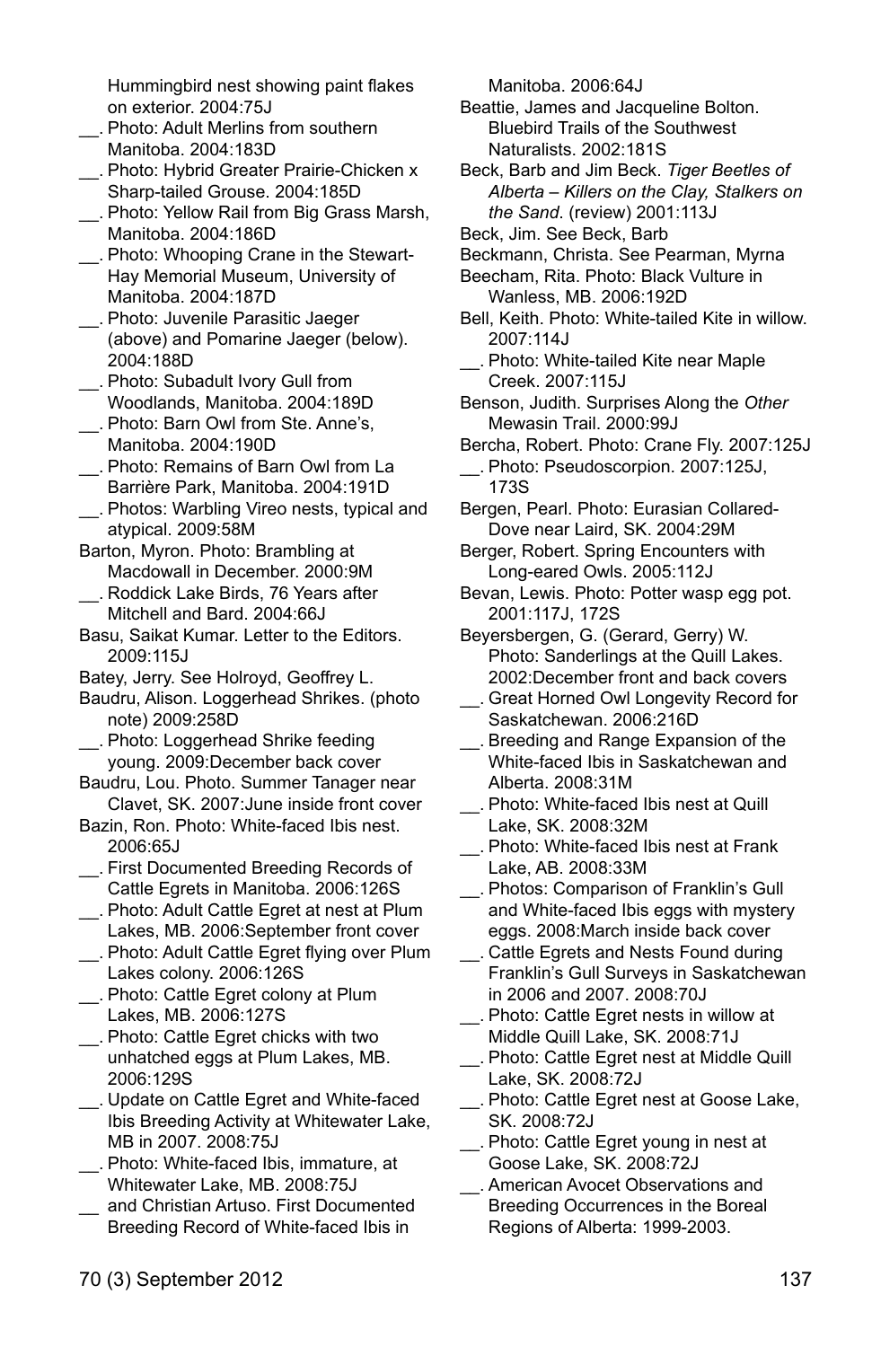Hummingbird nest showing paint flakes on exterior. 2004:75J

__. Photo: Adult Merlins from southern Manitoba. 2004:183D

__. Photo: Hybrid Greater Prairie-Chicken x Sharp-tailed Grouse. 2004:185D

__. Photo: Yellow Rail from Big Grass Marsh, Manitoba. 2004:186D

__. Photo: Whooping Crane in the Stewart-Hay Memorial Museum, University of Manitoba. 2004:187D

__. Photo: Juvenile Parasitic Jaeger (above) and Pomarine Jaeger (below). 2004:188D

__. Photo: Subadult Ivory Gull from Woodlands, Manitoba. 2004:189D

__. Photo: Barn Owl from Ste. Anne's, Manitoba. 2004:190D

__. Photo: Remains of Barn Owl from La Barrière Park, Manitoba. 2004:191D

__. Photos: Warbling Vireo nests, typical and atypical. 2009:58M

Barton, Myron. Photo: Brambling at Macdowall in December. 2000:9M

__. Roddick Lake Birds, 76 Years after Mitchell and Bard. 2004:66J

Basu, Saikat Kumar. Letter to the Editors. 2009:115J

Batey, Jerry. See Holroyd, Geoffrey L.

Baudru, Alison. Loggerhead Shrikes. (photo note) 2009:258D

__. Photo: Loggerhead Shrike feeding young. 2009:December back cover

Baudru, Lou. Photo. Summer Tanager near Clavet, SK. 2007:June inside front cover

Bazin, Ron. Photo: White-faced Ibis nest. 2006:65J

__. First Documented Breeding Records of Cattle Egrets in Manitoba. 2006:126S

__. Photo: Adult Cattle Egret at nest at Plum Lakes, MB. 2006:September front cover

__. Photo: Adult Cattle Egret flying over Plum Lakes colony. 2006:126S

__. Photo: Cattle Egret colony at Plum Lakes, MB. 2006:127S

__. Photo: Cattle Egret chicks with two unhatched eggs at Plum Lakes, MB. 2006:129S

__. Update on Cattle Egret and White-faced Ibis Breeding Activity at Whitewater Lake, MB in 2007. 2008:75J

__. Photo: White-faced Ibis, immature, at Whitewater Lake, MB. 2008:75J

__ and Christian Artuso. First Documented Breeding Record of White-faced Ibis in Manitoba. 2006:64J

Beattie, James and Jacqueline Bolton. Bluebird Trails of the Southwest Naturalists. 2002:181S

Beck, Barb and Jim Beck. *Tiger Beetles of Alberta – Killers on the Clay, Stalkers on the Sand*. (review) 2001:113J

Beck, Jim. See Beck, Barb

Beckmann, Christa. See Pearman, Myrna

Beecham, Rita. Photo: Black Vulture in Wanless, MB. 2006:192D

Bell, Keith. Photo: White-tailed Kite in willow. 2007:114J

__. Photo: White-tailed Kite near Maple Creek. 2007:115J

Benson, Judith. Surprises Along the *Other* Mewasin Trail. 2000:99J

Bercha, Robert. Photo: Crane Fly. 2007:125J

__. Photo: Pseudoscorpion. 2007:125J, 173S

Bergen, Pearl. Photo: Eurasian Collared-Dove near Laird, SK. 2004:29M

Berger, Robert. Spring Encounters with Long-eared Owls. 2005:112J

Bevan, Lewis. Photo: Potter wasp egg pot. 2001:117J, 172S

Beyersbergen, G. (Gerard, Gerry) W. Photo: Sanderlings at the Quill Lakes. 2002:December front and back covers

__. Great Horned Owl Longevity Record for Saskatchewan. 2006:216D

__. Breeding and Range Expansion of the White-faced Ibis in Saskatchewan and Alberta. 2008:31M

__. Photo: White-faced Ibis nest at Quill Lake, SK. 2008:32M

__. Photo: White-faced Ibis nest at Frank Lake, AB. 2008:33M

__. Photos: Comparison of Franklin's Gull and White-faced Ibis eggs with mystery eggs. 2008:March inside back cover

__. Cattle Egrets and Nests Found during Franklin's Gull Surveys in Saskatchewan in 2006 and 2007. 2008:70J

__. Photo: Cattle Egret nests in willow at Middle Quill Lake, SK. 2008:71J

__. Photo: Cattle Egret nest at Middle Quill Lake, SK. 2008:72J

__. Photo: Cattle Egret nest at Goose Lake, SK. 2008:72J

__. Photo: Cattle Egret young in nest at Goose Lake, SK. 2008:72J

__. American Avocet Observations and Breeding Occurrences in the Boreal Regions of Alberta: 1999-2003.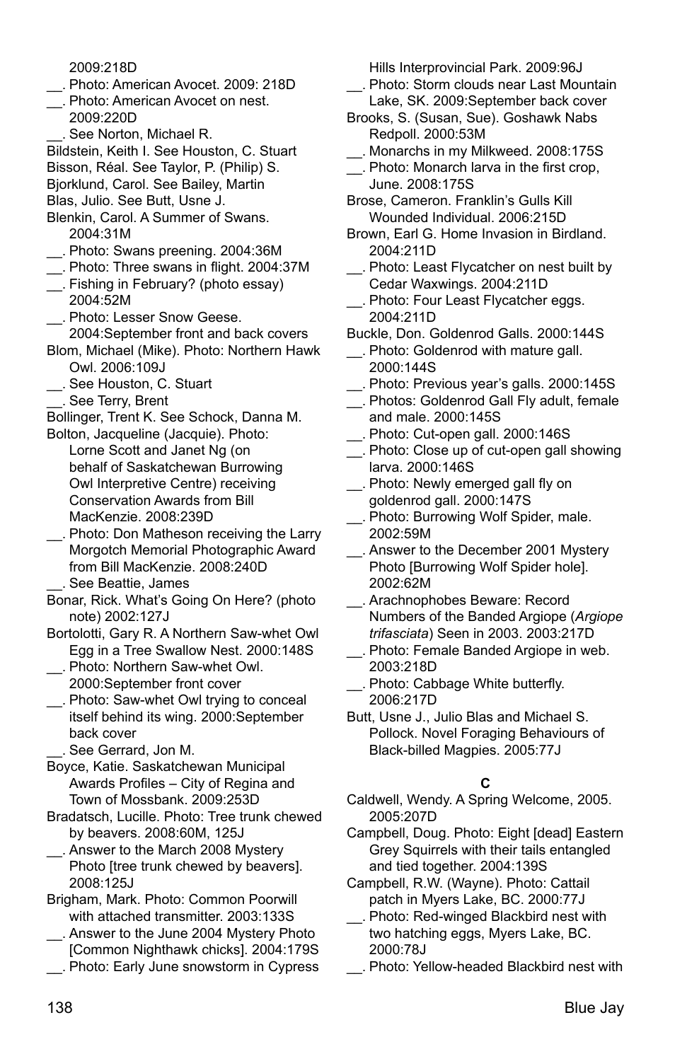2009:218D

__. Photo: American Avocet. 2009: 218D

__. Photo: American Avocet on nest. 2009:220D

__. See Norton, Michael R.

Bildstein, Keith I. See Houston, C. Stuart

Bisson, Réal. See Taylor, P. (Philip) S.

Bjorklund, Carol. See Bailey, Martin

Blas, Julio. See Butt, Usne J.

Blenkin, Carol. A Summer of Swans. 2004:31M

__. Photo: Swans preening. 2004:36M

__. Photo: Three swans in flight. 2004:37M

__. Fishing in February? (photo essay) 2004:52M

__. Photo: Lesser Snow Geese. 2004:September front and back covers

Blom, Michael (Mike). Photo: Northern Hawk Owl. 2006:109J

__. See Houston, C. Stuart

__. See Terry, Brent

Bollinger, Trent K. See Schock, Danna M.

Bolton, Jacqueline (Jacquie). Photo: Lorne Scott and Janet Ng (on behalf of Saskatchewan Burrowing Owl Interpretive Centre) receiving Conservation Awards from Bill MacKenzie. 2008:239D

__. Photo: Don Matheson receiving the Larry Morgotch Memorial Photographic Award from Bill MacKenzie. 2008:240D

__. See Beattie, James

Bonar, Rick. What's Going On Here? (photo note) 2002:127J

Bortolotti, Gary R. A Northern Saw-whet Owl Egg in a Tree Swallow Nest. 2000:148S

__. Photo: Northern Saw-whet Owl. 2000:September front cover

__. Photo: Saw-whet Owl trying to conceal itself behind its wing. 2000:September back cover

__. See Gerrard, Jon M.

Boyce, Katie. Saskatchewan Municipal Awards Profiles – City of Regina and Town of Mossbank. 2009:253D

Bradatsch, Lucille. Photo: Tree trunk chewed by beavers. 2008:60M, 125J

__. Answer to the March 2008 Mystery Photo [tree trunk chewed by beavers]. 2008:125J

Brigham, Mark. Photo: Common Poorwill with attached transmitter. 2003:133S

__. Answer to the June 2004 Mystery Photo [Common Nighthawk chicks]. 2004:179S

__. Photo: Early June snowstorm in Cypress Hills Interprovincial Park. 2009:96J

__. Photo: Storm clouds near Last Mountain Lake, SK. 2009:September back cover

Brooks, S. (Susan, Sue). Goshawk Nabs Redpoll. 2000:53M

__. Monarchs in my Milkweed. 2008:175S

__. Photo: Monarch larva in the first crop, June. 2008:175S

Brose, Cameron. Franklin's Gulls Kill Wounded Individual. 2006:215D

Brown, Earl G. Home Invasion in Birdland. 2004:211D

__. Photo: Least Flycatcher on nest built by Cedar Waxwings. 2004:211D

__. Photo: Four Least Flycatcher eggs. 2004:211D

Buckle, Don. Goldenrod Galls. 2000:144S

__. Photo: Goldenrod with mature gall. 2000:144S

__. Photo: Previous year's galls. 2000:145S

__. Photos: Goldenrod Gall Fly adult, female and male. 2000:145S

__. Photo: Cut-open gall. 2000:146S

__. Photo: Close up of cut-open gall showing larva. 2000:146S

__. Photo: Newly emerged gall fly on goldenrod gall. 2000:147S

__. Photo: Burrowing Wolf Spider, male. 2002:59M

__. Answer to the December 2001 Mystery Photo [Burrowing Wolf Spider hole]. 2002:62M

__. Arachnophobes Beware: Record Numbers of the Banded Argiope (*Argiope trifasciata*) Seen in 2003. 2003:217D

__. Photo: Female Banded Argiope in web. 2003:218D

__. Photo: Cabbage White butterfly. 2006:217D

Butt, Usne J., Julio Blas and Michael S. Pollock. Novel Foraging Behaviours of Black-billed Magpies. 2005:77J

**C**

Caldwell, Wendy. A Spring Welcome, 2005. 2005:207D

Campbell, Doug. Photo: Eight [dead] Eastern Grey Squirrels with their tails entangled and tied together. 2004:139S

Campbell, R.W. (Wayne). Photo: Cattail patch in Myers Lake, BC. 2000:77J

__. Photo: Red-winged Blackbird nest with two hatching eggs, Myers Lake, BC. 2000:78J

__. Photo: Yellow-headed Blackbird nest with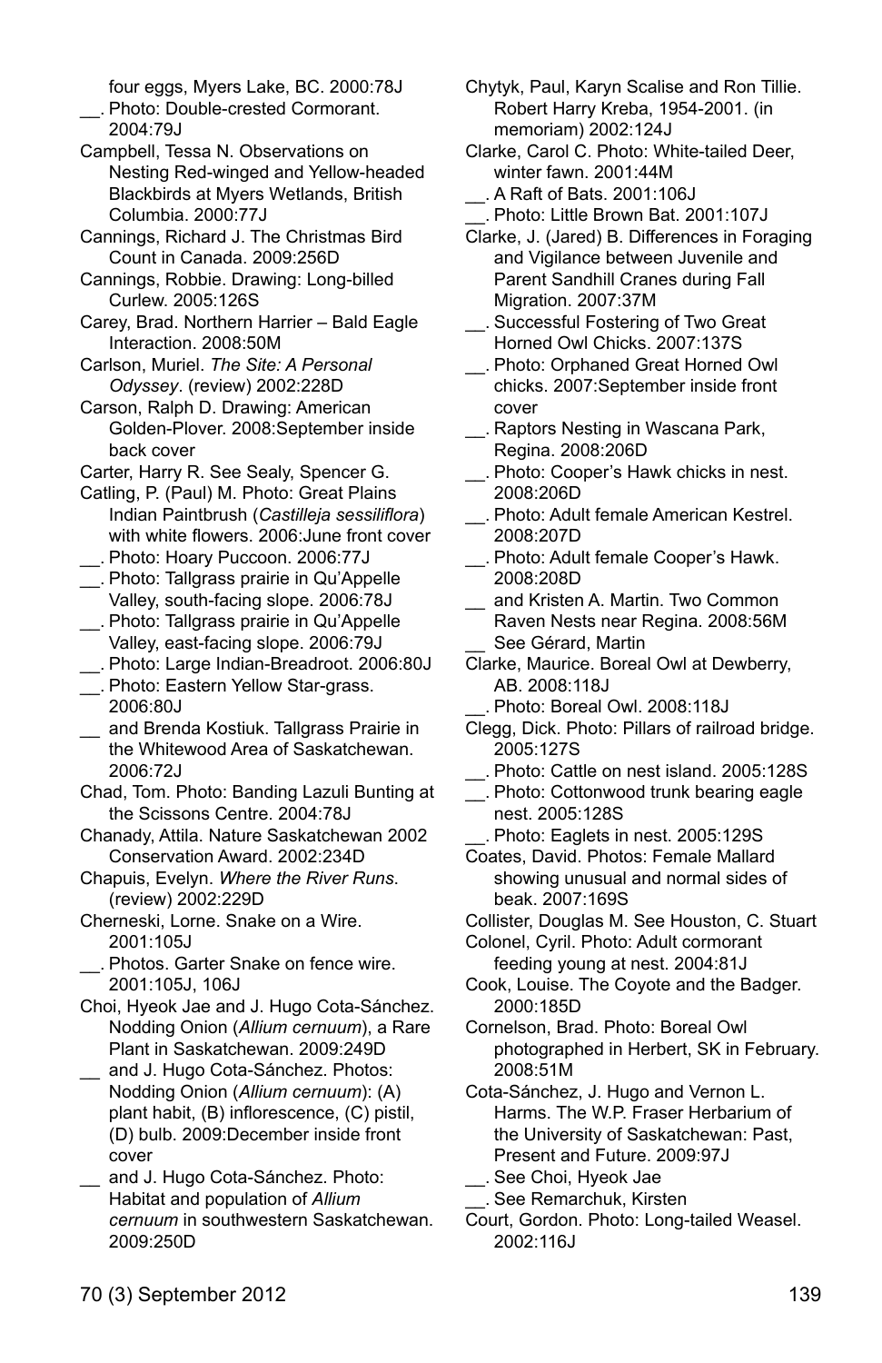four eggs, Myers Lake, BC. 2000:78J

__. Photo: Double-crested Cormorant. 2004:79J

Campbell, Tessa N. Observations on Nesting Red-winged and Yellow-headed Blackbirds at Myers Wetlands, British Columbia. 2000:77J

Cannings, Richard J. The Christmas Bird Count in Canada. 2009:256D

Cannings, Robbie. Drawing: Long-billed Curlew. 2005:126S

Carey, Brad. Northern Harrier – Bald Eagle Interaction. 2008:50M

Carlson, Muriel. *The Site: A Personal Odyssey*. (review) 2002:228D

Carson, Ralph D. Drawing: American Golden-Plover. 2008:September inside back cover

Carter, Harry R. See Sealy, Spencer G.

Catling, P. (Paul) M. Photo: Great Plains Indian Paintbrush (*Castilleja sessiliflora*) with white flowers. 2006:June front cover

__. Photo: Hoary Puccoon. 2006:77J

__. Photo: Tallgrass prairie in Qu'Appelle Valley, south-facing slope. 2006:78J

__. Photo: Tallgrass prairie in Qu'Appelle Valley, east-facing slope. 2006:79J

__. Photo: Large Indian-Breadroot. 2006:80J

__. Photo: Eastern Yellow Star-grass. 2006:80J

__ and Brenda Kostiuk. Tallgrass Prairie in the Whitewood Area of Saskatchewan. 2006:72J

Chad, Tom. Photo: Banding Lazuli Bunting at the Scissons Centre. 2004:78J

Chanady, Attila. Nature Saskatchewan 2002 Conservation Award. 2002:234D

Chapuis, Evelyn. *Where the River Runs*. (review) 2002:229D

Cherneski, Lorne. Snake on a Wire. 2001:105J

__. Photos. Garter Snake on fence wire. 2001:105J, 106J

Choi, Hyeok Jae and J. Hugo Cota-Sánchez. Nodding Onion (*Allium cernuum*), a Rare Plant in Saskatchewan. 2009:249D

__ and J. Hugo Cota-Sánchez. Photos: Nodding Onion (*Allium cernuum*): (A) plant habit, (B) inflorescence, (C) pistil, (D) bulb. 2009:December inside front cover

__ and J. Hugo Cota-Sánchez. Photo: Habitat and population of *Allium cernuum* in southwestern Saskatchewan. 2009:250D

Chytyk, Paul, Karyn Scalise and Ron Tillie. Robert Harry Kreba, 1954-2001. (in memoriam) 2002:124J

Clarke, Carol C. Photo: White-tailed Deer, winter fawn. 2001:44M

__. A Raft of Bats. 2001:106J

__. Photo: Little Brown Bat. 2001:107J

Clarke, J. (Jared) B. Differences in Foraging and Vigilance between Juvenile and Parent Sandhill Cranes during Fall Migration. 2007:37M

__. Successful Fostering of Two Great Horned Owl Chicks. 2007:137S

__. Photo: Orphaned Great Horned Owl chicks. 2007:September inside front cover

__. Raptors Nesting in Wascana Park, Regina. 2008:206D

__. Photo: Cooper's Hawk chicks in nest. 2008:206D

__. Photo: Adult female American Kestrel. 2008:207D

__. Photo: Adult female Cooper's Hawk. 2008:208D

__ and Kristen A. Martin. Two Common Raven Nests near Regina. 2008:56M

__ See Gérard, Martin

Clarke, Maurice. Boreal Owl at Dewberry, AB. 2008:118J

__. Photo: Boreal Owl. 2008:118J

Clegg, Dick. Photo: Pillars of railroad bridge. 2005:127S

__. Photo: Cattle on nest island. 2005:128S

__. Photo: Cottonwood trunk bearing eagle nest. 2005:128S

__. Photo: Eaglets in nest. 2005:129S

Coates, David. Photos: Female Mallard showing unusual and normal sides of beak. 2007:169S

Collister, Douglas M. See Houston, C. Stuart

Colonel, Cyril. Photo: Adult cormorant feeding young at nest. 2004:81J

Cook, Louise. The Coyote and the Badger. 2000:185D

Cornelson, Brad. Photo: Boreal Owl photographed in Herbert, SK in February. 2008:51M

Cota-Sánchez, J. Hugo and Vernon L. Harms. The W.P. Fraser Herbarium of the University of Saskatchewan: Past, Present and Future. 2009:97J

__. See Choi, Hyeok Jae

__. See Remarchuk, Kirsten

Court, Gordon. Photo: Long-tailed Weasel. 2002:116J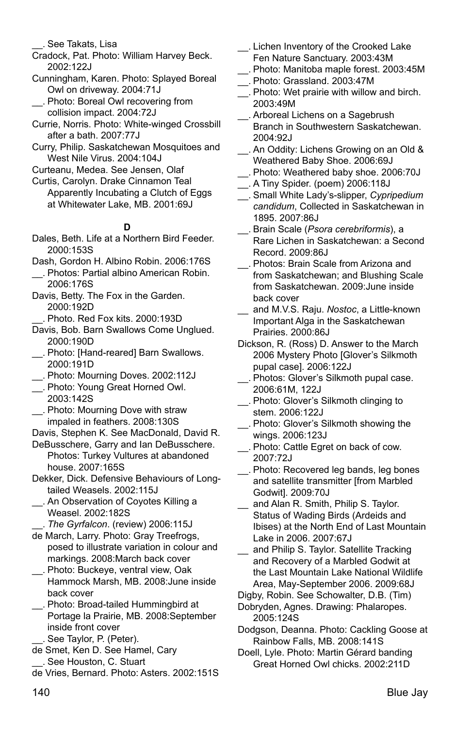__. See Takats, Lisa

Cradock, Pat. Photo: William Harvey Beck. 2002:122J

Cunningham, Karen. Photo: Splayed Boreal Owl on driveway. 2004:71J

__. Photo: Boreal Owl recovering from collision impact. 2004:72J

Currie, Norris. Photo: White-winged Crossbill after a bath. 2007:77J

Curry, Philip. Saskatchewan Mosquitoes and West Nile Virus. 2004:104J

Curteanu, Medea. See Jensen, Olaf

Curtis, Carolyn. Drake Cinnamon Teal Apparently Incubating a Clutch of Eggs at Whitewater Lake, MB. 2001:69J

**D**

Dales, Beth. Life at a Northern Bird Feeder. 2000:153S

Dash, Gordon H. Albino Robin. 2006:176S

__. Photos: Partial albino American Robin. 2006:176S

Davis, Betty. The Fox in the Garden. 2000:192D

__. Photo. Red Fox kits. 2000:193D

Davis, Bob. Barn Swallows Come Unglued. 2000:190D

__. Photo: [Hand-reared] Barn Swallows. 2000:191D

__. Photo: Mourning Doves. 2002:112J

__. Photo: Young Great Horned Owl. 2003:142S

__. Photo: Mourning Dove with straw impaled in feathers. 2008:130S

Davis, Stephen K. See MacDonald, David R.

DeBusschere, Garry and Ian DeBusschere. Photos: Turkey Vultures at abandoned house. 2007:165S

Dekker, Dick. Defensive Behaviours of Long-tailed Weasels. 2002:115J

__. An Observation of Coyotes Killing a Weasel. 2002:182S

__. *The Gyrfalcon*. (review) 2006:115J

de March, Larry. Photo: Gray Treefrogs, posed to illustrate variation in colour and markings. 2008:March back cover

__. Photo: Buckeye, ventral view, Oak Hammock Marsh, MB. 2008:June inside back cover

__. Photo: Broad-tailed Hummingbird at Portage la Prairie, MB. 2008:September inside front cover

__. See Taylor, P. (Peter).

de Smet, Ken D. See Hamel, Cary

__. See Houston, C. Stuart

de Vries, Bernard. Photo: Asters. 2002:151S

__. Lichen Inventory of the Crooked Lake Fen Nature Sanctuary. 2003:43M

__. Photo: Manitoba maple forest. 2003:45M

__. Photo: Grassland. 2003:47M

__. Photo: Wet prairie with willow and birch. 2003:49M

__. Arboreal Lichens on a Sagebrush Branch in Southwestern Saskatchewan. 2004:92J

__. An Oddity: Lichens Growing on an Old & Weathered Baby Shoe. 2006:69J

__. Photo: Weathered baby shoe. 2006:70J

__. A Tiny Spider. (poem) 2006:118J

__. Small White Lady's-slipper, *Cypripedium candidum*, Collected in Saskatchewan in 1895. 2007:86J

__. Brain Scale (*Psora cerebriformis*), a Rare Lichen in Saskatchewan: a Second Record. 2009:86J

__. Photos: Brain Scale from Arizona and from Saskatchewan; and Blushing Scale from Saskatchewan. 2009:June inside back cover

__ and M.V.S. Raju. *Nostoc*, a Little-known Important Alga in the Saskatchewan Prairies. 2000:86J

Dickson, R. (Ross) D. Answer to the March 2006 Mystery Photo [Glover's Silkmoth pupal case]. 2006:122J

__. Photos: Glover's Silkmoth pupal case. 2006:61M, 122J

__. Photo: Glover's Silkmoth clinging to stem. 2006:122J

__. Photo: Glover's Silkmoth showing the wings. 2006:123J

__. Photo: Cattle Egret on back of cow. 2007:72J

__. Photo: Recovered leg bands, leg bones and satellite transmitter [from Marbled Godwit]. 2009:70J

__ and Alan R. Smith, Philip S. Taylor. Status of Wading Birds (Ardeids and Ibises) at the North End of Last Mountain Lake in 2006. 2007:67J

__ and Philip S. Taylor. Satellite Tracking and Recovery of a Marbled Godwit at the Last Mountain Lake National Wildlife Area, May-September 2006. 2009:68J

Digby, Robin. See Schowalter, D.B. (Tim)

Dobryden, Agnes. Drawing: Phalaropes. 2005:124S

Dodgson, Deanna. Photo: Cackling Goose at Rainbow Falls, MB. 2008:141S

Doell, Lyle. Photo: Martin Gérard banding Great Horned Owl chicks. 2002:211D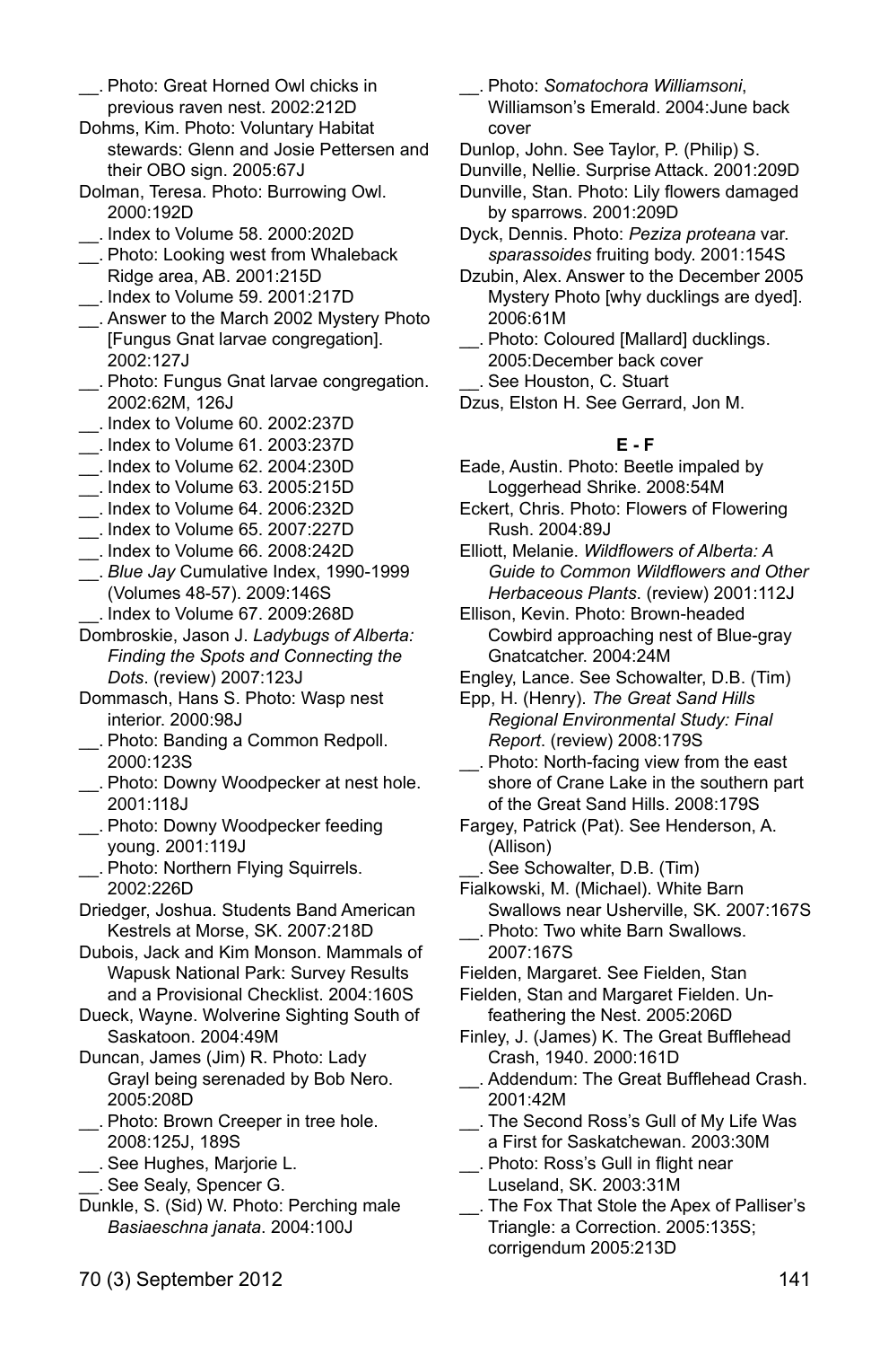__. Photo: Great Horned Owl chicks in previous raven nest. 2002:212D

Dohms, Kim. Photo: Voluntary Habitat stewards: Glenn and Josie Pettersen and their OBO sign. 2005:67J

Dolman, Teresa. Photo: Burrowing Owl. 2000:192D

__. Index to Volume 58. 2000:202D

__. Photo: Looking west from Whaleback Ridge area, AB. 2001:215D

__. Index to Volume 59. 2001:217D

__. Answer to the March 2002 Mystery Photo [Fungus Gnat larvae congregation]. 2002:127J

__. Photo: Fungus Gnat larvae congregation. 2002:62M, 126J

__. Index to Volume 60. 2002:237D

__. Index to Volume 61. 2003:237D

__. Index to Volume 62. 2004:230D

__. Index to Volume 63. 2005:215D

__. Index to Volume 64. 2006:232D

__. Index to Volume 65. 2007:227D

__. Index to Volume 66. 2008:242D

__. *Blue Jay* Cumulative Index, 1990-1999 (Volumes 48-57). 2009:146S

__. Index to Volume 67. 2009:268D

Dombroskie, Jason J. *Ladybugs of Alberta: Finding the Spots and Connecting the Dots*. (review) 2007:123J

Dommasch, Hans S. Photo: Wasp nest interior. 2000:98J

__. Photo: Banding a Common Redpoll. 2000:123S

__. Photo: Downy Woodpecker at nest hole. 2001:118J

__. Photo: Downy Woodpecker feeding young. 2001:119J

__. Photo: Northern Flying Squirrels. 2002:226D

Driedger, Joshua. Students Band American Kestrels at Morse, SK. 2007:218D

Dubois, Jack and Kim Monson. Mammals of Wapusk National Park: Survey Results and a Provisional Checklist. 2004:160S

Dueck, Wayne. Wolverine Sighting South of Saskatoon. 2004:49M

Duncan, James (Jim) R. Photo: Lady Grayl being serenaded by Bob Nero. 2005:208D

__. Photo: Brown Creeper in tree hole. 2008:125J, 189S

__. See Hughes, Marjorie L.

__. See Sealy, Spencer G.

Dunkle, S. (Sid) W. Photo: Perching male *Basiaeschna janata*. 2004:100J

__. Photo: *Somatochora Williamsoni*, Williamson's Emerald. 2004:June back cover

Dunlop, John. See Taylor, P. (Philip) S.

Dunville, Nellie. Surprise Attack. 2001:209D

Dunville, Stan. Photo: Lily flowers damaged by sparrows. 2001:209D

Dyck, Dennis. Photo: *Peziza proteana* var. *sparassoides* fruiting body. 2001:154S

Dzubin, Alex. Answer to the December 2005 Mystery Photo [why ducklings are dyed]. 2006:61M

__. Photo: Coloured [Mallard] ducklings. 2005:December back cover

__. See Houston, C. Stuart

Dzus, Elston H. See Gerrard, Jon M.

### E - F

Eade, Austin. Photo: Beetle impaled by Loggerhead Shrike. 2008:54M

Eckert, Chris. Photo: Flowers of Flowering Rush. 2004:89J

Elliott, Melanie. *Wildflowers of Alberta: A Guide to Common Wildflowers and Other Herbaceous Plants*. (review) 2001:112J

Ellison, Kevin. Photo: Brown-headed Cowbird approaching nest of Blue-gray Gnatcatcher. 2004:24M

Engley, Lance. See Schowalter, D.B. (Tim)

Epp, H. (Henry). *The Great Sand Hills Regional Environmental Study: Final Report*. (review) 2008:179S

__. Photo: North-facing view from the east shore of Crane Lake in the southern part of the Great Sand Hills. 2008:179S

Fargey, Patrick (Pat). See Henderson, A. (Allison)

__. See Schowalter, D.B. (Tim)

Fialkowski, M. (Michael). White Barn Swallows near Usherville, SK. 2007:167S

__. Photo: Two white Barn Swallows. 2007:167S

Fielden, Margaret. See Fielden, Stan

Fielden, Stan and Margaret Fielden. Unfeathering the Nest. 2005:206D

Finley, J. (James) K. The Great Bufflehead Crash, 1940. 2000:161D

__. Addendum: The Great Bufflehead Crash. 2001:42M

__. The Second Ross's Gull of My Life Was a First for Saskatchewan. 2003:30M

__. Photo: Ross's Gull in flight near Luseland, SK. 2003:31M

__. The Fox That Stole the Apex of Palliser's Triangle: a Correction. 2005:135S; corrigendum 2005:213D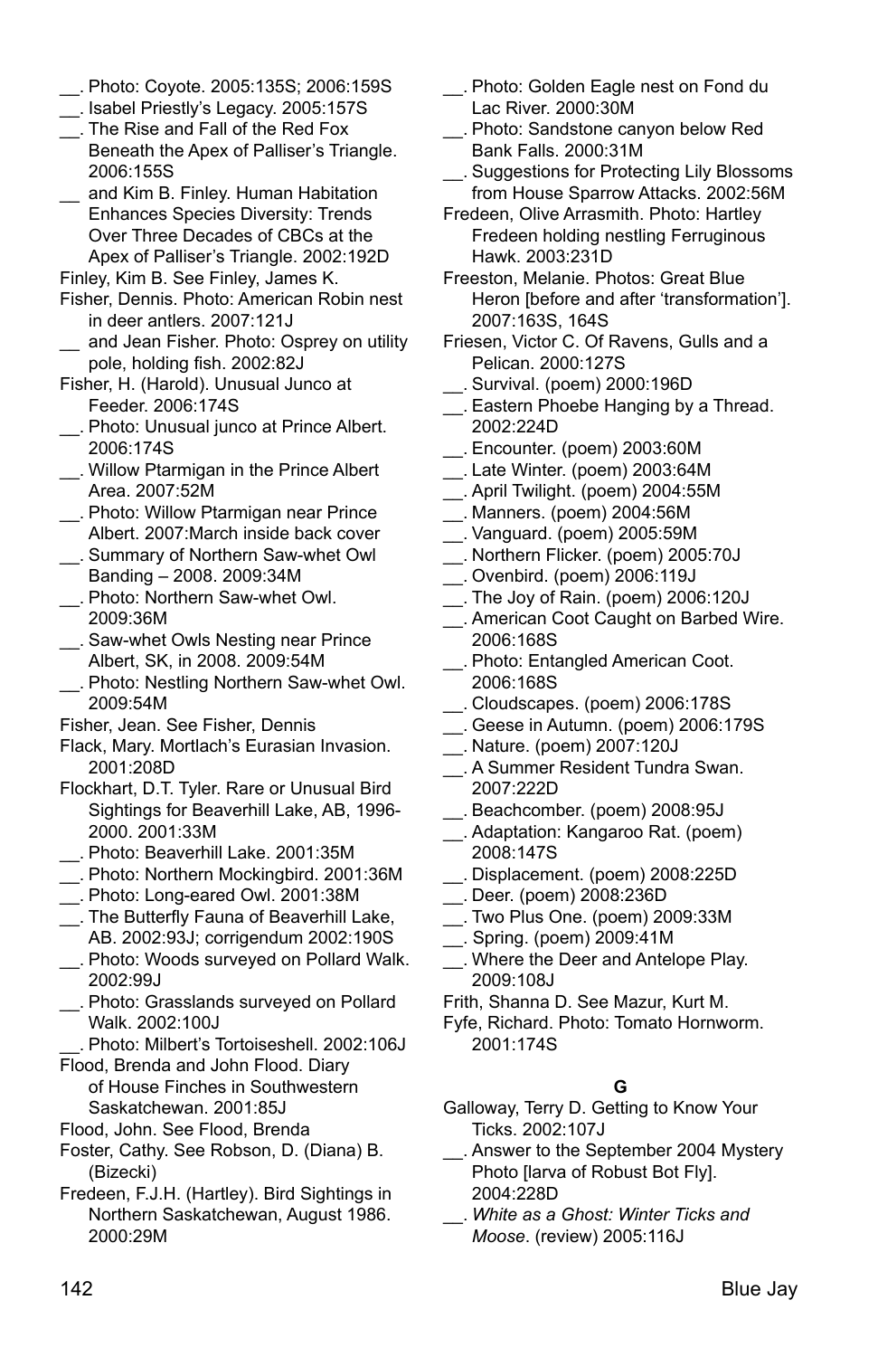__. Photo: Coyote. 2005:135S; 2006:159S

__. Isabel Priestly's Legacy. 2005:157S

__. The Rise and Fall of the Red Fox Beneath the Apex of Palliser's Triangle. 2006:155S

__ and Kim B. Finley. Human Habitation Enhances Species Diversity: Trends Over Three Decades of CBCs at the Apex of Palliser's Triangle. 2002:192D

Finley, Kim B. See Finley, James K.

Fisher, Dennis. Photo: American Robin nest in deer antlers. 2007:121J

__ and Jean Fisher. Photo: Osprey on utility pole, holding fish. 2002:82J

Fisher, H. (Harold). Unusual Junco at Feeder. 2006:174S

__. Photo: Unusual junco at Prince Albert. 2006:174S

__. Willow Ptarmigan in the Prince Albert Area. 2007:52M

__. Photo: Willow Ptarmigan near Prince Albert. 2007:March inside back cover

__. Summary of Northern Saw-whet Owl Banding – 2008. 2009:34M

__. Photo: Northern Saw-whet Owl. 2009:36M

__. Saw-whet Owls Nesting near Prince Albert, SK, in 2008. 2009:54M

__. Photo: Nestling Northern Saw-whet Owl. 2009:54M

Fisher, Jean. See Fisher, Dennis

Flack, Mary. Mortlach's Eurasian Invasion. 2001:208D

Flockhart, D.T. Tyler. Rare or Unusual Bird Sightings for Beaverhill Lake, AB, 1996-2000. 2001:33M

__. Photo: Beaverhill Lake. 2001:35M

__. Photo: Northern Mockingbird. 2001:36M

__. Photo: Long-eared Owl. 2001:38M

__. The Butterfly Fauna of Beaverhill Lake, AB. 2002:93J; corrigendum 2002:190S

__. Photo: Woods surveyed on Pollard Walk. 2002:99J

__. Photo: Grasslands surveyed on Pollard Walk. 2002:100J

__. Photo: Milbert's Tortoiseshell. 2002:106J

Flood, Brenda and John Flood. Diary of House Finches in Southwestern Saskatchewan. 2001:85J

Flood, John. See Flood, Brenda

Foster, Cathy. See Robson, D. (Diana) B. (Bizecki)

Fredeen, F.J.H. (Hartley). Bird Sightings in Northern Saskatchewan, August 1986. 2000:29M

__. Photo: Golden Eagle nest on Fond du Lac River. 2000:30M

__. Photo: Sandstone canyon below Red Bank Falls. 2000:31M

__. Suggestions for Protecting Lily Blossoms from House Sparrow Attacks. 2002:56M

Fredeen, Olive Arrasmith. Photo: Hartley Fredeen holding nestling Ferruginous Hawk. 2003:231D

Freeston, Melanie. Photos: Great Blue Heron [before and after 'transformation']. 2007:163S, 164S

Friesen, Victor C. Of Ravens, Gulls and a Pelican. 2000:127S

__. Survival. (poem) 2000:196D

__. Eastern Phoebe Hanging by a Thread. 2002:224D

__. Encounter. (poem) 2003:60M

__. Late Winter. (poem) 2003:64M

__. April Twilight. (poem) 2004:55M

__. Manners. (poem) 2004:56M

__. Vanguard. (poem) 2005:59M

__. Northern Flicker. (poem) 2005:70J

__. Ovenbird. (poem) 2006:119J

__. The Joy of Rain. (poem) 2006:120J

__. American Coot Caught on Barbed Wire. 2006:168S

__. Photo: Entangled American Coot. 2006:168S

__. Cloudscapes. (poem) 2006:178S

__. Geese in Autumn. (poem) 2006:179S

__. Nature. (poem) 2007:120J

__. A Summer Resident Tundra Swan. 2007:222D

__. Beachcomber. (poem) 2008:95J

__. Adaptation: Kangaroo Rat. (poem) 2008:147S

__. Displacement. (poem) 2008:225D

__. Deer. (poem) 2008:236D

__. Two Plus One. (poem) 2009:33M

__. Spring. (poem) 2009:41M

__. Where the Deer and Antelope Play. 2009:108J

Frith, Shanna D. See Mazur, Kurt M.

Fyfe, Richard. Photo: Tomato Hornworm. 2001:174S

### G

Galloway, Terry D. Getting to Know Your Ticks. 2002:107J

__. Answer to the September 2004 Mystery Photo [larva of Robust Bot Fly]. 2004:228D

__. *White as a Ghost: Winter Ticks and Moose*. (review) 2005:116J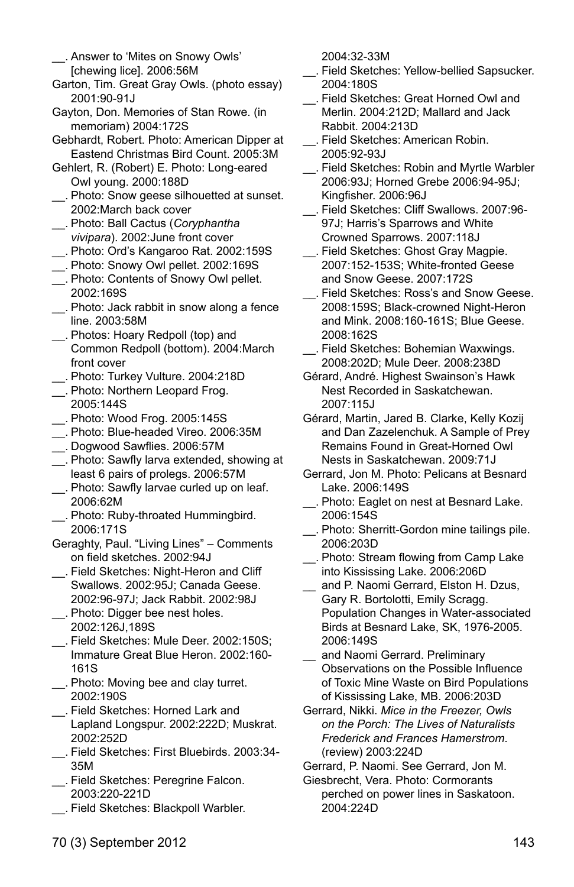__. Answer to 'Mites on Snowy Owls' [chewing lice]. 2006:56M

Garton, Tim. Great Gray Owls. (photo essay) 2001:90-91J

Gayton, Don. Memories of Stan Rowe. (in memoriam) 2004:172S

Gebhardt, Robert. Photo: American Dipper at Eastend Christmas Bird Count. 2005:3M

Gehlert, R. (Robert) E. Photo: Long-eared Owl young. 2000:188D

__. Photo: Snow geese silhouetted at sunset. 2002:March back cover

__. Photo: Ball Cactus (*Coryphantha vivipara*). 2002:June front cover

__. Photo: Ord's Kangaroo Rat. 2002:159S

__. Photo: Snowy Owl pellet. 2002:169S

__. Photo: Contents of Snowy Owl pellet. 2002:169S

__. Photo: Jack rabbit in snow along a fence line. 2003:58M

__. Photos: Hoary Redpoll (top) and Common Redpoll (bottom). 2004:March front cover

__. Photo: Turkey Vulture. 2004:218D

__. Photo: Northern Leopard Frog. 2005:144S

__. Photo: Wood Frog. 2005:145S

__. Photo: Blue-headed Vireo. 2006:35M

__. Dogwood Sawflies. 2006:57M

__. Photo: Sawfly larva extended, showing at least 6 pairs of prolegs. 2006:57M

__. Photo: Sawfly larvae curled up on leaf. 2006:62M

__. Photo: Ruby-throated Hummingbird. 2006:171S

Geraghty, Paul. "Living Lines" – Comments on field sketches. 2002:94J

__. Field Sketches: Night-Heron and Cliff Swallows. 2002:95J; Canada Geese. 2002:96-97J; Jack Rabbit. 2002:98J

__. Photo: Digger bee nest holes. 2002:126J,189S

__. Field Sketches: Mule Deer. 2002:150S; Immature Great Blue Heron. 2002:160-161S

__. Photo: Moving bee and clay turret. 2002:190S

__. Field Sketches: Horned Lark and Lapland Longspur. 2002:222D; Muskrat. 2002:252D

__. Field Sketches: First Bluebirds. 2003:34-35M

__. Field Sketches: Peregrine Falcon. 2003:220-221D

__. Field Sketches: Blackpoll Warbler. 2004:32-33M

__. Field Sketches: Yellow-bellied Sapsucker. 2004:180S

__. Field Sketches: Great Horned Owl and Merlin. 2004:212D; Mallard and Jack Rabbit. 2004:213D

__. Field Sketches: American Robin. 2005:92-93J

__. Field Sketches: Robin and Myrtle Warbler 2006:93J; Horned Grebe 2006:94-95J; Kingfisher. 2006:96J

__. Field Sketches: Cliff Swallows. 2007:96-97J; Harris's Sparrows and White Crowned Sparrows. 2007:118J

__. Field Sketches: Ghost Gray Magpie. 2007:152-153S; White-fronted Geese and Snow Geese. 2007:172S

__. Field Sketches: Ross's and Snow Geese. 2008:159S; Black-crowned Night-Heron and Mink. 2008:160-161S; Blue Geese. 2008:162S

__. Field Sketches: Bohemian Waxwings. 2008:202D; Mule Deer. 2008:238D

Gérard, André. Highest Swainson's Hawk Nest Recorded in Saskatchewan. 2007:115J

Gérard, Martin, Jared B. Clarke, Kelly Kozij and Dan Zazelenchuk. A Sample of Prey Remains Found in Great-Horned Owl Nests in Saskatchewan. 2009:71J

Gerrard, Jon M. Photo: Pelicans at Besnard Lake. 2006:149S

__. Photo: Eaglet on nest at Besnard Lake. 2006:154S

__. Photo: Sherritt-Gordon mine tailings pile. 2006:203D

__. Photo: Stream flowing from Camp Lake into Kississing Lake. 2006:206D

__ and P. Naomi Gerrard, Elston H. Dzus, Gary R. Bortolotti, Emily Scragg. Population Changes in Water-associated Birds at Besnard Lake, SK, 1976-2005. 2006:149S

__ and Naomi Gerrard. Preliminary Observations on the Possible Influence of Toxic Mine Waste on Bird Populations of Kississing Lake, MB. 2006:203D

Gerrard, Nikki. *Mice in the Freezer, Owls on the Porch: The Lives of Naturalists Frederick and Frances Hamerstrom*. (review) 2003:224D

Gerrard, P. Naomi. See Gerrard, Jon M.

Giesbrecht, Vera. Photo: Cormorants perched on power lines in Saskatoon. 2004:224D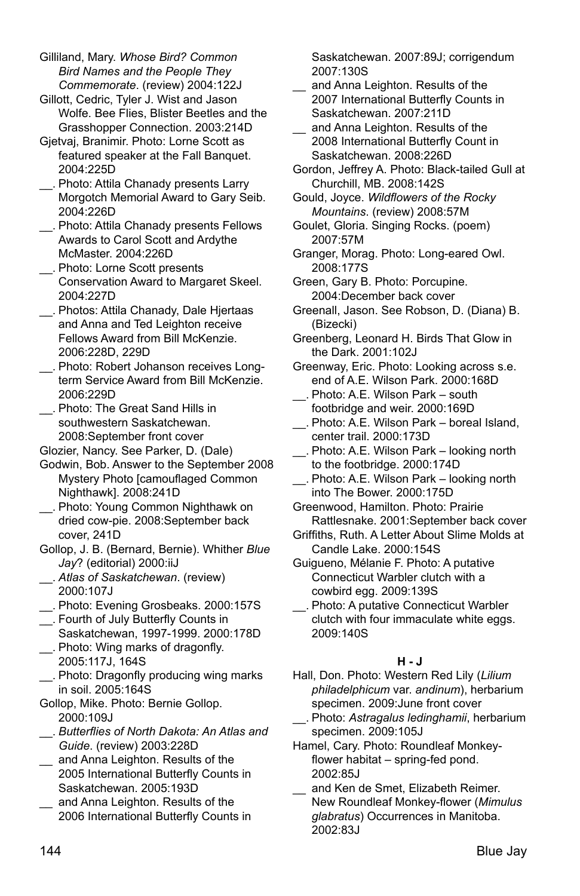Gilliland, Mary. *Whose Bird? Common Bird Names and the People They Commemorate*. (review) 2004:122J

Gillott, Cedric, Tyler J. Wist and Jason Wolfe. Bee Flies, Blister Beetles and the Grasshopper Connection. 2003:214D

Gjetvaj, Branimir. Photo: Lorne Scott as featured speaker at the Fall Banquet. 2004:225D

__. Photo: Attila Chanady presents Larry Morgotch Memorial Award to Gary Seib. 2004:226D

__. Photo: Attila Chanady presents Fellows Awards to Carol Scott and Ardythe McMaster. 2004:226D

__. Photo: Lorne Scott presents Conservation Award to Margaret Skeel. 2004:227D

__. Photos: Attila Chanady, Dale Hjertaas and Anna and Ted Leighton receive Fellows Award from Bill McKenzie. 2006:228D, 229D

__. Photo: Robert Johanson receives Long-term Service Award from Bill McKenzie. 2006:229D

__. Photo: The Great Sand Hills in southwestern Saskatchewan. 2008:September front cover

Glozier, Nancy. See Parker, D. (Dale)

Godwin, Bob. Answer to the September 2008 Mystery Photo [camouflaged Common Nighthawk]. 2008:241D

__. Photo: Young Common Nighthawk on dried cow-pie. 2008:September back cover, 241D

Gollop, J. B. (Bernard, Bernie). Whither *Blue Jay*? (editorial) 2000:iiJ

__. *Atlas of Saskatchewan*. (review) 2000:107J

__. Photo: Evening Grosbeaks. 2000:157S

__. Fourth of July Butterfly Counts in Saskatchewan, 1997-1999. 2000:178D

__. Photo: Wing marks of dragonfly. 2005:117J, 164S

__. Photo: Dragonfly producing wing marks in soil. 2005:164S

Gollop, Mike. Photo: Bernie Gollop. 2000:109J

__. *Butterflies of North Dakota: An Atlas and Guide*. (review) 2003:228D

__ and Anna Leighton. Results of the 2005 International Butterfly Counts in Saskatchewan. 2005:193D

__ and Anna Leighton. Results of the 2006 International Butterfly Counts in Saskatchewan. 2007:89J; corrigendum 2007:130S

__ and Anna Leighton. Results of the 2007 International Butterfly Counts in Saskatchewan. 2007:211D

__ and Anna Leighton. Results of the 2008 International Butterfly Count in Saskatchewan. 2008:226D

Gordon, Jeffrey A. Photo: Black-tailed Gull at Churchill, MB. 2008:142S

Gould, Joyce. *Wildflowers of the Rocky Mountains*. (review) 2008:57M

Goulet, Gloria. Singing Rocks. (poem) 2007:57M

Granger, Morag. Photo: Long-eared Owl. 2008:177S

Green, Gary B. Photo: Porcupine. 2004:December back cover

Greenall, Jason. See Robson, D. (Diana) B. (Bizecki)

Greenberg, Leonard H. Birds That Glow in the Dark. 2001:102J

Greenway, Eric. Photo: Looking across s.e. end of A.E. Wilson Park. 2000:168D

__. Photo: A.E. Wilson Park – south footbridge and weir. 2000:169D

__. Photo: A.E. Wilson Park – boreal Island, center trail. 2000:173D

__. Photo: A.E. Wilson Park – looking north to the footbridge. 2000:174D

__. Photo: A.E. Wilson Park – looking north into The Bower. 2000:175D

Greenwood, Hamilton. Photo: Prairie Rattlesnake. 2001:September back cover

Griffiths, Ruth. A Letter About Slime Molds at Candle Lake. 2000:154S

Guigueno, Mélanie F. Photo: A putative Connecticut Warbler clutch with a cowbird egg. 2009:139S

__. Photo: A putative Connecticut Warbler clutch with four immaculate white eggs. 2009:140S

## H - J

Hall, Don. Photo: Western Red Lily (*Lilium philadelphicum* var. *andinum*), herbarium specimen. 2009:June front cover

__. Photo: *Astragalus ledinghamii*, herbarium specimen. 2009:105J

Hamel, Cary. Photo: Roundleaf Monkey-flower habitat – spring-fed pond. 2002:85J

__ and Ken de Smet, Elizabeth Reimer. New Roundleaf Monkey-flower (*Mimulus glabratus*) Occurrences in Manitoba. 2002:83J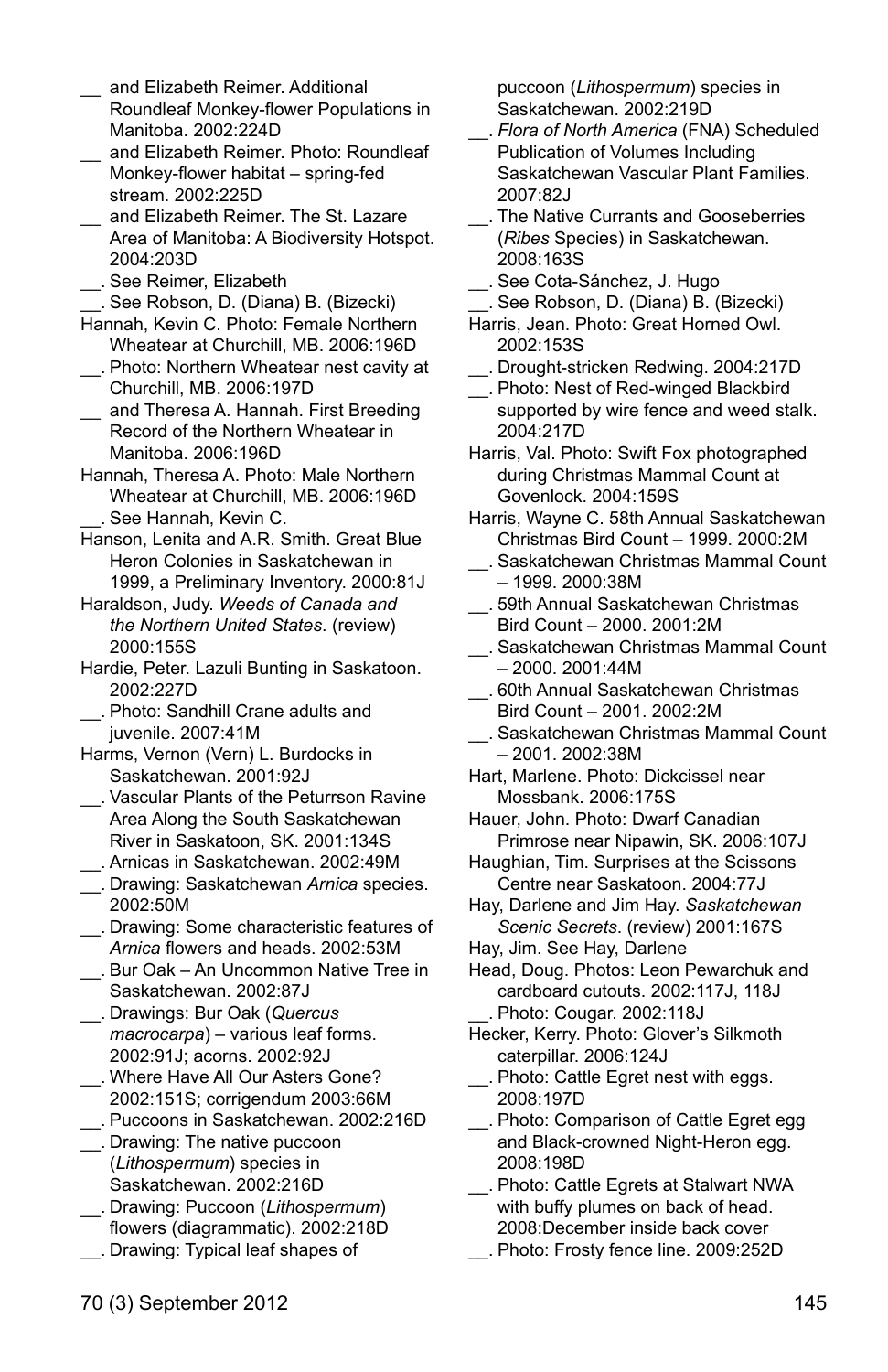__ and Elizabeth Reimer. Additional Roundleaf Monkey-flower Populations in Manitoba. 2002:224D

__ and Elizabeth Reimer. Photo: Roundleaf Monkey-flower habitat – spring-fed stream. 2002:225D

__ and Elizabeth Reimer. The St. Lazare Area of Manitoba: A Biodiversity Hotspot. 2004:203D

__. See Reimer, Elizabeth

__. See Robson, D. (Diana) B. (Bizecki)

Hannah, Kevin C. Photo: Female Northern Wheatear at Churchill, MB. 2006:196D

__. Photo: Northern Wheatear nest cavity at Churchill, MB. 2006:197D

__ and Theresa A. Hannah. First Breeding Record of the Northern Wheatear in Manitoba. 2006:196D

Hannah, Theresa A. Photo: Male Northern Wheatear at Churchill, MB. 2006:196D

__. See Hannah, Kevin C.

Hanson, Lenita and A.R. Smith. Great Blue Heron Colonies in Saskatchewan in 1999, a Preliminary Inventory. 2000:81J

Haraldson, Judy. *Weeds of Canada and the Northern United States*. (review) 2000:155S

Hardie, Peter. Lazuli Bunting in Saskatoon. 2002:227D

__. Photo: Sandhill Crane adults and juvenile. 2007:41M

Harms, Vernon (Vern) L. Burdocks in Saskatchewan. 2001:92J

__. Vascular Plants of the Peturrson Ravine Area Along the South Saskatchewan River in Saskatoon, SK. 2001:134S

__. Arnicas in Saskatchewan. 2002:49M

__. Drawing: Saskatchewan *Arnica* species. 2002:50M

__. Drawing: Some characteristic features of *Arnica* flowers and heads. 2002:53M

__. Bur Oak – An Uncommon Native Tree in Saskatchewan. 2002:87J

__. Drawings: Bur Oak (*Quercus macrocarpa*) – various leaf forms. 2002:91J; acorns. 2002:92J

__. Where Have All Our Asters Gone? 2002:151S; corrigendum 2003:66M

__. Puccoons in Saskatchewan. 2002:216D

__. Drawing: The native puccoon (*Lithospermum*) species in Saskatchewan. 2002:216D

__. Drawing: Puccoon (*Lithospermum*) flowers (diagrammatic). 2002:218D

__. Drawing: Typical leaf shapes of puccoon (*Lithospermum*) species in Saskatchewan. 2002:219D

__. *Flora of North America* (FNA) Scheduled Publication of Volumes Including Saskatchewan Vascular Plant Families. 2007:82J

__. The Native Currants and Gooseberries (*Ribes* Species) in Saskatchewan. 2008:163S

__. See Cota-Sánchez, J. Hugo

__. See Robson, D. (Diana) B. (Bizecki)

Harris, Jean. Photo: Great Horned Owl. 2002:153S

__. Drought-stricken Redwing. 2004:217D

__. Photo: Nest of Red-winged Blackbird supported by wire fence and weed stalk. 2004:217D

Harris, Val. Photo: Swift Fox photographed during Christmas Mammal Count at Govenlock. 2004:159S

Harris, Wayne C. 58th Annual Saskatchewan Christmas Bird Count – 1999. 2000:2M

__. Saskatchewan Christmas Mammal Count – 1999. 2000:38M

__. 59th Annual Saskatchewan Christmas Bird Count – 2000. 2001:2M

__. Saskatchewan Christmas Mammal Count – 2000. 2001:44M

__. 60th Annual Saskatchewan Christmas Bird Count – 2001. 2002:2M

__. Saskatchewan Christmas Mammal Count – 2001. 2002:38M

Hart, Marlene. Photo: Dickcissel near Mossbank. 2006:175S

Hauer, John. Photo: Dwarf Canadian Primrose near Nipawin, SK. 2006:107J

Haughian, Tim. Surprises at the Scissons Centre near Saskatoon. 2004:77J

Hay, Darlene and Jim Hay. *Saskatchewan Scenic Secrets*. (review) 2001:167S

Hay, Jim. See Hay, Darlene

Head, Doug. Photos: Leon Pewarchuk and cardboard cutouts. 2002:117J, 118J

__. Photo: Cougar. 2002:118J

Hecker, Kerry. Photo: Glover's Silkmoth caterpillar. 2006:124J

__. Photo: Cattle Egret nest with eggs. 2008:197D

__. Photo: Comparison of Cattle Egret egg and Black-crowned Night-Heron egg. 2008:198D

__. Photo: Cattle Egrets at Stalwart NWA with buffy plumes on back of head. 2008:December inside back cover

__. Photo: Frosty fence line. 2009:252D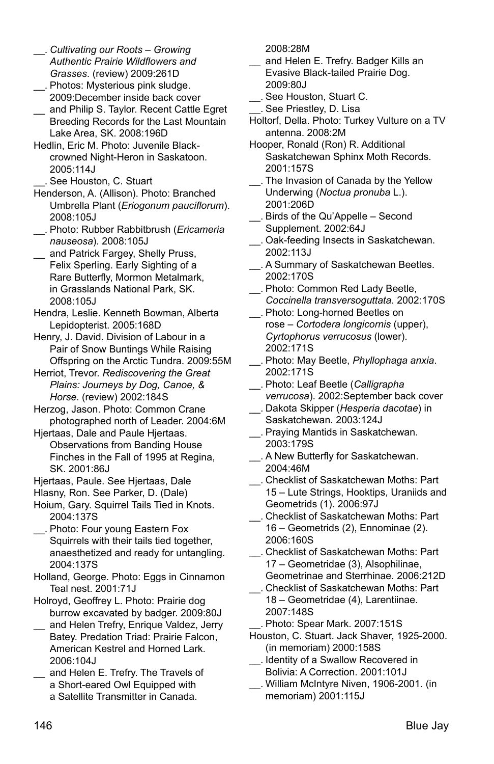__. *Cultivating our Roots – Growing Authentic Prairie Wildflowers and Grasses*. (review) 2009:261D

__. Photos: Mysterious pink sludge. 2009:December inside back cover

__ and Philip S. Taylor. Recent Cattle Egret Breeding Records for the Last Mountain Lake Area, SK. 2008:196D

Hedlin, Eric M. Photo: Juvenile Black-crowned Night-Heron in Saskatoon. 2005:114J

__. See Houston, C. Stuart

Henderson, A. (Allison). Photo: Branched Umbrella Plant (*Eriogonum pauciflorum*). 2008:105J

__. Photo: Rubber Rabbitbrush (*Ericameria nauseosa*). 2008:105J

__ and Patrick Fargey, Shelly Pruss, Felix Sperling. Early Sighting of a Rare Butterfly, Mormon Metalmark, in Grasslands National Park, SK. 2008:105J

Hendra, Leslie. Kenneth Bowman, Alberta Lepidopterist. 2005:168D

Henry, J. David. Division of Labour in a Pair of Snow Buntings While Raising Offspring on the Arctic Tundra. 2009:55M

Herriot, Trevor. *Rediscovering the Great Plains: Journeys by Dog, Canoe, & Horse*. (review) 2002:184S

Herzog, Jason. Photo: Common Crane photographed north of Leader. 2004:6M

Hjertaas, Dale and Paule Hjertaas. Observations from Banding House Finches in the Fall of 1995 at Regina, SK. 2001:86J

Hjertaas, Paule. See Hjertaas, Dale

Hlasny, Ron. See Parker, D. (Dale)

Hoium, Gary. Squirrel Tails Tied in Knots. 2004:137S

__. Photo: Four young Eastern Fox Squirrels with their tails tied together, anaesthetized and ready for untangling. 2004:137S

Holland, George. Photo: Eggs in Cinnamon Teal nest. 2001:71J

Holroyd, Geoffrey L. Photo: Prairie dog burrow excavated by badger. 2009:80J

__ and Helen Trefry, Enrique Valdez, Jerry Batey. Predation Triad: Prairie Falcon, American Kestrel and Horned Lark. 2006:104J

__ and Helen E. Trefry. The Travels of a Short-eared Owl Equipped with a Satellite Transmitter in Canada. 2008:28M

__ and Helen E. Trefry. Badger Kills an Evasive Black-tailed Prairie Dog. 2009:80J

__. See Houston, Stuart C.

__. See Priestley, D. Lisa

Holtorf, Della. Photo: Turkey Vulture on a TV antenna. 2008:2M

Hooper, Ronald (Ron) R. Additional Saskatchewan Sphinx Moth Records. 2001:157S

__. The Invasion of Canada by the Yellow Underwing (*Noctua pronuba* L.). 2001:206D

__. Birds of the Qu'Appelle – Second Supplement. 2002:64J

__. Oak-feeding Insects in Saskatchewan. 2002:113J

__. A Summary of Saskatchewan Beetles. 2002:170S

__. Photo: Common Red Lady Beetle, *Coccinella transversoguttata*. 2002:170S

__. Photo: Long-horned Beetles on rose – *Cortodera longicornis* (upper), *Cyrtophorus verrucosus* (lower). 2002:171S

__. Photo: May Beetle, *Phyllophaga anxia*. 2002:171S

__. Photo: Leaf Beetle (*Calligrapha verrucosa*). 2002:September back cover

__. Dakota Skipper (*Hesperia dacotae*) in Saskatchewan. 2003:124J

__. Praying Mantids in Saskatchewan. 2003:179S

__. A New Butterfly for Saskatchewan. 2004:46M

__. Checklist of Saskatchewan Moths: Part 15 – Lute Strings, Hooktips, Uraniids and Geometrids (1). 2006:97J

__. Checklist of Saskatchewan Moths: Part 16 – Geometrids (2), Ennominae (2). 2006:160S

__. Checklist of Saskatchewan Moths: Part 17 – Geometridae (3), Alsophilinae, Geometrinae and Sterrhinae. 2006:212D

__. Checklist of Saskatchewan Moths: Part 18 – Geometridae (4), Larentiinae. 2007:148S

__. Photo: Spear Mark. 2007:151S

Houston, C. Stuart. Jack Shaver, 1925-2000. (in memoriam) 2000:158S

__. Identity of a Swallow Recovered in Bolivia: A Correction. 2001:101J

__. William McIntyre Niven, 1906-2001. (in memoriam) 2001:115J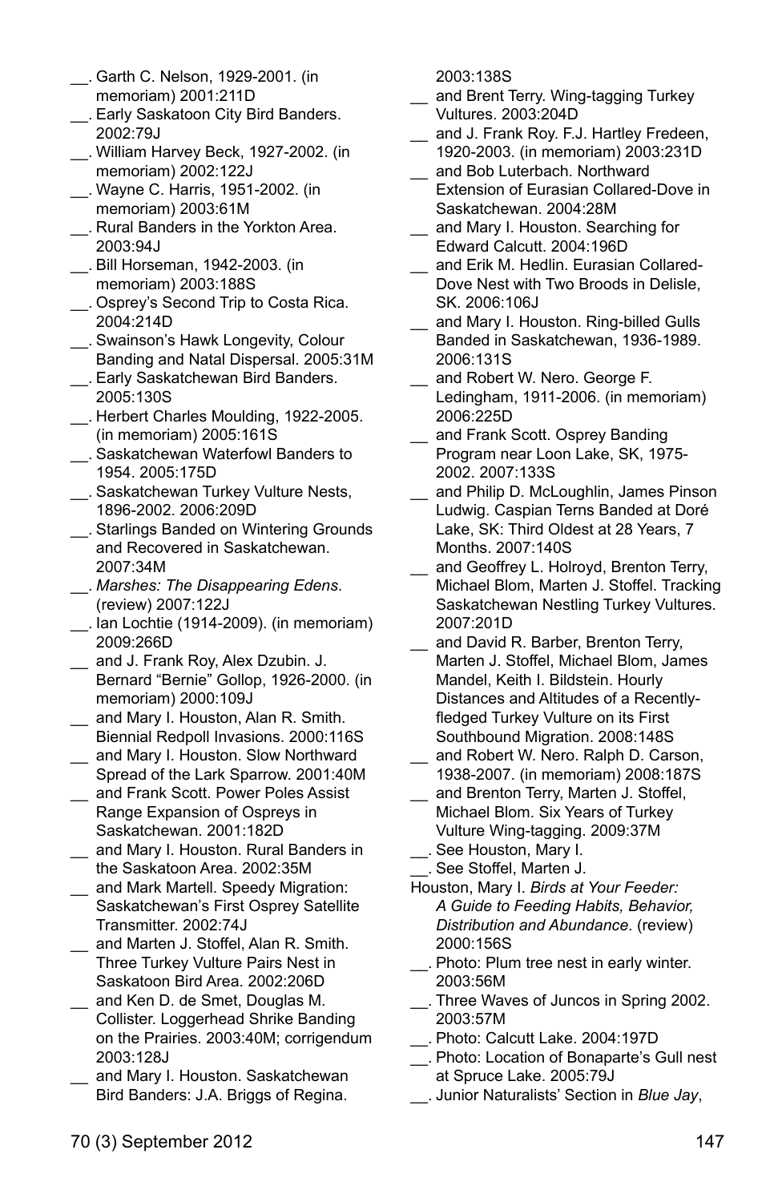\_\_. Garth C. Nelson, 1929-2001. (in memoriam) 2001:211D

\_\_. Early Saskatoon City Bird Banders. 2002:79J

\_\_. William Harvey Beck, 1927-2002. (in memoriam) 2002:122J

\_\_. Wayne C. Harris, 1951-2002. (in memoriam) 2003:61M

\_\_. Rural Banders in the Yorkton Area. 2003:94J

\_\_. Bill Horseman, 1942-2003. (in memoriam) 2003:188S

\_\_. Osprey's Second Trip to Costa Rica. 2004:214D

\_\_. Swainson's Hawk Longevity, Colour Banding and Natal Dispersal. 2005:31M

\_\_. Early Saskatchewan Bird Banders. 2005:130S

\_\_. Herbert Charles Moulding, 1922-2005. (in memoriam) 2005:161S

\_\_. Saskatchewan Waterfowl Banders to 1954. 2005:175D

\_\_. Saskatchewan Turkey Vulture Nests, 1896-2002. 2006:209D

\_\_. Starlings Banded on Wintering Grounds and Recovered in Saskatchewan. 2007:34M

\_\_. *Marshes: The Disappearing Edens*. (review) 2007:122J

\_\_. Ian Lochtie (1914-2009). (in memoriam) 2009:266D

\_\_ and J. Frank Roy, Alex Dzubin. J. Bernard "Bernie" Gollop, 1926-2000. (in memoriam) 2000:109J

\_\_ and Mary I. Houston, Alan R. Smith. Biennial Redpoll Invasions. 2000:116S

\_\_ and Mary I. Houston. Slow Northward Spread of the Lark Sparrow. 2001:40M

\_\_ and Frank Scott. Power Poles Assist Range Expansion of Ospreys in Saskatchewan. 2001:182D

\_\_ and Mary I. Houston. Rural Banders in the Saskatoon Area. 2002:35M

\_\_ and Mark Martell. Speedy Migration: Saskatchewan's First Osprey Satellite Transmitter. 2002:74J

\_\_ and Marten J. Stoffel, Alan R. Smith. Three Turkey Vulture Pairs Nest in Saskatoon Bird Area. 2002:206D

\_\_ and Ken D. de Smet, Douglas M. Collister. Loggerhead Shrike Banding on the Prairies. 2003:40M; corrigendum 2003:128J

\_\_ and Mary I. Houston. Saskatchewan Bird Banders: J.A. Briggs of Regina. 2003:138S

\_\_ and Brent Terry. Wing-tagging Turkey Vultures. 2003:204D

\_\_ and J. Frank Roy. F.J. Hartley Fredeen, 1920-2003. (in memoriam) 2003:231D

\_\_ and Bob Luterbach. Northward Extension of Eurasian Collared-Dove in Saskatchewan. 2004:28M

\_\_ and Mary I. Houston. Searching for Edward Calcutt. 2004:196D

\_\_ and Erik M. Hedlin. Eurasian Collared-Dove Nest with Two Broods in Delisle, SK. 2006:106J

\_\_ and Mary I. Houston. Ring-billed Gulls Banded in Saskatchewan, 1936-1989. 2006:131S

\_\_ and Robert W. Nero. George F. Ledingham, 1911-2006. (in memoriam) 2006:225D

\_\_ and Frank Scott. Osprey Banding Program near Loon Lake, SK, 1975-2002. 2007:133S

\_\_ and Philip D. McLoughlin, James Pinson Ludwig. Caspian Terns Banded at Doré Lake, SK: Third Oldest at 28 Years, 7 Months. 2007:140S

\_\_ and Geoffrey L. Holroyd, Brenton Terry, Michael Blom, Marten J. Stoffel. Tracking Saskatchewan Nestling Turkey Vultures. 2007:201D

\_\_ and David R. Barber, Brenton Terry, Marten J. Stoffel, Michael Blom, James Mandel, Keith I. Bildstein. Hourly Distances and Altitudes of a Recently-fledged Turkey Vulture on its First Southbound Migration. 2008:148S

\_\_ and Robert W. Nero. Ralph D. Carson, 1938-2007. (in memoriam) 2008:187S

\_\_ and Brenton Terry, Marten J. Stoffel, Michael Blom. Six Years of Turkey Vulture Wing-tagging. 2009:37M

\_\_. See Houston, Mary I.

\_\_. See Stoffel, Marten J.

Houston, Mary I. *Birds at Your Feeder: A Guide to Feeding Habits, Behavior, Distribution and Abundance*. (review) 2000:156S

\_\_. Photo: Plum tree nest in early winter. 2003:56M

\_\_. Three Waves of Juncos in Spring 2002. 2003:57M

\_\_. Photo: Calcutt Lake. 2004:197D

\_\_. Photo: Location of Bonaparte's Gull nest at Spruce Lake. 2005:79J

\_\_. Junior Naturalists' Section in *Blue Jay*,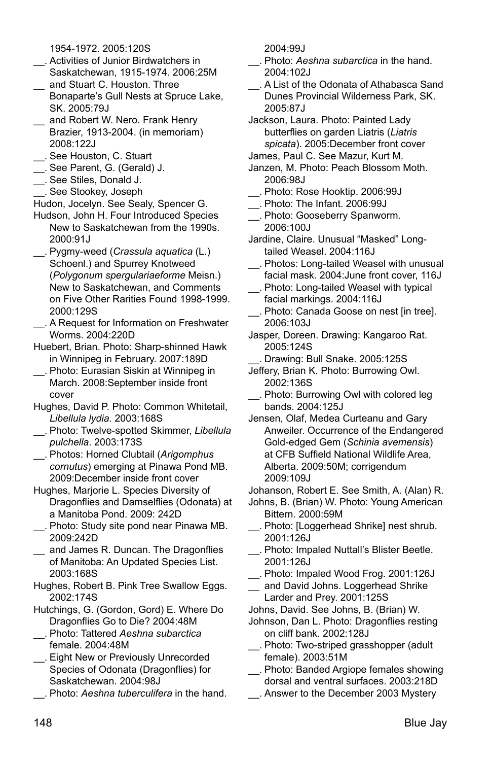1954-1972. 2005:120S

__. Activities of Junior Birdwatchers in Saskatchewan, 1915-1974. 2006:25M

__ and Stuart C. Houston. Three Bonaparte's Gull Nests at Spruce Lake, SK. 2005:79J

__ and Robert W. Nero. Frank Henry Brazier, 1913-2004. (in memoriam) 2008:122J

__. See Houston, C. Stuart

__. See Parent, G. (Gerald) J.

__. See Stiles, Donald J.

__. See Stookey, Joseph

Hudon, Jocelyn. See Sealy, Spencer G.

Hudson, John H. Four Introduced Species New to Saskatchewan from the 1990s. 2000:91J

__. Pygmy-weed (*Crassula aquatica* (L.) Schoenl.) and Spurrey Knotweed (*Polygonum spergulariaeforme* Meisn.) New to Saskatchewan, and Comments on Five Other Rarities Found 1998-1999. 2000:129S

__. A Request for Information on Freshwater Worms. 2004:220D

Huebert, Brian. Photo: Sharp-shinned Hawk in Winnipeg in February. 2007:189D

__. Photo: Eurasian Siskin at Winnipeg in March. 2008:September inside front cover

Hughes, David P. Photo: Common Whitetail, *Libellula lydia*. 2003:168S

__. Photo: Twelve-spotted Skimmer, *Libellula pulchella*. 2003:173S

__. Photos: Horned Clubtail (*Arigomphus cornutus*) emerging at Pinawa Pond MB. 2009:December inside front cover

Hughes, Marjorie L. Species Diversity of Dragonflies and Damselflies (Odonata) at a Manitoba Pond. 2009: 242D

__. Photo: Study site pond near Pinawa MB. 2009:242D

__ and James R. Duncan. The Dragonflies of Manitoba: An Updated Species List. 2003:168S

Hughes, Robert B. Pink Tree Swallow Eggs. 2002:174S

Hutchings, G. (Gordon, Gord) E. Where Do Dragonflies Go to Die? 2004:48M

__. Photo: Tattered *Aeshna subarctica* female. 2004:48M

__. Eight New or Previously Unrecorded Species of Odonata (Dragonflies) for Saskatchewan. 2004:98J

__. Photo: *Aeshna tuberculifera* in the hand. 2004:99J

__. Photo: *Aeshna subarctica* in the hand. 2004:102J

__. A List of the Odonata of Athabasca Sand Dunes Provincial Wilderness Park, SK. 2005:87J

Jackson, Laura. Photo: Painted Lady butterflies on garden Liatris (*Liatris spicata*). 2005:December front cover

James, Paul C. See Mazur, Kurt M.

Janzen, M. Photo: Peach Blossom Moth. 2006:98J

__. Photo: Rose Hooktip. 2006:99J

__. Photo: The Infant. 2006:99J

__. Photo: Gooseberry Spanworm. 2006:100J

Jardine, Claire. Unusual "Masked" Long-tailed Weasel. 2004:116J

__. Photos: Long-tailed Weasel with unusual facial mask. 2004:June front cover, 116J

__. Photo: Long-tailed Weasel with typical facial markings. 2004:116J

__. Photo: Canada Goose on nest [in tree]. 2006:103J

Jasper, Doreen. Drawing: Kangaroo Rat. 2005:124S

__. Drawing: Bull Snake. 2005:125S

Jeffery, Brian K. Photo: Burrowing Owl. 2002:136S

__. Photo: Burrowing Owl with colored leg bands. 2004:125J

Jensen, Olaf, Medea Curteanu and Gary Anweiler. Occurrence of the Endangered Gold-edged Gem (*Schinia avemensis*) at CFB Suffield National Wildlife Area, Alberta. 2009:50M; corrigendum 2009:109J

Johanson, Robert E. See Smith, A. (Alan) R.

Johns, B. (Brian) W. Photo: Young American Bittern. 2000:59M

__. Photo: [Loggerhead Shrike] nest shrub. 2001:126J

__. Photo: Impaled Nuttall's Blister Beetle. 2001:126J

__. Photo: Impaled Wood Frog. 2001:126J

__ and David Johns. Loggerhead Shrike Larder and Prey. 2001:125S

Johns, David. See Johns, B. (Brian) W.

Johnson, Dan L. Photo: Dragonflies resting on cliff bank. 2002:128J

__. Photo: Two-striped grasshopper (adult female). 2003:51M

__. Photo: Banded Argiope females showing dorsal and ventral surfaces. 2003:218D

__. Answer to the December 2003 Mystery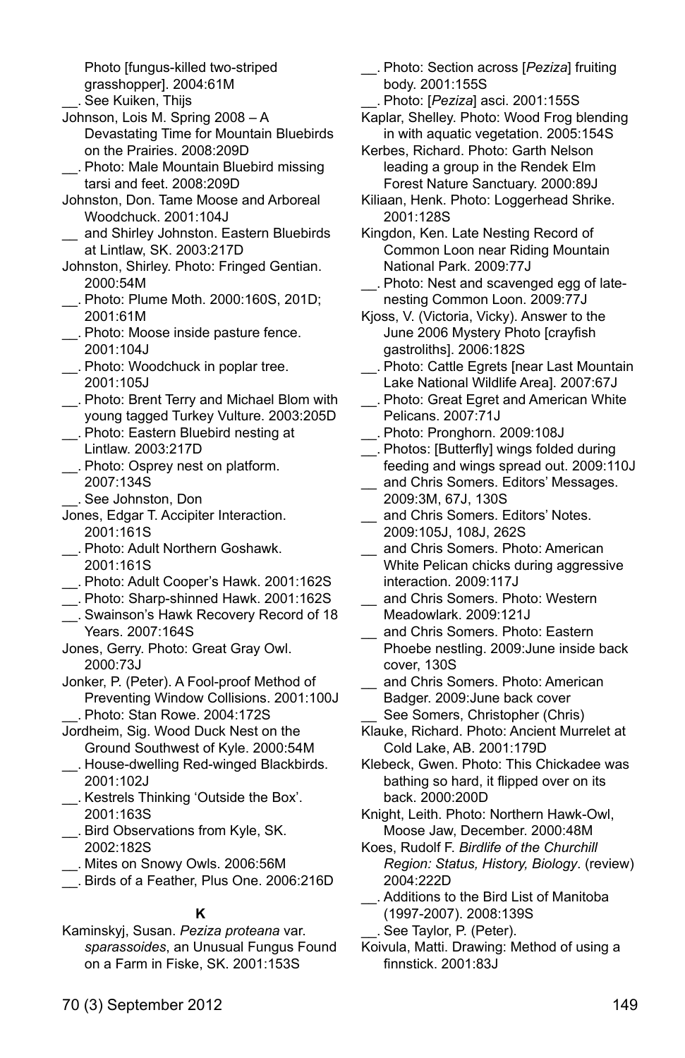Photo [fungus-killed two-striped grasshopper]. 2004:61M

__. See Kuiken, Thijs

Johnson, Lois M. Spring 2008 – A Devastating Time for Mountain Bluebirds on the Prairies. 2008:209D

__. Photo: Male Mountain Bluebird missing tarsi and feet. 2008:209D

Johnston, Don. Tame Moose and Arboreal Woodchuck. 2001:104J

__ and Shirley Johnston. Eastern Bluebirds at Lintlaw, SK. 2003:217D

Johnston, Shirley. Photo: Fringed Gentian. 2000:54M

__. Photo: Plume Moth. 2000:160S, 201D; 2001:61M

__. Photo: Moose inside pasture fence. 2001:104J

__. Photo: Woodchuck in poplar tree. 2001:105J

__. Photo: Brent Terry and Michael Blom with young tagged Turkey Vulture. 2003:205D

__. Photo: Eastern Bluebird nesting at Lintlaw. 2003:217D

__. Photo: Osprey nest on platform. 2007:134S

__. See Johnston, Don

Jones, Edgar T. Accipiter Interaction. 2001:161S

__. Photo: Adult Northern Goshawk. 2001:161S

__. Photo: Adult Cooper's Hawk. 2001:162S

__. Photo: Sharp-shinned Hawk. 2001:162S

__. Swainson's Hawk Recovery Record of 18 Years. 2007:164S

Jones, Gerry. Photo: Great Gray Owl. 2000:73J

Jonker, P. (Peter). A Fool-proof Method of Preventing Window Collisions. 2001:100J

__. Photo: Stan Rowe. 2004:172S

Jordheim, Sig. Wood Duck Nest on the Ground Southwest of Kyle. 2000:54M

__. House-dwelling Red-winged Blackbirds. 2001:102J

__. Kestrels Thinking 'Outside the Box'. 2001:163S

__. Bird Observations from Kyle, SK. 2002:182S

__. Mites on Snowy Owls. 2006:56M

__. Birds of a Feather, Plus One. 2006:216D

**K**

Kaminskyj, Susan. *Peziza proteana* var. *sparassoides*, an Unusual Fungus Found on a Farm in Fiske, SK. 2001:153S

__. Photo: Section across [*Peziza*] fruiting body. 2001:155S

__. Photo: [*Peziza*] asci. 2001:155S

Kaplar, Shelley. Photo: Wood Frog blending in with aquatic vegetation. 2005:154S

Kerbes, Richard. Photo: Garth Nelson leading a group in the Rendek Elm Forest Nature Sanctuary. 2000:89J

Kiliaan, Henk. Photo: Loggerhead Shrike. 2001:128S

Kingdon, Ken. Late Nesting Record of Common Loon near Riding Mountain National Park. 2009:77J

__. Photo: Nest and scavenged egg of late-nesting Common Loon. 2009:77J

Kjoss, V. (Victoria, Vicky). Answer to the June 2006 Mystery Photo [crayfish gastroliths]. 2006:182S

__. Photo: Cattle Egrets [near Last Mountain Lake National Wildlife Area]. 2007:67J

__. Photo: Great Egret and American White Pelicans. 2007:71J

__. Photo: Pronghorn. 2009:108J

__. Photos: [Butterfly] wings folded during feeding and wings spread out. 2009:110J

__ and Chris Somers. Editors' Messages. 2009:3M, 67J, 130S

__ and Chris Somers. Editors' Notes. 2009:105J, 108J, 262S

__ and Chris Somers. Photo: American White Pelican chicks during aggressive interaction. 2009:117J

__ and Chris Somers. Photo: Western Meadowlark. 2009:121J

__ and Chris Somers. Photo: Eastern Phoebe nestling. 2009:June inside back cover, 130S

__ and Chris Somers. Photo: American Badger. 2009:June back cover

__ See Somers, Christopher (Chris)

Klauke, Richard. Photo: Ancient Murrelet at Cold Lake, AB. 2001:179D

Klebeck, Gwen. Photo: This Chickadee was bathing so hard, it flipped over on its back. 2000:200D

Knight, Leith. Photo: Northern Hawk-Owl, Moose Jaw, December. 2000:48M

Koes, Rudolf F. *Birdlife of the Churchill Region: Status, History, Biology*. (review) 2004:222D

__. Additions to the Bird List of Manitoba (1997-2007). 2008:139S

__. See Taylor, P. (Peter).

Koivula, Matti. Drawing: Method of using a finnstick. 2001:83J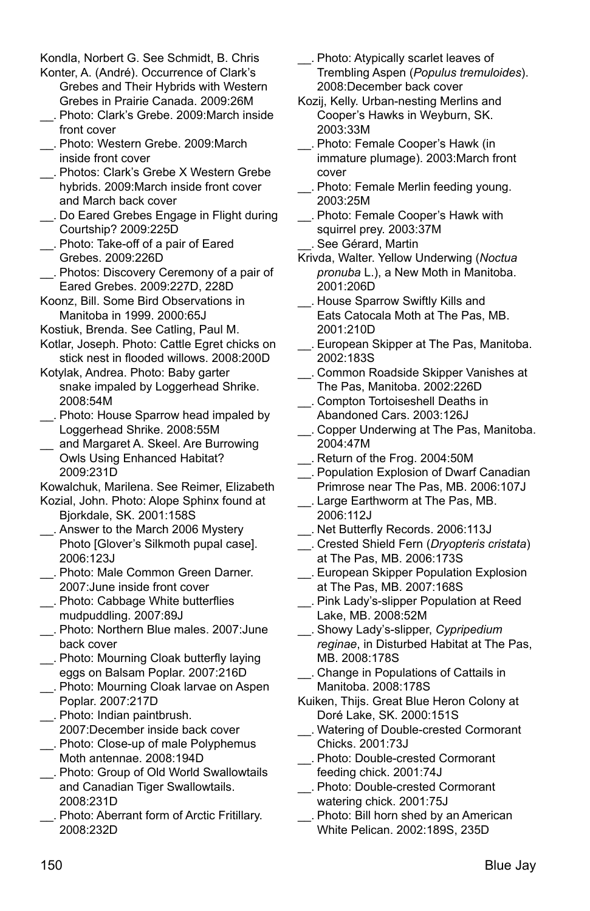Kondla, Norbert G. See Schmidt, B. Chris

Konter, A. (André). Occurrence of Clark's Grebes and Their Hybrids with Western Grebes in Prairie Canada. 2009:26M

__. Photo: Clark's Grebe. 2009:March inside front cover

__. Photo: Western Grebe. 2009:March inside front cover

__. Photos: Clark's Grebe X Western Grebe hybrids. 2009:March inside front cover and March back cover

__. Do Eared Grebes Engage in Flight during Courtship? 2009:225D

__. Photo: Take-off of a pair of Eared Grebes. 2009:226D

__. Photos: Discovery Ceremony of a pair of Eared Grebes. 2009:227D, 228D

Koonz, Bill. Some Bird Observations in Manitoba in 1999. 2000:65J

Kostiuk, Brenda. See Catling, Paul M.

Kotlar, Joseph. Photo: Cattle Egret chicks on stick nest in flooded willows. 2008:200D

Kotylak, Andrea. Photo: Baby garter snake impaled by Loggerhead Shrike. 2008:54M

__. Photo: House Sparrow head impaled by Loggerhead Shrike. 2008:55M

__ and Margaret A. Skeel. Are Burrowing Owls Using Enhanced Habitat? 2009:231D

Kowalchuk, Marilena. See Reimer, Elizabeth

Kozial, John. Photo: Alope Sphinx found at Bjorkdale, SK. 2001:158S

__. Answer to the March 2006 Mystery Photo [Glover's Silkmoth pupal case]. 2006:123J

__. Photo: Male Common Green Darner. 2007:June inside front cover

__. Photo: Cabbage White butterflies mudpuddling. 2007:89J

__. Photo: Northern Blue males. 2007:June back cover

__. Photo: Mourning Cloak butterfly laying eggs on Balsam Poplar. 2007:216D

__. Photo: Mourning Cloak larvae on Aspen Poplar. 2007:217D

__. Photo: Indian paintbrush. 2007:December inside back cover

__. Photo: Close-up of male Polyphemus Moth antennae. 2008:194D

__. Photo: Group of Old World Swallowtails and Canadian Tiger Swallowtails. 2008:231D

__. Photo: Aberrant form of Arctic Fritillary. 2008:232D

__. Photo: Atypically scarlet leaves of Trembling Aspen (*Populus tremuloides*). 2008:December back cover

Kozij, Kelly. Urban-nesting Merlins and Cooper's Hawks in Weyburn, SK. 2003:33M

__. Photo: Female Cooper's Hawk (in immature plumage). 2003:March front cover

__. Photo: Female Merlin feeding young. 2003:25M

__. Photo: Female Cooper's Hawk with squirrel prey. 2003:37M

__. See Gérard, Martin

Krivda, Walter. Yellow Underwing (*Noctua pronuba* L.), a New Moth in Manitoba. 2001:206D

__. House Sparrow Swiftly Kills and Eats Catocala Moth at The Pas, MB. 2001:210D

__. European Skipper at The Pas, Manitoba. 2002:183S

__. Common Roadside Skipper Vanishes at The Pas, Manitoba. 2002:226D

__. Compton Tortoiseshell Deaths in Abandoned Cars. 2003:126J

__. Copper Underwing at The Pas, Manitoba. 2004:47M

__. Return of the Frog. 2004:50M

__. Population Explosion of Dwarf Canadian Primrose near The Pas, MB. 2006:107J

__. Large Earthworm at The Pas, MB. 2006:112J

__. Net Butterfly Records. 2006:113J

__. Crested Shield Fern (*Dryopteris cristata*) at The Pas, MB. 2006:173S

__. European Skipper Population Explosion at The Pas, MB. 2007:168S

__. Pink Lady's-slipper Population at Reed Lake, MB. 2008:52M

__. Showy Lady's-slipper, *Cypripedium reginae*, in Disturbed Habitat at The Pas, MB. 2008:178S

__. Change in Populations of Cattails in Manitoba. 2008:178S

Kuiken, Thijs. Great Blue Heron Colony at Doré Lake, SK. 2000:151S

__. Watering of Double-crested Cormorant Chicks. 2001:73J

__. Photo: Double-crested Cormorant feeding chick. 2001:74J

__. Photo: Double-crested Cormorant watering chick. 2001:75J

__. Photo: Bill horn shed by an American White Pelican. 2002:189S, 235D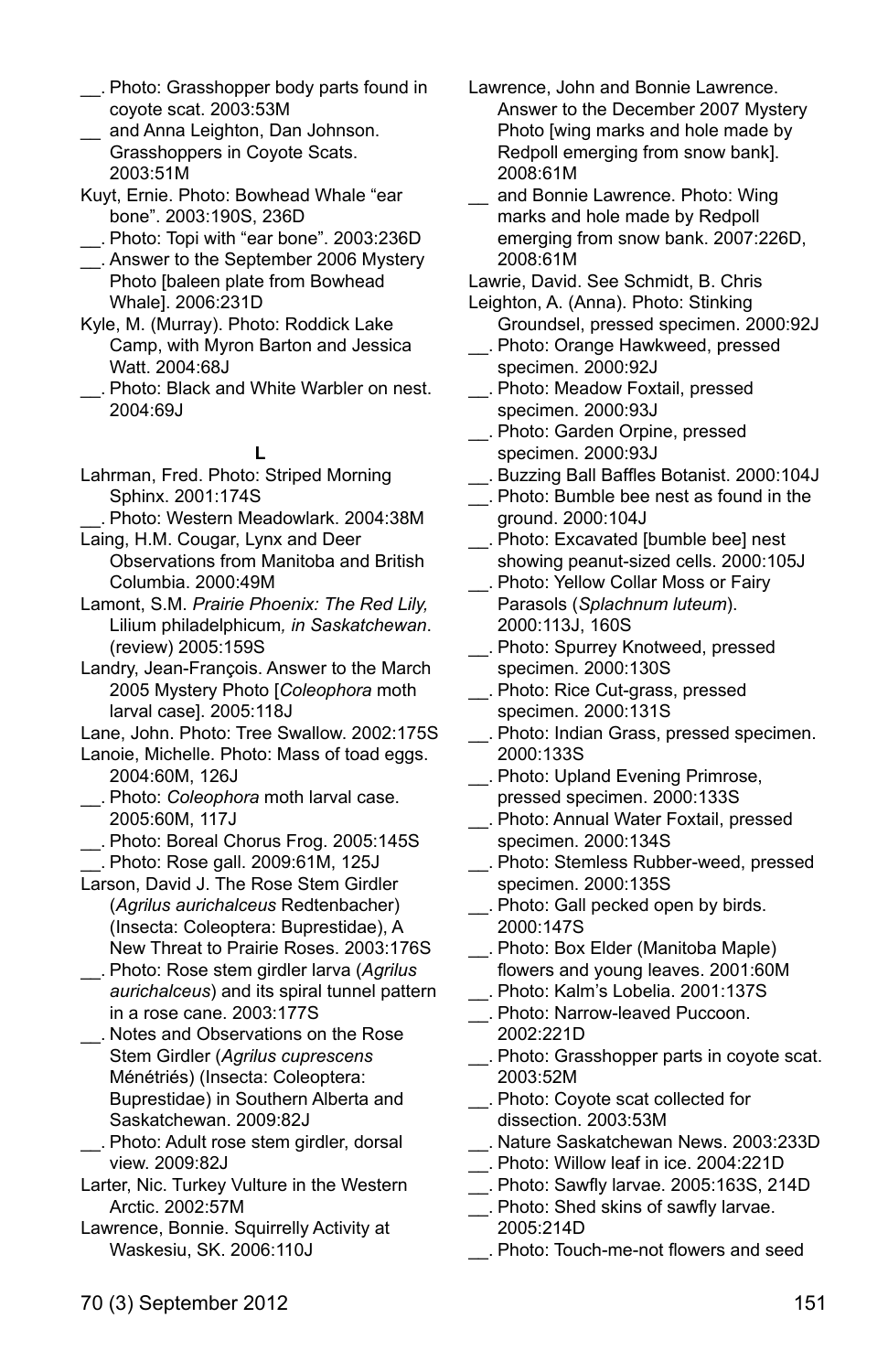__. Photo: Grasshopper body parts found in coyote scat. 2003:53M

__ and Anna Leighton, Dan Johnson. Grasshoppers in Coyote Scats. 2003:51M

Kuyt, Ernie. Photo: Bowhead Whale "ear bone". 2003:190S, 236D

__. Photo: Topi with "ear bone". 2003:236D

__. Answer to the September 2006 Mystery Photo [baleen plate from Bowhead Whale]. 2006:231D

Kyle, M. (Murray). Photo: Roddick Lake Camp, with Myron Barton and Jessica Watt. 2004:68J

__. Photo: Black and White Warbler on nest. 2004:69J

**L**

Lahrman, Fred. Photo: Striped Morning Sphinx. 2001:174S

__. Photo: Western Meadowlark. 2004:38M

Laing, H.M. Cougar, Lynx and Deer Observations from Manitoba and British Columbia. 2000:49M

Lamont, S.M. *Prairie Phoenix: The Red Lily,* Lilium philadelphicum*, in Saskatchewan*. (review) 2005:159S

Landry, Jean-François. Answer to the March 2005 Mystery Photo [*Coleophora* moth larval case]. 2005:118J

Lane, John. Photo: Tree Swallow. 2002:175S

Lanoie, Michelle. Photo: Mass of toad eggs. 2004:60M, 126J

__. Photo: *Coleophora* moth larval case. 2005:60M, 117J

__. Photo: Boreal Chorus Frog. 2005:145S

__. Photo: Rose gall. 2009:61M, 125J

Larson, David J. The Rose Stem Girdler (*Agrilus aurichalceus* Redtenbacher) (Insecta: Coleoptera: Buprestidae), A New Threat to Prairie Roses. 2003:176S

__. Photo: Rose stem girdler larva (*Agrilus aurichalceus*) and its spiral tunnel pattern in a rose cane. 2003:177S

__. Notes and Observations on the Rose Stem Girdler (*Agrilus cuprescens* Ménétriés) (Insecta: Coleoptera: Buprestidae) in Southern Alberta and Saskatchewan. 2009:82J

__. Photo: Adult rose stem girdler, dorsal view. 2009:82J

Larter, Nic. Turkey Vulture in the Western Arctic. 2002:57M

Lawrence, Bonnie. Squirrelly Activity at Waskesiu, SK. 2006:110J

Lawrence, John and Bonnie Lawrence. Answer to the December 2007 Mystery Photo [wing marks and hole made by Redpoll emerging from snow bank]. 2008:61M

__ and Bonnie Lawrence. Photo: Wing marks and hole made by Redpoll emerging from snow bank. 2007:226D, 2008:61M

Lawrie, David. See Schmidt, B. Chris

Leighton, A. (Anna). Photo: Stinking Groundsel, pressed specimen. 2000:92J

__. Photo: Orange Hawkweed, pressed specimen. 2000:92J

__. Photo: Meadow Foxtail, pressed specimen. 2000:93J

__. Photo: Garden Orpine, pressed specimen. 2000:93J

__. Buzzing Ball Baffles Botanist. 2000:104J

__. Photo: Bumble bee nest as found in the ground. 2000:104J

__. Photo: Excavated [bumble bee] nest showing peanut-sized cells. 2000:105J

__. Photo: Yellow Collar Moss or Fairy Parasols (*Splachnum luteum*). 2000:113J, 160S

__. Photo: Spurrey Knotweed, pressed specimen. 2000:130S

__. Photo: Rice Cut-grass, pressed specimen. 2000:131S

__. Photo: Indian Grass, pressed specimen. 2000:133S

__. Photo: Upland Evening Primrose, pressed specimen. 2000:133S

__. Photo: Annual Water Foxtail, pressed specimen. 2000:134S

__. Photo: Stemless Rubber-weed, pressed specimen. 2000:135S

__. Photo: Gall pecked open by birds. 2000:147S

__. Photo: Box Elder (Manitoba Maple) flowers and young leaves. 2001:60M

__. Photo: Kalm's Lobelia. 2001:137S

__. Photo: Narrow-leaved Puccoon. 2002:221D

__. Photo: Grasshopper parts in coyote scat. 2003:52M

__. Photo: Coyote scat collected for dissection. 2003:53M

__. Nature Saskatchewan News. 2003:233D

__. Photo: Willow leaf in ice. 2004:221D

__. Photo: Sawfly larvae. 2005:163S, 214D

__. Photo: Shed skins of sawfly larvae. 2005:214D

__. Photo: Touch-me-not flowers and seed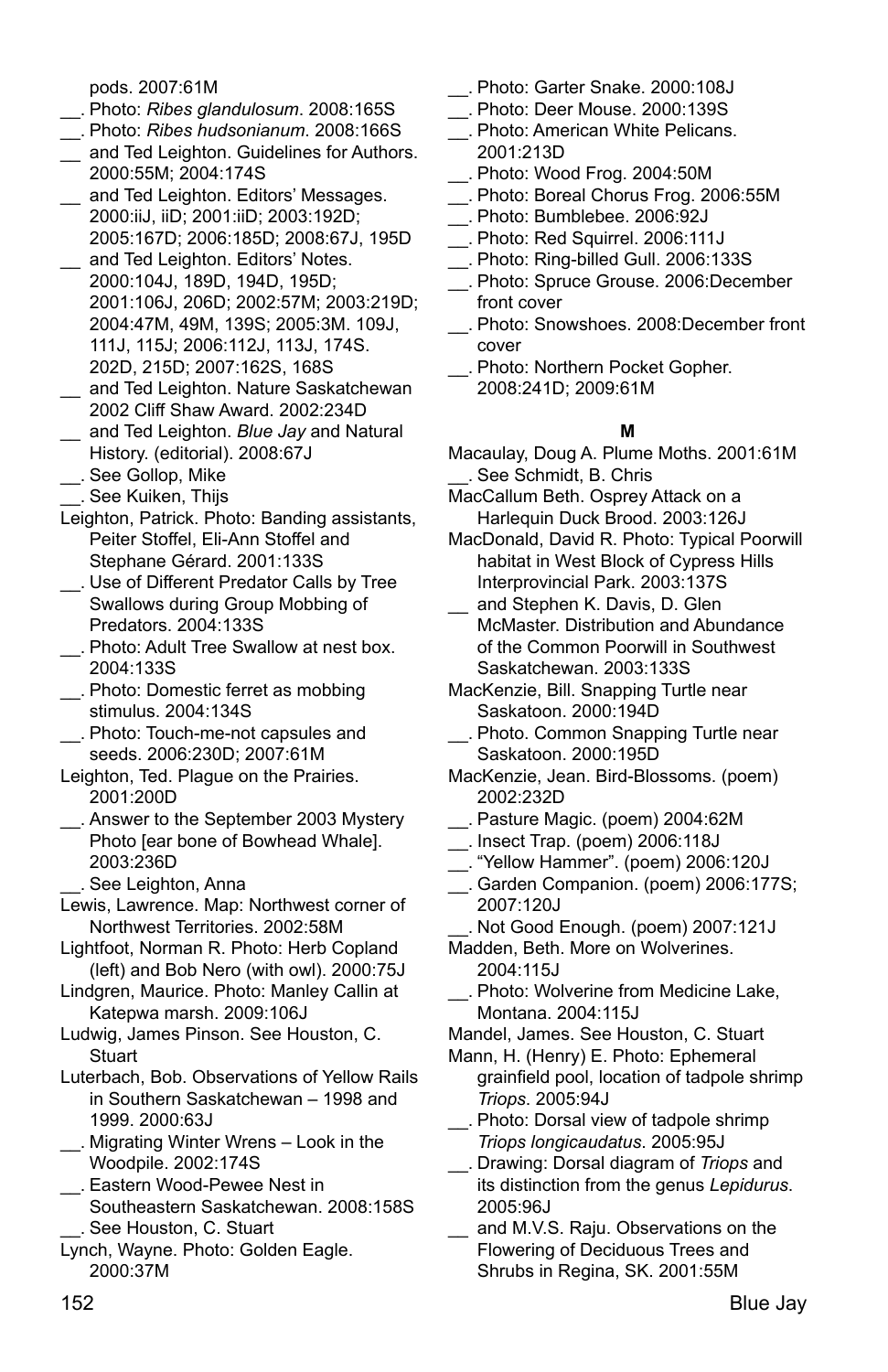pods. 2007:61M

__. Photo: *Ribes glandulosum*. 2008:165S

__. Photo: *Ribes hudsonianum*. 2008:166S

__ and Ted Leighton. Guidelines for Authors. 2000:55M; 2004:174S

__ and Ted Leighton. Editors' Messages. 2000:iiJ, iiD; 2001:iiD; 2003:192D; 2005:167D; 2006:185D; 2008:67J, 195D

__ and Ted Leighton. Editors' Notes. 2000:104J, 189D, 194D, 195D; 2001:106J, 206D; 2002:57M; 2003:219D; 2004:47M, 49M, 139S; 2005:3M. 109J, 111J, 115J; 2006:112J, 113J, 174S. 202D, 215D; 2007:162S, 168S

__ and Ted Leighton. Nature Saskatchewan 2002 Cliff Shaw Award. 2002:234D

__ and Ted Leighton. *Blue Jay* and Natural History. (editorial). 2008:67J

__. See Gollop, Mike

__. See Kuiken, Thijs

Leighton, Patrick. Photo: Banding assistants, Peiter Stoffel, Eli-Ann Stoffel and Stephane Gérard. 2001:133S

__. Use of Different Predator Calls by Tree Swallows during Group Mobbing of Predators. 2004:133S

__. Photo: Adult Tree Swallow at nest box. 2004:133S

__. Photo: Domestic ferret as mobbing stimulus. 2004:134S

__. Photo: Touch-me-not capsules and seeds. 2006:230D; 2007:61M

Leighton, Ted. Plague on the Prairies. 2001:200D

__. Answer to the September 2003 Mystery Photo [ear bone of Bowhead Whale]. 2003:236D

__. See Leighton, Anna

Lewis, Lawrence. Map: Northwest corner of Northwest Territories. 2002:58M

Lightfoot, Norman R. Photo: Herb Copland (left) and Bob Nero (with owl). 2000:75J

Lindgren, Maurice. Photo: Manley Callin at Katepwa marsh. 2009:106J

Ludwig, James Pinson. See Houston, C. Stuart

Luterbach, Bob. Observations of Yellow Rails in Southern Saskatchewan – 1998 and 1999. 2000:63J

__. Migrating Winter Wrens – Look in the Woodpile. 2002:174S

__. Eastern Wood-Pewee Nest in Southeastern Saskatchewan. 2008:158S

__. See Houston, C. Stuart

Lynch, Wayne. Photo: Golden Eagle. 2000:37M

__. Photo: Garter Snake. 2000:108J

__. Photo: Deer Mouse. 2000:139S

__. Photo: American White Pelicans. 2001:213D

__. Photo: Wood Frog. 2004:50M

__. Photo: Boreal Chorus Frog. 2006:55M

__. Photo: Bumblebee. 2006:92J

__. Photo: Red Squirrel. 2006:111J

__. Photo: Ring-billed Gull. 2006:133S

__. Photo: Spruce Grouse. 2006:December front cover

__. Photo: Snowshoes. 2008:December front cover

__. Photo: Northern Pocket Gopher. 2008:241D; 2009:61M

## M

Macaulay, Doug A. Plume Moths. 2001:61M

__. See Schmidt, B. Chris

MacCallum Beth. Osprey Attack on a Harlequin Duck Brood. 2003:126J

MacDonald, David R. Photo: Typical Poorwill habitat in West Block of Cypress Hills Interprovincial Park. 2003:137S

__ and Stephen K. Davis, D. Glen McMaster. Distribution and Abundance of the Common Poorwill in Southwest Saskatchewan. 2003:133S

MacKenzie, Bill. Snapping Turtle near Saskatoon. 2000:194D

__. Photo. Common Snapping Turtle near Saskatoon. 2000:195D

MacKenzie, Jean. Bird-Blossoms. (poem) 2002:232D

__. Pasture Magic. (poem) 2004:62M

__. Insect Trap. (poem) 2006:118J

__. "Yellow Hammer". (poem) 2006:120J

__. Garden Companion. (poem) 2006:177S; 2007:120J

__. Not Good Enough. (poem) 2007:121J

Madden, Beth. More on Wolverines. 2004:115J

__. Photo: Wolverine from Medicine Lake, Montana. 2004:115J

Mandel, James. See Houston, C. Stuart

Mann, H. (Henry) E. Photo: Ephemeral grainfield pool, location of tadpole shrimp *Triops*. 2005:94J

__. Photo: Dorsal view of tadpole shrimp *Triops longicaudatus*. 2005:95J

__. Drawing: Dorsal diagram of *Triops* and its distinction from the genus *Lepidurus*. 2005:96J

__ and M.V.S. Raju. Observations on the Flowering of Deciduous Trees and Shrubs in Regina, SK. 2001:55M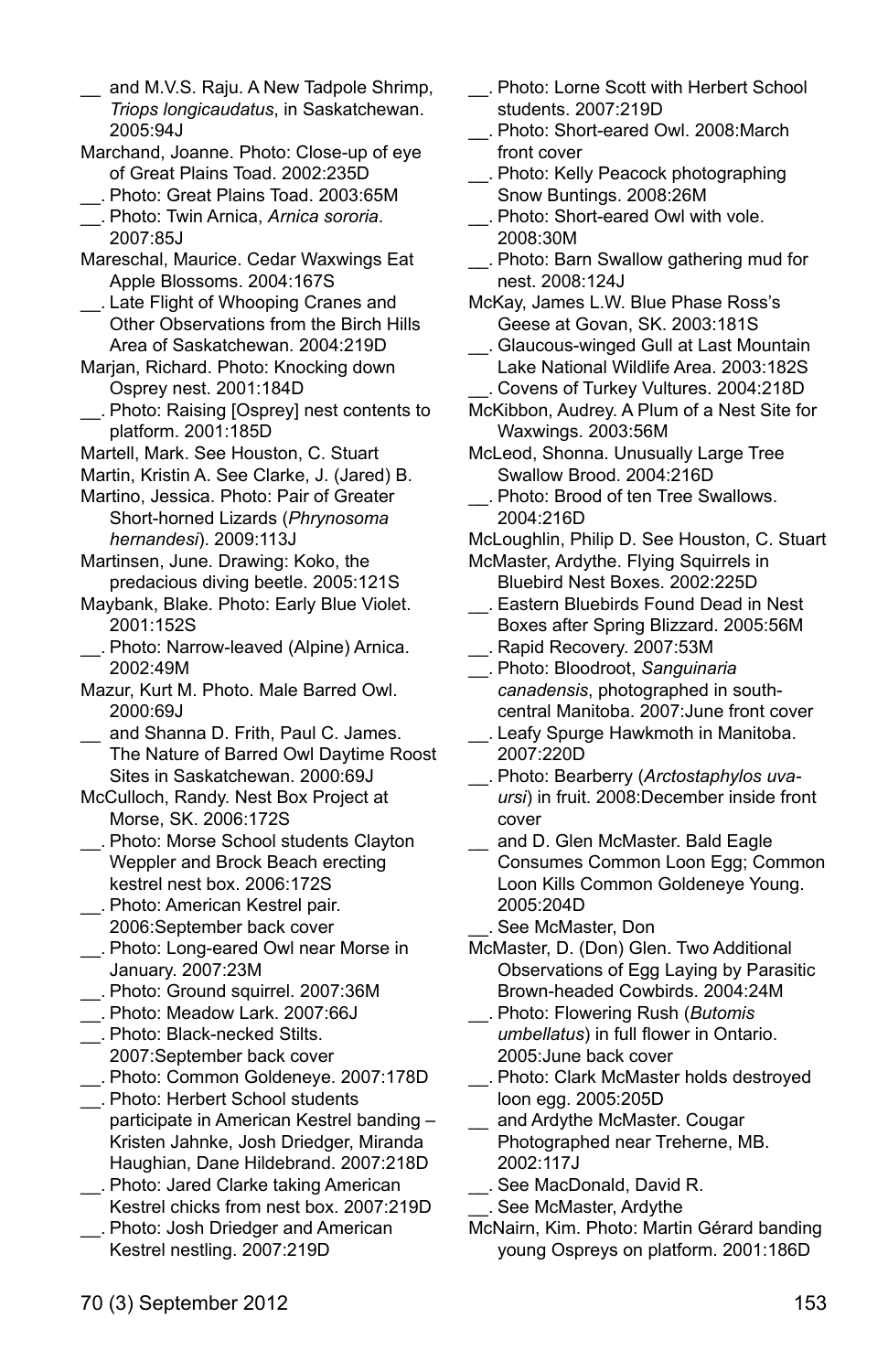__ and M.V.S. Raju. A New Tadpole Shrimp, *Triops longicaudatus*, in Saskatchewan. 2005:94J

Marchand, Joanne. Photo: Close-up of eye of Great Plains Toad. 2002:235D

__. Photo: Great Plains Toad. 2003:65M

__. Photo: Twin Arnica, *Arnica sororia*. 2007:85J

Mareschal, Maurice. Cedar Waxwings Eat Apple Blossoms. 2004:167S

__. Late Flight of Whooping Cranes and Other Observations from the Birch Hills Area of Saskatchewan. 2004:219D

Marjan, Richard. Photo: Knocking down Osprey nest. 2001:184D

__. Photo: Raising [Osprey] nest contents to platform. 2001:185D

Martell, Mark. See Houston, C. Stuart

Martin, Kristin A. See Clarke, J. (Jared) B.

Martino, Jessica. Photo: Pair of Greater Short-horned Lizards (*Phrynosoma hernandesi*). 2009:113J

Martinsen, June. Drawing: Koko, the predacious diving beetle. 2005:121S

Maybank, Blake. Photo: Early Blue Violet. 2001:152S

__. Photo: Narrow-leaved (Alpine) Arnica. 2002:49M

Mazur, Kurt M. Photo. Male Barred Owl. 2000:69J

__ and Shanna D. Frith, Paul C. James. The Nature of Barred Owl Daytime Roost Sites in Saskatchewan. 2000:69J

McCulloch, Randy. Nest Box Project at Morse, SK. 2006:172S

__. Photo: Morse School students Clayton Weppler and Brock Beach erecting kestrel nest box. 2006:172S

__. Photo: American Kestrel pair. 2006:September back cover

__. Photo: Long-eared Owl near Morse in January. 2007:23M

__. Photo: Ground squirrel. 2007:36M

__. Photo: Meadow Lark. 2007:66J

__. Photo: Black-necked Stilts. 2007:September back cover

__. Photo: Common Goldeneye. 2007:178D

__. Photo: Herbert School students participate in American Kestrel banding – Kristen Jahnke, Josh Driedger, Miranda Haughian, Dane Hildebrand. 2007:218D

__. Photo: Jared Clarke taking American Kestrel chicks from nest box. 2007:219D

__. Photo: Josh Driedger and American Kestrel nestling. 2007:219D

__. Photo: Lorne Scott with Herbert School students. 2007:219D

__. Photo: Short-eared Owl. 2008:March front cover

__. Photo: Kelly Peacock photographing Snow Buntings. 2008:26M

__. Photo: Short-eared Owl with vole. 2008:30M

__. Photo: Barn Swallow gathering mud for nest. 2008:124J

McKay, James L.W. Blue Phase Ross's Geese at Govan, SK. 2003:181S

__. Glaucous-winged Gull at Last Mountain Lake National Wildlife Area. 2003:182S

__. Covens of Turkey Vultures. 2004:218D

McKibbon, Audrey. A Plum of a Nest Site for Waxwings. 2003:56M

McLeod, Shonna. Unusually Large Tree Swallow Brood. 2004:216D

__. Photo: Brood of ten Tree Swallows. 2004:216D

McLoughlin, Philip D. See Houston, C. Stuart

McMaster, Ardythe. Flying Squirrels in Bluebird Nest Boxes. 2002:225D

__. Eastern Bluebirds Found Dead in Nest Boxes after Spring Blizzard. 2005:56M

__. Rapid Recovery. 2007:53M

__. Photo: Bloodroot, *Sanguinaria canadensis*, photographed in south-central Manitoba. 2007:June front cover

__. Leafy Spurge Hawkmoth in Manitoba. 2007:220D

__. Photo: Bearberry (*Arctostaphylos uva-ursi*) in fruit. 2008:December inside front cover

__ and D. Glen McMaster. Bald Eagle Consumes Common Loon Egg; Common Loon Kills Common Goldeneye Young. 2005:204D

__. See McMaster, Don

McMaster, D. (Don) Glen. Two Additional Observations of Egg Laying by Parasitic Brown-headed Cowbirds. 2004:24M

__. Photo: Flowering Rush (*Butomis umbellatus*) in full flower in Ontario. 2005:June back cover

__. Photo: Clark McMaster holds destroyed loon egg. 2005:205D

__ and Ardythe McMaster. Cougar Photographed near Treherne, MB. 2002:117J

__. See MacDonald, David R.

__. See McMaster, Ardythe

McNairn, Kim. Photo: Martin Gérard banding young Ospreys on platform. 2001:186D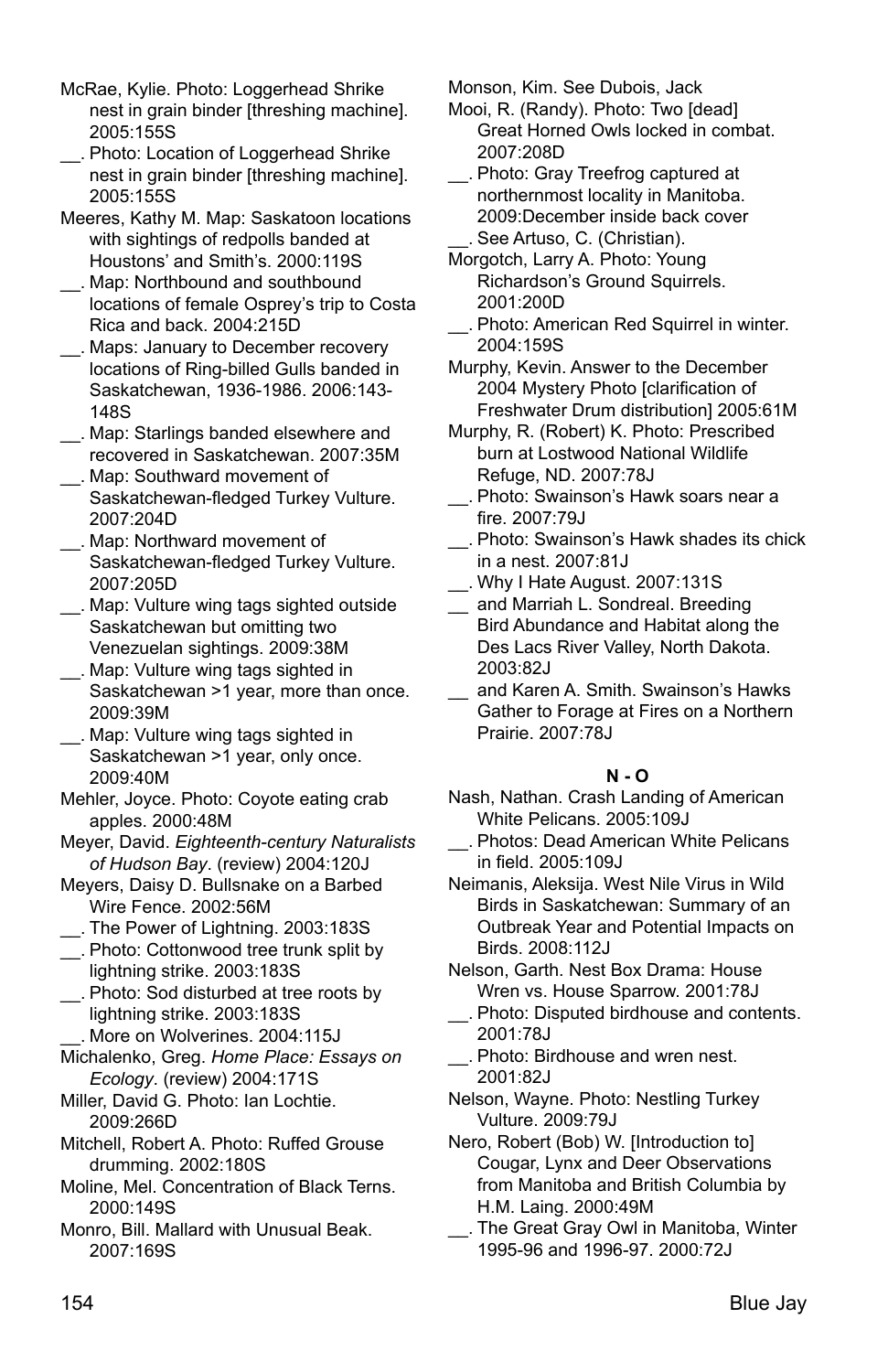McRae, Kylie. Photo: Loggerhead Shrike nest in grain binder [threshing machine]. 2005:155S

__. Photo: Location of Loggerhead Shrike nest in grain binder [threshing machine]. 2005:155S

Meeres, Kathy M. Map: Saskatoon locations with sightings of redpolls banded at Houstons' and Smith's. 2000:119S

__. Map: Northbound and southbound locations of female Osprey's trip to Costa Rica and back. 2004:215D

__. Maps: January to December recovery locations of Ring-billed Gulls banded in Saskatchewan, 1936-1986. 2006:143-148S

__. Map: Starlings banded elsewhere and recovered in Saskatchewan. 2007:35M

__. Map: Southward movement of Saskatchewan-fledged Turkey Vulture. 2007:204D

__. Map: Northward movement of Saskatchewan-fledged Turkey Vulture. 2007:205D

__. Map: Vulture wing tags sighted outside Saskatchewan but omitting two Venezuelan sightings. 2009:38M

__. Map: Vulture wing tags sighted in Saskatchewan >1 year, more than once. 2009:39M

__. Map: Vulture wing tags sighted in Saskatchewan >1 year, only once. 2009:40M

Mehler, Joyce. Photo: Coyote eating crab apples. 2000:48M

Meyer, David. *Eighteenth-century Naturalists of Hudson Bay*. (review) 2004:120J

Meyers, Daisy D. Bullsnake on a Barbed Wire Fence. 2002:56M

__. The Power of Lightning. 2003:183S

__. Photo: Cottonwood tree trunk split by lightning strike. 2003:183S

__. Photo: Sod disturbed at tree roots by lightning strike. 2003:183S

__. More on Wolverines. 2004:115J

Michalenko, Greg. *Home Place: Essays on Ecology*. (review) 2004:171S

Miller, David G. Photo: Ian Lochtie. 2009:266D

Mitchell, Robert A. Photo: Ruffed Grouse drumming. 2002:180S

Moline, Mel. Concentration of Black Terns. 2000:149S

Monro, Bill. Mallard with Unusual Beak. 2007:169S

Monson, Kim. See Dubois, Jack

Mooi, R. (Randy). Photo: Two [dead] Great Horned Owls locked in combat. 2007:208D

__. Photo: Gray Treefrog captured at northernmost locality in Manitoba. 2009:December inside back cover

__. See Artuso, C. (Christian).

Morgotch, Larry A. Photo: Young Richardson's Ground Squirrels. 2001:200D

__. Photo: American Red Squirrel in winter. 2004:159S

Murphy, Kevin. Answer to the December 2004 Mystery Photo [clarification of Freshwater Drum distribution] 2005:61M

Murphy, R. (Robert) K. Photo: Prescribed burn at Lostwood National Wildlife Refuge, ND. 2007:78J

__. Photo: Swainson's Hawk soars near a fire. 2007:79J

__. Photo: Swainson's Hawk shades its chick in a nest. 2007:81J

__. Why I Hate August. 2007:131S

__ and Marriah L. Sondreal. Breeding Bird Abundance and Habitat along the Des Lacs River Valley, North Dakota. 2003:82J

__ and Karen A. Smith. Swainson's Hawks Gather to Forage at Fires on a Northern Prairie. 2007:78J

**N - O**

Nash, Nathan. Crash Landing of American White Pelicans. 2005:109J

__. Photos: Dead American White Pelicans in field. 2005:109J

Neimanis, Aleksija. West Nile Virus in Wild Birds in Saskatchewan: Summary of an Outbreak Year and Potential Impacts on Birds. 2008:112J

Nelson, Garth. Nest Box Drama: House Wren vs. House Sparrow. 2001:78J

__. Photo: Disputed birdhouse and contents. 2001:78J

__. Photo: Birdhouse and wren nest. 2001:82J

Nelson, Wayne. Photo: Nestling Turkey Vulture. 2009:79J

Nero, Robert (Bob) W. [Introduction to] Cougar, Lynx and Deer Observations from Manitoba and British Columbia by H.M. Laing. 2000:49M

__. The Great Gray Owl in Manitoba, Winter 1995-96 and 1996-97. 2000:72J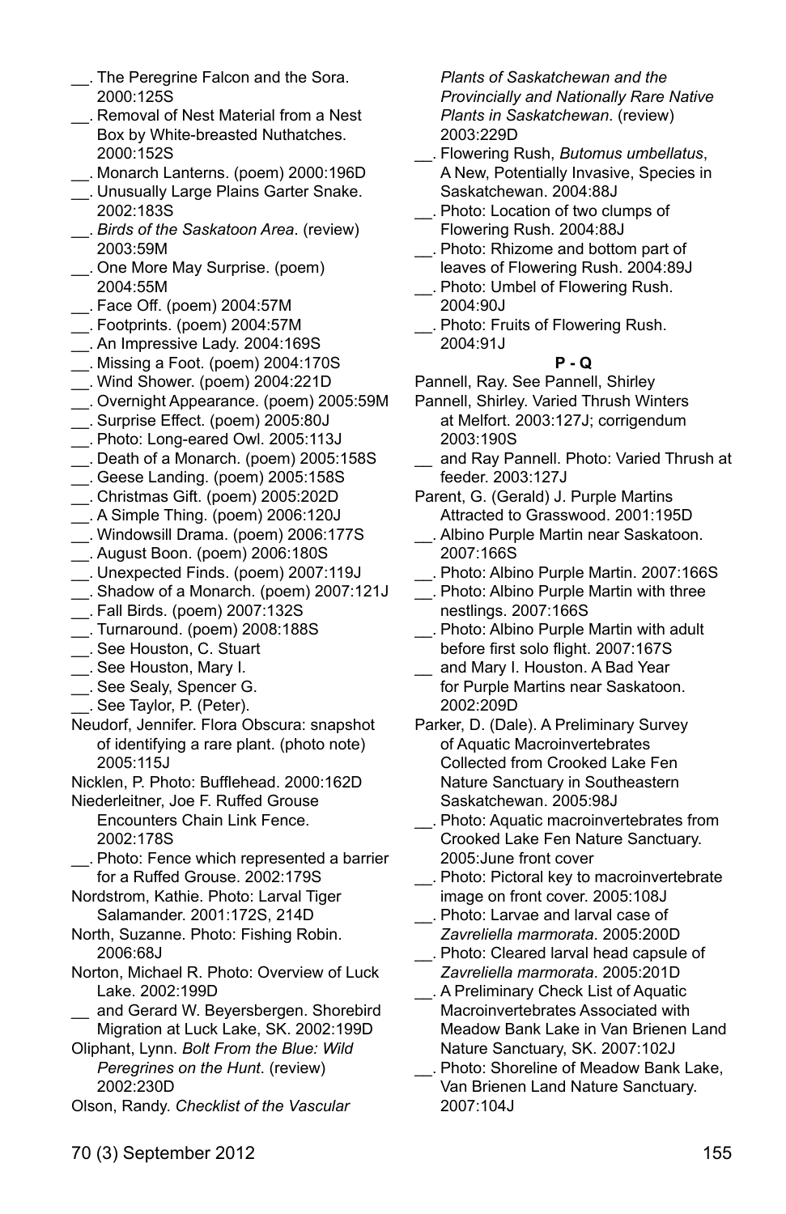__. The Peregrine Falcon and the Sora. 2000:125S

__. Removal of Nest Material from a Nest Box by White-breasted Nuthatches. 2000:152S

__. Monarch Lanterns. (poem) 2000:196D

__. Unusually Large Plains Garter Snake. 2002:183S

__. *Birds of the Saskatoon Area*. (review) 2003:59M

__. One More May Surprise. (poem) 2004:55M

__. Face Off. (poem) 2004:57M

__. Footprints. (poem) 2004:57M

__. An Impressive Lady. 2004:169S

__. Missing a Foot. (poem) 2004:170S

__. Wind Shower. (poem) 2004:221D

__. Overnight Appearance. (poem) 2005:59M

__. Surprise Effect. (poem) 2005:80J

__. Photo: Long-eared Owl. 2005:113J

__. Death of a Monarch. (poem) 2005:158S

__. Geese Landing. (poem) 2005:158S

__. Christmas Gift. (poem) 2005:202D

__. A Simple Thing. (poem) 2006:120J

__. Windowsill Drama. (poem) 2006:177S

__. August Boon. (poem) 2006:180S

__. Unexpected Finds. (poem) 2007:119J

__. Shadow of a Monarch. (poem) 2007:121J

__. Fall Birds. (poem) 2007:132S

__. Turnaround. (poem) 2008:188S

__. See Houston, C. Stuart

__. See Houston, Mary I.

__. See Sealy, Spencer G.

__. See Taylor, P. (Peter).

Neudorf, Jennifer. Flora Obscura: snapshot of identifying a rare plant. (photo note) 2005:115J

Nicklen, P. Photo: Bufflehead. 2000:162D

Niederleitner, Joe F. Ruffed Grouse Encounters Chain Link Fence. 2002:178S

__. Photo: Fence which represented a barrier for a Ruffed Grouse. 2002:179S

Nordstrom, Kathie. Photo: Larval Tiger Salamander. 2001:172S, 214D

North, Suzanne. Photo: Fishing Robin. 2006:68J

Norton, Michael R. Photo: Overview of Luck Lake. 2002:199D

__ and Gerard W. Beyersbergen. Shorebird Migration at Luck Lake, SK. 2002:199D

Oliphant, Lynn. *Bolt From the Blue: Wild Peregrines on the Hunt*. (review) 2002:230D

Olson, Randy. *Checklist of the Vascular Plants of Saskatchewan and the Provincially and Nationally Rare Native Plants in Saskatchewan*. (review) 2003:229D

__. Flowering Rush, *Butomus umbellatus*, A New, Potentially Invasive, Species in Saskatchewan. 2004:88J

__. Photo: Location of two clumps of Flowering Rush. 2004:88J

__. Photo: Rhizome and bottom part of leaves of Flowering Rush. 2004:89J

__. Photo: Umbel of Flowering Rush. 2004:90J

__. Photo: Fruits of Flowering Rush. 2004:91J

**P - Q**

Pannell, Ray. See Pannell, Shirley

Pannell, Shirley. Varied Thrush Winters at Melfort. 2003:127J; corrigendum 2003:190S

__ and Ray Pannell. Photo: Varied Thrush at feeder. 2003:127J

Parent, G. (Gerald) J. Purple Martins Attracted to Grasswood. 2001:195D

__. Albino Purple Martin near Saskatoon. 2007:166S

__. Photo: Albino Purple Martin. 2007:166S

__. Photo: Albino Purple Martin with three nestlings. 2007:166S

__. Photo: Albino Purple Martin with adult before first solo flight. 2007:167S

__ and Mary I. Houston. A Bad Year for Purple Martins near Saskatoon. 2002:209D

Parker, D. (Dale). A Preliminary Survey of Aquatic Macroinvertebrates Collected from Crooked Lake Fen Nature Sanctuary in Southeastern Saskatchewan. 2005:98J

__. Photo: Aquatic macroinvertebrates from Crooked Lake Fen Nature Sanctuary. 2005:June front cover

__. Photo: Pictoral key to macroinvertebrate image on front cover. 2005:108J

__. Photo: Larvae and larval case of *Zavreliella marmorata*. 2005:200D

__. Photo: Cleared larval head capsule of *Zavreliella marmorata*. 2005:201D

__. A Preliminary Check List of Aquatic Macroinvertebrates Associated with Meadow Bank Lake in Van Brienen Land Nature Sanctuary, SK. 2007:102J

__. Photo: Shoreline of Meadow Bank Lake, Van Brienen Land Nature Sanctuary. 2007:104J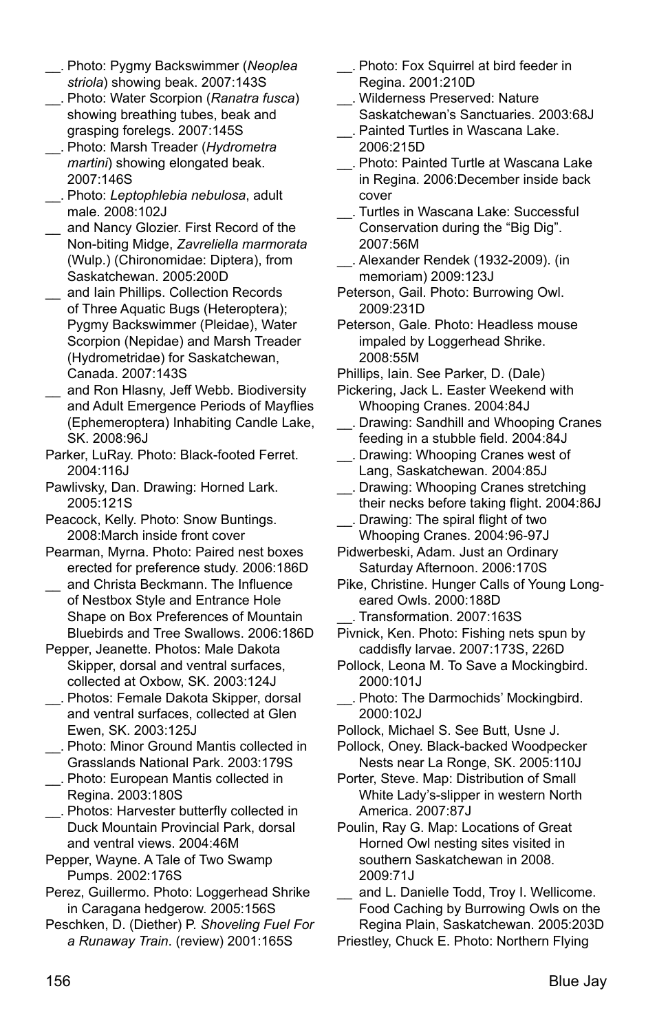__. Photo: Pygmy Backswimmer (*Neoplea striola*) showing beak. 2007:143S

__. Photo: Water Scorpion (*Ranatra fusca*) showing breathing tubes, beak and grasping forelegs. 2007:145S

__. Photo: Marsh Treader (*Hydrometra martini*) showing elongated beak. 2007:146S

__. Photo: *Leptophlebia nebulosa*, adult male. 2008:102J

__ and Nancy Glozier. First Record of the Non-biting Midge, *Zavreliella marmorata* (Wulp.) (Chironomidae: Diptera), from Saskatchewan. 2005:200D

__ and Iain Phillips. Collection Records of Three Aquatic Bugs (Heteroptera); Pygmy Backswimmer (Pleidae), Water Scorpion (Nepidae) and Marsh Treader (Hydrometridae) for Saskatchewan, Canada. 2007:143S

__ and Ron Hlasny, Jeff Webb. Biodiversity and Adult Emergence Periods of Mayflies (Ephemeroptera) Inhabiting Candle Lake, SK. 2008:96J

Parker, LuRay. Photo: Black-footed Ferret. 2004:116J

Pawlivsky, Dan. Drawing: Horned Lark. 2005:121S

Peacock, Kelly. Photo: Snow Buntings. 2008:March inside front cover

Pearman, Myrna. Photo: Paired nest boxes erected for preference study. 2006:186D

__ and Christa Beckmann. The Influence of Nestbox Style and Entrance Hole Shape on Box Preferences of Mountain Bluebirds and Tree Swallows. 2006:186D

Pepper, Jeanette. Photos: Male Dakota Skipper, dorsal and ventral surfaces, collected at Oxbow, SK. 2003:124J

__. Photos: Female Dakota Skipper, dorsal and ventral surfaces, collected at Glen Ewen, SK. 2003:125J

__. Photo: Minor Ground Mantis collected in Grasslands National Park. 2003:179S

__. Photo: European Mantis collected in Regina. 2003:180S

__. Photos: Harvester butterfly collected in Duck Mountain Provincial Park, dorsal and ventral views. 2004:46M

Pepper, Wayne. A Tale of Two Swamp Pumps. 2002:176S

Perez, Guillermo. Photo: Loggerhead Shrike in Caragana hedgerow. 2005:156S

Peschken, D. (Diether) P. *Shoveling Fuel For a Runaway Train*. (review) 2001:165S

__. Photo: Fox Squirrel at bird feeder in Regina. 2001:210D

__. Wilderness Preserved: Nature Saskatchewan's Sanctuaries. 2003:68J

__. Painted Turtles in Wascana Lake. 2006:215D

__. Photo: Painted Turtle at Wascana Lake in Regina. 2006:December inside back cover

__. Turtles in Wascana Lake: Successful Conservation during the "Big Dig". 2007:56M

__. Alexander Rendek (1932-2009). (in memoriam) 2009:123J

Peterson, Gail. Photo: Burrowing Owl. 2009:231D

Peterson, Gale. Photo: Headless mouse impaled by Loggerhead Shrike. 2008:55M

Phillips, Iain. See Parker, D. (Dale)

Pickering, Jack L. Easter Weekend with Whooping Cranes. 2004:84J

__. Drawing: Sandhill and Whooping Cranes feeding in a stubble field. 2004:84J

__. Drawing: Whooping Cranes west of Lang, Saskatchewan. 2004:85J

__. Drawing: Whooping Cranes stretching their necks before taking flight. 2004:86J

__. Drawing: The spiral flight of two Whooping Cranes. 2004:96-97J

Pidwerbeski, Adam. Just an Ordinary Saturday Afternoon. 2006:170S

Pike, Christine. Hunger Calls of Young Long-eared Owls. 2000:188D

__. Transformation. 2007:163S

Pivnick, Ken. Photo: Fishing nets spun by caddisfly larvae. 2007:173S, 226D

Pollock, Leona M. To Save a Mockingbird. 2000:101J

__. Photo: The Darmochids' Mockingbird. 2000:102J

Pollock, Michael S. See Butt, Usne J.

Pollock, Oney. Black-backed Woodpecker Nests near La Ronge, SK. 2005:110J

Porter, Steve. Map: Distribution of Small White Lady's-slipper in western North America. 2007:87J

Poulin, Ray G. Map: Locations of Great Horned Owl nesting sites visited in southern Saskatchewan in 2008. 2009:71J

__ and L. Danielle Todd, Troy I. Wellicome. Food Caching by Burrowing Owls on the Regina Plain, Saskatchewan. 2005:203D

Priestley, Chuck E. Photo: Northern Flying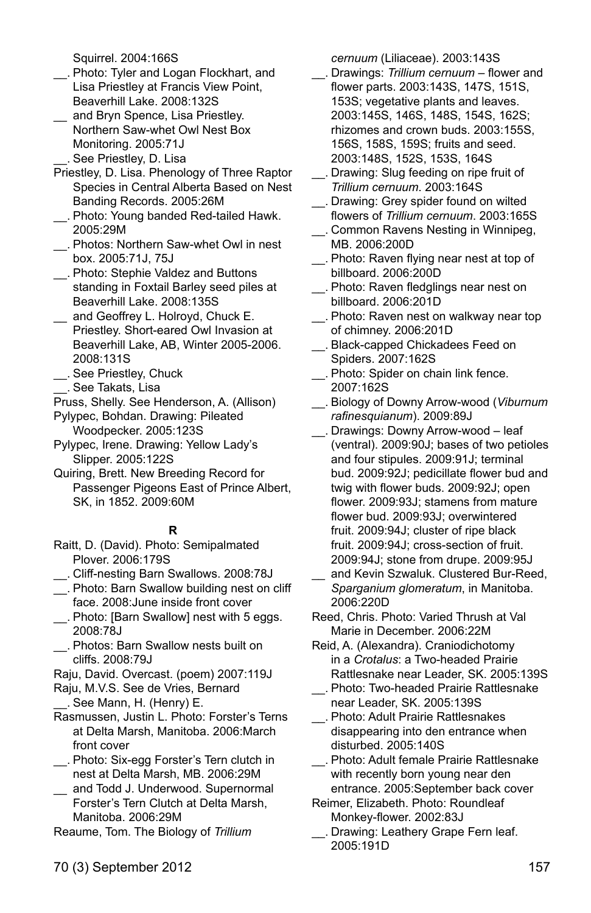Squirrel. 2004:166S

__. Photo: Tyler and Logan Flockhart, and Lisa Priestley at Francis View Point, Beaverhill Lake. 2008:132S

__ and Bryn Spence, Lisa Priestley. Northern Saw-whet Owl Nest Box Monitoring. 2005:71J

__. See Priestley, D. Lisa

Priestley, D. Lisa. Phenology of Three Raptor Species in Central Alberta Based on Nest Banding Records. 2005:26M

__. Photo: Young banded Red-tailed Hawk. 2005:29M

__. Photos: Northern Saw-whet Owl in nest box. 2005:71J, 75J

__. Photo: Stephie Valdez and Buttons standing in Foxtail Barley seed piles at Beaverhill Lake. 2008:135S

__ and Geoffrey L. Holroyd, Chuck E. Priestley. Short-eared Owl Invasion at Beaverhill Lake, AB, Winter 2005-2006. 2008:131S

__. See Priestley, Chuck

__. See Takats, Lisa

Pruss, Shelly. See Henderson, A. (Allison)

Pylypec, Bohdan. Drawing: Pileated Woodpecker. 2005:123S

Pylypec, Irene. Drawing: Yellow Lady's Slipper. 2005:122S

Quiring, Brett. New Breeding Record for Passenger Pigeons East of Prince Albert, SK, in 1852. 2009:60M

**R**

Raitt, D. (David). Photo: Semipalmated Plover. 2006:179S

__. Cliff-nesting Barn Swallows. 2008:78J

__. Photo: Barn Swallow building nest on cliff face. 2008:June inside front cover

__. Photo: [Barn Swallow] nest with 5 eggs. 2008:78J

__. Photos: Barn Swallow nests built on cliffs. 2008:79J

Raju, David. Overcast. (poem) 2007:119J

Raju, M.V.S. See de Vries, Bernard

__. See Mann, H. (Henry) E.

Rasmussen, Justin L. Photo: Forster's Terns at Delta Marsh, Manitoba. 2006:March front cover

__. Photo: Six-egg Forster's Tern clutch in nest at Delta Marsh, MB. 2006:29M

__ and Todd J. Underwood. Supernormal Forster's Tern Clutch at Delta Marsh, Manitoba. 2006:29M

Reaume, Tom. The Biology of *Trillium cernuum* (Liliaceae). 2003:143S

__. Drawings: *Trillium cernuum* – flower and flower parts. 2003:143S, 147S, 151S, 153S; vegetative plants and leaves. 2003:145S, 146S, 148S, 154S, 162S; rhizomes and crown buds. 2003:155S, 156S, 158S, 159S; fruits and seed. 2003:148S, 152S, 153S, 164S

__. Drawing: Slug feeding on ripe fruit of *Trillium cernuum*. 2003:164S

__. Drawing: Grey spider found on wilted flowers of *Trillium cernuum*. 2003:165S

__. Common Ravens Nesting in Winnipeg, MB. 2006:200D

__. Photo: Raven flying near nest at top of billboard. 2006:200D

__. Photo: Raven fledglings near nest on billboard. 2006:201D

__. Photo: Raven nest on walkway near top of chimney. 2006:201D

__. Black-capped Chickadees Feed on Spiders. 2007:162S

__. Photo: Spider on chain link fence. 2007:162S

__. Biology of Downy Arrow-wood (*Viburnum rafinesquianum*). 2009:89J

__. Drawings: Downy Arrow-wood – leaf (ventral). 2009:90J; bases of two petioles and four stipules. 2009:91J; terminal bud. 2009:92J; pedicillate flower bud and twig with flower buds. 2009:92J; open flower. 2009:93J; stamens from mature flower bud. 2009:93J; overwintered fruit. 2009:94J; cluster of ripe black fruit. 2009:94J; cross-section of fruit. 2009:94J; stone from drupe. 2009:95J

__ and Kevin Szwaluk. Clustered Bur-Reed, *Sparganium glomeratum*, in Manitoba. 2006:220D

Reed, Chris. Photo: Varied Thrush at Val Marie in December. 2006:22M

Reid, A. (Alexandra). Craniodichotomy in a *Crotalus*: a Two-headed Prairie Rattlesnake near Leader, SK. 2005:139S

__. Photo: Two-headed Prairie Rattlesnake near Leader, SK. 2005:139S

__. Photo: Adult Prairie Rattlesnakes disappearing into den entrance when disturbed. 2005:140S

__. Photo: Adult female Prairie Rattlesnake with recently born young near den entrance. 2005:September back cover

Reimer, Elizabeth. Photo: Roundleaf Monkey-flower. 2002:83J

__. Drawing: Leathery Grape Fern leaf. 2005:191D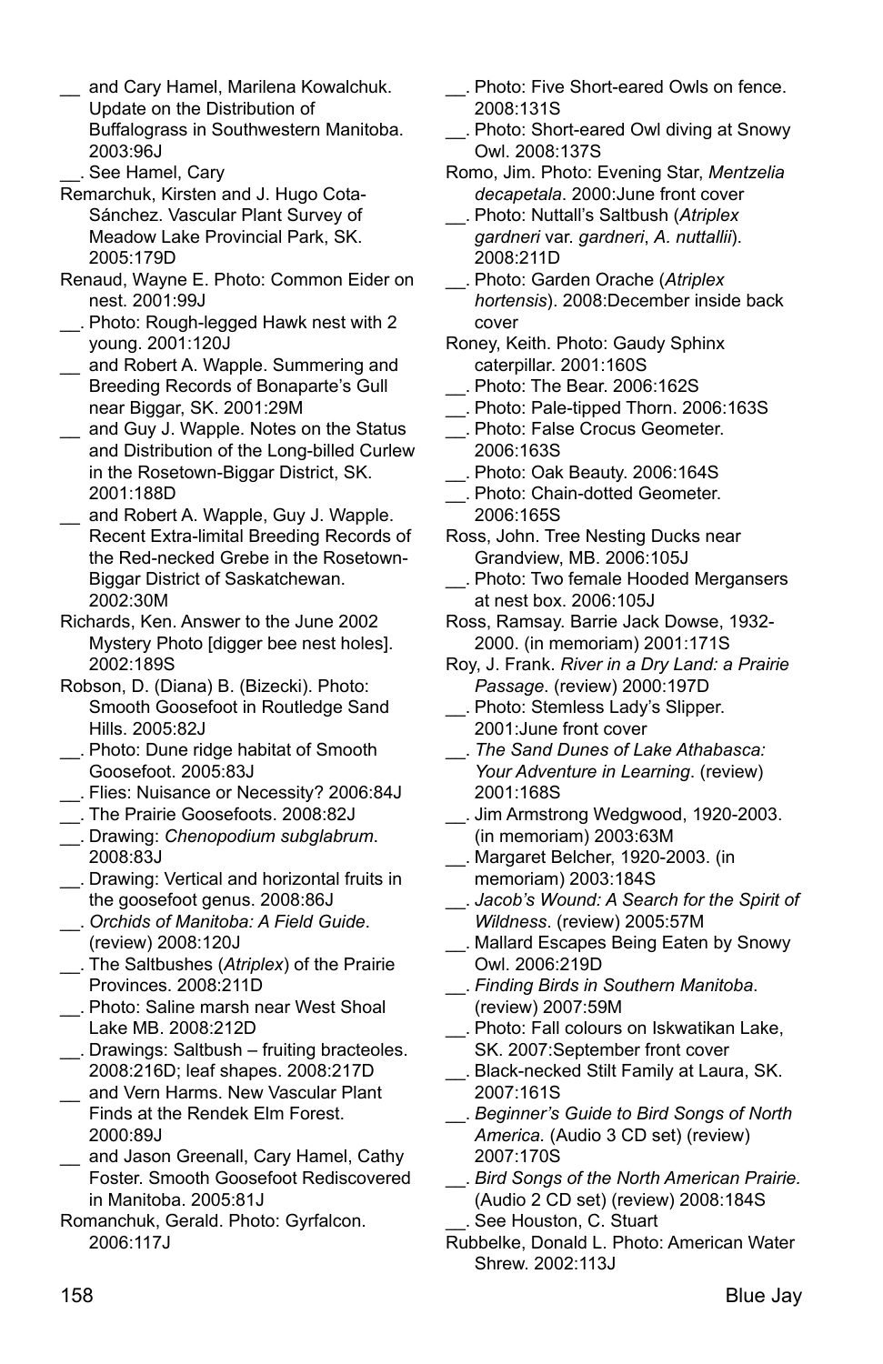__ and Cary Hamel, Marilena Kowalchuk. Update on the Distribution of Buffalograss in Southwestern Manitoba. 2003:96J

__. See Hamel, Cary

Remarchuk, Kirsten and J. Hugo Cota-Sánchez. Vascular Plant Survey of Meadow Lake Provincial Park, SK. 2005:179D

Renaud, Wayne E. Photo: Common Eider on nest. 2001:99J

__. Photo: Rough-legged Hawk nest with 2 young. 2001:120J

__ and Robert A. Wapple. Summering and Breeding Records of Bonaparte's Gull near Biggar, SK. 2001:29M

__ and Guy J. Wapple. Notes on the Status and Distribution of the Long-billed Curlew in the Rosetown-Biggar District, SK. 2001:188D

__ and Robert A. Wapple, Guy J. Wapple. Recent Extra-limital Breeding Records of the Red-necked Grebe in the Rosetown-Biggar District of Saskatchewan. 2002:30M

Richards, Ken. Answer to the June 2002 Mystery Photo [digger bee nest holes]. 2002:189S

Robson, D. (Diana) B. (Bizecki). Photo: Smooth Goosefoot in Routledge Sand Hills. 2005:82J

__. Photo: Dune ridge habitat of Smooth Goosefoot. 2005:83J

__. Flies: Nuisance or Necessity? 2006:84J

__. The Prairie Goosefoots. 2008:82J

__. Drawing: *Chenopodium subglabrum*. 2008:83J

__. Drawing: Vertical and horizontal fruits in the goosefoot genus. 2008:86J

__. *Orchids of Manitoba: A Field Guide*. (review) 2008:120J

__. The Saltbushes (*Atriplex*) of the Prairie Provinces. 2008:211D

__. Photo: Saline marsh near West Shoal Lake MB. 2008:212D

__. Drawings: Saltbush – fruiting bracteoles. 2008:216D; leaf shapes. 2008:217D

__ and Vern Harms. New Vascular Plant Finds at the Rendek Elm Forest. 2000:89J

__ and Jason Greenall, Cary Hamel, Cathy Foster. Smooth Goosefoot Rediscovered in Manitoba. 2005:81J

Romanchuk, Gerald. Photo: Gyrfalcon. 2006:117J

__. Photo: Five Short-eared Owls on fence. 2008:131S

__. Photo: Short-eared Owl diving at Snowy Owl. 2008:137S

Romo, Jim. Photo: Evening Star, *Mentzelia decapetala*. 2000:June front cover

__. Photo: Nuttall's Saltbush (*Atriplex gardneri* var. *gardneri*, *A. nuttallii*). 2008:211D

__. Photo: Garden Orache (*Atriplex hortensis*). 2008:December inside back cover

Roney, Keith. Photo: Gaudy Sphinx caterpillar. 2001:160S

__. Photo: The Bear. 2006:162S

__. Photo: Pale-tipped Thorn. 2006:163S

__. Photo: False Crocus Geometer. 2006:163S

__. Photo: Oak Beauty. 2006:164S

__. Photo: Chain-dotted Geometer. 2006:165S

Ross, John. Tree Nesting Ducks near Grandview, MB. 2006:105J

__. Photo: Two female Hooded Mergansers at nest box. 2006:105J

Ross, Ramsay. Barrie Jack Dowse, 1932-2000. (in memoriam) 2001:171S

Roy, J. Frank. *River in a Dry Land: a Prairie Passage*. (review) 2000:197D

__. Photo: Stemless Lady's Slipper. 2001:June front cover

__. *The Sand Dunes of Lake Athabasca: Your Adventure in Learning*. (review) 2001:168S

__. Jim Armstrong Wedgwood, 1920-2003. (in memoriam) 2003:63M

__. Margaret Belcher, 1920-2003. (in memoriam) 2003:184S

__. *Jacob's Wound: A Search for the Spirit of Wildness*. (review) 2005:57M

__. Mallard Escapes Being Eaten by Snowy Owl. 2006:219D

__. *Finding Birds in Southern Manitoba*. (review) 2007:59M

__. Photo: Fall colours on Iskwatikan Lake, SK. 2007:September front cover

__. Black-necked Stilt Family at Laura, SK. 2007:161S

__. *Beginner's Guide to Bird Songs of North America.* (Audio 3 CD set) (review) 2007:170S

__. *Bird Songs of the North American Prairie.* (Audio 2 CD set) (review) 2008:184S

__. See Houston, C. Stuart

Rubbelke, Donald L. Photo: American Water Shrew. 2002:113J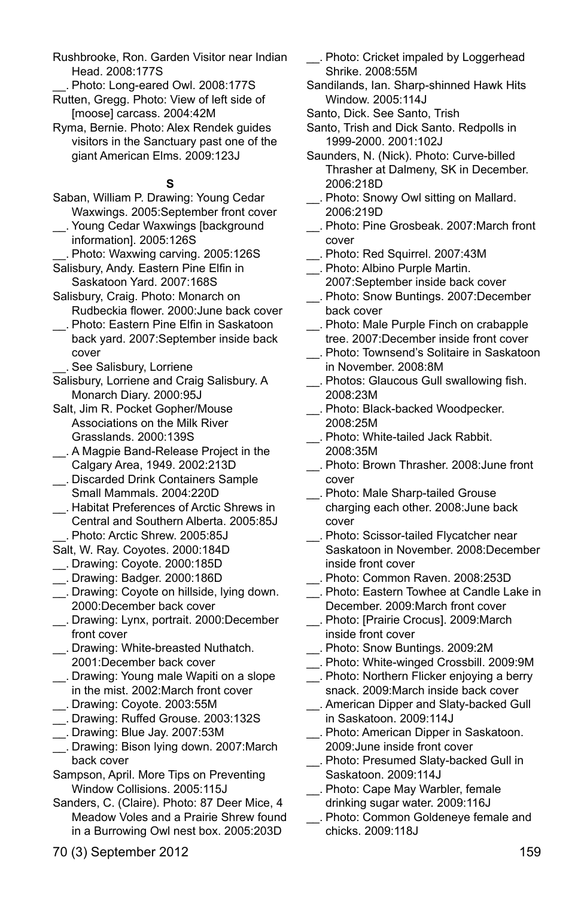Rushbrooke, Ron. Garden Visitor near Indian Head. 2008:177S

__. Photo: Long-eared Owl. 2008:177S

Rutten, Gregg. Photo: View of left side of [moose] carcass. 2004:42M

Ryma, Bernie. Photo: Alex Rendek guides visitors in the Sanctuary past one of the giant American Elms. 2009:123J

**S**

Saban, William P. Drawing: Young Cedar Waxwings. 2005:September front cover

__. Young Cedar Waxwings [background information]. 2005:126S

__. Photo: Waxwing carving. 2005:126S

Salisbury, Andy. Eastern Pine Elfin in Saskatoon Yard. 2007:168S

Salisbury, Craig. Photo: Monarch on Rudbeckia flower. 2000:June back cover

__. Photo: Eastern Pine Elfin in Saskatoon back yard. 2007:September inside back cover

__. See Salisbury, Lorriene

Salisbury, Lorriene and Craig Salisbury. A Monarch Diary. 2000:95J

Salt, Jim R. Pocket Gopher/Mouse Associations on the Milk River Grasslands. 2000:139S

__. A Magpie Band-Release Project in the Calgary Area, 1949. 2002:213D

__. Discarded Drink Containers Sample Small Mammals. 2004:220D

__. Habitat Preferences of Arctic Shrews in Central and Southern Alberta. 2005:85J

__. Photo: Arctic Shrew. 2005:85J

Salt, W. Ray. Coyotes. 2000:184D

__. Drawing: Coyote. 2000:185D

__. Drawing: Badger. 2000:186D

__. Drawing: Coyote on hillside, lying down. 2000:December back cover

__. Drawing: Lynx, portrait. 2000:December front cover

__. Drawing: White-breasted Nuthatch. 2001:December back cover

__. Drawing: Young male Wapiti on a slope in the mist. 2002:March front cover

__. Drawing: Coyote. 2003:55M

__. Drawing: Ruffed Grouse. 2003:132S

__. Drawing: Blue Jay. 2007:53M

__. Drawing: Bison lying down. 2007:March back cover

Sampson, April. More Tips on Preventing Window Collisions. 2005:115J

Sanders, C. (Claire). Photo: 87 Deer Mice, 4 Meadow Voles and a Prairie Shrew found in a Burrowing Owl nest box. 2005:203D

__. Photo: Cricket impaled by Loggerhead Shrike. 2008:55M

Sandilands, Ian. Sharp-shinned Hawk Hits Window. 2005:114J

Santo, Dick. See Santo, Trish

Santo, Trish and Dick Santo. Redpolls in 1999-2000. 2001:102J

Saunders, N. (Nick). Photo: Curve-billed Thrasher at Dalmeny, SK in December. 2006:218D

__. Photo: Snowy Owl sitting on Mallard. 2006:219D

__. Photo: Pine Grosbeak. 2007:March front cover

__. Photo: Red Squirrel. 2007:43M

__. Photo: Albino Purple Martin. 2007:September inside back cover

__. Photo: Snow Buntings. 2007:December back cover

__. Photo: Male Purple Finch on crabapple tree. 2007:December inside front cover

__. Photo: Townsend's Solitaire in Saskatoon in November. 2008:8M

__. Photos: Glaucous Gull swallowing fish. 2008:23M

__. Photo: Black-backed Woodpecker. 2008:25M

__. Photo: White-tailed Jack Rabbit. 2008:35M

__. Photo: Brown Thrasher. 2008:June front cover

__. Photo: Male Sharp-tailed Grouse charging each other. 2008:June back cover

__. Photo: Scissor-tailed Flycatcher near Saskatoon in November. 2008:December inside front cover

__. Photo: Common Raven. 2008:253D

__. Photo: Eastern Towhee at Candle Lake in December. 2009:March front cover

__. Photo: [Prairie Crocus]. 2009:March inside front cover

__. Photo: Snow Buntings. 2009:2M

__. Photo: White-winged Crossbill. 2009:9M

__. Photo: Northern Flicker enjoying a berry snack. 2009:March inside back cover

__. American Dipper and Slaty-backed Gull in Saskatoon. 2009:114J

__. Photo: American Dipper in Saskatoon. 2009:June inside front cover

__. Photo: Presumed Slaty-backed Gull in Saskatoon. 2009:114J

__. Photo: Cape May Warbler, female drinking sugar water. 2009:116J

__. Photo: Common Goldeneye female and chicks. 2009:118J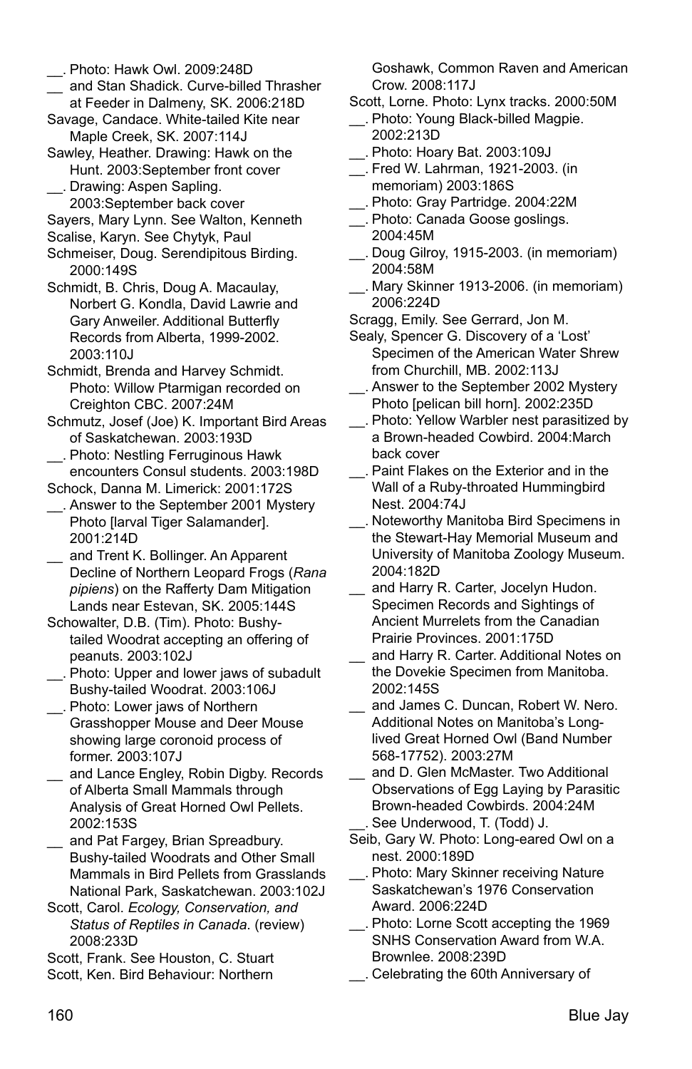__. Photo: Hawk Owl. 2009:248D

__ and Stan Shadick. Curve-billed Thrasher at Feeder in Dalmeny, SK. 2006:218D

Savage, Candace. White-tailed Kite near Maple Creek, SK. 2007:114J

Sawley, Heather. Drawing: Hawk on the Hunt. 2003:September front cover

__. Drawing: Aspen Sapling. 2003:September back cover

Sayers, Mary Lynn. See Walton, Kenneth

Scalise, Karyn. See Chytyk, Paul

Schmeiser, Doug. Serendipitous Birding. 2000:149S

Schmidt, B. Chris, Doug A. Macaulay, Norbert G. Kondla, David Lawrie and Gary Anweiler. Additional Butterfly Records from Alberta, 1999-2002. 2003:110J

Schmidt, Brenda and Harvey Schmidt. Photo: Willow Ptarmigan recorded on Creighton CBC. 2007:24M

Schmutz, Josef (Joe) K. Important Bird Areas of Saskatchewan. 2003:193D

__. Photo: Nestling Ferruginous Hawk encounters Consul students. 2003:198D

Schock, Danna M. Limerick: 2001:172S

__. Answer to the September 2001 Mystery Photo [larval Tiger Salamander]. 2001:214D

__ and Trent K. Bollinger. An Apparent Decline of Northern Leopard Frogs (*Rana pipiens*) on the Rafferty Dam Mitigation Lands near Estevan, SK. 2005:144S

Schowalter, D.B. (Tim). Photo: Bushy-tailed Woodrat accepting an offering of peanuts. 2003:102J

__. Photo: Upper and lower jaws of subadult Bushy-tailed Woodrat. 2003:106J

__. Photo: Lower jaws of Northern Grasshopper Mouse and Deer Mouse showing large coronoid process of former. 2003:107J

__ and Lance Engley, Robin Digby. Records of Alberta Small Mammals through Analysis of Great Horned Owl Pellets. 2002:153S

__ and Pat Fargey, Brian Spreadbury. Bushy-tailed Woodrats and Other Small Mammals in Bird Pellets from Grasslands National Park, Saskatchewan. 2003:102J

Scott, Carol. *Ecology, Conservation, and Status of Reptiles in Canada*. (review) 2008:233D

Scott, Frank. See Houston, C. Stuart

Scott, Ken. Bird Behaviour: Northern Goshawk, Common Raven and American Crow. 2008:117J

Scott, Lorne. Photo: Lynx tracks. 2000:50M

__. Photo: Young Black-billed Magpie. 2002:213D

__. Photo: Hoary Bat. 2003:109J

__. Fred W. Lahrman, 1921-2003. (in memoriam) 2003:186S

__. Photo: Gray Partridge. 2004:22M

__. Photo: Canada Goose goslings. 2004:45M

__. Doug Gilroy, 1915-2003. (in memoriam) 2004:58M

__. Mary Skinner 1913-2006. (in memoriam) 2006:224D

Scragg, Emily. See Gerrard, Jon M.

Sealy, Spencer G. Discovery of a 'Lost' Specimen of the American Water Shrew from Churchill, MB. 2002:113J

__. Answer to the September 2002 Mystery Photo [pelican bill horn]. 2002:235D

__. Photo: Yellow Warbler nest parasitized by a Brown-headed Cowbird. 2004:March back cover

__. Paint Flakes on the Exterior and in the Wall of a Ruby-throated Hummingbird Nest. 2004:74J

__. Noteworthy Manitoba Bird Specimens in the Stewart-Hay Memorial Museum and University of Manitoba Zoology Museum. 2004:182D

__ and Harry R. Carter, Jocelyn Hudon. Specimen Records and Sightings of Ancient Murrelets from the Canadian Prairie Provinces. 2001:175D

__ and Harry R. Carter. Additional Notes on the Dovekie Specimen from Manitoba. 2002:145S

__ and James C. Duncan, Robert W. Nero. Additional Notes on Manitoba's Long-lived Great Horned Owl (Band Number 568-17752). 2003:27M

__ and D. Glen McMaster. Two Additional Observations of Egg Laying by Parasitic Brown-headed Cowbirds. 2004:24M

__. See Underwood, T. (Todd) J.

Seib, Gary W. Photo: Long-eared Owl on a nest. 2000:189D

__. Photo: Mary Skinner receiving Nature Saskatchewan's 1976 Conservation Award. 2006:224D

__. Photo: Lorne Scott accepting the 1969 SNHS Conservation Award from W.A. Brownlee. 2008:239D

__. Celebrating the 60th Anniversary of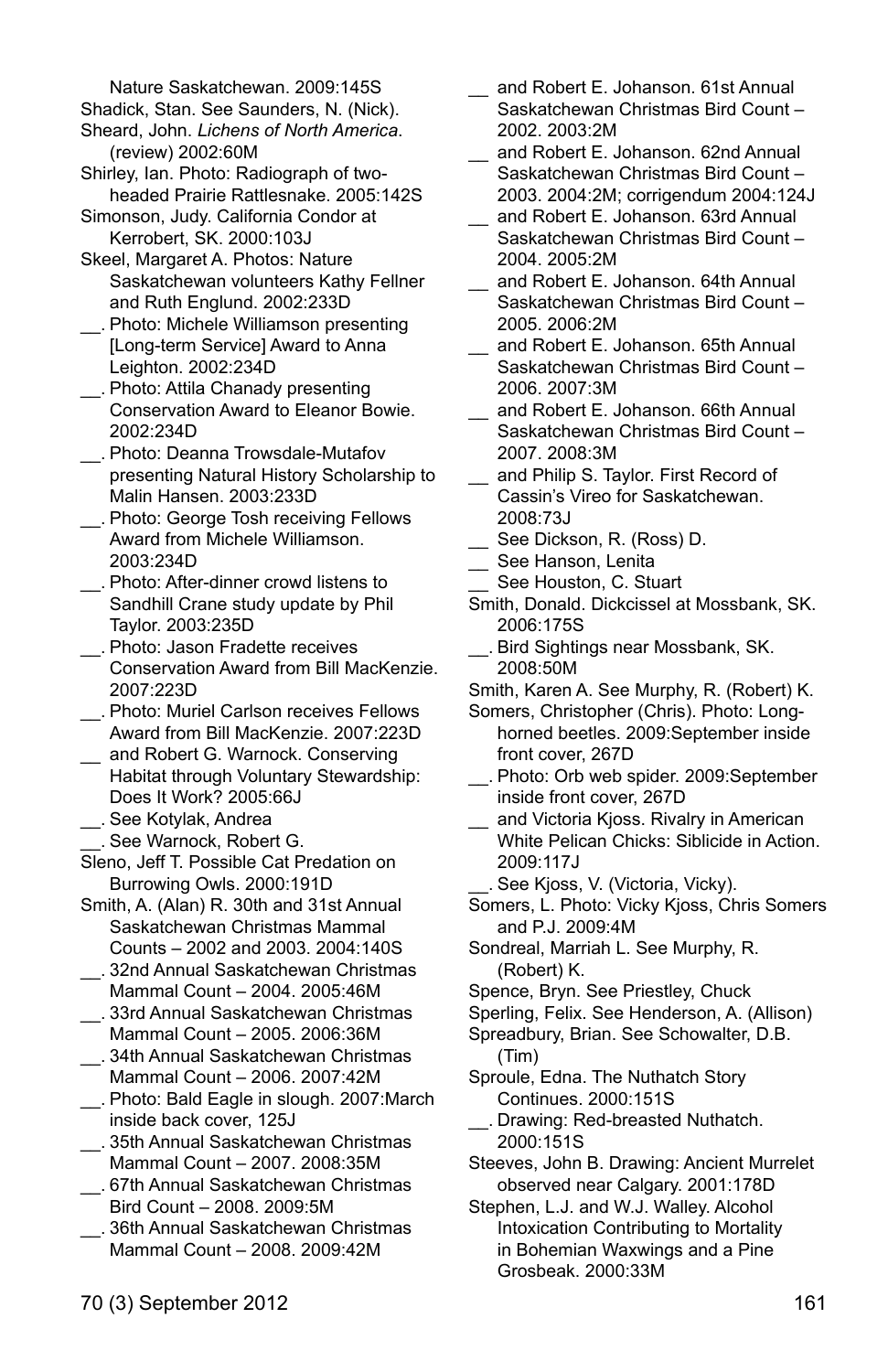Nature Saskatchewan. 2009:145S

Shadick, Stan. See Saunders, N. (Nick).

Sheard, John. *Lichens of North America*. (review) 2002:60M

Shirley, Ian. Photo: Radiograph of two-headed Prairie Rattlesnake. 2005:142S

Simonson, Judy. California Condor at Kerrobert, SK. 2000:103J

Skeel, Margaret A. Photos: Nature Saskatchewan volunteers Kathy Fellner and Ruth Englund. 2002:233D

__. Photo: Michele Williamson presenting [Long-term Service] Award to Anna Leighton. 2002:234D

__. Photo: Attila Chanady presenting Conservation Award to Eleanor Bowie. 2002:234D

__. Photo: Deanna Trowsdale-Mutafov presenting Natural History Scholarship to Malin Hansen. 2003:233D

__. Photo: George Tosh receiving Fellows Award from Michele Williamson. 2003:234D

__. Photo: After-dinner crowd listens to Sandhill Crane study update by Phil Taylor. 2003:235D

__. Photo: Jason Fradette receives Conservation Award from Bill MacKenzie. 2007:223D

__. Photo: Muriel Carlson receives Fellows Award from Bill MacKenzie. 2007:223D

__ and Robert G. Warnock. Conserving Habitat through Voluntary Stewardship: Does It Work? 2005:66J

__. See Kotylak, Andrea

__. See Warnock, Robert G.

Sleno, Jeff T. Possible Cat Predation on Burrowing Owls. 2000:191D

Smith, A. (Alan) R. 30th and 31st Annual Saskatchewan Christmas Mammal Counts – 2002 and 2003. 2004:140S

__. 32nd Annual Saskatchewan Christmas Mammal Count – 2004. 2005:46M

__. 33rd Annual Saskatchewan Christmas Mammal Count – 2005. 2006:36M

__. 34th Annual Saskatchewan Christmas Mammal Count – 2006. 2007:42M

__. Photo: Bald Eagle in slough. 2007:March inside back cover, 125J

__. 35th Annual Saskatchewan Christmas Mammal Count – 2007. 2008:35M

__. 67th Annual Saskatchewan Christmas Bird Count – 2008. 2009:5M

__. 36th Annual Saskatchewan Christmas Mammal Count – 2008. 2009:42M

__ and Robert E. Johanson. 61st Annual Saskatchewan Christmas Bird Count – 2002. 2003:2M

__ and Robert E. Johanson. 62nd Annual Saskatchewan Christmas Bird Count – 2003. 2004:2M; corrigendum 2004:124J

__ and Robert E. Johanson. 63rd Annual Saskatchewan Christmas Bird Count – 2004. 2005:2M

__ and Robert E. Johanson. 64th Annual Saskatchewan Christmas Bird Count – 2005. 2006:2M

__ and Robert E. Johanson. 65th Annual Saskatchewan Christmas Bird Count – 2006. 2007:3M

__ and Robert E. Johanson. 66th Annual Saskatchewan Christmas Bird Count – 2007. 2008:3M

__ and Philip S. Taylor. First Record of Cassin's Vireo for Saskatchewan. 2008:73J

__ See Dickson, R. (Ross) D.

__ See Hanson, Lenita

__ See Houston, C. Stuart

Smith, Donald. Dickcissel at Mossbank, SK. 2006:175S

__. Bird Sightings near Mossbank, SK. 2008:50M

Smith, Karen A. See Murphy, R. (Robert) K.

Somers, Christopher (Chris). Photo: Long-horned beetles. 2009:September inside front cover, 267D

__. Photo: Orb web spider. 2009:September inside front cover, 267D

__ and Victoria Kjoss. Rivalry in American White Pelican Chicks: Siblicide in Action. 2009:117J

__. See Kjoss, V. (Victoria, Vicky).

Somers, L. Photo: Vicky Kjoss, Chris Somers and P.J. 2009:4M

Sondreal, Marriah L. See Murphy, R. (Robert) K.

Spence, Bryn. See Priestley, Chuck

Sperling, Felix. See Henderson, A. (Allison)

Spreadbury, Brian. See Schowalter, D.B. (Tim)

Sproule, Edna. The Nuthatch Story Continues. 2000:151S

__. Drawing: Red-breasted Nuthatch. 2000:151S

Steeves, John B. Drawing: Ancient Murrelet observed near Calgary. 2001:178D

Stephen, L.J. and W.J. Walley. Alcohol Intoxication Contributing to Mortality in Bohemian Waxwings and a Pine Grosbeak. 2000:33M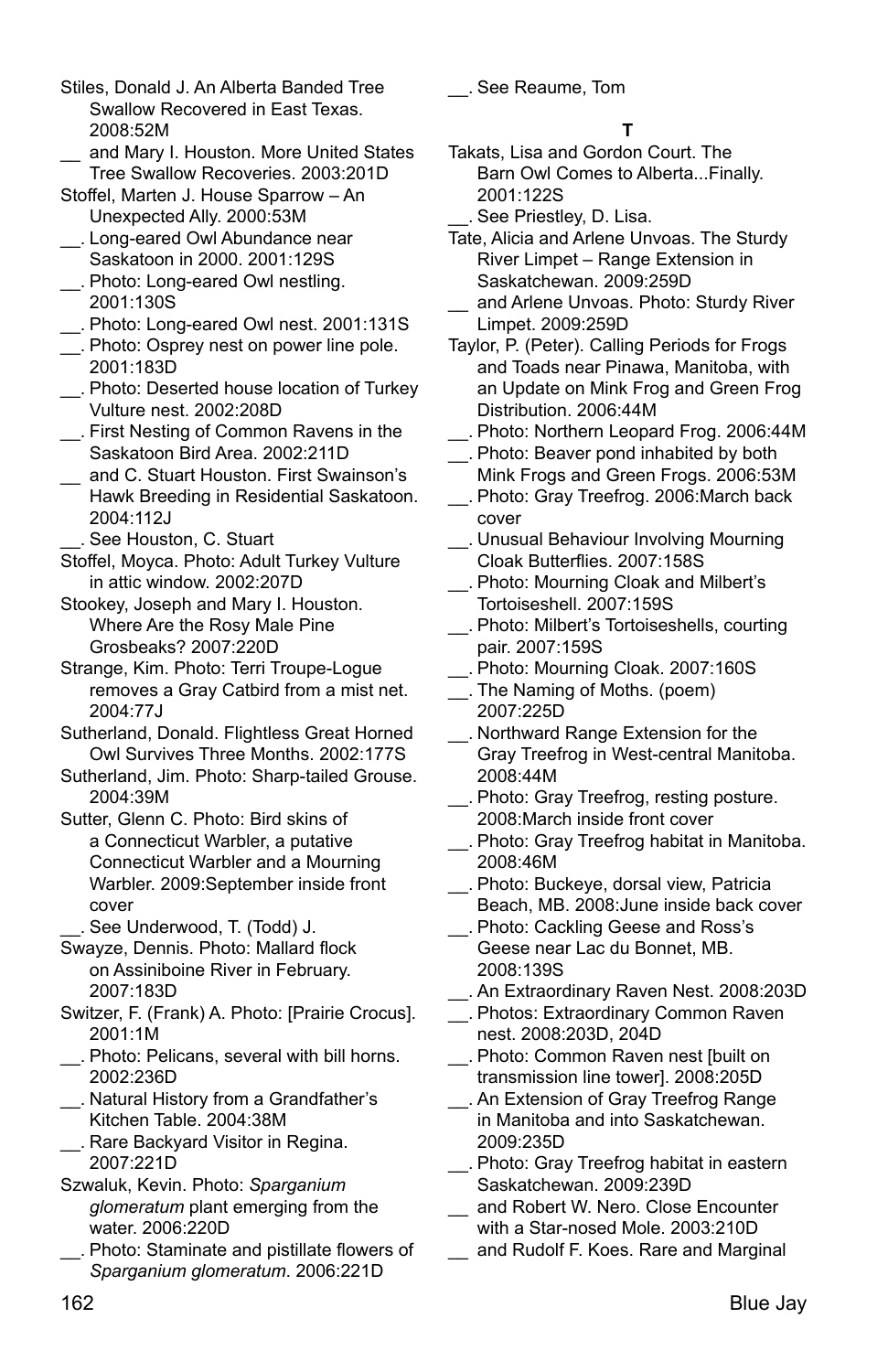Stiles, Donald J. An Alberta Banded Tree Swallow Recovered in East Texas. 2008:52M

__ and Mary I. Houston. More United States Tree Swallow Recoveries. 2003:201D

Stoffel, Marten J. House Sparrow – An Unexpected Ally. 2000:53M

__. Long-eared Owl Abundance near Saskatoon in 2000. 2001:129S

__. Photo: Long-eared Owl nestling. 2001:130S

__. Photo: Long-eared Owl nest. 2001:131S

__. Photo: Osprey nest on power line pole. 2001:183D

__. Photo: Deserted house location of Turkey Vulture nest. 2002:208D

__. First Nesting of Common Ravens in the Saskatoon Bird Area. 2002:211D

__ and C. Stuart Houston. First Swainson's Hawk Breeding in Residential Saskatoon. 2004:112J

__. See Houston, C. Stuart

Stoffel, Moyca. Photo: Adult Turkey Vulture in attic window. 2002:207D

Stookey, Joseph and Mary I. Houston. Where Are the Rosy Male Pine Grosbeaks? 2007:220D

Strange, Kim. Photo: Terri Troupe-Logue removes a Gray Catbird from a mist net. 2004:77J

Sutherland, Donald. Flightless Great Horned Owl Survives Three Months. 2002:177S

Sutherland, Jim. Photo: Sharp-tailed Grouse. 2004:39M

Sutter, Glenn C. Photo: Bird skins of a Connecticut Warbler, a putative Connecticut Warbler and a Mourning Warbler. 2009:September inside front cover

__. See Underwood, T. (Todd) J.

Swayze, Dennis. Photo: Mallard flock on Assiniboine River in February. 2007:183D

Switzer, F. (Frank) A. Photo: [Prairie Crocus]. 2001:1M

__. Photo: Pelicans, several with bill horns. 2002:236D

__. Natural History from a Grandfather's Kitchen Table. 2004:38M

__. Rare Backyard Visitor in Regina. 2007:221D

Szwaluk, Kevin. Photo: *Sparganium glomeratum* plant emerging from the water. 2006:220D

__. Photo: Staminate and pistillate flowers of *Sparganium glomeratum*. 2006:221D

__. See Reaume, Tom

**T**

Takats, Lisa and Gordon Court. The Barn Owl Comes to Alberta...Finally. 2001:122S

__. See Priestley, D. Lisa.

Tate, Alicia and Arlene Unvoas. The Sturdy River Limpet – Range Extension in Saskatchewan. 2009:259D

__ and Arlene Unvoas. Photo: Sturdy River Limpet. 2009:259D

Taylor, P. (Peter). Calling Periods for Frogs and Toads near Pinawa, Manitoba, with an Update on Mink Frog and Green Frog Distribution. 2006:44M

__. Photo: Northern Leopard Frog. 2006:44M

__. Photo: Beaver pond inhabited by both Mink Frogs and Green Frogs. 2006:53M

__. Photo: Gray Treefrog. 2006:March back cover

__. Unusual Behaviour Involving Mourning Cloak Butterflies. 2007:158S

__. Photo: Mourning Cloak and Milbert's Tortoiseshell. 2007:159S

__. Photo: Milbert's Tortoiseshells, courting pair. 2007:159S

__. Photo: Mourning Cloak. 2007:160S

__. The Naming of Moths. (poem) 2007:225D

__. Northward Range Extension for the Gray Treefrog in West-central Manitoba. 2008:44M

__. Photo: Gray Treefrog, resting posture. 2008:March inside front cover

__. Photo: Gray Treefrog habitat in Manitoba. 2008:46M

__. Photo: Buckeye, dorsal view, Patricia Beach, MB. 2008:June inside back cover

__. Photo: Cackling Geese and Ross's Geese near Lac du Bonnet, MB. 2008:139S

__. An Extraordinary Raven Nest. 2008:203D

__. Photos: Extraordinary Common Raven nest. 2008:203D, 204D

__. Photo: Common Raven nest [built on transmission line tower]. 2008:205D

__. An Extension of Gray Treefrog Range in Manitoba and into Saskatchewan. 2009:235D

__. Photo: Gray Treefrog habitat in eastern Saskatchewan. 2009:239D

__ and Robert W. Nero. Close Encounter with a Star-nosed Mole. 2003:210D

__ and Rudolf F. Koes. Rare and Marginal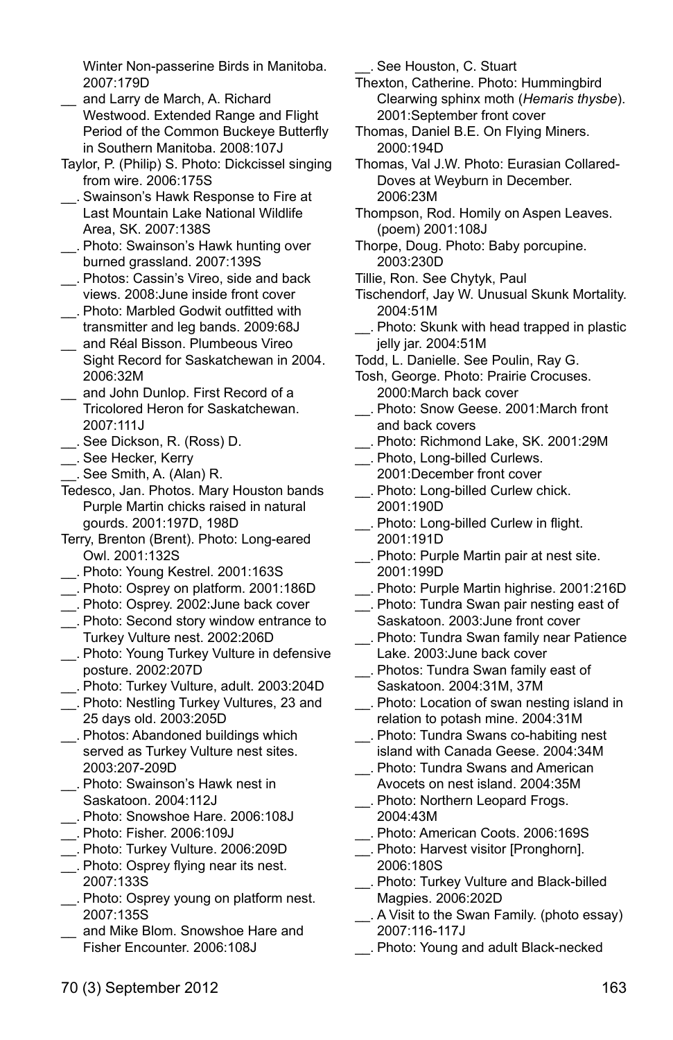Winter Non-passerine Birds in Manitoba. 2007:179D

__ and Larry de March, A. Richard Westwood. Extended Range and Flight Period of the Common Buckeye Butterfly in Southern Manitoba. 2008:107J

Taylor, P. (Philip) S. Photo: Dickcissel singing from wire. 2006:175S

__. Swainson's Hawk Response to Fire at Last Mountain Lake National Wildlife Area, SK. 2007:138S

__. Photo: Swainson's Hawk hunting over burned grassland. 2007:139S

__. Photos: Cassin's Vireo, side and back views. 2008:June inside front cover

__. Photo: Marbled Godwit outfitted with transmitter and leg bands. 2009:68J

__ and Réal Bisson. Plumbeous Vireo Sight Record for Saskatchewan in 2004. 2006:32M

__ and John Dunlop. First Record of a Tricolored Heron for Saskatchewan. 2007:111J

__. See Dickson, R. (Ross) D.

__. See Hecker, Kerry

__. See Smith, A. (Alan) R.

Tedesco, Jan. Photos. Mary Houston bands Purple Martin chicks raised in natural gourds. 2001:197D, 198D

Terry, Brenton (Brent). Photo: Long-eared Owl. 2001:132S

__. Photo: Young Kestrel. 2001:163S

__. Photo: Osprey on platform. 2001:186D

__. Photo: Osprey. 2002:June back cover

__. Photo: Second story window entrance to Turkey Vulture nest. 2002:206D

__. Photo: Young Turkey Vulture in defensive posture. 2002:207D

__. Photo: Turkey Vulture, adult. 2003:204D

__. Photo: Nestling Turkey Vultures, 23 and 25 days old. 2003:205D

__. Photos: Abandoned buildings which served as Turkey Vulture nest sites. 2003:207-209D

__. Photo: Swainson's Hawk nest in Saskatoon. 2004:112J

__. Photo: Snowshoe Hare. 2006:108J

__. Photo: Fisher. 2006:109J

__. Photo: Turkey Vulture. 2006:209D

__. Photo: Osprey flying near its nest. 2007:133S

__. Photo: Osprey young on platform nest. 2007:135S

__ and Mike Blom. Snowshoe Hare and Fisher Encounter. 2006:108J

__. See Houston, C. Stuart

Thexton, Catherine. Photo: Hummingbird Clearwing sphinx moth (*Hemaris thysbe*). 2001:September front cover

Thomas, Daniel B.E. On Flying Miners. 2000:194D

Thomas, Val J.W. Photo: Eurasian Collared-Doves at Weyburn in December. 2006:23M

Thompson, Rod. Homily on Aspen Leaves. (poem) 2001:108J

Thorpe, Doug. Photo: Baby porcupine. 2003:230D

Tillie, Ron. See Chytyk, Paul

Tischendorf, Jay W. Unusual Skunk Mortality. 2004:51M

__. Photo: Skunk with head trapped in plastic jelly jar. 2004:51M

Todd, L. Danielle. See Poulin, Ray G.

Tosh, George. Photo: Prairie Crocuses. 2000:March back cover

__. Photo: Snow Geese. 2001:March front and back covers

__. Photo: Richmond Lake, SK. 2001:29M

__. Photo, Long-billed Curlews. 2001:December front cover

__. Photo: Long-billed Curlew chick. 2001:190D

__. Photo: Long-billed Curlew in flight. 2001:191D

__. Photo: Purple Martin pair at nest site. 2001:199D

__. Photo: Purple Martin highrise. 2001:216D

__. Photo: Tundra Swan pair nesting east of Saskatoon. 2003:June front cover

__. Photo: Tundra Swan family near Patience Lake. 2003:June back cover

__. Photos: Tundra Swan family east of Saskatoon. 2004:31M, 37M

__. Photo: Location of swan nesting island in relation to potash mine. 2004:31M

__. Photo: Tundra Swans co-habiting nest island with Canada Geese. 2004:34M

__. Photo: Tundra Swans and American Avocets on nest island. 2004:35M

__. Photo: Northern Leopard Frogs. 2004:43M

__. Photo: American Coots. 2006:169S

__. Photo: Harvest visitor [Pronghorn]. 2006:180S

__. Photo: Turkey Vulture and Black-billed Magpies. 2006:202D

__. A Visit to the Swan Family. (photo essay) 2007:116-117J

__. Photo: Young and adult Black-necked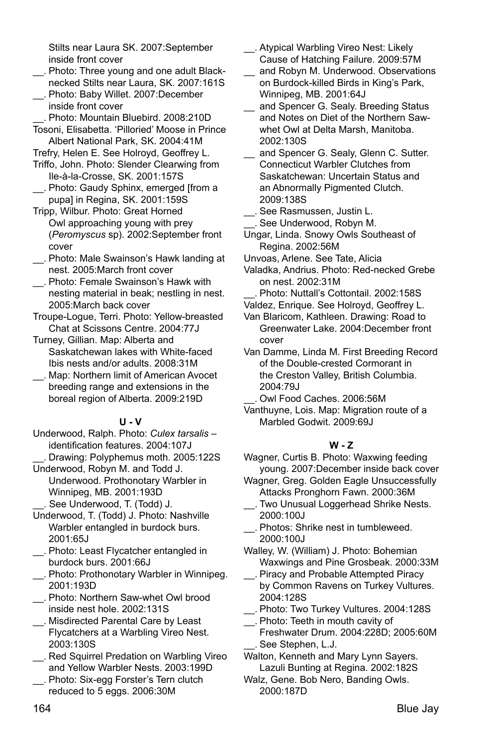Stilts near Laura SK. 2007:September inside front cover

__. Photo: Three young and one adult Black-necked Stilts near Laura, SK. 2007:161S

__. Photo: Baby Willet. 2007:December inside front cover

__. Photo: Mountain Bluebird. 2008:210D

Tosoni, Elisabetta. 'Pilloried' Moose in Prince Albert National Park, SK. 2004:41M

Trefry, Helen E. See Holroyd, Geoffrey L.

Triffo, John. Photo: Slender Clearwing from Ile-à-la-Crosse, SK. 2001:157S

__. Photo: Gaudy Sphinx, emerged [from a pupa] in Regina, SK. 2001:159S

Tripp, Wilbur. Photo: Great Horned Owl approaching young with prey (*Peromyscus* sp). 2002:September front cover

__. Photo: Male Swainson's Hawk landing at nest. 2005:March front cover

__. Photo: Female Swainson's Hawk with nesting material in beak; nestling in nest. 2005:March back cover

Troupe-Logue, Terri. Photo: Yellow-breasted Chat at Scissons Centre. 2004:77J

Turney, Gillian. Map: Alberta and Saskatchewan lakes with White-faced Ibis nests and/or adults. 2008:31M

__. Map: Northern limit of American Avocet breeding range and extensions in the boreal region of Alberta. 2009:219D

**U - V**

Underwood, Ralph. Photo: *Culex tarsalis* – identification features. 2004:107J

__. Drawing: Polyphemus moth. 2005:122S

Underwood, Robyn M. and Todd J. Underwood. Prothonotary Warbler in Winnipeg, MB. 2001:193D

__. See Underwood, T. (Todd) J.

Underwood, T. (Todd) J. Photo: Nashville Warbler entangled in burdock burs. 2001:65J

__. Photo: Least Flycatcher entangled in burdock burs. 2001:66J

__. Photo: Prothonotary Warbler in Winnipeg. 2001:193D

__. Photo: Northern Saw-whet Owl brood inside nest hole. 2002:131S

__. Misdirected Parental Care by Least Flycatchers at a Warbling Vireo Nest. 2003:130S

__. Red Squirrel Predation on Warbling Vireo and Yellow Warbler Nests. 2003:199D

__. Photo: Six-egg Forster's Tern clutch reduced to 5 eggs. 2006:30M

__. Atypical Warbling Vireo Nest: Likely Cause of Hatching Failure. 2009:57M

__ and Robyn M. Underwood. Observations on Burdock-killed Birds in King's Park, Winnipeg, MB. 2001:64J

__ and Spencer G. Sealy. Breeding Status and Notes on Diet of the Northern Saw-whet Owl at Delta Marsh, Manitoba. 2002:130S

__ and Spencer G. Sealy, Glenn C. Sutter. Connecticut Warbler Clutches from Saskatchewan: Uncertain Status and an Abnormally Pigmented Clutch. 2009:138S

__. See Rasmussen, Justin L.

__. See Underwood, Robyn M.

Ungar, Linda. Snowy Owls Southeast of Regina. 2002:56M

Unvoas, Arlene. See Tate, Alicia

Valadka, Andrius. Photo: Red-necked Grebe on nest. 2002:31M

__. Photo: Nuttall's Cottontail. 2002:158S

Valdez, Enrique. See Holroyd, Geoffrey L.

Van Blaricom, Kathleen. Drawing: Road to Greenwater Lake. 2004:December front cover

Van Damme, Linda M. First Breeding Record of the Double-crested Cormorant in the Creston Valley, British Columbia. 2004:79J

__. Owl Food Caches. 2006:56M

Vanthuyne, Lois. Map: Migration route of a Marbled Godwit. 2009:69J

**W - Z**

Wagner, Curtis B. Photo: Waxwing feeding young. 2007:December inside back cover

Wagner, Greg. Golden Eagle Unsuccessfully Attacks Pronghorn Fawn. 2000:36M

__. Two Unusual Loggerhead Shrike Nests. 2000:100J

__. Photos: Shrike nest in tumbleweed. 2000:100J

Walley, W. (William) J. Photo: Bohemian Waxwings and Pine Grosbeak. 2000:33M

__. Piracy and Probable Attempted Piracy by Common Ravens on Turkey Vultures. 2004:128S

__. Photo: Two Turkey Vultures. 2004:128S

__. Photo: Teeth in mouth cavity of Freshwater Drum. 2004:228D; 2005:60M

__. See Stephen, L.J.

Walton, Kenneth and Mary Lynn Sayers. Lazuli Bunting at Regina. 2002:182S

Walz, Gene. Bob Nero, Banding Owls. 2000:187D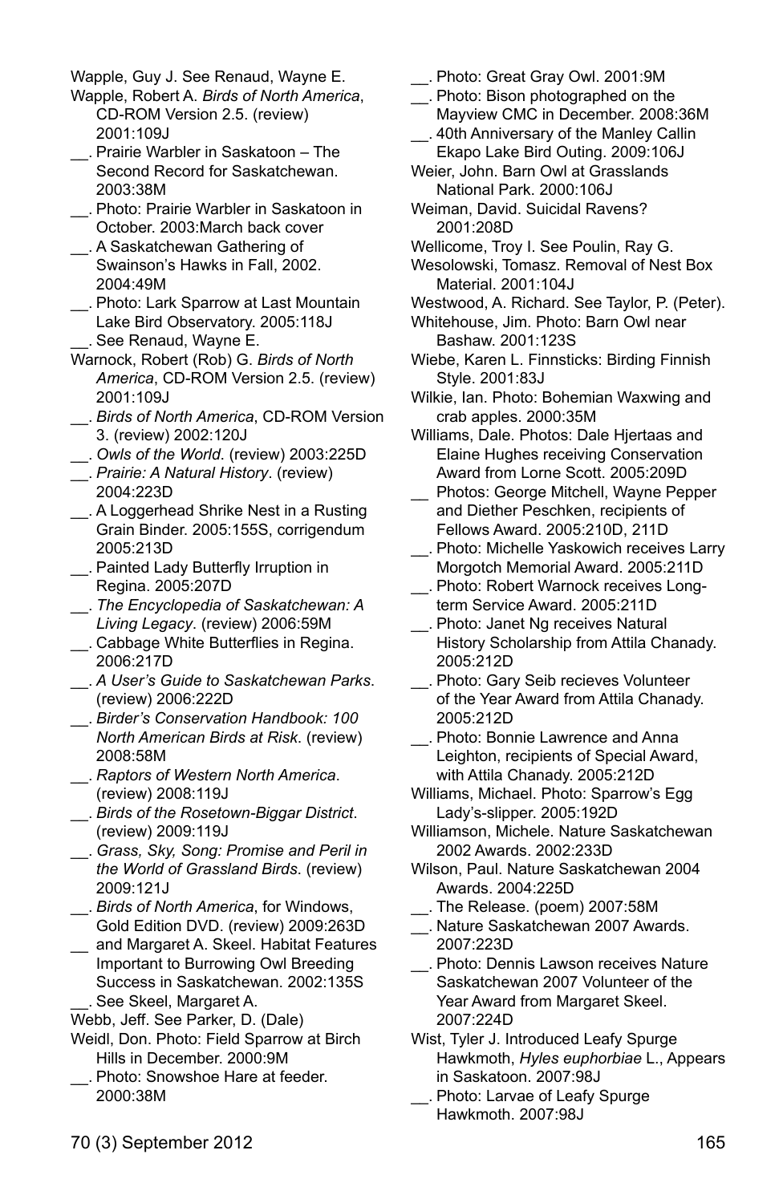Wapple, Guy J. See Renaud, Wayne E.

Wapple, Robert A. *Birds of North America*, CD-ROM Version 2.5. (review) 2001:109J

__. Prairie Warbler in Saskatoon – The Second Record for Saskatchewan. 2003:38M

__. Photo: Prairie Warbler in Saskatoon in October. 2003:March back cover

__. A Saskatchewan Gathering of Swainson's Hawks in Fall, 2002. 2004:49M

__. Photo: Lark Sparrow at Last Mountain Lake Bird Observatory. 2005:118J

__. See Renaud, Wayne E.

Warnock, Robert (Rob) G. *Birds of North America*, CD-ROM Version 2.5. (review) 2001:109J

__. *Birds of North America*, CD-ROM Version 3. (review) 2002:120J

__. *Owls of the World*. (review) 2003:225D

__. *Prairie: A Natural History*. (review) 2004:223D

__. A Loggerhead Shrike Nest in a Rusting Grain Binder. 2005:155S, corrigendum 2005:213D

__. Painted Lady Butterfly Irruption in Regina. 2005:207D

__. *The Encyclopedia of Saskatchewan: A Living Legacy*. (review) 2006:59M

__. Cabbage White Butterflies in Regina. 2006:217D

__. *A User's Guide to Saskatchewan Parks*. (review) 2006:222D

__. *Birder's Conservation Handbook: 100 North American Birds at Risk*. (review) 2008:58M

__. *Raptors of Western North America*. (review) 2008:119J

__. *Birds of the Rosetown-Biggar District*. (review) 2009:119J

__. *Grass, Sky, Song: Promise and Peril in the World of Grassland Birds*. (review) 2009:121J

__. *Birds of North America*, for Windows, Gold Edition DVD. (review) 2009:263D

__ and Margaret A. Skeel. Habitat Features Important to Burrowing Owl Breeding Success in Saskatchewan. 2002:135S

__. See Skeel, Margaret A.

Webb, Jeff. See Parker, D. (Dale)

Weidl, Don. Photo: Field Sparrow at Birch Hills in December. 2000:9M

__. Photo: Snowshoe Hare at feeder. 2000:38M

__. Photo: Great Gray Owl. 2001:9M

__. Photo: Bison photographed on the Mayview CMC in December. 2008:36M

__. 40th Anniversary of the Manley Callin Ekapo Lake Bird Outing. 2009:106J

Weier, John. Barn Owl at Grasslands National Park. 2000:106J

Weiman, David. Suicidal Ravens? 2001:208D

Wellicome, Troy I. See Poulin, Ray G.

Wesolowski, Tomasz. Removal of Nest Box Material. 2001:104J

Westwood, A. Richard. See Taylor, P. (Peter).

Whitehouse, Jim. Photo: Barn Owl near Bashaw. 2001:123S

Wiebe, Karen L. Finnsticks: Birding Finnish Style. 2001:83J

Wilkie, Ian. Photo: Bohemian Waxwing and crab apples. 2000:35M

Williams, Dale. Photos: Dale Hjertaas and Elaine Hughes receiving Conservation Award from Lorne Scott. 2005:209D

__ Photos: George Mitchell, Wayne Pepper and Diether Peschken, recipients of Fellows Award. 2005:210D, 211D

__. Photo: Michelle Yaskowich receives Larry Morgotch Memorial Award. 2005:211D

__. Photo: Robert Warnock receives Long-term Service Award. 2005:211D

__. Photo: Janet Ng receives Natural History Scholarship from Attila Chanady. 2005:212D

__. Photo: Gary Seib recieves Volunteer of the Year Award from Attila Chanady. 2005:212D

__. Photo: Bonnie Lawrence and Anna Leighton, recipients of Special Award, with Attila Chanady. 2005:212D

Williams, Michael. Photo: Sparrow's Egg Lady's-slipper. 2005:192D

Williamson, Michele. Nature Saskatchewan 2002 Awards. 2002:233D

Wilson, Paul. Nature Saskatchewan 2004 Awards. 2004:225D

__. The Release. (poem) 2007:58M

__. Nature Saskatchewan 2007 Awards. 2007:223D

__. Photo: Dennis Lawson receives Nature Saskatchewan 2007 Volunteer of the Year Award from Margaret Skeel. 2007:224D

Wist, Tyler J. Introduced Leafy Spurge Hawkmoth, *Hyles euphorbiae* L., Appears in Saskatoon. 2007:98J

__. Photo: Larvae of Leafy Spurge Hawkmoth. 2007:98J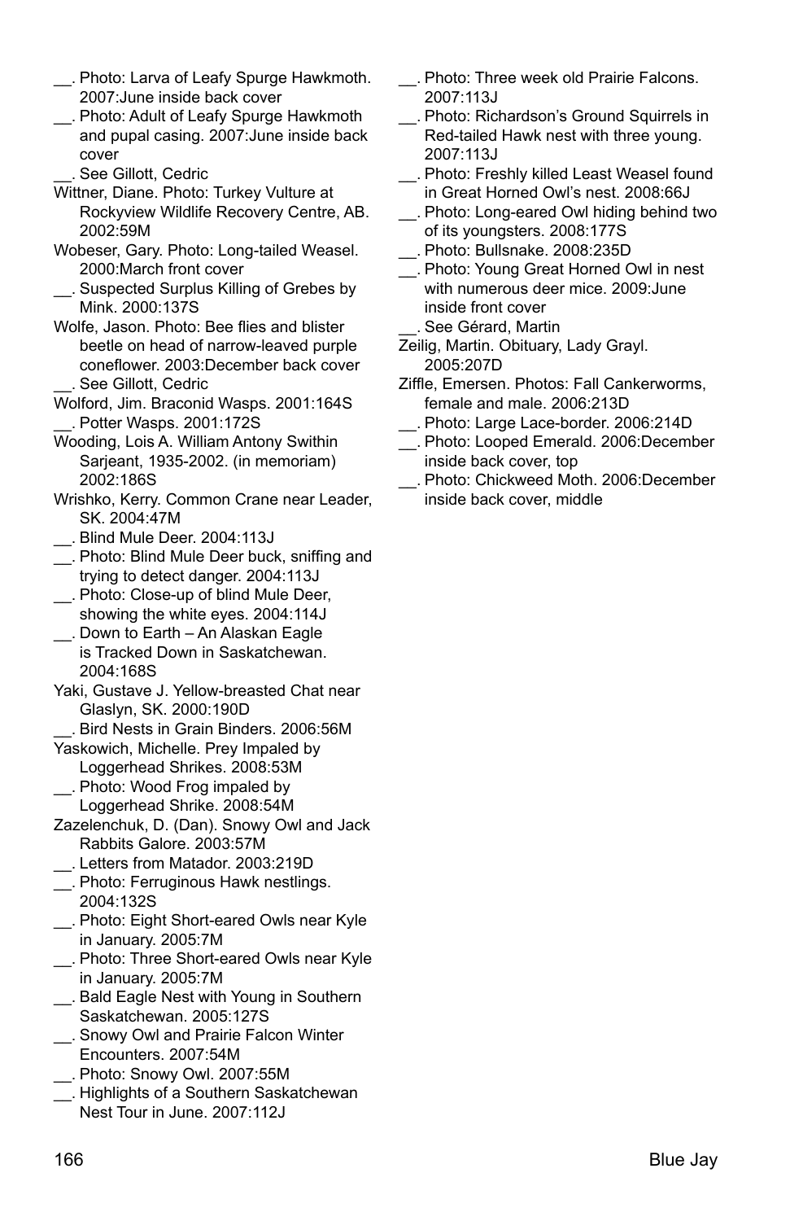__. Photo: Larva of Leafy Spurge Hawkmoth. 2007:June inside back cover

__. Photo: Adult of Leafy Spurge Hawkmoth and pupal casing. 2007:June inside back cover

__. See Gillott, Cedric

Wittner, Diane. Photo: Turkey Vulture at Rockyview Wildlife Recovery Centre, AB. 2002:59M

Wobeser, Gary. Photo: Long-tailed Weasel. 2000:March front cover

__. Suspected Surplus Killing of Grebes by Mink. 2000:137S

Wolfe, Jason. Photo: Bee flies and blister beetle on head of narrow-leaved purple coneflower. 2003:December back cover

__. See Gillott, Cedric

Wolford, Jim. Braconid Wasps. 2001:164S

__. Potter Wasps. 2001:172S

Wooding, Lois A. William Antony Swithin Sarjeant, 1935-2002. (in memoriam) 2002:186S

Wrishko, Kerry. Common Crane near Leader, SK. 2004:47M

__. Blind Mule Deer. 2004:113J

__. Photo: Blind Mule Deer buck, sniffing and trying to detect danger. 2004:113J

__. Photo: Close-up of blind Mule Deer, showing the white eyes. 2004:114J

__. Down to Earth – An Alaskan Eagle is Tracked Down in Saskatchewan. 2004:168S

Yaki, Gustave J. Yellow-breasted Chat near Glaslyn, SK. 2000:190D

__. Bird Nests in Grain Binders. 2006:56M

Yaskowich, Michelle. Prey Impaled by Loggerhead Shrikes. 2008:53M

__. Photo: Wood Frog impaled by Loggerhead Shrike. 2008:54M

Zazelenchuk, D. (Dan). Snowy Owl and Jack Rabbits Galore. 2003:57M

__. Letters from Matador. 2003:219D

__. Photo: Ferruginous Hawk nestlings. 2004:132S

__. Photo: Eight Short-eared Owls near Kyle in January. 2005:7M

__. Photo: Three Short-eared Owls near Kyle in January. 2005:7M

__. Bald Eagle Nest with Young in Southern Saskatchewan. 2005:127S

__. Snowy Owl and Prairie Falcon Winter Encounters. 2007:54M

__. Photo: Snowy Owl. 2007:55M

__. Highlights of a Southern Saskatchewan Nest Tour in June. 2007:112J

__. Photo: Three week old Prairie Falcons. 2007:113J

__. Photo: Richardson's Ground Squirrels in Red-tailed Hawk nest with three young. 2007:113J

__. Photo: Freshly killed Least Weasel found in Great Horned Owl's nest. 2008:66J

__. Photo: Long-eared Owl hiding behind two of its youngsters. 2008:177S

__. Photo: Bullsnake. 2008:235D

__. Photo: Young Great Horned Owl in nest with numerous deer mice. 2009:June inside front cover

__. See Gérard, Martin

Zeilig, Martin. Obituary, Lady Grayl. 2005:207D

Ziffle, Emersen. Photos: Fall Cankerworms, female and male. 2006:213D

__. Photo: Large Lace-border. 2006:214D

__. Photo: Looped Emerald. 2006:December inside back cover, top

__. Photo: Chickweed Moth. 2006:December inside back cover, middle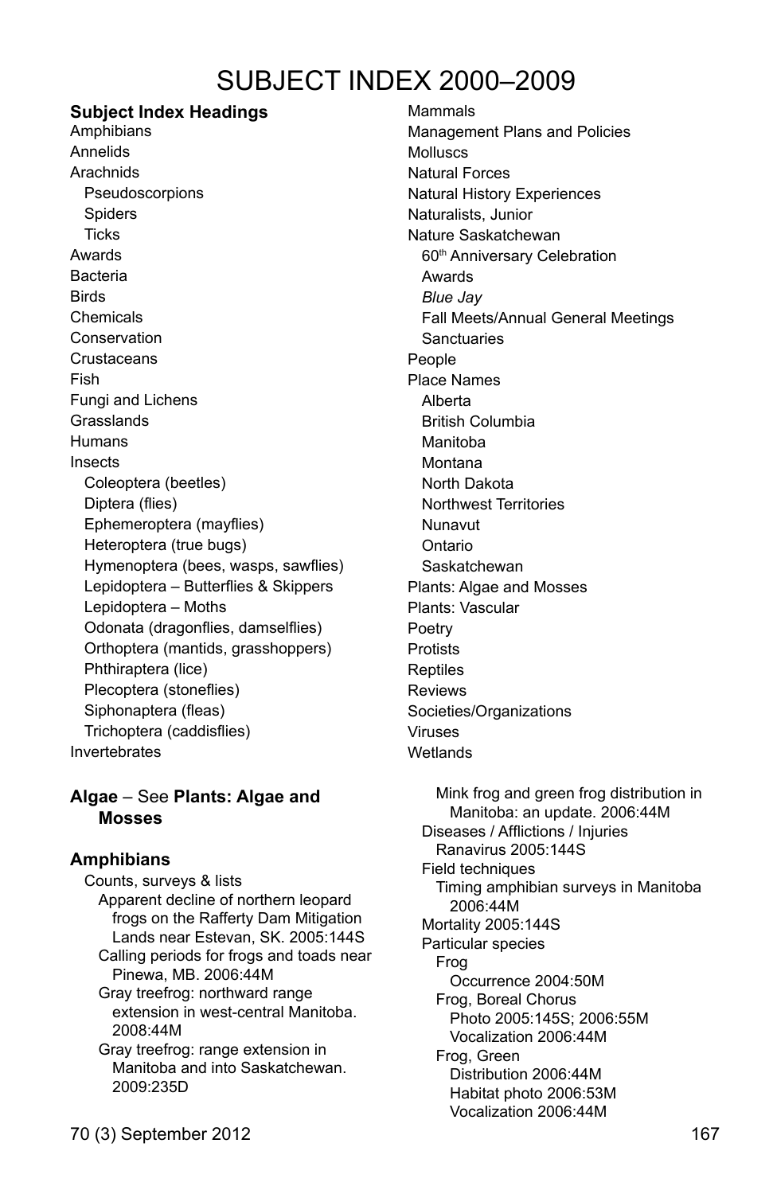# SUBJECT INDEX 2000–2009

**Subject Index Headings**

Amphibians
Annelids
Arachnids
- Pseudoscorpions
- Spiders
- Ticks

Awards
Bacteria
Birds
Chemicals
Conservation
Crustaceans
Fish
Fungi and Lichens
Grasslands
Humans
Insects
- Coleoptera (beetles)
- Diptera (flies)
- Ephemeroptera (mayflies)
- Heteroptera (true bugs)
- Hymenoptera (bees, wasps, sawflies)
- Lepidoptera – Butterflies & Skippers
- Lepidoptera – Moths
- Odonata (dragonflies, damselflies)
- Orthoptera (mantids, grasshoppers)
- Phthiraptera (lice)
- Plecoptera (stoneflies)
- Siphonaptera (fleas)
- Trichoptera (caddisflies)

Invertebrates
Mammals
Management Plans and Policies
Molluscs
Natural Forces
Natural History Experiences
Naturalists, Junior
Nature Saskatchewan
- 60th Anniversary Celebration
- Awards
- *Blue Jay*
- Fall Meets/Annual General Meetings
- Sanctuaries

People
Place Names
- Alberta
- British Columbia
- Manitoba
- Montana
- North Dakota
- Northwest Territories
- Nunavut
- Ontario
- Saskatchewan

Plants: Algae and Mosses
Plants: Vascular
Poetry
Protists
Reptiles
Reviews
Societies/Organizations
Viruses
Wetlands

**Algae** – See **Plants: Algae and Mosses**

**Amphibians**

- Counts, surveys & lists
  - Apparent decline of northern leopard frogs on the Rafferty Dam Mitigation Lands near Estevan, SK. 2005:144S
  - Calling periods for frogs and toads near Pinewa, MB. 2006:44M
  - Gray treefrog: northward range extension in west-central Manitoba. 2008:44M
  - Gray treefrog: range extension in Manitoba and into Saskatchewan. 2009:235D
  - Mink frog and green frog distribution in Manitoba: an update. 2006:44M
- Diseases / Afflictions / Injuries
  - Ranavirus 2005:144S
- Field techniques
  - Timing amphibian surveys in Manitoba 2006:44M
- Mortality 2005:144S
- Particular species
  - Frog
    - Occurrence 2004:50M
  - Frog, Boreal Chorus
    - Photo 2005:145S; 2006:55M
    - Vocalization 2006:44M
  - Frog, Green
    - Distribution 2006:44M
    - Habitat photo 2006:53M
    - Vocalization 2006:44M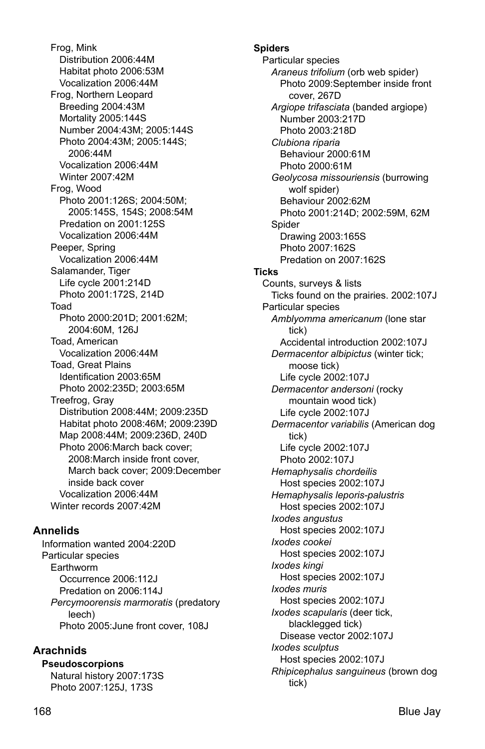Frog, Mink
- Distribution 2006:44M
- Habitat photo 2006:53M
- Vocalization 2006:44M

Frog, Northern Leopard
- Breeding 2004:43M
- Mortality 2005:144S
- Number 2004:43M; 2005:144S
- Photo 2004:43M; 2005:144S; 2006:44M
- Vocalization 2006:44M
- Winter 2007:42M

Frog, Wood
- Photo 2001:126S; 2004:50M; 2005:145S, 154S; 2008:54M
- Predation on 2001:125S
- Vocalization 2006:44M

Peeper, Spring
- Vocalization 2006:44M

Salamander, Tiger
- Life cycle 2001:214D
- Photo 2001:172S, 214D

Toad
- Photo 2000:201D; 2001:62M; 2004:60M, 126J

Toad, American
- Vocalization 2006:44M

Toad, Great Plains
- Identification 2003:65M
- Photo 2002:235D; 2003:65M

Treefrog, Gray
- Distribution 2008:44M; 2009:235D
- Habitat photo 2008:46M; 2009:239D
- Map 2008:44M; 2009:236D, 240D
- Photo 2006:March back cover; 2008:March inside front cover, March back cover; 2009:December inside back cover
- Vocalization 2006:44M

Winter records 2007:42M

## Annelids

Information wanted 2004:220D

Particular species

Earthworm
- Occurrence 2006:112J
- Predation on 2006:114J

*Percymoorensis marmoratis* (predatory leech)
- Photo 2005:June front cover, 108J

## Arachnids

**Pseudoscorpions**
- Natural history 2007:173S
- Photo 2007:125J, 173S

**Spiders**

Particular species

*Araneus trifolium* (orb web spider)
- Photo 2009:September inside front cover, 267D

*Argiope trifasciata* (banded argiope)
- Number 2003:217D
- Photo 2003:218D

*Clubiona riparia*
- Behaviour 2000:61M
- Photo 2000:61M

*Geolycosa missouriensis* (burrowing wolf spider)
- Behaviour 2002:62M
- Photo 2001:214D; 2002:59M, 62M

Spider
- Drawing 2003:165S
- Photo 2007:162S
- Predation on 2007:162S

**Ticks**

Counts, surveys & lists
- Ticks found on the prairies. 2002:107J

Particular species

*Amblyomma americanum* (lone star tick)
- Accidental introduction 2002:107J

*Dermacentor albipictus* (winter tick; moose tick)
- Life cycle 2002:107J

*Dermacentor andersoni* (rocky mountain wood tick)
- Life cycle 2002:107J

*Dermacentor variabilis* (American dog tick)
- Life cycle 2002:107J
- Photo 2002:107J

*Hemaphysalis chordeilis*
- Host species 2002:107J

*Hemaphysalis leporis-palustris*
- Host species 2002:107J

*Ixodes angustus*
- Host species 2002:107J

*Ixodes cookei*
- Host species 2002:107J

*Ixodes kingi*
- Host species 2002:107J

*Ixodes muris*
- Host species 2002:107J

*Ixodes scapularis* (deer tick, blacklegged tick)
- Disease vector 2002:107J

*Ixodes sculptus*
- Host species 2002:107J

*Rhipicephalus sanguineus* (brown dog tick)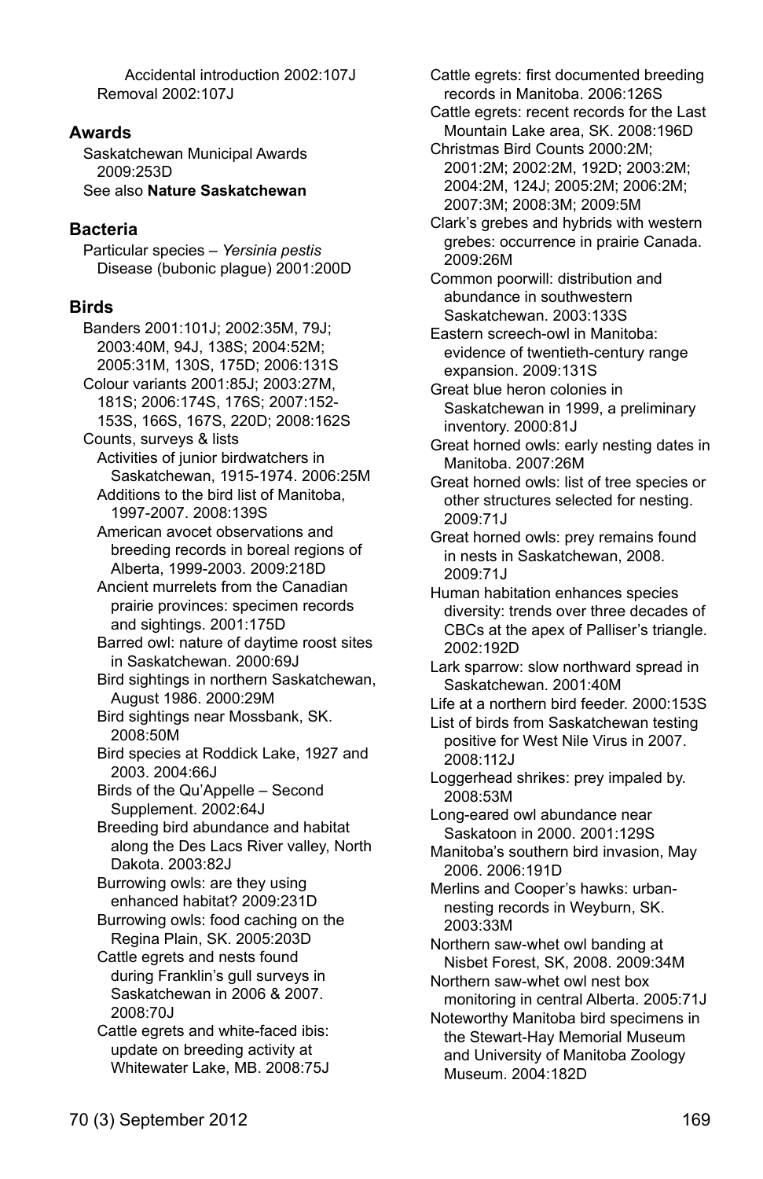Accidental introduction 2002:107J
Removal 2002:107J

## Awards

Saskatchewan Municipal Awards 2009:253D
See also **Nature Saskatchewan**

## Bacteria

Particular species – *Yersinia pestis*
Disease (bubonic plague) 2001:200D

## Birds

Banders 2001:101J; 2002:35M, 79J; 2003:40M, 94J, 138S; 2004:52M; 2005:31M, 130S, 175D; 2006:131S
Colour variants 2001:85J; 2003:27M, 181S; 2006:174S, 176S; 2007:152-153S, 166S, 167S, 220D; 2008:162S
Counts, surveys & lists
Activities of junior birdwatchers in Saskatchewan, 1915-1974. 2006:25M
Additions to the bird list of Manitoba, 1997-2007. 2008:139S
American avocet observations and breeding records in boreal regions of Alberta, 1999-2003. 2009:218D
Ancient murrelets from the Canadian prairie provinces: specimen records and sightings. 2001:175D
Barred owl: nature of daytime roost sites in Saskatchewan. 2000:69J
Bird sightings in northern Saskatchewan, August 1986. 2000:29M
Bird sightings near Mossbank, SK. 2008:50M
Bird species at Roddick Lake, 1927 and 2003. 2004:66J
Birds of the Qu'Appelle – Second Supplement. 2002:64J
Breeding bird abundance and habitat along the Des Lacs River valley, North Dakota. 2003:82J
Burrowing owls: are they using enhanced habitat? 2009:231D
Burrowing owls: food caching on the Regina Plain, SK. 2005:203D
Cattle egrets and nests found during Franklin's gull surveys in Saskatchewan in 2006 & 2007. 2008:70J
Cattle egrets and white-faced ibis: update on breeding activity at Whitewater Lake, MB. 2008:75J
Cattle egrets: first documented breeding records in Manitoba. 2006:126S
Cattle egrets: recent records for the Last Mountain Lake area, SK. 2008:196D
Christmas Bird Counts 2000:2M; 2001:2M; 2002:2M, 192D; 2003:2M; 2004:2M, 124J; 2005:2M; 2006:2M; 2007:3M; 2008:3M; 2009:5M
Clark's grebes and hybrids with western grebes: occurrence in prairie Canada. 2009:26M
Common poorwill: distribution and abundance in southwestern Saskatchewan. 2003:133S
Eastern screech-owl in Manitoba: evidence of twentieth-century range expansion. 2009:131S
Great blue heron colonies in Saskatchewan in 1999, a preliminary inventory. 2000:81J
Great horned owls: early nesting dates in Manitoba. 2007:26M
Great horned owls: list of tree species or other structures selected for nesting. 2009:71J
Great horned owls: prey remains found in nests in Saskatchewan, 2008. 2009:71J
Human habitation enhances species diversity: trends over three decades of CBCs at the apex of Palliser's triangle. 2002:192D
Lark sparrow: slow northward spread in Saskatchewan. 2001:40M
Life at a northern bird feeder. 2000:153S
List of birds from Saskatchewan testing positive for West Nile Virus in 2007. 2008:112J
Loggerhead shrikes: prey impaled by. 2008:53M
Long-eared owl abundance near Saskatoon in 2000. 2001:129S
Manitoba's southern bird invasion, May 2006. 2006:191D
Merlins and Cooper's hawks: urban-nesting records in Weyburn, SK. 2003:33M
Northern saw-whet owl banding at Nisbet Forest, SK, 2008. 2009:34M
Northern saw-whet owl nest box monitoring in central Alberta. 2005:71J
Noteworthy Manitoba bird specimens in the Stewart-Hay Memorial Museum and University of Manitoba Zoology Museum. 2004:182D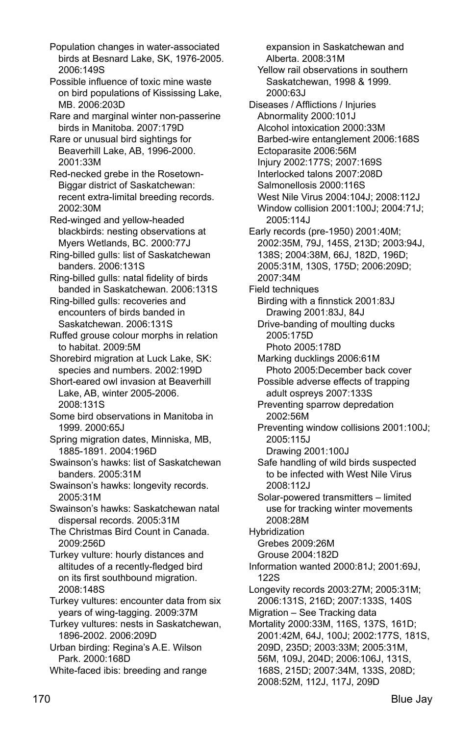Population changes in water-associated birds at Besnard Lake, SK, 1976-2005. 2006:149S

Possible influence of toxic mine waste on bird populations of Kississing Lake, MB. 2006:203D

Rare and marginal winter non-passerine birds in Manitoba. 2007:179D

Rare or unusual bird sightings for Beaverhill Lake, AB, 1996-2000. 2001:33M

Red-necked grebe in the Rosetown-Biggar district of Saskatchewan: recent extra-limital breeding records. 2002:30M

Red-winged and yellow-headed blackbirds: nesting observations at Myers Wetlands, BC. 2000:77J

Ring-billed gulls: list of Saskatchewan banders. 2006:131S

Ring-billed gulls: natal fidelity of birds banded in Saskatchewan. 2006:131S

Ring-billed gulls: recoveries and encounters of birds banded in Saskatchewan. 2006:131S

Ruffed grouse colour morphs in relation to habitat. 2009:5M

Shorebird migration at Luck Lake, SK: species and numbers. 2002:199D

Short-eared owl invasion at Beaverhill Lake, AB, winter 2005-2006. 2008:131S

Some bird observations in Manitoba in 1999. 2000:65J

Spring migration dates, Minniska, MB, 1885-1891. 2004:196D

Swainson's hawks: list of Saskatchewan banders. 2005:31M

Swainson's hawks: longevity records. 2005:31M

Swainson's hawks: Saskatchewan natal dispersal records. 2005:31M

The Christmas Bird Count in Canada. 2009:256D

Turkey vulture: hourly distances and altitudes of a recently-fledged bird on its first southbound migration. 2008:148S

Turkey vultures: encounter data from six years of wing-tagging. 2009:37M

Turkey vultures: nests in Saskatchewan, 1896-2002. 2006:209D

Urban birding: Regina's A.E. Wilson Park. 2000:168D

White-faced ibis: breeding and range expansion in Saskatchewan and Alberta. 2008:31M

Yellow rail observations in southern Saskatchewan, 1998 & 1999. 2000:63J

Diseases / Afflictions / Injuries
- Abnormality 2000:101J
- Alcohol intoxication 2000:33M
- Barbed-wire entanglement 2006:168S
- Ectoparasite 2006:56M
- Injury 2002:177S; 2007:169S
- Interlocked talons 2007:208D
- Salmonellosis 2000:116S
- West Nile Virus 2004:104J; 2008:112J
- Window collision 2001:100J; 2004:71J; 2005:114J

Early records (pre-1950) 2001:40M; 2002:35M, 79J, 145S, 213D; 2003:94J, 138S; 2004:38M, 66J, 182D, 196D; 2005:31M, 130S, 175D; 2006:209D; 2007:34M

Field techniques
- Birding with a finnstick 2001:83J
  - Drawing 2001:83J, 84J
- Drive-banding of moulting ducks 2005:175D
  - Photo 2005:178D
- Marking ducklings 2006:61M
  - Photo 2005:December back cover
- Possible adverse effects of trapping adult ospreys 2007:133S
- Preventing sparrow depredation 2002:56M
- Preventing window collisions 2001:100J; 2005:115J
  - Drawing 2001:100J
- Safe handling of wild birds suspected to be infected with West Nile Virus 2008:112J
- Solar-powered transmitters – limited use for tracking winter movements 2008:28M

Hybridization
- Grebes 2009:26M
- Grouse 2004:182D

Information wanted 2000:81J; 2001:69J, 122S

Longevity records 2003:27M; 2005:31M; 2006:131S, 216D; 2007:133S, 140S

Migration – See Tracking data

Mortality 2000:33M, 116S, 137S, 161D; 2001:42M, 64J, 100J; 2002:177S, 181S, 209D, 235D; 2003:33M; 2005:31M, 56M, 109J, 204D; 2006:106J, 131S, 168S, 215D; 2007:34M, 133S, 208D; 2008:52M, 112J, 117J, 209D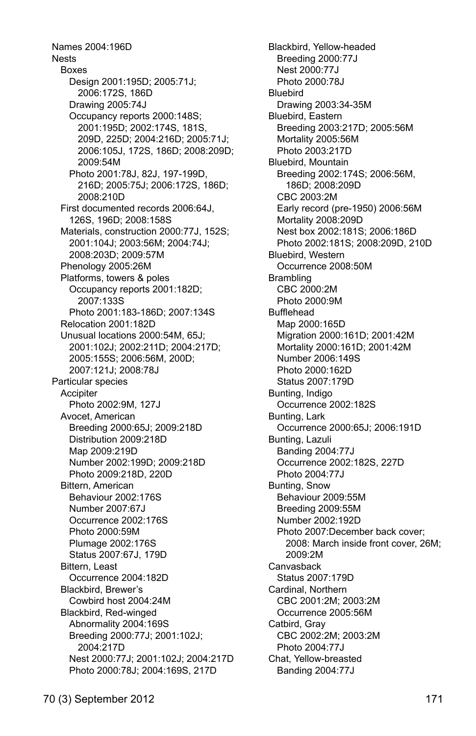Names 2004:196D
Nests
- Boxes
  - Design 2001:195D; 2005:71J; 2006:172S, 186D
  - Drawing 2005:74J
  - Occupancy reports 2000:148S; 2001:195D; 2002:174S, 181S, 209D, 225D; 2004:216D; 2005:71J; 2006:105J, 172S, 186D; 2008:209D; 2009:54M
  - Photo 2001:78J, 82J, 197-199D, 216D; 2005:75J; 2006:172S, 186D; 2008:210D
- First documented records 2006:64J, 126S, 196D; 2008:158S
- Materials, construction 2000:77J, 152S; 2001:104J; 2003:56M; 2004:74J; 2008:203D; 2009:57M
- Phenology 2005:26M
- Platforms, towers & poles
  - Occupancy reports 2001:182D; 2007:133S
  - Photo 2001:183-186D; 2007:134S
- Relocation 2001:182D
- Unusual locations 2000:54M, 65J; 2001:102J; 2002:211D; 2004:217D; 2005:155S; 2006:56M, 200D; 2007:121J; 2008:78J

Particular species
- Accipiter
  - Photo 2002:9M, 127J
- Avocet, American
  - Breeding 2000:65J; 2009:218D
  - Distribution 2009:218D
  - Map 2009:219D
  - Number 2002:199D; 2009:218D
  - Photo 2009:218D, 220D
- Bittern, American
  - Behaviour 2002:176S
  - Number 2007:67J
  - Occurrence 2002:176S
  - Photo 2000:59M
  - Plumage 2002:176S
  - Status 2007:67J, 179D
- Bittern, Least
  - Occurrence 2004:182D
- Blackbird, Brewer's
  - Cowbird host 2004:24M
- Blackbird, Red-winged
  - Abnormality 2004:169S
  - Breeding 2000:77J; 2001:102J; 2004:217D
  - Nest 2000:77J; 2001:102J; 2004:217D
  - Photo 2000:78J; 2004:169S, 217D
- Blackbird, Yellow-headed
  - Breeding 2000:77J
  - Nest 2000:77J
  - Photo 2000:78J
- Bluebird
  - Drawing 2003:34-35M
- Bluebird, Eastern
  - Breeding 2003:217D; 2005:56M
  - Mortality 2005:56M
  - Photo 2003:217D
- Bluebird, Mountain
  - Breeding 2002:174S; 2006:56M, 186D; 2008:209D
  - CBC 2003:2M
  - Early record (pre-1950) 2006:56M
  - Mortality 2008:209D
  - Nest box 2002:181S; 2006:186D
  - Photo 2002:181S; 2008:209D, 210D
- Bluebird, Western
  - Occurrence 2008:50M
- Brambling
  - CBC 2000:2M
  - Photo 2000:9M
- Bufflehead
  - Map 2000:165D
  - Migration 2000:161D; 2001:42M
  - Mortality 2000:161D; 2001:42M
  - Number 2006:149S
  - Photo 2000:162D
  - Status 2007:179D
- Bunting, Indigo
  - Occurrence 2002:182S
- Bunting, Lark
  - Occurrence 2000:65J; 2006:191D
- Bunting, Lazuli
  - Banding 2004:77J
  - Occurrence 2002:182S, 227D
  - Photo 2004:77J
- Bunting, Snow
  - Behaviour 2009:55M
  - Breeding 2009:55M
  - Number 2002:192D
  - Photo 2007:December back cover; 2008: March inside front cover, 26M; 2009:2M
- Canvasback
  - Status 2007:179D
- Cardinal, Northern
  - CBC 2001:2M; 2003:2M
  - Occurrence 2005:56M
- Catbird, Gray
  - CBC 2002:2M; 2003:2M
  - Photo 2004:77J
- Chat, Yellow-breasted
  - Banding 2004:77J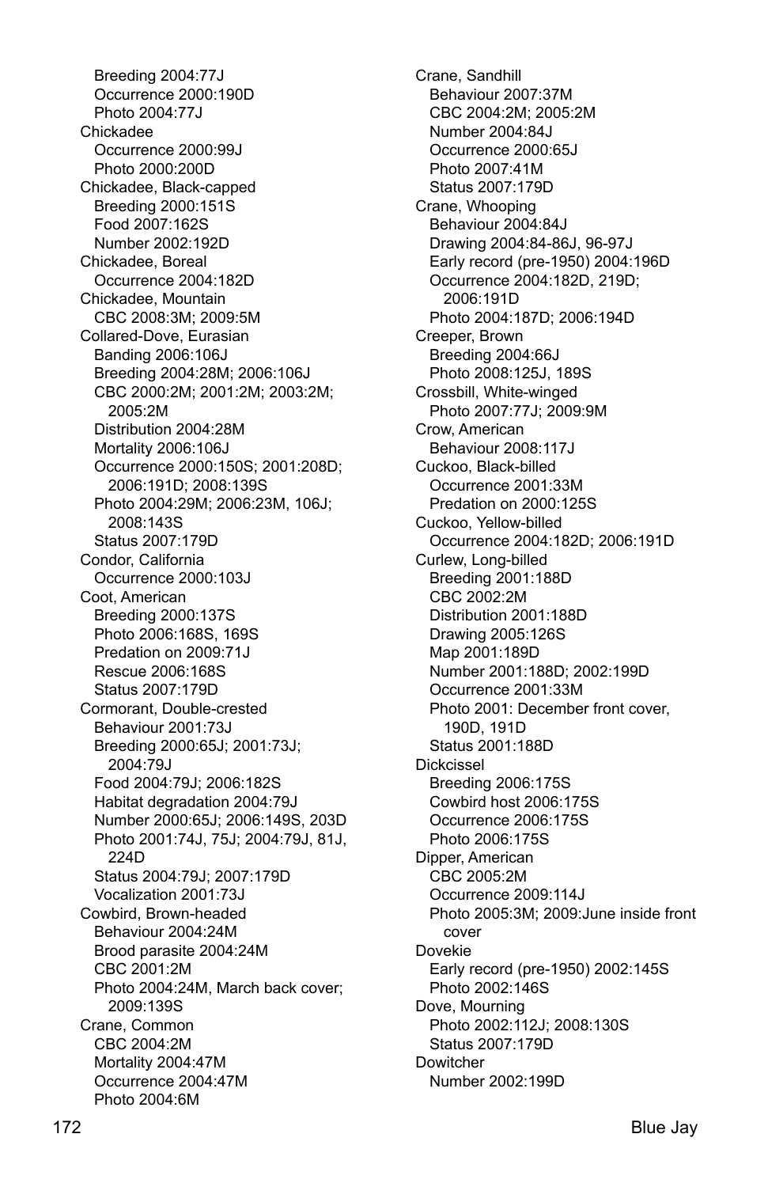Breeding 2004:77J
Occurrence 2000:190D
Photo 2004:77J

Chickadee
Occurrence 2000:99J
Photo 2000:200D

Chickadee, Black-capped
Breeding 2000:151S
Food 2007:162S
Number 2002:192D

Chickadee, Boreal
Occurrence 2004:182D

Chickadee, Mountain
CBC 2008:3M; 2009:5M

Collared-Dove, Eurasian
Banding 2006:106J
Breeding 2004:28M; 2006:106J
CBC 2000:2M; 2001:2M; 2003:2M; 2005:2M
Distribution 2004:28M
Mortality 2006:106J
Occurrence 2000:150S; 2001:208D; 2006:191D; 2008:139S
Photo 2004:29M; 2006:23M, 106J; 2008:143S
Status 2007:179D

Condor, California
Occurrence 2000:103J

Coot, American
Breeding 2000:137S
Photo 2006:168S, 169S
Predation on 2009:71J
Rescue 2006:168S
Status 2007:179D

Cormorant, Double-crested
Behaviour 2001:73J
Breeding 2000:65J; 2001:73J; 2004:79J
Food 2004:79J; 2006:182S
Habitat degradation 2004:79J
Number 2000:65J; 2006:149S, 203D
Photo 2001:74J, 75J; 2004:79J, 81J, 224D
Status 2004:79J; 2007:179D
Vocalization 2001:73J

Cowbird, Brown-headed
Behaviour 2004:24M
Brood parasite 2004:24M
CBC 2001:2M
Photo 2004:24M, March back cover; 2009:139S

Crane, Common
CBC 2004:2M
Mortality 2004:47M
Occurrence 2004:47M
Photo 2004:6M

Crane, Sandhill
Behaviour 2007:37M
CBC 2004:2M; 2005:2M
Number 2004:84J
Occurrence 2000:65J
Photo 2007:41M
Status 2007:179D

Crane, Whooping
Behaviour 2004:84J
Drawing 2004:84-86J, 96-97J
Early record (pre-1950) 2004:196D
Occurrence 2004:182D, 219D; 2006:191D
Photo 2004:187D; 2006:194D

Creeper, Brown
Breeding 2004:66J
Photo 2008:125J, 189S

Crossbill, White-winged
Photo 2007:77J; 2009:9M

Crow, American
Behaviour 2008:117J

Cuckoo, Black-billed
Occurrence 2001:33M
Predation on 2000:125S

Cuckoo, Yellow-billed
Occurrence 2004:182D; 2006:191D

Curlew, Long-billed
Breeding 2001:188D
CBC 2002:2M
Distribution 2001:188D
Drawing 2005:126S
Map 2001:189D
Number 2001:188D; 2002:199D
Occurrence 2001:33M
Photo 2001: December front cover, 190D, 191D
Status 2001:188D

Dickcissel
Breeding 2006:175S
Cowbird host 2006:175S
Occurrence 2006:175S
Photo 2006:175S

Dipper, American
CBC 2005:2M
Occurrence 2009:114J
Photo 2005:3M; 2009:June inside front cover

Dovekie
Early record (pre-1950) 2002:145S
Photo 2002:146S

Dove, Mourning
Photo 2002:112J; 2008:130S
Status 2007:179D

Dowitcher
Number 2002:199D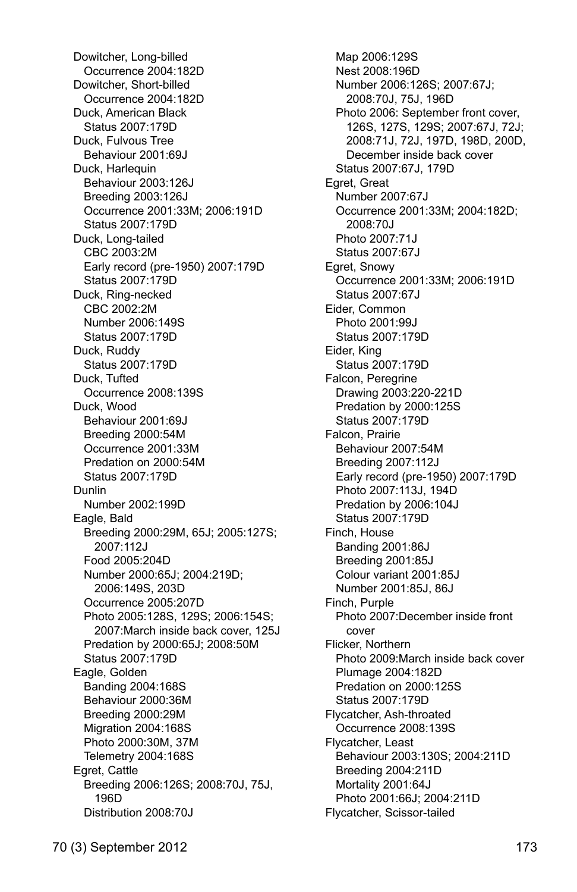Dowitcher, Long-billed
  Occurrence 2004:182D
Dowitcher, Short-billed
  Occurrence 2004:182D
Duck, American Black
  Status 2007:179D
Duck, Fulvous Tree
  Behaviour 2001:69J
Duck, Harlequin
  Behaviour 2003:126J
  Breeding 2003:126J
  Occurrence 2001:33M; 2006:191D
  Status 2007:179D
Duck, Long-tailed
  CBC 2003:2M
  Early record (pre-1950) 2007:179D
  Status 2007:179D
Duck, Ring-necked
  CBC 2002:2M
  Number 2006:149S
  Status 2007:179D
Duck, Ruddy
  Status 2007:179D
Duck, Tufted
  Occurrence 2008:139S
Duck, Wood
  Behaviour 2001:69J
  Breeding 2000:54M
  Occurrence 2001:33M
  Predation on 2000:54M
  Status 2007:179D
Dunlin
  Number 2002:199D
Eagle, Bald
  Breeding 2000:29M, 65J; 2005:127S; 2007:112J
  Food 2005:204D
  Number 2000:65J; 2004:219D; 2006:149S, 203D
  Occurrence 2005:207D
  Photo 2005:128S, 129S; 2006:154S; 2007:March inside back cover, 125J
  Predation by 2000:65J; 2008:50M
  Status 2007:179D
Eagle, Golden
  Banding 2004:168S
  Behaviour 2000:36M
  Breeding 2000:29M
  Migration 2004:168S
  Photo 2000:30M, 37M
  Telemetry 2004:168S
Egret, Cattle
  Breeding 2006:126S; 2008:70J, 75J, 196D
  Distribution 2008:70J
  Map 2006:129S
  Nest 2008:196D
  Number 2006:126S; 2007:67J; 2008:70J, 75J, 196D
  Photo 2006: September front cover, 126S, 127S, 129S; 2007:67J, 72J; 2008:71J, 72J, 197D, 198D, 200D, December inside back cover
  Status 2007:67J, 179D
Egret, Great
  Number 2007:67J
  Occurrence 2001:33M; 2004:182D; 2008:70J
  Photo 2007:71J
  Status 2007:67J
Egret, Snowy
  Occurrence 2001:33M; 2006:191D
  Status 2007:67J
Eider, Common
  Photo 2001:99J
  Status 2007:179D
Eider, King
  Status 2007:179D
Falcon, Peregrine
  Drawing 2003:220-221D
  Predation by 2000:125S
  Status 2007:179D
Falcon, Prairie
  Behaviour 2007:54M
  Breeding 2007:112J
  Early record (pre-1950) 2007:179D
  Photo 2007:113J, 194D
  Predation by 2006:104J
  Status 2007:179D
Finch, House
  Banding 2001:86J
  Breeding 2001:85J
  Colour variant 2001:85J
  Number 2001:85J, 86J
Finch, Purple
  Photo 2007:December inside front cover
Flicker, Northern
  Photo 2009:March inside back cover
  Plumage 2004:182D
  Predation on 2000:125S
  Status 2007:179D
Flycatcher, Ash-throated
  Occurrence 2008:139S
Flycatcher, Least
  Behaviour 2003:130S; 2004:211D
  Breeding 2004:211D
  Mortality 2001:64J
  Photo 2001:66J; 2004:211D
Flycatcher, Scissor-tailed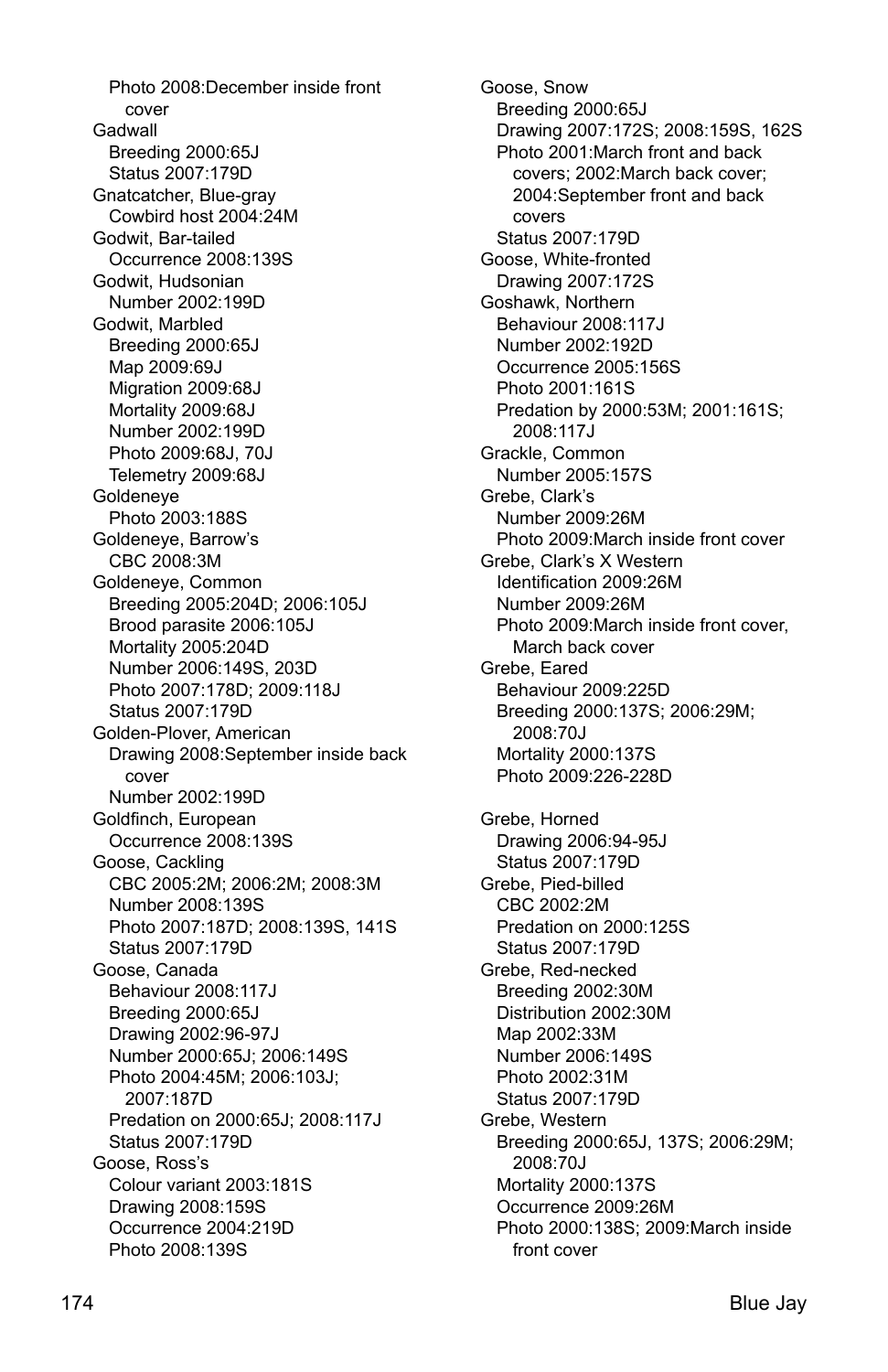Photo 2008:December inside front cover

Gadwall
- Breeding 2000:65J
- Status 2007:179D

Gnatcatcher, Blue-gray
- Cowbird host 2004:24M

Godwit, Bar-tailed
- Occurrence 2008:139S

Godwit, Hudsonian
- Number 2002:199D

Godwit, Marbled
- Breeding 2000:65J
- Map 2009:69J
- Migration 2009:68J
- Mortality 2009:68J
- Number 2002:199D
- Photo 2009:68J, 70J
- Telemetry 2009:68J

Goldeneye
- Photo 2003:188S

Goldeneye, Barrow's
- CBC 2008:3M

Goldeneye, Common
- Breeding 2005:204D; 2006:105J
- Brood parasite 2006:105J
- Mortality 2005:204D
- Number 2006:149S, 203D
- Photo 2007:178D; 2009:118J
- Status 2007:179D

Golden-Plover, American
- Drawing 2008:September inside back cover
- Number 2002:199D

Goldfinch, European
- Occurrence 2008:139S

Goose, Cackling
- CBC 2005:2M; 2006:2M; 2008:3M
- Number 2008:139S
- Photo 2007:187D; 2008:139S, 141S
- Status 2007:179D

Goose, Canada
- Behaviour 2008:117J
- Breeding 2000:65J
- Drawing 2002:96-97J
- Number 2000:65J; 2006:149S
- Photo 2004:45M; 2006:103J; 2007:187D
- Predation on 2000:65J; 2008:117J
- Status 2007:179D

Goose, Ross's
- Colour variant 2003:181S
- Drawing 2008:159S
- Occurrence 2004:219D
- Photo 2008:139S

Goose, Snow
- Breeding 2000:65J
- Drawing 2007:172S; 2008:159S, 162S
- Photo 2001:March front and back covers; 2002:March back cover; 2004:September front and back covers
- Status 2007:179D

Goose, White-fronted
- Drawing 2007:172S

Goshawk, Northern
- Behaviour 2008:117J
- Number 2002:192D
- Occurrence 2005:156S
- Photo 2001:161S
- Predation by 2000:53M; 2001:161S; 2008:117J

Grackle, Common
- Number 2005:157S

Grebe, Clark's
- Number 2009:26M
- Photo 2009:March inside front cover

Grebe, Clark's X Western
- Identification 2009:26M
- Number 2009:26M
- Photo 2009:March inside front cover, March back cover

Grebe, Eared
- Behaviour 2009:225D
- Breeding 2000:137S; 2006:29M; 2008:70J
- Mortality 2000:137S
- Photo 2009:226-228D

Grebe, Horned
- Drawing 2006:94-95J
- Status 2007:179D

Grebe, Pied-billed
- CBC 2002:2M
- Predation on 2000:125S
- Status 2007:179D

Grebe, Red-necked
- Breeding 2002:30M
- Distribution 2002:30M
- Map 2002:33M
- Number 2006:149S
- Photo 2002:31M
- Status 2007:179D

Grebe, Western
- Breeding 2000:65J, 137S; 2006:29M; 2008:70J
- Mortality 2000:137S
- Occurrence 2009:26M
- Photo 2000:138S; 2009:March inside front cover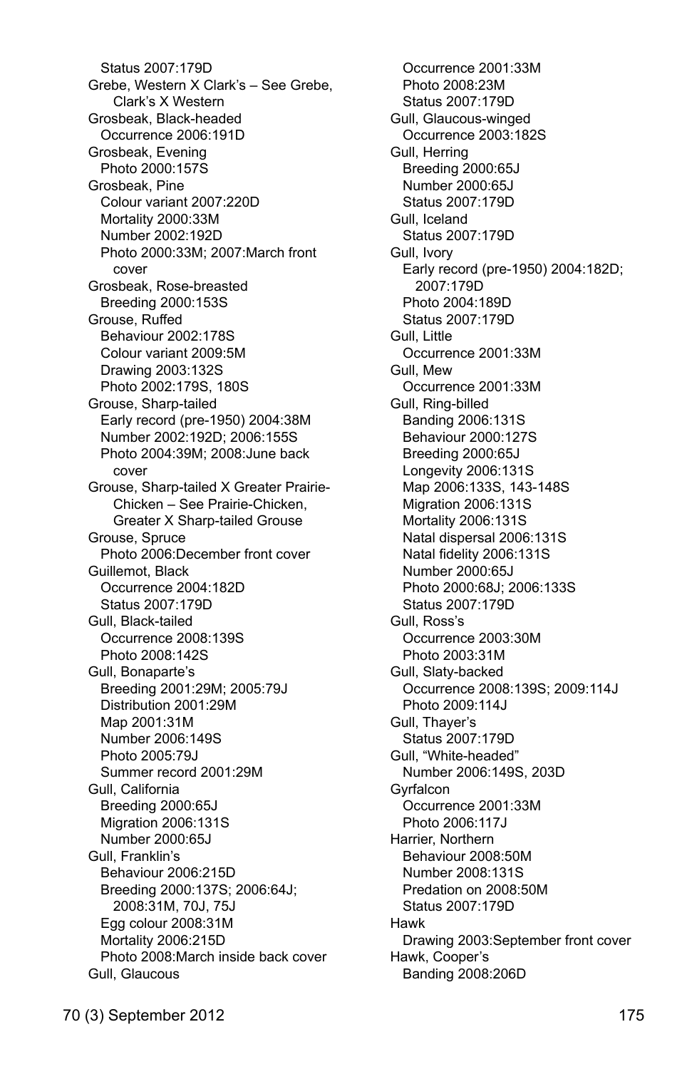Status 2007:179D

Grebe, Western X Clark's – See Grebe, Clark's X Western

Grosbeak, Black-headed
- Occurrence 2006:191D

Grosbeak, Evening
- Photo 2000:157S

Grosbeak, Pine
- Colour variant 2007:220D
- Mortality 2000:33M
- Number 2002:192D
- Photo 2000:33M; 2007:March front cover

Grosbeak, Rose-breasted
- Breeding 2000:153S

Grouse, Ruffed
- Behaviour 2002:178S
- Colour variant 2009:5M
- Drawing 2003:132S
- Photo 2002:179S, 180S

Grouse, Sharp-tailed
- Early record (pre-1950) 2004:38M
- Number 2002:192D; 2006:155S
- Photo 2004:39M; 2008:June back cover

Grouse, Sharp-tailed X Greater Prairie-Chicken – See Prairie-Chicken, Greater X Sharp-tailed Grouse

Grouse, Spruce
- Photo 2006:December front cover

Guillemot, Black
- Occurrence 2004:182D
- Status 2007:179D

Gull, Black-tailed
- Occurrence 2008:139S
- Photo 2008:142S

Gull, Bonaparte's
- Breeding 2001:29M; 2005:79J
- Distribution 2001:29M
- Map 2001:31M
- Number 2006:149S
- Photo 2005:79J
- Summer record 2001:29M

Gull, California
- Breeding 2000:65J
- Migration 2006:131S
- Number 2000:65J

Gull, Franklin's
- Behaviour 2006:215D
- Breeding 2000:137S; 2006:64J; 2008:31M, 70J, 75J
- Egg colour 2008:31M
- Mortality 2006:215D
- Photo 2008:March inside back cover

Gull, Glaucous
- Occurrence 2001:33M
- Photo 2008:23M
- Status 2007:179D

Gull, Glaucous-winged
- Occurrence 2003:182S

Gull, Herring
- Breeding 2000:65J
- Number 2000:65J
- Status 2007:179D

Gull, Iceland
- Status 2007:179D

Gull, Ivory
- Early record (pre-1950) 2004:182D; 2007:179D
- Photo 2004:189D
- Status 2007:179D

Gull, Little
- Occurrence 2001:33M

Gull, Mew
- Occurrence 2001:33M

Gull, Ring-billed
- Banding 2006:131S
- Behaviour 2000:127S
- Breeding 2000:65J
- Longevity 2006:131S
- Map 2006:133S, 143-148S
- Migration 2006:131S
- Mortality 2006:131S
- Natal dispersal 2006:131S
- Natal fidelity 2006:131S
- Number 2000:65J
- Photo 2000:68J; 2006:133S
- Status 2007:179D

Gull, Ross's
- Occurrence 2003:30M
- Photo 2003:31M

Gull, Slaty-backed
- Occurrence 2008:139S; 2009:114J
- Photo 2009:114J

Gull, Thayer's
- Status 2007:179D

Gull, "White-headed"
- Number 2006:149S, 203D

Gyrfalcon
- Occurrence 2001:33M
- Photo 2006:117J

Harrier, Northern
- Behaviour 2008:50M
- Number 2008:131S
- Predation on 2008:50M
- Status 2007:179D

Hawk
- Drawing 2003:September front cover

Hawk, Cooper's
- Banding 2008:206D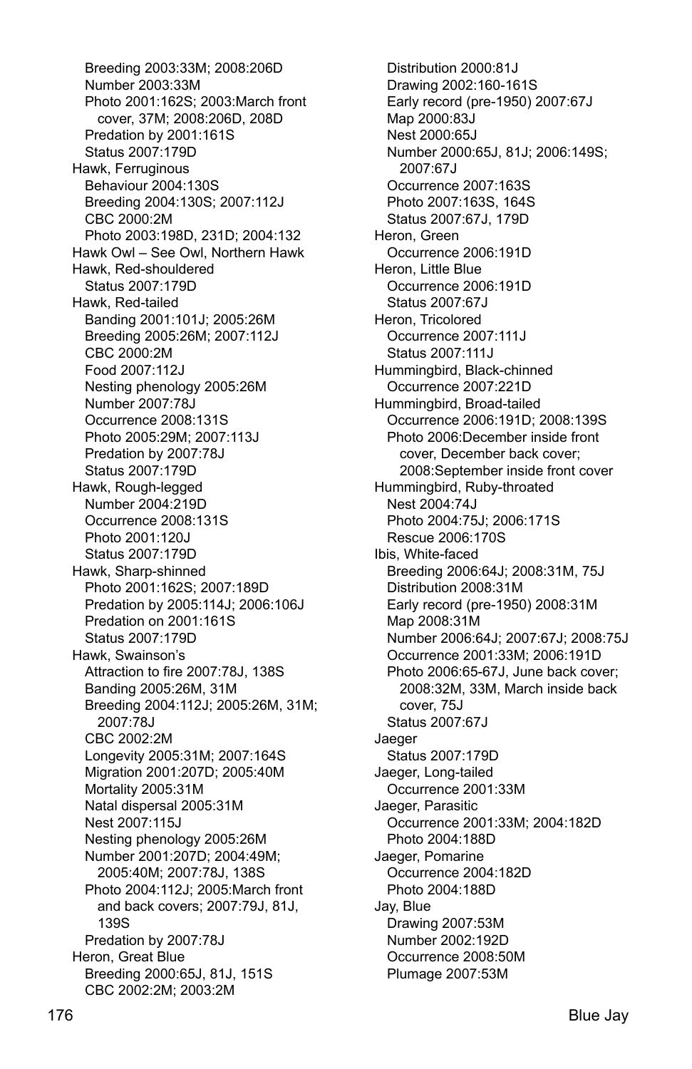Breeding 2003:33M; 2008:206D
Number 2003:33M
Photo 2001:162S; 2003:March front cover, 37M; 2008:206D, 208D
Predation by 2001:161S
Status 2007:179D

Hawk, Ferruginous
Behaviour 2004:130S
Breeding 2004:130S; 2007:112J
CBC 2000:2M
Photo 2003:198D, 231D; 2004:132

Hawk Owl – See Owl, Northern Hawk

Hawk, Red-shouldered
Status 2007:179D

Hawk, Red-tailed
Banding 2001:101J; 2005:26M
Breeding 2005:26M; 2007:112J
CBC 2000:2M
Food 2007:112J
Nesting phenology 2005:26M
Number 2007:78J
Occurrence 2008:131S
Photo 2005:29M; 2007:113J
Predation by 2007:78J
Status 2007:179D

Hawk, Rough-legged
Number 2004:219D
Occurrence 2008:131S
Photo 2001:120J
Status 2007:179D

Hawk, Sharp-shinned
Photo 2001:162S; 2007:189D
Predation by 2005:114J; 2006:106J
Predation on 2001:161S
Status 2007:179D

Hawk, Swainson's
Attraction to fire 2007:78J, 138S
Banding 2005:26M, 31M
Breeding 2004:112J; 2005:26M, 31M; 2007:78J
CBC 2002:2M
Longevity 2005:31M; 2007:164S
Migration 2001:207D; 2005:40M
Mortality 2005:31M
Natal dispersal 2005:31M
Nest 2007:115J
Nesting phenology 2005:26M
Number 2001:207D; 2004:49M; 2005:40M; 2007:78J, 138S
Photo 2004:112J; 2005:March front and back covers; 2007:79J, 81J, 139S
Predation by 2007:78J

Heron, Great Blue
Breeding 2000:65J, 81J, 151S
CBC 2002:2M; 2003:2M
Distribution 2000:81J
Drawing 2002:160-161S
Early record (pre-1950) 2007:67J
Map 2000:83J
Nest 2000:65J
Number 2000:65J, 81J; 2006:149S; 2007:67J
Occurrence 2007:163S
Photo 2007:163S, 164S
Status 2007:67J, 179D

Heron, Green
Occurrence 2006:191D

Heron, Little Blue
Occurrence 2006:191D
Status 2007:67J

Heron, Tricolored
Occurrence 2007:111J
Status 2007:111J

Hummingbird, Black-chinned
Occurrence 2007:221D

Hummingbird, Broad-tailed
Occurrence 2006:191D; 2008:139S
Photo 2006:December inside front cover, December back cover; 2008:September inside front cover

Hummingbird, Ruby-throated
Nest 2004:74J
Photo 2004:75J; 2006:171S
Rescue 2006:170S

Ibis, White-faced
Breeding 2006:64J; 2008:31M, 75J
Distribution 2008:31M
Early record (pre-1950) 2008:31M
Map 2008:31M
Number 2006:64J; 2007:67J; 2008:75J
Occurrence 2001:33M; 2006:191D
Photo 2006:65-67J, June back cover; 2008:32M, 33M, March inside back cover, 75J
Status 2007:67J

Jaeger
Status 2007:179D

Jaeger, Long-tailed
Occurrence 2001:33M

Jaeger, Parasitic
Occurrence 2001:33M; 2004:182D
Photo 2004:188D

Jaeger, Pomarine
Occurrence 2004:182D
Photo 2004:188D

Jay, Blue
Drawing 2007:53M
Number 2002:192D
Occurrence 2008:50M
Plumage 2007:53M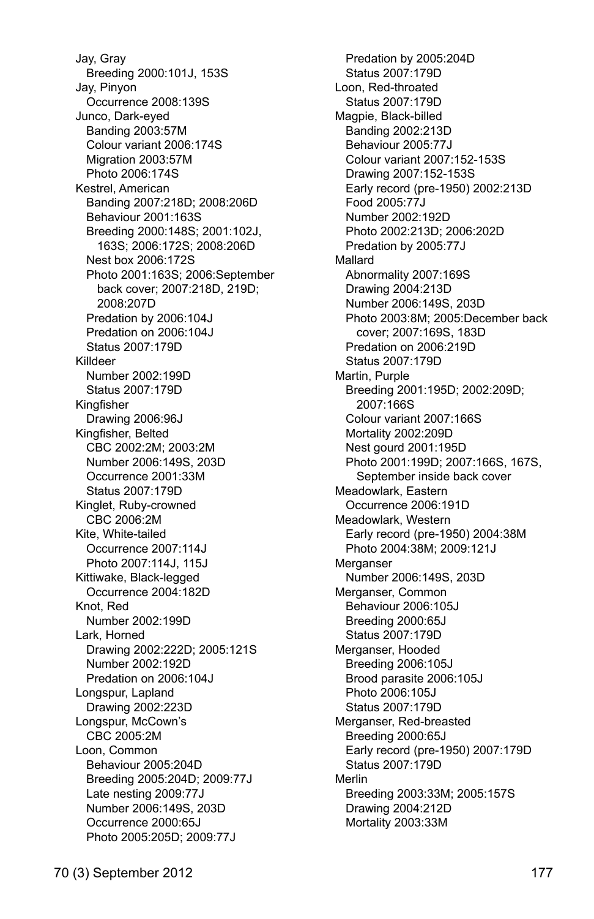Jay, Gray
- Breeding 2000:101J, 153S

Jay, Pinyon
- Occurrence 2008:139S

Junco, Dark-eyed
- Banding 2003:57M
- Colour variant 2006:174S
- Migration 2003:57M
- Photo 2006:174S

Kestrel, American
- Banding 2007:218D; 2008:206D
- Behaviour 2001:163S
- Breeding 2000:148S; 2001:102J, 163S; 2006:172S; 2008:206D
- Nest box 2006:172S
- Photo 2001:163S; 2006:September back cover; 2007:218D, 219D; 2008:207D
- Predation by 2006:104J
- Predation on 2006:104J
- Status 2007:179D

Killdeer
- Number 2002:199D
- Status 2007:179D

Kingfisher
- Drawing 2006:96J

Kingfisher, Belted
- CBC 2002:2M; 2003:2M
- Number 2006:149S, 203D
- Occurrence 2001:33M
- Status 2007:179D

Kinglet, Ruby-crowned
- CBC 2006:2M

Kite, White-tailed
- Occurrence 2007:114J
- Photo 2007:114J, 115J

Kittiwake, Black-legged
- Occurrence 2004:182D

Knot, Red
- Number 2002:199D

Lark, Horned
- Drawing 2002:222D; 2005:121S
- Number 2002:192D
- Predation on 2006:104J

Longspur, Lapland
- Drawing 2002:223D

Longspur, McCown's
- CBC 2005:2M

Loon, Common
- Behaviour 2005:204D
- Breeding 2005:204D; 2009:77J
- Late nesting 2009:77J
- Number 2006:149S, 203D
- Occurrence 2000:65J
- Photo 2005:205D; 2009:77J
- Predation by 2005:204D
- Status 2007:179D

Loon, Red-throated
- Status 2007:179D

Magpie, Black-billed
- Banding 2002:213D
- Behaviour 2005:77J
- Colour variant 2007:152-153S
- Drawing 2007:152-153S
- Early record (pre-1950) 2002:213D
- Food 2005:77J
- Number 2002:192D
- Photo 2002:213D; 2006:202D
- Predation by 2005:77J

Mallard
- Abnormality 2007:169S
- Drawing 2004:213D
- Number 2006:149S, 203D
- Photo 2003:8M; 2005:December back cover; 2007:169S, 183D
- Predation on 2006:219D
- Status 2007:179D

Martin, Purple
- Breeding 2001:195D; 2002:209D; 2007:166S
- Colour variant 2007:166S
- Mortality 2002:209D
- Nest gourd 2001:195D
- Photo 2001:199D; 2007:166S, 167S, September inside back cover

Meadowlark, Eastern
- Occurrence 2006:191D

Meadowlark, Western
- Early record (pre-1950) 2004:38M
- Photo 2004:38M; 2009:121J

Merganser
- Number 2006:149S, 203D

Merganser, Common
- Behaviour 2006:105J
- Breeding 2000:65J
- Status 2007:179D

Merganser, Hooded
- Breeding 2006:105J
- Brood parasite 2006:105J
- Photo 2006:105J
- Status 2007:179D

Merganser, Red-breasted
- Breeding 2000:65J
- Early record (pre-1950) 2007:179D
- Status 2007:179D

Merlin
- Breeding 2003:33M; 2005:157S
- Drawing 2004:212D
- Mortality 2003:33M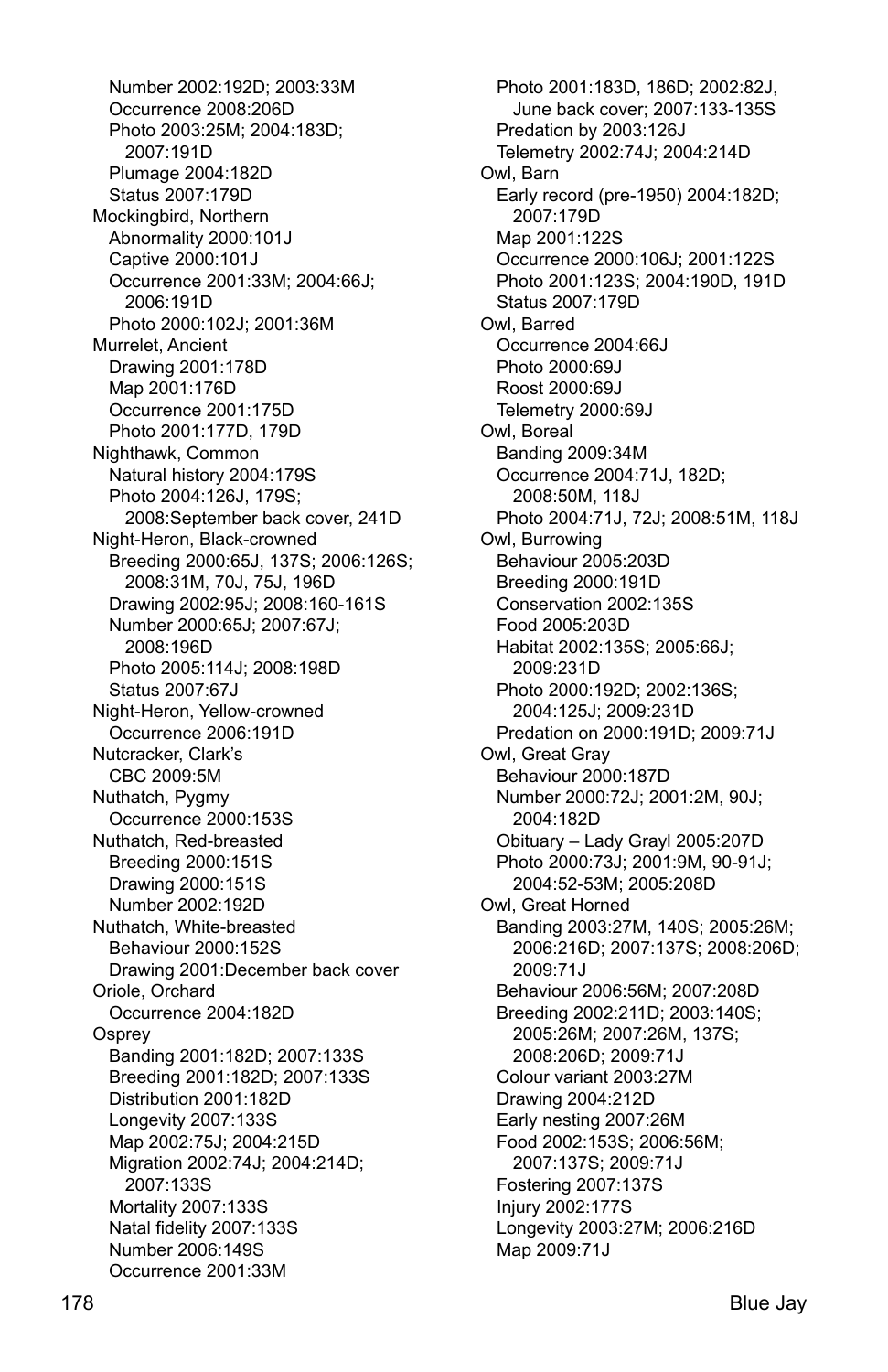Number 2002:192D; 2003:33M
Occurrence 2008:206D
Photo 2003:25M; 2004:183D; 2007:191D
Plumage 2004:182D
Status 2007:179D

Mockingbird, Northern
Abnormality 2000:101J
Captive 2000:101J
Occurrence 2001:33M; 2004:66J; 2006:191D
Photo 2000:102J; 2001:36M

Murrelet, Ancient
Drawing 2001:178D
Map 2001:176D
Occurrence 2001:175D
Photo 2001:177D, 179D

Nighthawk, Common
Natural history 2004:179S
Photo 2004:126J, 179S; 2008:September back cover, 241D

Night-Heron, Black-crowned
Breeding 2000:65J, 137S; 2006:126S; 2008:31M, 70J, 75J, 196D
Drawing 2002:95J; 2008:160-161S
Number 2000:65J; 2007:67J; 2008:196D
Photo 2005:114J; 2008:198D
Status 2007:67J

Night-Heron, Yellow-crowned
Occurrence 2006:191D

Nutcracker, Clark's
CBC 2009:5M

Nuthatch, Pygmy
Occurrence 2000:153S

Nuthatch, Red-breasted
Breeding 2000:151S
Drawing 2000:151S
Number 2002:192D

Nuthatch, White-breasted
Behaviour 2000:152S
Drawing 2001:December back cover

Oriole, Orchard
Occurrence 2004:182D

Osprey
Banding 2001:182D; 2007:133S
Breeding 2001:182D; 2007:133S
Distribution 2001:182D
Longevity 2007:133S
Map 2002:75J; 2004:215D
Migration 2002:74J; 2004:214D; 2007:133S
Mortality 2007:133S
Natal fidelity 2007:133S
Number 2006:149S
Occurrence 2001:33M
Photo 2001:183D, 186D; 2002:82J, June back cover; 2007:133-135S
Predation by 2003:126J
Telemetry 2002:74J; 2004:214D

Owl, Barn
Early record (pre-1950) 2004:182D; 2007:179D
Map 2001:122S
Occurrence 2000:106J; 2001:122S
Photo 2001:123S; 2004:190D, 191D
Status 2007:179D

Owl, Barred
Occurrence 2004:66J
Photo 2000:69J
Roost 2000:69J
Telemetry 2000:69J

Owl, Boreal
Banding 2009:34M
Occurrence 2004:71J, 182D; 2008:50M, 118J
Photo 2004:71J, 72J; 2008:51M, 118J

Owl, Burrowing
Behaviour 2005:203D
Breeding 2000:191D
Conservation 2002:135S
Food 2005:203D
Habitat 2002:135S; 2005:66J; 2009:231D
Photo 2000:192D; 2002:136S; 2004:125J; 2009:231D
Predation on 2000:191D; 2009:71J

Owl, Great Gray
Behaviour 2000:187D
Number 2000:72J; 2001:2M, 90J; 2004:182D
Obituary – Lady Grayl 2005:207D
Photo 2000:73J; 2001:9M, 90-91J; 2004:52-53M; 2005:208D

Owl, Great Horned
Banding 2003:27M, 140S; 2005:26M; 2006:216D; 2007:137S; 2008:206D; 2009:71J
Behaviour 2006:56M; 2007:208D
Breeding 2002:211D; 2003:140S; 2005:26M; 2007:26M, 137S; 2008:206D; 2009:71J
Colour variant 2003:27M
Drawing 2004:212D
Early nesting 2007:26M
Food 2002:153S; 2006:56M; 2007:137S; 2009:71J
Fostering 2007:137S
Injury 2002:177S
Longevity 2003:27M; 2006:216D
Map 2009:71J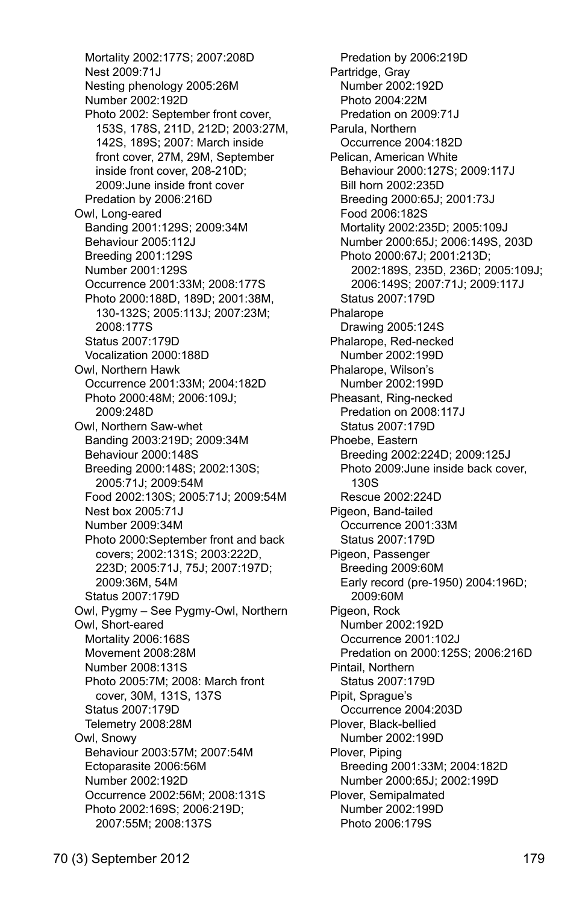Mortality 2002:177S; 2007:208D
Nest 2009:71J
Nesting phenology 2005:26M
Number 2002:192D
Photo 2002: September front cover, 153S, 178S, 211D, 212D; 2003:27M, 142S, 189S; 2007: March inside front cover, 27M, 29M, September inside front cover, 208-210D; 2009:June inside front cover
Predation by 2006:216D

Owl, Long-eared
Banding 2001:129S; 2009:34M
Behaviour 2005:112J
Breeding 2001:129S
Number 2001:129S
Occurrence 2001:33M; 2008:177S
Photo 2000:188D, 189D; 2001:38M, 130-132S; 2005:113J; 2007:23M; 2008:177S
Status 2007:179D
Vocalization 2000:188D

Owl, Northern Hawk
Occurrence 2001:33M; 2004:182D
Photo 2000:48M; 2006:109J; 2009:248D

Owl, Northern Saw-whet
Banding 2003:219D; 2009:34M
Behaviour 2000:148S
Breeding 2000:148S; 2002:130S; 2005:71J; 2009:54M
Food 2002:130S; 2005:71J; 2009:54M
Nest box 2005:71J
Number 2009:34M
Photo 2000:September front and back covers; 2002:131S; 2003:222D, 223D; 2005:71J, 75J; 2007:197D; 2009:36M, 54M
Status 2007:179D

Owl, Pygmy – See Pygmy-Owl, Northern

Owl, Short-eared
Mortality 2006:168S
Movement 2008:28M
Number 2008:131S
Photo 2005:7M; 2008: March front cover, 30M, 131S, 137S
Status 2007:179D
Telemetry 2008:28M

Owl, Snowy
Behaviour 2003:57M; 2007:54M
Ectoparasite 2006:56M
Number 2002:192D
Occurrence 2002:56M; 2008:131S
Photo 2002:169S; 2006:219D; 2007:55M; 2008:137S

Predation by 2006:219D

Partridge, Gray
Number 2002:192D
Photo 2004:22M
Predation on 2009:71J

Parula, Northern
Occurrence 2004:182D

Pelican, American White
Behaviour 2000:127S; 2009:117J
Bill horn 2002:235D
Breeding 2000:65J; 2001:73J
Food 2006:182S
Mortality 2002:235D; 2005:109J
Number 2000:65J; 2006:149S, 203D
Photo 2000:67J; 2001:213D; 2002:189S, 235D, 236D; 2005:109J; 2006:149S; 2007:71J; 2009:117J
Status 2007:179D

Phalarope
Drawing 2005:124S

Phalarope, Red-necked
Number 2002:199D

Phalarope, Wilson's
Number 2002:199D

Pheasant, Ring-necked
Predation on 2008:117J
Status 2007:179D

Phoebe, Eastern
Breeding 2002:224D; 2009:125J
Photo 2009:June inside back cover, 130S
Rescue 2002:224D

Pigeon, Band-tailed
Occurrence 2001:33M
Status 2007:179D

Pigeon, Passenger
Breeding 2009:60M
Early record (pre-1950) 2004:196D; 2009:60M

Pigeon, Rock
Number 2002:192D
Occurrence 2001:102J
Predation on 2000:125S; 2006:216D

Pintail, Northern
Status 2007:179D

Pipit, Sprague's
Occurrence 2004:203D

Plover, Black-bellied
Number 2002:199D

Plover, Piping
Breeding 2001:33M; 2004:182D
Number 2000:65J; 2002:199D

Plover, Semipalmated
Number 2002:199D
Photo 2006:179S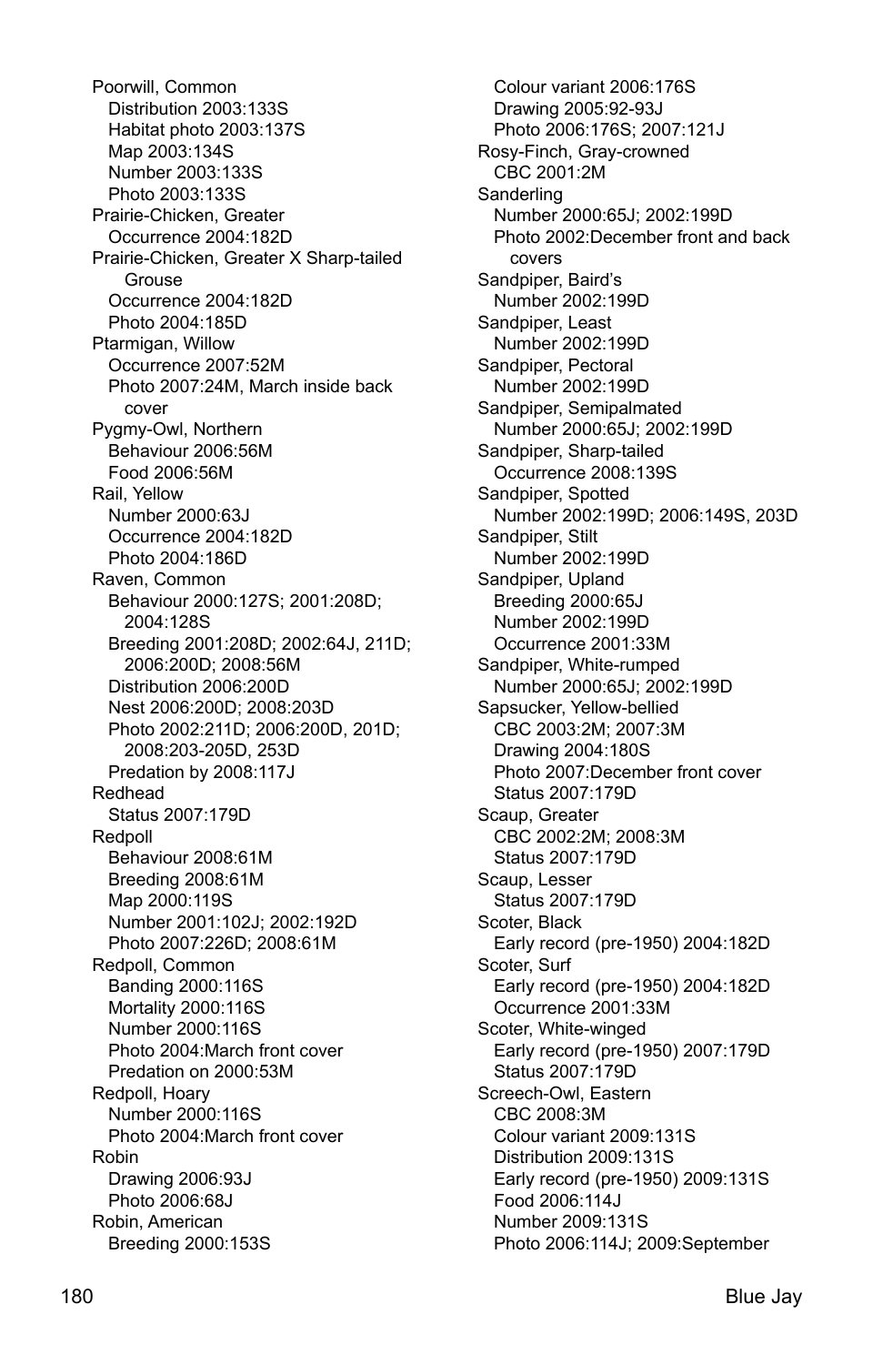Poorwill, Common
- Distribution 2003:133S
- Habitat photo 2003:137S
- Map 2003:134S
- Number 2003:133S
- Photo 2003:133S

Prairie-Chicken, Greater
- Occurrence 2004:182D

Prairie-Chicken, Greater X Sharp-tailed Grouse
- Occurrence 2004:182D
- Photo 2004:185D

Ptarmigan, Willow
- Occurrence 2007:52M
- Photo 2007:24M, March inside back cover

Pygmy-Owl, Northern
- Behaviour 2006:56M
- Food 2006:56M

Rail, Yellow
- Number 2000:63J
- Occurrence 2004:182D
- Photo 2004:186D

Raven, Common
- Behaviour 2000:127S; 2001:208D; 2004:128S
- Breeding 2001:208D; 2002:64J, 211D; 2006:200D; 2008:56M
- Distribution 2006:200D
- Nest 2006:200D; 2008:203D
- Photo 2002:211D; 2006:200D, 201D; 2008:203-205D, 253D
- Predation by 2008:117J

Redhead
- Status 2007:179D

Redpoll
- Behaviour 2008:61M
- Breeding 2008:61M
- Map 2000:119S
- Number 2001:102J; 2002:192D
- Photo 2007:226D; 2008:61M

Redpoll, Common
- Banding 2000:116S
- Mortality 2000:116S
- Number 2000:116S
- Photo 2004:March front cover
- Predation on 2000:53M

Redpoll, Hoary
- Number 2000:116S
- Photo 2004:March front cover

Robin
- Drawing 2006:93J
- Photo 2006:68J

Robin, American
- Breeding 2000:153S
- Colour variant 2006:176S
- Drawing 2005:92-93J
- Photo 2006:176S; 2007:121J

Rosy-Finch, Gray-crowned
- CBC 2001:2M

Sanderling
- Number 2000:65J; 2002:199D
- Photo 2002:December front and back covers

Sandpiper, Baird's
- Number 2002:199D

Sandpiper, Least
- Number 2002:199D

Sandpiper, Pectoral
- Number 2002:199D

Sandpiper, Semipalmated
- Number 2000:65J; 2002:199D

Sandpiper, Sharp-tailed
- Occurrence 2008:139S

Sandpiper, Spotted
- Number 2002:199D; 2006:149S, 203D

Sandpiper, Stilt
- Number 2002:199D

Sandpiper, Upland
- Breeding 2000:65J
- Number 2002:199D
- Occurrence 2001:33M

Sandpiper, White-rumped
- Number 2000:65J; 2002:199D

Sapsucker, Yellow-bellied
- CBC 2003:2M; 2007:3M
- Drawing 2004:180S
- Photo 2007:December front cover
- Status 2007:179D

Scaup, Greater
- CBC 2002:2M; 2008:3M
- Status 2007:179D

Scaup, Lesser
- Status 2007:179D

Scoter, Black
- Early record (pre-1950) 2004:182D

Scoter, Surf
- Early record (pre-1950) 2004:182D
- Occurrence 2001:33M

Scoter, White-winged
- Early record (pre-1950) 2007:179D
- Status 2007:179D

Screech-Owl, Eastern
- CBC 2008:3M
- Colour variant 2009:131S
- Distribution 2009:131S
- Early record (pre-1950) 2009:131S
- Food 2006:114J
- Number 2009:131S
- Photo 2006:114J; 2009:September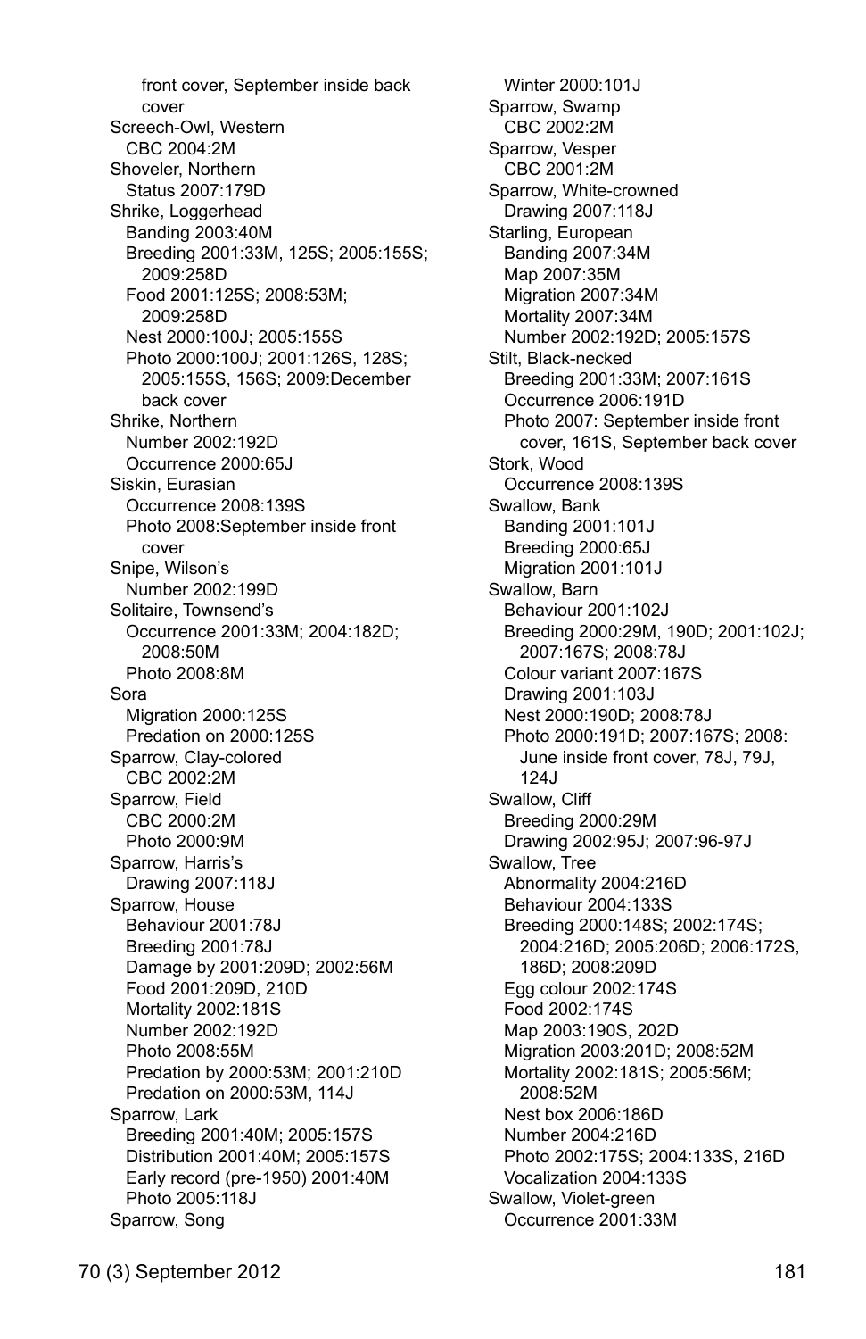front cover, September inside back cover

Screech-Owl, Western
  CBC 2004:2M

Shoveler, Northern
  Status 2007:179D

Shrike, Loggerhead
  Banding 2003:40M
  Breeding 2001:33M, 125S; 2005:155S; 2009:258D
  Food 2001:125S; 2008:53M; 2009:258D
  Nest 2000:100J; 2005:155S
  Photo 2000:100J; 2001:126S, 128S; 2005:155S, 156S; 2009:December back cover

Shrike, Northern
  Number 2002:192D
  Occurrence 2000:65J

Siskin, Eurasian
  Occurrence 2008:139S
  Photo 2008:September inside front cover

Snipe, Wilson's
  Number 2002:199D

Solitaire, Townsend's
  Occurrence 2001:33M; 2004:182D; 2008:50M
  Photo 2008:8M

Sora
  Migration 2000:125S
  Predation on 2000:125S

Sparrow, Clay-colored
  CBC 2002:2M

Sparrow, Field
  CBC 2000:2M
  Photo 2000:9M

Sparrow, Harris's
  Drawing 2007:118J

Sparrow, House
  Behaviour 2001:78J
  Breeding 2001:78J
  Damage by 2001:209D; 2002:56M
  Food 2001:209D, 210D
  Mortality 2002:181S
  Number 2002:192D
  Photo 2008:55M
  Predation by 2000:53M; 2001:210D
  Predation on 2000:53M, 114J

Sparrow, Lark
  Breeding 2001:40M; 2005:157S
  Distribution 2001:40M; 2005:157S
  Early record (pre-1950) 2001:40M
  Photo 2005:118J

Sparrow, Song
  Winter 2000:101J

Sparrow, Swamp
  CBC 2002:2M

Sparrow, Vesper
  CBC 2001:2M

Sparrow, White-crowned
  Drawing 2007:118J

Starling, European
  Banding 2007:34M
  Map 2007:35M
  Migration 2007:34M
  Mortality 2007:34M
  Number 2002:192D; 2005:157S

Stilt, Black-necked
  Breeding 2001:33M; 2007:161S
  Occurrence 2006:191D
  Photo 2007: September inside front cover, 161S, September back cover

Stork, Wood
  Occurrence 2008:139S

Swallow, Bank
  Banding 2001:101J
  Breeding 2000:65J
  Migration 2001:101J

Swallow, Barn
  Behaviour 2001:102J
  Breeding 2000:29M, 190D; 2001:102J; 2007:167S; 2008:78J
  Colour variant 2007:167S
  Drawing 2001:103J
  Nest 2000:190D; 2008:78J
  Photo 2000:191D; 2007:167S; 2008: June inside front cover, 78J, 79J, 124J

Swallow, Cliff
  Breeding 2000:29M
  Drawing 2002:95J; 2007:96-97J

Swallow, Tree
  Abnormality 2004:216D
  Behaviour 2004:133S
  Breeding 2000:148S; 2002:174S; 2004:216D; 2005:206D; 2006:172S, 186D; 2008:209D
  Egg colour 2002:174S
  Food 2002:174S
  Map 2003:190S, 202D
  Migration 2003:201D; 2008:52M
  Mortality 2002:181S; 2005:56M; 2008:52M
  Nest box 2006:186D
  Number 2004:216D
  Photo 2002:175S; 2004:133S, 216D
  Vocalization 2004:133S

Swallow, Violet-green
  Occurrence 2001:33M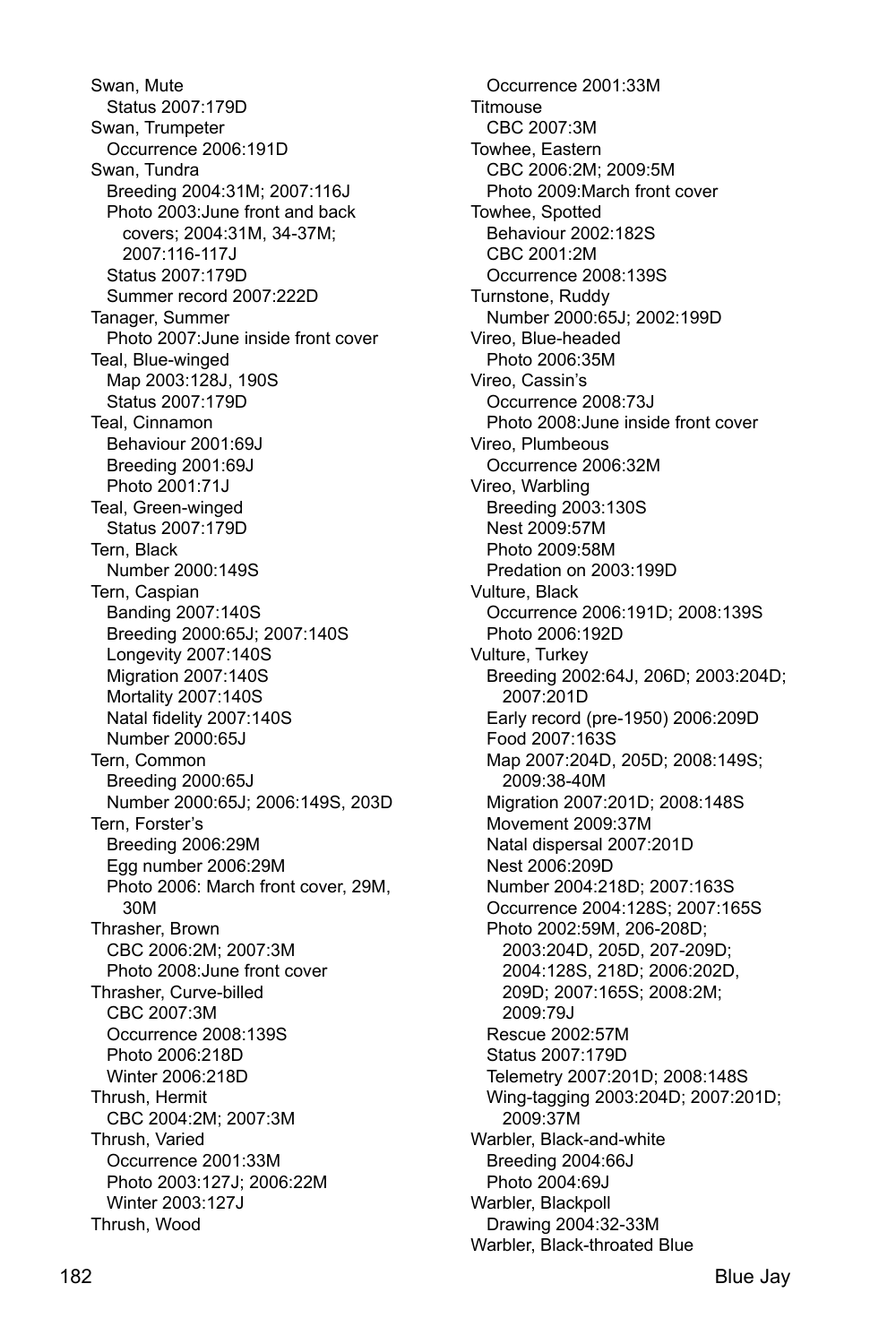Swan, Mute
- Status 2007:179D

Swan, Trumpeter
- Occurrence 2006:191D

Swan, Tundra
- Breeding 2004:31M; 2007:116J
- Photo 2003:June front and back covers; 2004:31M, 34-37M; 2007:116-117J
- Status 2007:179D
- Summer record 2007:222D

Tanager, Summer
- Photo 2007:June inside front cover

Teal, Blue-winged
- Map 2003:128J, 190S
- Status 2007:179D

Teal, Cinnamon
- Behaviour 2001:69J
- Breeding 2001:69J
- Photo 2001:71J

Teal, Green-winged
- Status 2007:179D

Tern, Black
- Number 2000:149S

Tern, Caspian
- Banding 2007:140S
- Breeding 2000:65J; 2007:140S
- Longevity 2007:140S
- Migration 2007:140S
- Mortality 2007:140S
- Natal fidelity 2007:140S
- Number 2000:65J

Tern, Common
- Breeding 2000:65J
- Number 2000:65J; 2006:149S, 203D

Tern, Forster's
- Breeding 2006:29M
- Egg number 2006:29M
- Photo 2006: March front cover, 29M, 30M

Thrasher, Brown
- CBC 2006:2M; 2007:3M
- Photo 2008:June front cover

Thrasher, Curve-billed
- CBC 2007:3M
- Occurrence 2008:139S
- Photo 2006:218D
- Winter 2006:218D

Thrush, Hermit
- CBC 2004:2M; 2007:3M

Thrush, Varied
- Occurrence 2001:33M
- Photo 2003:127J; 2006:22M
- Winter 2003:127J

Thrush, Wood
- Occurrence 2001:33M

Titmouse
- CBC 2007:3M

Towhee, Eastern
- CBC 2006:2M; 2009:5M
- Photo 2009:March front cover

Towhee, Spotted
- Behaviour 2002:182S
- CBC 2001:2M
- Occurrence 2008:139S

Turnstone, Ruddy
- Number 2000:65J; 2002:199D

Vireo, Blue-headed
- Photo 2006:35M

Vireo, Cassin's
- Occurrence 2008:73J
- Photo 2008:June inside front cover

Vireo, Plumbeous
- Occurrence 2006:32M

Vireo, Warbling
- Breeding 2003:130S
- Nest 2009:57M
- Photo 2009:58M
- Predation on 2003:199D

Vulture, Black
- Occurrence 2006:191D; 2008:139S
- Photo 2006:192D

Vulture, Turkey
- Breeding 2002:64J, 206D; 2003:204D; 2007:201D
- Early record (pre-1950) 2006:209D
- Food 2007:163S
- Map 2007:204D, 205D; 2008:149S; 2009:38-40M
- Migration 2007:201D; 2008:148S
- Movement 2009:37M
- Natal dispersal 2007:201D
- Nest 2006:209D
- Number 2004:218D; 2007:163S
- Occurrence 2004:128S; 2007:165S
- Photo 2002:59M, 206-208D; 2003:204D, 205D, 207-209D; 2004:128S, 218D; 2006:202D, 209D; 2007:165S; 2008:2M; 2009:79J
- Rescue 2002:57M
- Status 2007:179D
- Telemetry 2007:201D; 2008:148S
- Wing-tagging 2003:204D; 2007:201D; 2009:37M

Warbler, Black-and-white
- Breeding 2004:66J
- Photo 2004:69J

Warbler, Blackpoll
- Drawing 2004:32-33M

Warbler, Black-throated Blue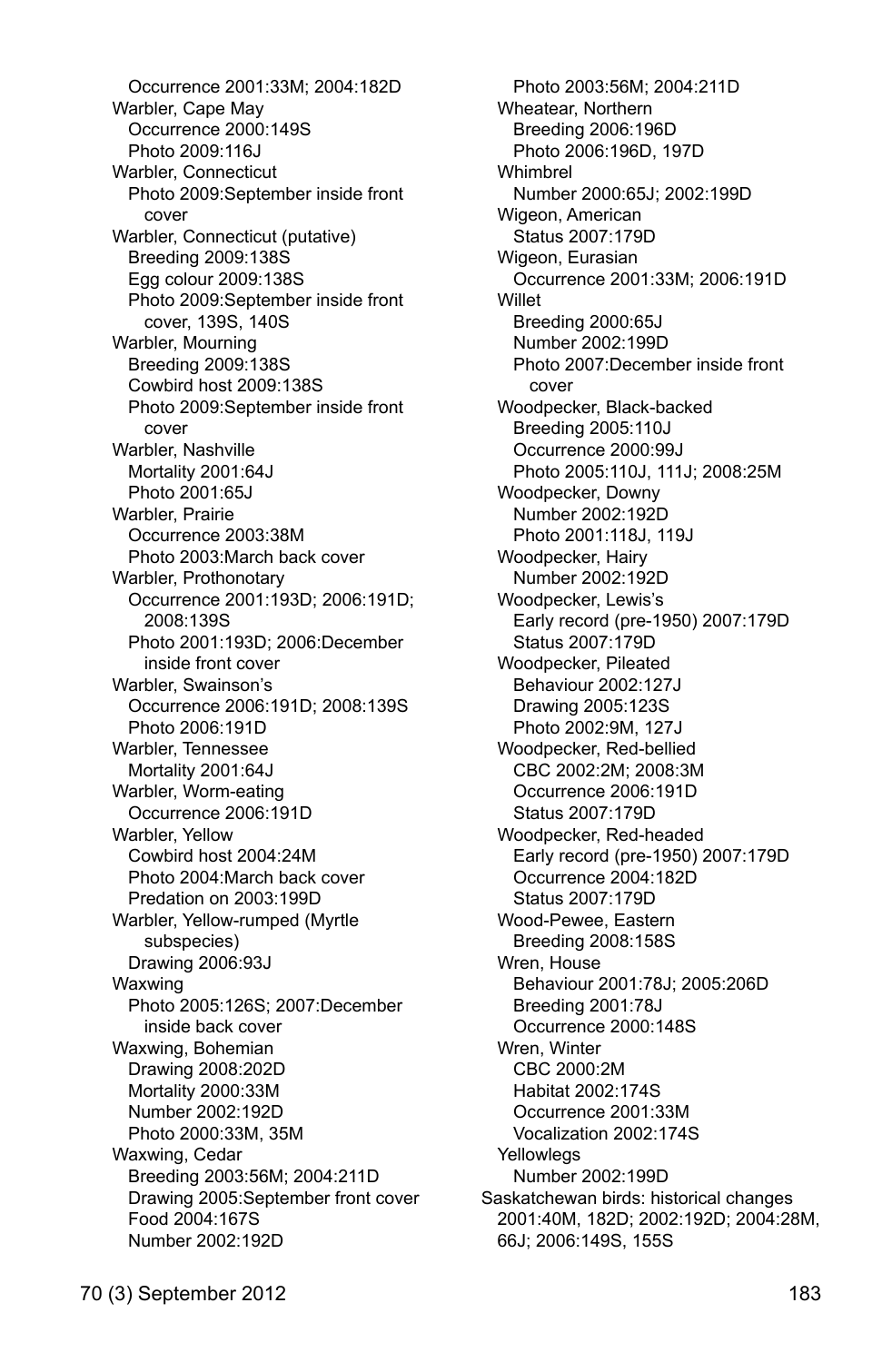Occurrence 2001:33M; 2004:182D

Warbler, Cape May
- Occurrence 2000:149S
- Photo 2009:116J

Warbler, Connecticut
- Photo 2009:September inside front cover

Warbler, Connecticut (putative)
- Breeding 2009:138S
- Egg colour 2009:138S
- Photo 2009:September inside front cover, 139S, 140S

Warbler, Mourning
- Breeding 2009:138S
- Cowbird host 2009:138S
- Photo 2009:September inside front cover

Warbler, Nashville
- Mortality 2001:64J
- Photo 2001:65J

Warbler, Prairie
- Occurrence 2003:38M
- Photo 2003:March back cover

Warbler, Prothonotary
- Occurrence 2001:193D; 2006:191D; 2008:139S
- Photo 2001:193D; 2006:December inside front cover

Warbler, Swainson's
- Occurrence 2006:191D; 2008:139S
- Photo 2006:191D

Warbler, Tennessee
- Mortality 2001:64J

Warbler, Worm-eating
- Occurrence 2006:191D

Warbler, Yellow
- Cowbird host 2004:24M
- Photo 2004:March back cover
- Predation on 2003:199D

Warbler, Yellow-rumped (Myrtle subspecies)
- Drawing 2006:93J

Waxwing
- Photo 2005:126S; 2007:December inside back cover

Waxwing, Bohemian
- Drawing 2008:202D
- Mortality 2000:33M
- Number 2002:192D
- Photo 2000:33M, 35M

Waxwing, Cedar
- Breeding 2003:56M; 2004:211D
- Drawing 2005:September front cover
- Food 2004:167S
- Number 2002:192D
- Photo 2003:56M; 2004:211D

Wheatear, Northern
- Breeding 2006:196D
- Photo 2006:196D, 197D

Whimbrel
- Number 2000:65J; 2002:199D

Wigeon, American
- Status 2007:179D

Wigeon, Eurasian
- Occurrence 2001:33M; 2006:191D

Willet
- Breeding 2000:65J
- Number 2002:199D
- Photo 2007:December inside front cover

Woodpecker, Black-backed
- Breeding 2005:110J
- Occurrence 2000:99J
- Photo 2005:110J, 111J; 2008:25M

Woodpecker, Downy
- Number 2002:192D
- Photo 2001:118J, 119J

Woodpecker, Hairy
- Number 2002:192D

Woodpecker, Lewis's
- Early record (pre-1950) 2007:179D
- Status 2007:179D

Woodpecker, Pileated
- Behaviour 2002:127J
- Drawing 2005:123S
- Photo 2002:9M, 127J

Woodpecker, Red-bellied
- CBC 2002:2M; 2008:3M
- Occurrence 2006:191D
- Status 2007:179D

Woodpecker, Red-headed
- Early record (pre-1950) 2007:179D
- Occurrence 2004:182D
- Status 2007:179D

Wood-Pewee, Eastern
- Breeding 2008:158S

Wren, House
- Behaviour 2001:78J; 2005:206D
- Breeding 2001:78J
- Occurrence 2000:148S

Wren, Winter
- CBC 2000:2M
- Habitat 2002:174S
- Occurrence 2001:33M
- Vocalization 2002:174S

Yellowlegs
- Number 2002:199D

Saskatchewan birds: historical changes 2001:40M, 182D; 2002:192D; 2004:28M, 66J; 2006:149S, 155S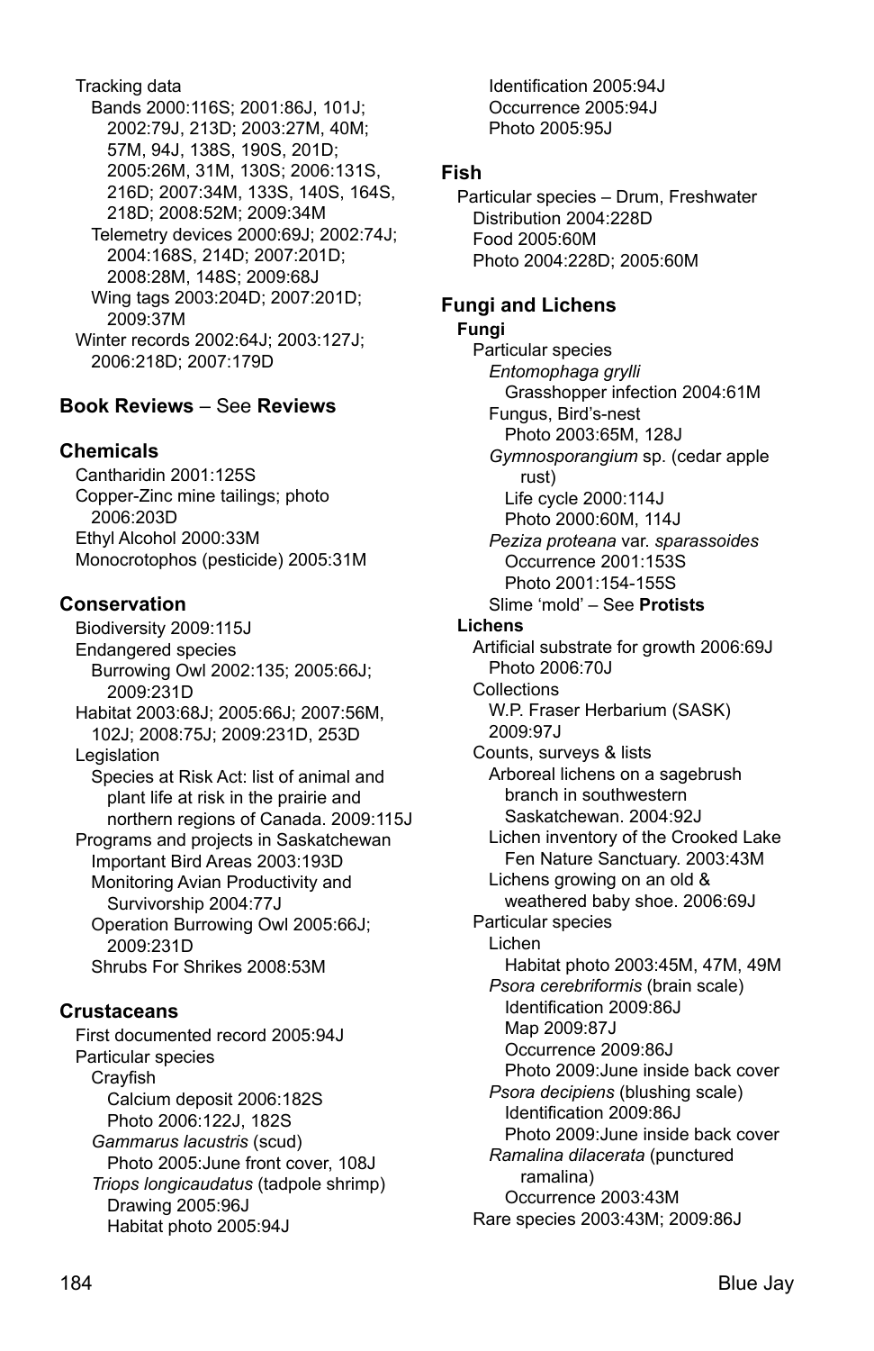Tracking data
- Bands 2000:116S; 2001:86J, 101J; 2002:79J, 213D; 2003:27M, 40M; 57M, 94J, 138S, 190S, 201D; 2005:26M, 31M, 130S; 2006:131S, 216D; 2007:34M, 133S, 140S, 164S, 218D; 2008:52M; 2009:34M
- Telemetry devices 2000:69J; 2002:74J; 2004:168S, 214D; 2007:201D; 2008:28M, 148S; 2009:68J
- Wing tags 2003:204D; 2007:201D; 2009:37M

Winter records 2002:64J; 2003:127J; 2006:218D; 2007:179D

## Book Reviews – See **Reviews**

## Chemicals

Cantharidin 2001:125S

Copper-Zinc mine tailings; photo 2006:203D

Ethyl Alcohol 2000:33M

Monocrotophos (pesticide) 2005:31M

## Conservation

Biodiversity 2009:115J

Endangered species
- Burrowing Owl 2002:135; 2005:66J; 2009:231D

Habitat 2003:68J; 2005:66J; 2007:56M, 102J; 2008:75J; 2009:231D, 253D

Legislation
- Species at Risk Act: list of animal and plant life at risk in the prairie and northern regions of Canada. 2009:115J

Programs and projects in Saskatchewan
- Important Bird Areas 2003:193D
- Monitoring Avian Productivity and Survivorship 2004:77J
- Operation Burrowing Owl 2005:66J; 2009:231D
- Shrubs For Shrikes 2008:53M

## Crustaceans

First documented record 2005:94J

Particular species
- Crayfish
  - Calcium deposit 2006:182S
  - Photo 2006:122J, 182S
- *Gammarus lacustris* (scud)
  - Photo 2005:June front cover, 108J
- *Triops longicaudatus* (tadpole shrimp)
  - Drawing 2005:96J
  - Habitat photo 2005:94J
  - Identification 2005:94J
  - Occurrence 2005:94J
  - Photo 2005:95J

## Fish

Particular species – Drum, Freshwater
- Distribution 2004:228D
- Food 2005:60M
- Photo 2004:228D; 2005:60M

## Fungi and Lichens

### Fungi

Particular species
- *Entomophaga grylli*
  - Grasshopper infection 2004:61M
- Fungus, Bird's-nest
  - Photo 2003:65M, 128J
- *Gymnosporangium* sp. (cedar apple rust)
  - Life cycle 2000:114J
  - Photo 2000:60M, 114J
- *Peziza proteana* var. *sparassoides*
  - Occurrence 2001:153S
  - Photo 2001:154-155S
- Slime 'mold' – See **Protists**

### Lichens

Artificial substrate for growth 2006:69J
- Photo 2006:70J

Collections
- W.P. Fraser Herbarium (SASK) 2009:97J

Counts, surveys & lists
- Arboreal lichens on a sagebrush branch in southwestern Saskatchewan. 2004:92J
- Lichen inventory of the Crooked Lake Fen Nature Sanctuary. 2003:43M
- Lichens growing on an old & weathered baby shoe. 2006:69J

Particular species
- Lichen
  - Habitat photo 2003:45M, 47M, 49M
- *Psora cerebriformis* (brain scale)
  - Identification 2009:86J
  - Map 2009:87J
  - Occurrence 2009:86J
  - Photo 2009:June inside back cover
- *Psora decipiens* (blushing scale)
  - Identification 2009:86J
  - Photo 2009:June inside back cover
- *Ramalina dilacerata* (punctured ramalina)
  - Occurrence 2003:43M

Rare species 2003:43M; 2009:86J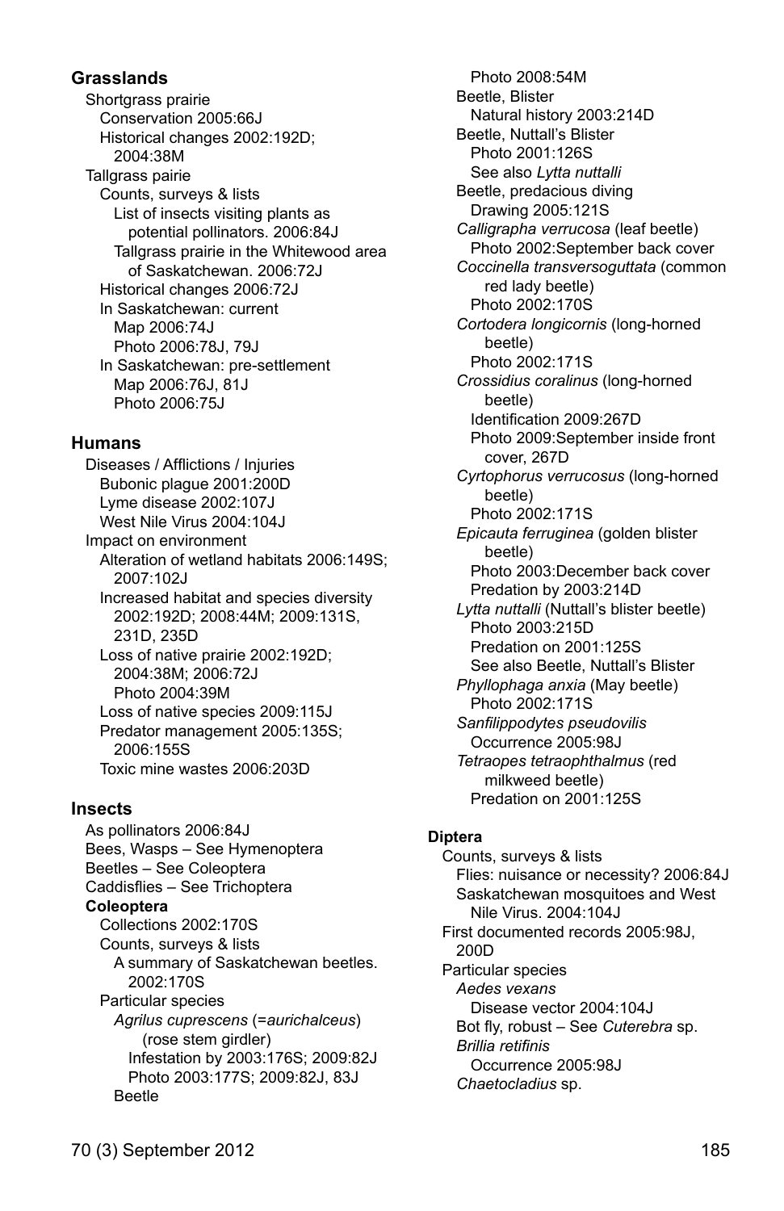**Grasslands**

- Shortgrass prairie
  - Conservation 2005:66J
  - Historical changes 2002:192D; 2004:38M
- Tallgrass pairie
  - Counts, surveys & lists
    - List of insects visiting plants as potential pollinators. 2006:84J
    - Tallgrass prairie in the Whitewood area of Saskatchewan. 2006:72J
  - Historical changes 2006:72J
  - In Saskatchewan: current
    - Map 2006:74J
    - Photo 2006:78J, 79J
  - In Saskatchewan: pre-settlement
    - Map 2006:76J, 81J
    - Photo 2006:75J

**Humans**

- Diseases / Afflictions / Injuries
  - Bubonic plague 2001:200D
  - Lyme disease 2002:107J
  - West Nile Virus 2004:104J
- Impact on environment
  - Alteration of wetland habitats 2006:149S; 2007:102J
  - Increased habitat and species diversity 2002:192D; 2008:44M; 2009:131S, 231D, 235D
  - Loss of native prairie 2002:192D; 2004:38M; 2006:72J
    - Photo 2004:39M
  - Loss of native species 2009:115J
  - Predator management 2005:135S; 2006:155S
  - Toxic mine wastes 2006:203D

**Insects**

- As pollinators 2006:84J
- Bees, Wasps – See Hymenoptera
- Beetles – See Coleoptera
- Caddisflies – See Trichoptera
- **Coleoptera**
  - Collections 2002:170S
  - Counts, surveys & lists
    - A summary of Saskatchewan beetles. 2002:170S
  - Particular species
    - *Agrilus cuprescens* (=*aurichalceus*) (rose stem girdler)
      - Infestation by 2003:176S; 2009:82J
      - Photo 2003:177S; 2009:82J, 83J
    - Beetle
      - Photo 2008:54M
    - Beetle, Blister
      - Natural history 2003:214D
    - Beetle, Nuttall's Blister
      - Photo 2001:126S
      - See also *Lytta nuttalli*
    - Beetle, predacious diving
      - Drawing 2005:121S
    - *Calligrapha verrucosa* (leaf beetle)
      - Photo 2002:September back cover
    - *Coccinella transversoguttata* (common red lady beetle)
      - Photo 2002:170S
    - *Cortodera longicornis* (long-horned beetle)
      - Photo 2002:171S
    - *Crossidius coralinus* (long-horned beetle)
      - Identification 2009:267D
      - Photo 2009:September inside front cover, 267D
    - *Cyrtophorus verrucosus* (long-horned beetle)
      - Photo 2002:171S
    - *Epicauta ferruginea* (golden blister beetle)
      - Photo 2003:December back cover
      - Predation by 2003:214D
    - *Lytta nuttalli* (Nuttall's blister beetle)
      - Photo 2003:215D
      - Predation on 2001:125S
      - See also Beetle, Nuttall's Blister
    - *Phyllophaga anxia* (May beetle)
      - Photo 2002:171S
    - *Sanfilippodytes pseudovilis*
      - Occurrence 2005:98J
    - *Tetraopes tetraophthalmus* (red milkweed beetle)
      - Predation on 2001:125S

**Diptera**

- Counts, surveys & lists
  - Flies: nuisance or necessity? 2006:84J
  - Saskatchewan mosquitoes and West Nile Virus. 2004:104J
- First documented records 2005:98J, 200D
- Particular species
  - *Aedes vexans*
    - Disease vector 2004:104J
  - Bot fly, robust – See *Cuterebra* sp.
  - *Brillia retifinis*
    - Occurrence 2005:98J
  - *Chaetocladius* sp.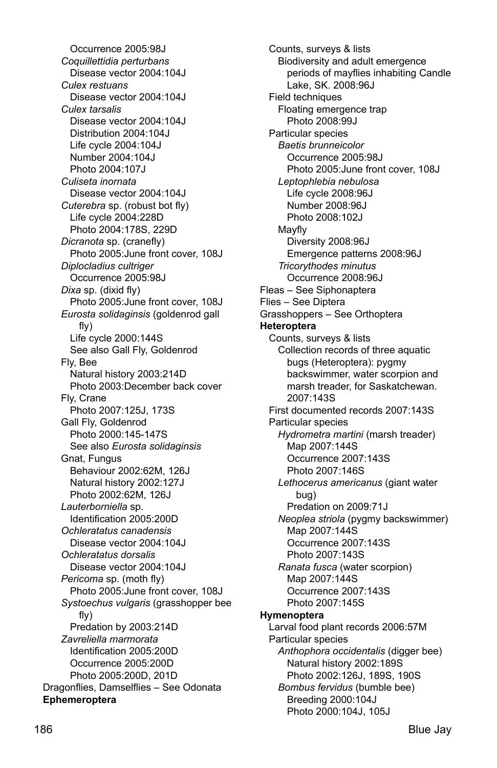Occurrence 2005:98J
*Coquillettidia perturbans*
Disease vector 2004:104J
*Culex restuans*
Disease vector 2004:104J
*Culex tarsalis*
Disease vector 2004:104J
Distribution 2004:104J
Life cycle 2004:104J
Number 2004:104J
Photo 2004:107J
*Culiseta inornata*
Disease vector 2004:104J
*Cuterebra* sp. (robust bot fly)
Life cycle 2004:228D
Photo 2004:178S, 229D
*Dicranota* sp. (cranefly)
Photo 2005:June front cover, 108J
*Diplocladius cultriger*
Occurrence 2005:98J
*Dixa* sp. (dixid fly)
Photo 2005:June front cover, 108J
*Eurosta solidaginsis* (goldenrod gall fly)
Life cycle 2000:144S
See also Gall Fly, Goldenrod
Fly, Bee
Natural history 2003:214D
Photo 2003:December back cover
Fly, Crane
Photo 2007:125J, 173S
Gall Fly, Goldenrod
Photo 2000:145-147S
See also *Eurosta solidaginsis*
Gnat, Fungus
Behaviour 2002:62M, 126J
Natural history 2002:127J
Photo 2002:62M, 126J
*Lauterborniella* sp.
Identification 2005:200D
*Ochleratatus canadensis*
Disease vector 2004:104J
*Ochleratatus dorsalis*
Disease vector 2004:104J
*Pericoma* sp. (moth fly)
Photo 2005:June front cover, 108J
*Systoechus vulgaris* (grasshopper bee fly)
Predation by 2003:214D
*Zavreliella marmorata*
Identification 2005:200D
Occurrence 2005:200D
Photo 2005:200D, 201D
Dragonflies, Damselflies – See Odonata
**Ephemeroptera**
Counts, surveys & lists
Biodiversity and adult emergence periods of mayflies inhabiting Candle Lake, SK. 2008:96J
Field techniques
Floating emergence trap
Photo 2008:99J
Particular species
*Baetis brunneicolor*
Occurrence 2005:98J
Photo 2005:June front cover, 108J
*Leptophlebia nebulosa*
Life cycle 2008:96J
Number 2008:96J
Photo 2008:102J
Mayfly
Diversity 2008:96J
Emergence patterns 2008:96J
*Tricorythodes minutus*
Occurrence 2008:96J
Fleas – See Siphonaptera
Flies – See Diptera
Grasshoppers – See Orthoptera
**Heteroptera**
Counts, surveys & lists
Collection records of three aquatic bugs (Heteroptera): pygmy backswimmer, water scorpion and marsh treader, for Saskatchewan. 2007:143S
First documented records 2007:143S
Particular species
*Hydrometra martini* (marsh treader)
Map 2007:144S
Occurrence 2007:143S
Photo 2007:146S
*Lethocerus americanus* (giant water bug)
Predation on 2009:71J
*Neoplea striola* (pygmy backswimmer)
Map 2007:144S
Occurrence 2007:143S
Photo 2007:143S
*Ranata fusca* (water scorpion)
Map 2007:144S
Occurrence 2007:143S
Photo 2007:145S
**Hymenoptera**
Larval food plant records 2006:57M
Particular species
*Anthophora occidentalis* (digger bee)
Natural history 2002:189S
Photo 2002:126J, 189S, 190S
*Bombus fervidus* (bumble bee)
Breeding 2000:104J
Photo 2000:104J, 105J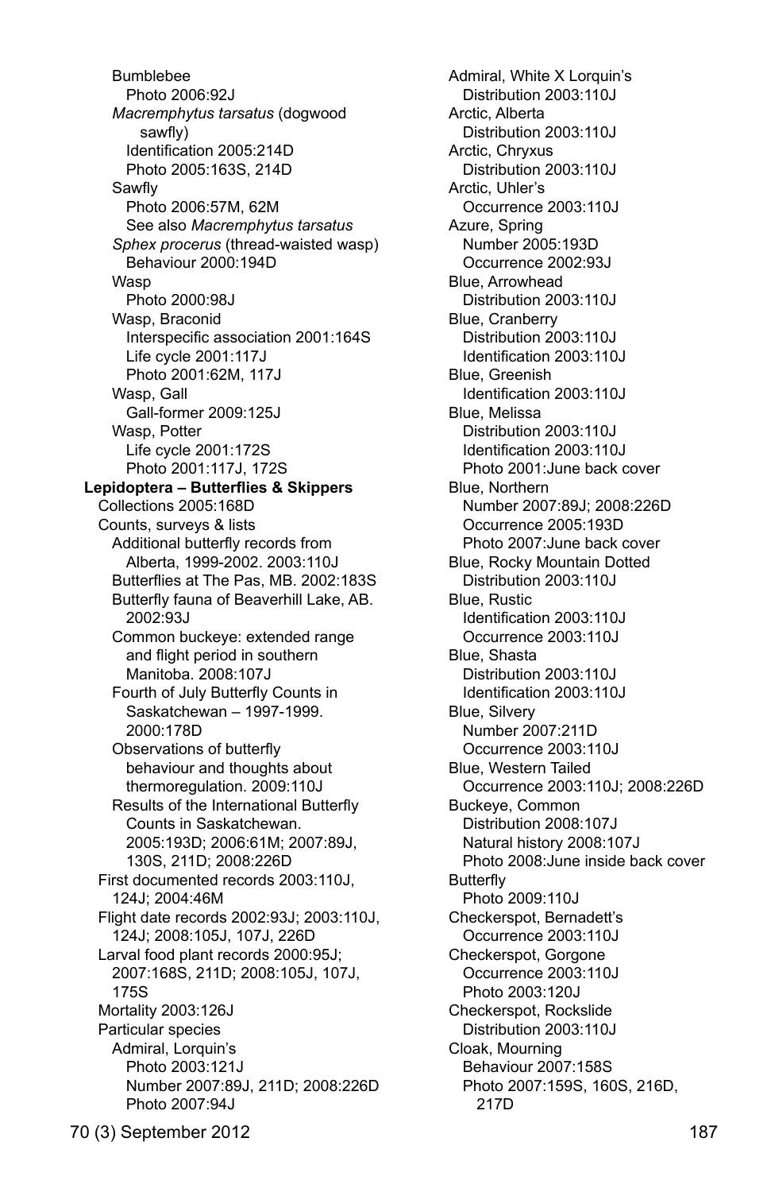Bumblebee
  Photo 2006:92J
*Macremphytus tarsatus* (dogwood sawfly)
  Identification 2005:214D
  Photo 2005:163S, 214D
Sawfly
  Photo 2006:57M, 62M
  See also *Macremphytus tarsatus*
*Sphex procerus* (thread-waisted wasp)
  Behaviour 2000:194D
Wasp
  Photo 2000:98J
Wasp, Braconid
  Interspecific association 2001:164S
  Life cycle 2001:117J
  Photo 2001:62M, 117J
Wasp, Gall
  Gall-former 2009:125J
Wasp, Potter
  Life cycle 2001:172S
  Photo 2001:117J, 172S

**Lepidoptera – Butterflies & Skippers**

Collections 2005:168D
Counts, surveys & lists
  Additional butterfly records from Alberta, 1999-2002. 2003:110J
  Butterflies at The Pas, MB. 2002:183S
  Butterfly fauna of Beaverhill Lake, AB. 2002:93J
  Common buckeye: extended range and flight period in southern Manitoba. 2008:107J
  Fourth of July Butterfly Counts in Saskatchewan – 1997-1999. 2000:178D
  Observations of butterfly behaviour and thoughts about thermoregulation. 2009:110J
  Results of the International Butterfly Counts in Saskatchewan. 2005:193D; 2006:61M; 2007:89J, 130S, 211D; 2008:226D
First documented records 2003:110J, 124J; 2004:46M
Flight date records 2002:93J; 2003:110J, 124J; 2008:105J, 107J, 226D
Larval food plant records 2000:95J; 2007:168S, 211D; 2008:105J, 107J, 175S
Mortality 2003:126J
Particular species
  Admiral, Lorquin's
    Photo 2003:121J
    Number 2007:89J, 211D; 2008:226D
    Photo 2007:94J
  Admiral, White X Lorquin's
    Distribution 2003:110J
  Arctic, Alberta
    Distribution 2003:110J
  Arctic, Chryxus
    Distribution 2003:110J
  Arctic, Uhler's
    Occurrence 2003:110J
  Azure, Spring
    Number 2005:193D
    Occurrence 2002:93J
  Blue, Arrowhead
    Distribution 2003:110J
  Blue, Cranberry
    Distribution 2003:110J
    Identification 2003:110J
  Blue, Greenish
    Identification 2003:110J
  Blue, Melissa
    Distribution 2003:110J
    Identification 2003:110J
    Photo 2001:June back cover
  Blue, Northern
    Number 2007:89J; 2008:226D
    Occurrence 2005:193D
    Photo 2007:June back cover
  Blue, Rocky Mountain Dotted
    Distribution 2003:110J
  Blue, Rustic
    Identification 2003:110J
    Occurrence 2003:110J
  Blue, Shasta
    Distribution 2003:110J
    Identification 2003:110J
  Blue, Silvery
    Number 2007:211D
    Occurrence 2003:110J
  Blue, Western Tailed
    Occurrence 2003:110J; 2008:226D
  Buckeye, Common
    Distribution 2008:107J
    Natural history 2008:107J
    Photo 2008:June inside back cover
  Butterfly
    Photo 2009:110J
  Checkerspot, Bernadett's
    Occurrence 2003:110J
  Checkerspot, Gorgone
    Occurrence 2003:110J
    Photo 2003:120J
  Checkerspot, Rockslide
    Distribution 2003:110J
  Cloak, Mourning
    Behaviour 2007:158S
    Photo 2007:159S, 160S, 216D, 217D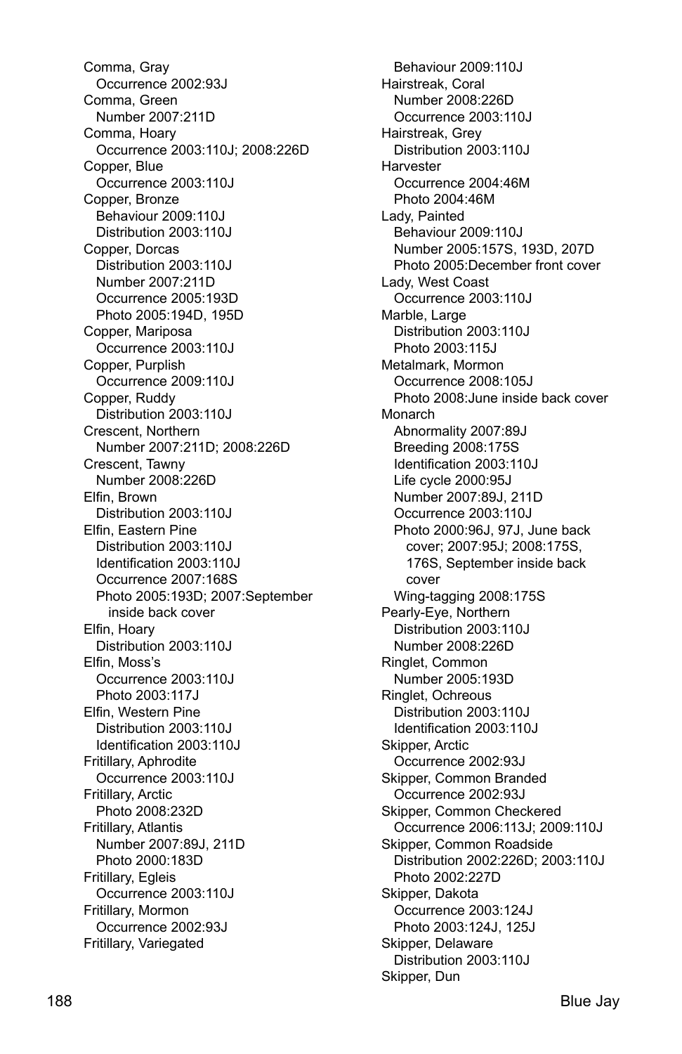Comma, Gray
  Occurrence 2002:93J
Comma, Green
  Number 2007:211D
Comma, Hoary
  Occurrence 2003:110J; 2008:226D
Copper, Blue
  Occurrence 2003:110J
Copper, Bronze
  Behaviour 2009:110J
  Distribution 2003:110J
Copper, Dorcas
  Distribution 2003:110J
  Number 2007:211D
  Occurrence 2005:193D
  Photo 2005:194D, 195D
Copper, Mariposa
  Occurrence 2003:110J
Copper, Purplish
  Occurrence 2009:110J
Copper, Ruddy
  Distribution 2003:110J
Crescent, Northern
  Number 2007:211D; 2008:226D
Crescent, Tawny
  Number 2008:226D
Elfin, Brown
  Distribution 2003:110J
Elfin, Eastern Pine
  Distribution 2003:110J
  Identification 2003:110J
  Occurrence 2007:168S
  Photo 2005:193D; 2007:September inside back cover
Elfin, Hoary
  Distribution 2003:110J
Elfin, Moss's
  Occurrence 2003:110J
  Photo 2003:117J
Elfin, Western Pine
  Distribution 2003:110J
  Identification 2003:110J
Fritillary, Aphrodite
  Occurrence 2003:110J
Fritillary, Arctic
  Photo 2008:232D
Fritillary, Atlantis
  Number 2007:89J, 211D
  Photo 2000:183D
Fritillary, Egleis
  Occurrence 2003:110J
Fritillary, Mormon
  Occurrence 2002:93J
Fritillary, Variegated
  Behaviour 2009:110J
Hairstreak, Coral
  Number 2008:226D
  Occurrence 2003:110J
Hairstreak, Grey
  Distribution 2003:110J
Harvester
  Occurrence 2004:46M
  Photo 2004:46M
Lady, Painted
  Behaviour 2009:110J
  Number 2005:157S, 193D, 207D
  Photo 2005:December front cover
Lady, West Coast
  Occurrence 2003:110J
Marble, Large
  Distribution 2003:110J
  Photo 2003:115J
Metalmark, Mormon
  Occurrence 2008:105J
  Photo 2008:June inside back cover
Monarch
  Abnormality 2007:89J
  Breeding 2008:175S
  Identification 2003:110J
  Life cycle 2000:95J
  Number 2007:89J, 211D
  Occurrence 2003:110J
  Photo 2000:96J, 97J, June back cover; 2007:95J; 2008:175S, 176S, September inside back cover
  Wing-tagging 2008:175S
Pearly-Eye, Northern
  Distribution 2003:110J
  Number 2008:226D
Ringlet, Common
  Number 2005:193D
Ringlet, Ochreous
  Distribution 2003:110J
  Identification 2003:110J
Skipper, Arctic
  Occurrence 2002:93J
Skipper, Common Branded
  Occurrence 2002:93J
Skipper, Common Checkered
  Occurrence 2006:113J; 2009:110J
Skipper, Common Roadside
  Distribution 2002:226D; 2003:110J
  Photo 2002:227D
Skipper, Dakota
  Occurrence 2003:124J
  Photo 2003:124J, 125J
Skipper, Delaware
  Distribution 2003:110J
Skipper, Dun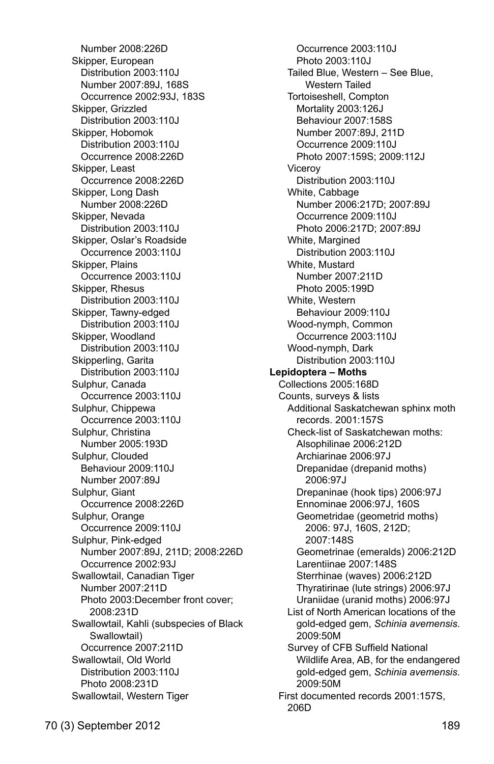Number 2008:226D

Skipper, European

Distribution 2003:110J

Number 2007:89J, 168S

Occurrence 2002:93J, 183S

Skipper, Grizzled

Distribution 2003:110J

Skipper, Hobomok

Distribution 2003:110J

Occurrence 2008:226D

Skipper, Least

Occurrence 2008:226D

Skipper, Long Dash

Number 2008:226D

Skipper, Nevada

Distribution 2003:110J

Skipper, Oslar's Roadside

Occurrence 2003:110J

Skipper, Plains

Occurrence 2003:110J

Skipper, Rhesus

Distribution 2003:110J

Skipper, Tawny-edged

Distribution 2003:110J

Skipper, Woodland

Distribution 2003:110J

Skipperling, Garita

Distribution 2003:110J

Sulphur, Canada

Occurrence 2003:110J

Sulphur, Chippewa

Occurrence 2003:110J

Sulphur, Christina

Number 2005:193D

Sulphur, Clouded

Behaviour 2009:110J

Number 2007:89J

Sulphur, Giant

Occurrence 2008:226D

Sulphur, Orange

Occurrence 2009:110J

Sulphur, Pink-edged

Number 2007:89J, 211D; 2008:226D

Occurrence 2002:93J

Swallowtail, Canadian Tiger

Number 2007:211D

Photo 2003:December front cover; 2008:231D

Swallowtail, Kahli (subspecies of Black Swallowtail)

Occurrence 2007:211D

Swallowtail, Old World

Distribution 2003:110J

Photo 2008:231D

Swallowtail, Western Tiger

Occurrence 2003:110J

Photo 2003:110J

Tailed Blue, Western – See Blue, Western Tailed

Tortoiseshell, Compton

Mortality 2003:126J

Behaviour 2007:158S

Number 2007:89J, 211D

Occurrence 2009:110J

Photo 2007:159S; 2009:112J

Viceroy

Distribution 2003:110J

White, Cabbage

Number 2006:217D; 2007:89J

Occurrence 2009:110J

Photo 2006:217D; 2007:89J

White, Margined

Distribution 2003:110J

White, Mustard

Number 2007:211D

Photo 2005:199D

White, Western

Behaviour 2009:110J

Wood-nymph, Common

Occurrence 2003:110J

Wood-nymph, Dark

Distribution 2003:110J

**Lepidoptera – Moths**

Collections 2005:168D

Counts, surveys & lists

Additional Saskatchewan sphinx moth records. 2001:157S

Check-list of Saskatchewan moths:

Alsophilinae 2006:212D

Archiarinae 2006:97J

Drepanidae (drepanid moths) 2006:97J

Drepaninae (hook tips) 2006:97J

Ennominae 2006:97J, 160S

Geometridae (geometrid moths) 2006: 97J, 160S, 212D; 2007:148S

Geometrinae (emeralds) 2006:212D

Larentiinae 2007:148S

Sterrhinae (waves) 2006:212D

Thyratirinae (lute strings) 2006:97J

Uraniidae (uranid moths) 2006:97J

List of North American locations of the gold-edged gem, *Schinia avemensis*. 2009:50M

Survey of CFB Suffield National Wildlife Area, AB, for the endangered gold-edged gem, *Schinia avemensis*. 2009:50M

First documented records 2001:157S, 206D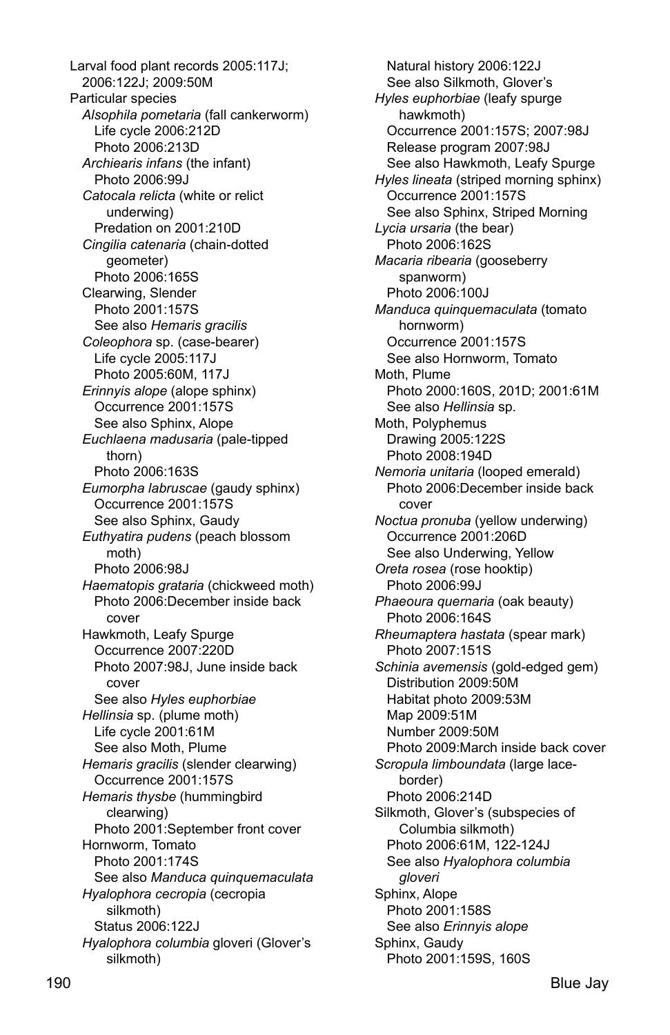Larval food plant records 2005:117J; 2006:122J; 2009:50M

Particular species

*Alsophila pometaria* (fall cankerworm)
- Life cycle 2006:212D
- Photo 2006:213D

*Archiearis infans* (the infant)
- Photo 2006:99J

*Catocala relicta* (white or relict underwing)
- Predation on 2001:210D

*Cingilia catenaria* (chain-dotted geometer)
- Photo 2006:165S

Clearwing, Slender
- Photo 2001:157S
- See also *Hemaris gracilis*

*Coleophora* sp. (case-bearer)
- Life cycle 2005:117J
- Photo 2005:60M, 117J

*Erinnyis alope* (alope sphinx)
- Occurrence 2001:157S
- See also Sphinx, Alope

*Euchlaena madusaria* (pale-tipped thorn)
- Photo 2006:163S

*Eumorpha labruscae* (gaudy sphinx)
- Occurrence 2001:157S
- See also Sphinx, Gaudy

*Euthyatira pudens* (peach blossom moth)
- Photo 2006:98J

*Haematopis grataria* (chickweed moth)
- Photo 2006:December inside back cover

Hawkmoth, Leafy Spurge
- Occurrence 2007:220D
- Photo 2007:98J, June inside back cover
- See also *Hyles euphorbiae*

*Hellinsia* sp. (plume moth)
- Life cycle 2001:61M
- See also Moth, Plume

*Hemaris gracilis* (slender clearwing)
- Occurrence 2001:157S

*Hemaris thysbe* (hummingbird clearwing)
- Photo 2001:September front cover

Hornworm, Tomato
- Photo 2001:174S
- See also *Manduca quinquemaculata*

*Hyalophora cecropia* (cecropia silkmoth)
- Status 2006:122J

*Hyalophora columbia* gloveri (Glover's silkmoth)
- Natural history 2006:122J
- See also Silkmoth, Glover's

*Hyles euphorbiae* (leafy spurge hawkmoth)
- Occurrence 2001:157S; 2007:98J
- Release program 2007:98J
- See also Hawkmoth, Leafy Spurge

*Hyles lineata* (striped morning sphinx)
- Occurrence 2001:157S
- See also Sphinx, Striped Morning

*Lycia ursaria* (the bear)
- Photo 2006:162S

*Macaria ribearia* (gooseberry spanworm)
- Photo 2006:100J

*Manduca quinquemaculata* (tomato hornworm)
- Occurrence 2001:157S
- See also Hornworm, Tomato

Moth, Plume
- Photo 2000:160S, 201D; 2001:61M
- See also *Hellinsia* sp.

Moth, Polyphemus
- Drawing 2005:122S
- Photo 2008:194D

*Nemoria unitaria* (looped emerald)
- Photo 2006:December inside back cover

*Noctua pronuba* (yellow underwing)
- Occurrence 2001:206D
- See also Underwing, Yellow

*Oreta rosea* (rose hooktip)
- Photo 2006:99J

*Phaeoura quernaria* (oak beauty)
- Photo 2006:164S

*Rheumaptera hastata* (spear mark)
- Photo 2007:151S

*Schinia avemensis* (gold-edged gem)
- Distribution 2009:50M
- Habitat photo 2009:53M
- Map 2009:51M
- Number 2009:50M
- Photo 2009:March inside back cover

*Scropula limboundata* (large lace-border)
- Photo 2006:214D

Silkmoth, Glover's (subspecies of Columbia silkmoth)
- Photo 2006:61M, 122-124J
- See also *Hyalophora columbia gloveri*

Sphinx, Alope
- Photo 2001:158S
- See also *Erinnyis alope*

Sphinx, Gaudy
- Photo 2001:159S, 160S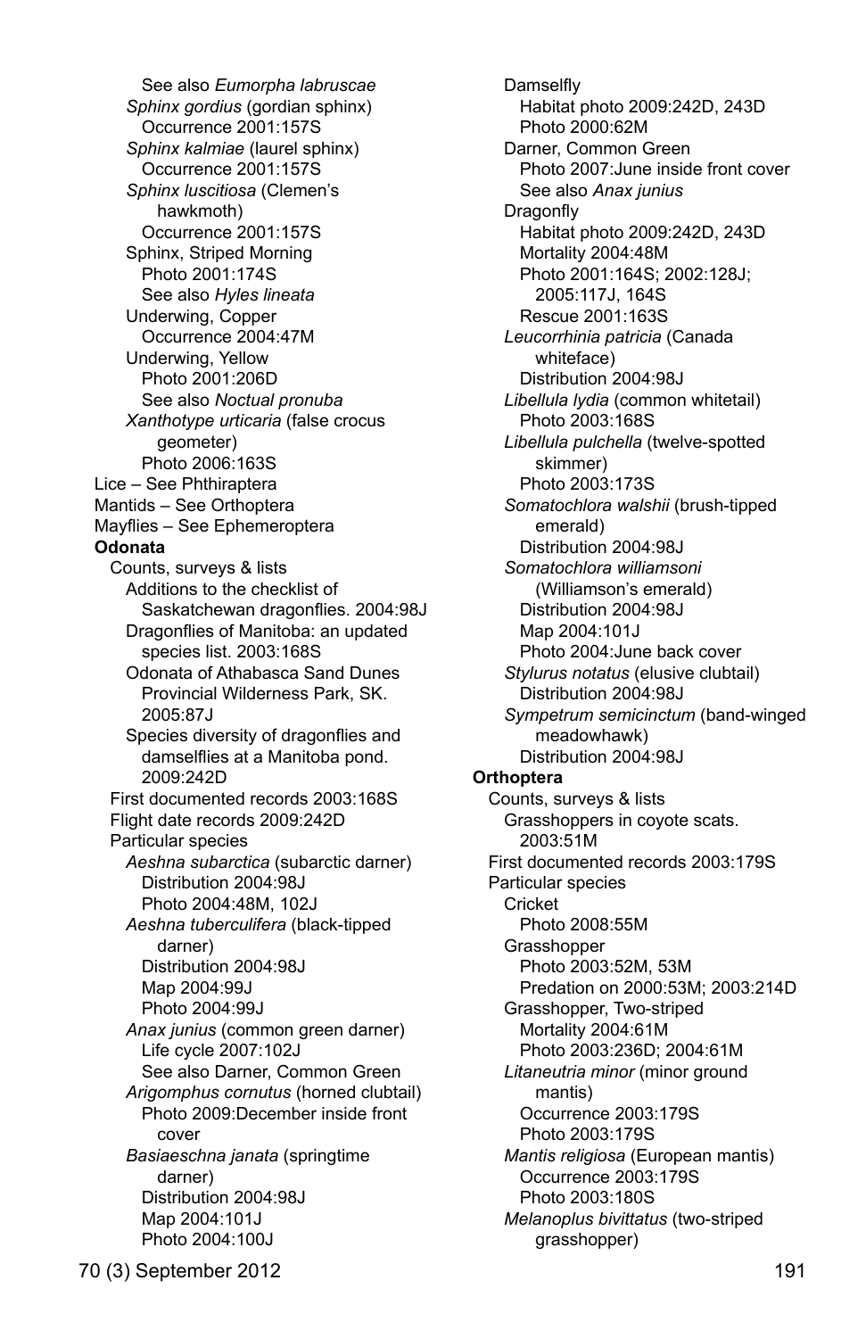See also *Eumorpha labruscae*
*Sphinx gordius* (gordian sphinx)
Occurrence 2001:157S
*Sphinx kalmiae* (laurel sphinx)
Occurrence 2001:157S
*Sphinx luscitiosa* (Clemen's hawkmoth)
Occurrence 2001:157S
Sphinx, Striped Morning
Photo 2001:174S
See also *Hyles lineata*
Underwing, Copper
Occurrence 2004:47M
Underwing, Yellow
Photo 2001:206D
See also *Noctual pronuba*
*Xanthotype urticaria* (false crocus geometer)
Photo 2006:163S
Lice – See Phthiraptera
Mantids – See Orthoptera
Mayflies – See Ephemeroptera

**Odonata**
Counts, surveys & lists
Additions to the checklist of Saskatchewan dragonflies. 2004:98J
Dragonflies of Manitoba: an updated species list. 2003:168S
Odonata of Athabasca Sand Dunes Provincial Wilderness Park, SK. 2005:87J
Species diversity of dragonflies and damselflies at a Manitoba pond. 2009:242D
First documented records 2003:168S
Flight date records 2009:242D
Particular species
*Aeshna subarctica* (subarctic darner)
Distribution 2004:98J
Photo 2004:48M, 102J
*Aeshna tuberculifera* (black-tipped darner)
Distribution 2004:98J
Map 2004:99J
Photo 2004:99J
*Anax junius* (common green darner)
Life cycle 2007:102J
See also Darner, Common Green
*Arigomphus cornutus* (horned clubtail)
Photo 2009:December inside front cover
*Basiaeschna janata* (springtime darner)
Distribution 2004:98J
Map 2004:101J
Photo 2004:100J
Damselfly
Habitat photo 2009:242D, 243D
Photo 2000:62M
Darner, Common Green
Photo 2007:June inside front cover
See also *Anax junius*
Dragonfly
Habitat photo 2009:242D, 243D
Mortality 2004:48M
Photo 2001:164S; 2002:128J; 2005:117J, 164S
Rescue 2001:163S
*Leucorrhinia patricia* (Canada whiteface)
Distribution 2004:98J
*Libellula lydia* (common whitetail)
Photo 2003:168S
*Libellula pulchella* (twelve-spotted skimmer)
Photo 2003:173S
*Somatochlora walshii* (brush-tipped emerald)
Distribution 2004:98J
*Somatochlora williamsoni* (Williamson's emerald)
Distribution 2004:98J
Map 2004:101J
Photo 2004:June back cover
*Stylurus notatus* (elusive clubtail)
Distribution 2004:98J
*Sympetrum semicinctum* (band-winged meadowhawk)
Distribution 2004:98J

**Orthoptera**
Counts, surveys & lists
Grasshoppers in coyote scats. 2003:51M
First documented records 2003:179S
Particular species
Cricket
Photo 2008:55M
Grasshopper
Photo 2003:52M, 53M
Predation on 2000:53M; 2003:214D
Grasshopper, Two-striped
Mortality 2004:61M
Photo 2003:236D; 2004:61M
*Litaneutria minor* (minor ground mantis)
Occurrence 2003:179S
Photo 2003:179S
*Mantis religiosa* (European mantis)
Occurrence 2003:179S
Photo 2003:180S
*Melanoplus bivittatus* (two-striped grasshopper)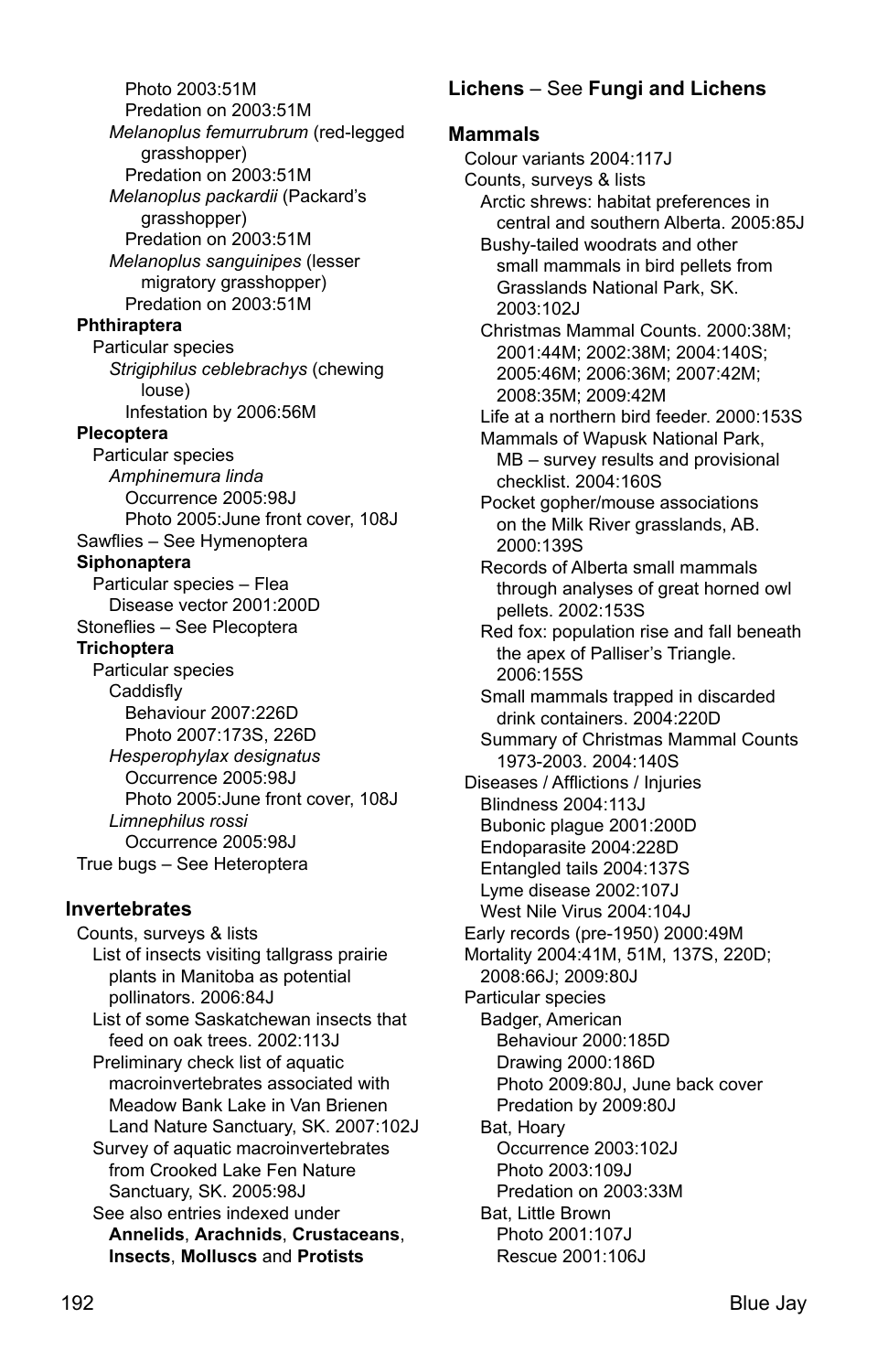Photo 2003:51M
Predation on 2003:51M
*Melanoplus femurrubrum* (red-legged grasshopper)
Predation on 2003:51M
*Melanoplus packardii* (Packard's grasshopper)
Predation on 2003:51M
*Melanoplus sanguinipes* (lesser migratory grasshopper)
Predation on 2003:51M

**Phthiraptera**
Particular species
*Strigiphilus ceblebrachys* (chewing louse)
Infestation by 2006:56M

**Plecoptera**
Particular species
*Amphinemura linda*
Occurrence 2005:98J
Photo 2005:June front cover, 108J

Sawflies – See Hymenoptera

**Siphonaptera**
Particular species – Flea
Disease vector 2001:200D

Stoneflies – See Plecoptera

**Trichoptera**
Particular species
Caddisfly
Behaviour 2007:226D
Photo 2007:173S, 226D
*Hesperophylax designatus*
Occurrence 2005:98J
Photo 2005:June front cover, 108J
*Limnephilus rossi*
Occurrence 2005:98J

True bugs – See Heteroptera

### Invertebrates

Counts, surveys & lists
List of insects visiting tallgrass prairie plants in Manitoba as potential pollinators. 2006:84J
List of some Saskatchewan insects that feed on oak trees. 2002:113J
Preliminary check list of aquatic macroinvertebrates associated with Meadow Bank Lake in Van Brienen Land Nature Sanctuary, SK. 2007:102J
Survey of aquatic macroinvertebrates from Crooked Lake Fen Nature Sanctuary, SK. 2005:98J
See also entries indexed under **Annelids**, **Arachnids**, **Crustaceans**, **Insects**, **Molluscs** and **Protists**

**Lichens** – See **Fungi and Lichens**

### Mammals

Colour variants 2004:117J
Counts, surveys & lists
Arctic shrews: habitat preferences in central and southern Alberta. 2005:85J
Bushy-tailed woodrats and other small mammals in bird pellets from Grasslands National Park, SK. 2003:102J
Christmas Mammal Counts. 2000:38M; 2001:44M; 2002:38M; 2004:140S; 2005:46M; 2006:36M; 2007:42M; 2008:35M; 2009:42M
Life at a northern bird feeder. 2000:153S
Mammals of Wapusk National Park, MB – survey results and provisional checklist. 2004:160S
Pocket gopher/mouse associations on the Milk River grasslands, AB. 2000:139S
Records of Alberta small mammals through analyses of great horned owl pellets. 2002:153S
Red fox: population rise and fall beneath the apex of Palliser's Triangle. 2006:155S
Small mammals trapped in discarded drink containers. 2004:220D
Summary of Christmas Mammal Counts 1973-2003. 2004:140S

Diseases / Afflictions / Injuries
Blindness 2004:113J
Bubonic plague 2001:200D
Endoparasite 2004:228D
Entangled tails 2004:137S
Lyme disease 2002:107J
West Nile Virus 2004:104J

Early records (pre-1950) 2000:49M
Mortality 2004:41M, 51M, 137S, 220D; 2008:66J; 2009:80J
Particular species
Badger, American
Behaviour 2000:185D
Drawing 2000:186D
Photo 2009:80J, June back cover
Predation by 2009:80J
Bat, Hoary
Occurrence 2003:102J
Photo 2003:109J
Predation on 2003:33M
Bat, Little Brown
Photo 2001:107J
Rescue 2001:106J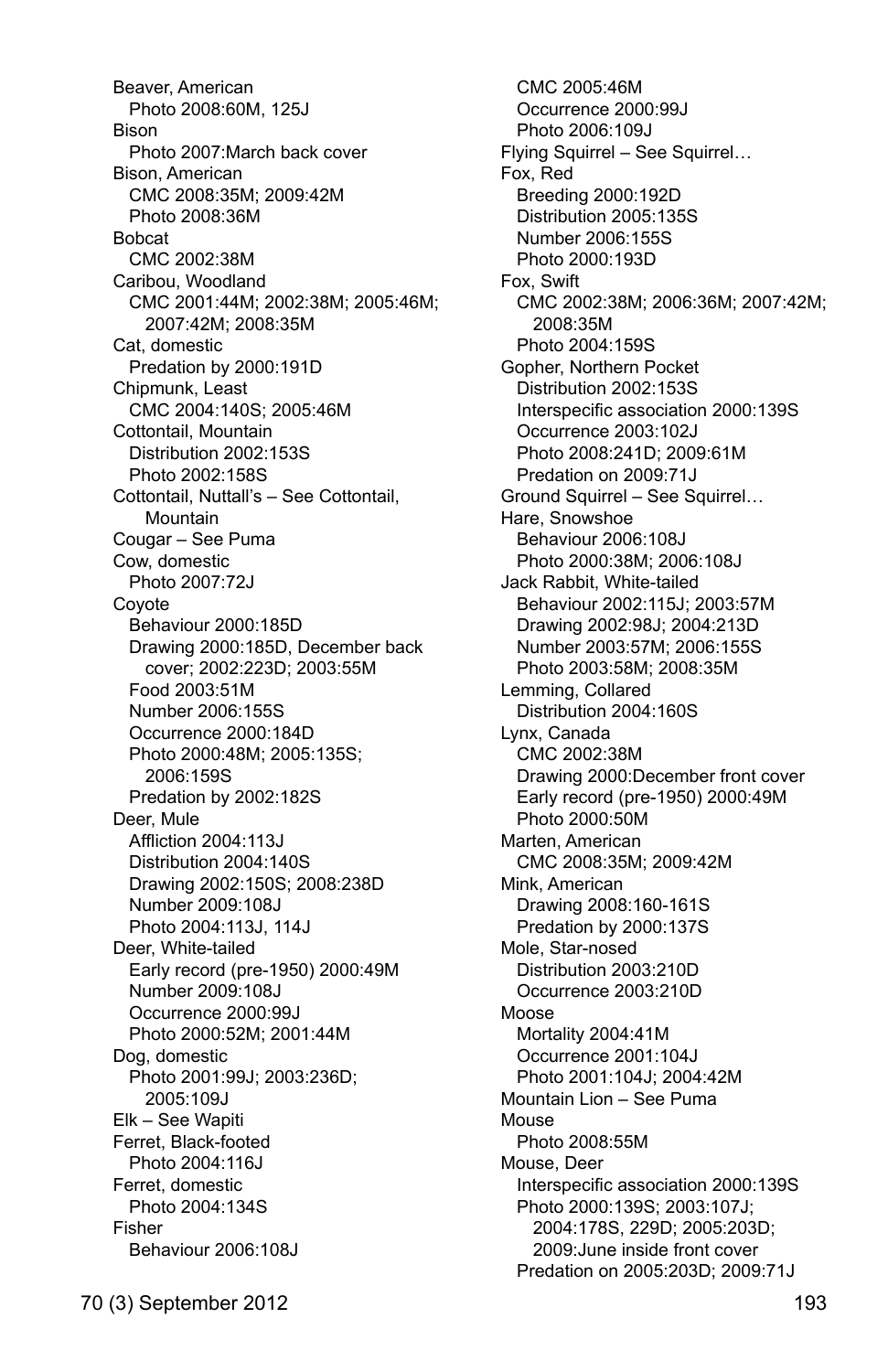Beaver, American
  Photo 2008:60M, 125J
Bison
  Photo 2007:March back cover
Bison, American
  CMC 2008:35M; 2009:42M
  Photo 2008:36M
Bobcat
  CMC 2002:38M
Caribou, Woodland
  CMC 2001:44M; 2002:38M; 2005:46M; 2007:42M; 2008:35M
Cat, domestic
  Predation by 2000:191D
Chipmunk, Least
  CMC 2004:140S; 2005:46M
Cottontail, Mountain
  Distribution 2002:153S
  Photo 2002:158S
Cottontail, Nuttall's – See Cottontail, Mountain
Cougar – See Puma
Cow, domestic
  Photo 2007:72J
Coyote
  Behaviour 2000:185D
  Drawing 2000:185D, December back cover; 2002:223D; 2003:55M
  Food 2003:51M
  Number 2006:155S
  Occurrence 2000:184D
  Photo 2000:48M; 2005:135S; 2006:159S
  Predation by 2002:182S
Deer, Mule
  Affliction 2004:113J
  Distribution 2004:140S
  Drawing 2002:150S; 2008:238D
  Number 2009:108J
  Photo 2004:113J, 114J
Deer, White-tailed
  Early record (pre-1950) 2000:49M
  Number 2009:108J
  Occurrence 2000:99J
  Photo 2000:52M; 2001:44M
Dog, domestic
  Photo 2001:99J; 2003:236D; 2005:109J
Elk – See Wapiti
Ferret, Black-footed
  Photo 2004:116J
Ferret, domestic
  Photo 2004:134S
Fisher
  Behaviour 2006:108J
  CMC 2005:46M
  Occurrence 2000:99J
  Photo 2006:109J
Flying Squirrel – See Squirrel…
Fox, Red
  Breeding 2000:192D
  Distribution 2005:135S
  Number 2006:155S
  Photo 2000:193D
Fox, Swift
  CMC 2002:38M; 2006:36M; 2007:42M; 2008:35M
  Photo 2004:159S
Gopher, Northern Pocket
  Distribution 2002:153S
  Interspecific association 2000:139S
  Occurrence 2003:102J
  Photo 2008:241D; 2009:61M
  Predation on 2009:71J
Ground Squirrel – See Squirrel…
Hare, Snowshoe
  Behaviour 2006:108J
  Photo 2000:38M; 2006:108J
Jack Rabbit, White-tailed
  Behaviour 2002:115J; 2003:57M
  Drawing 2002:98J; 2004:213D
  Number 2003:57M; 2006:155S
  Photo 2003:58M; 2008:35M
Lemming, Collared
  Distribution 2004:160S
Lynx, Canada
  CMC 2002:38M
  Drawing 2000:December front cover
  Early record (pre-1950) 2000:49M
  Photo 2000:50M
Marten, American
  CMC 2008:35M; 2009:42M
Mink, American
  Drawing 2008:160-161S
  Predation by 2000:137S
Mole, Star-nosed
  Distribution 2003:210D
  Occurrence 2003:210D
Moose
  Mortality 2004:41M
  Occurrence 2001:104J
  Photo 2001:104J; 2004:42M
Mountain Lion – See Puma
Mouse
  Photo 2008:55M
Mouse, Deer
  Interspecific association 2000:139S
  Photo 2000:139S; 2003:107J; 2004:178S, 229D; 2005:203D; 2009:June inside front cover
  Predation on 2005:203D; 2009:71J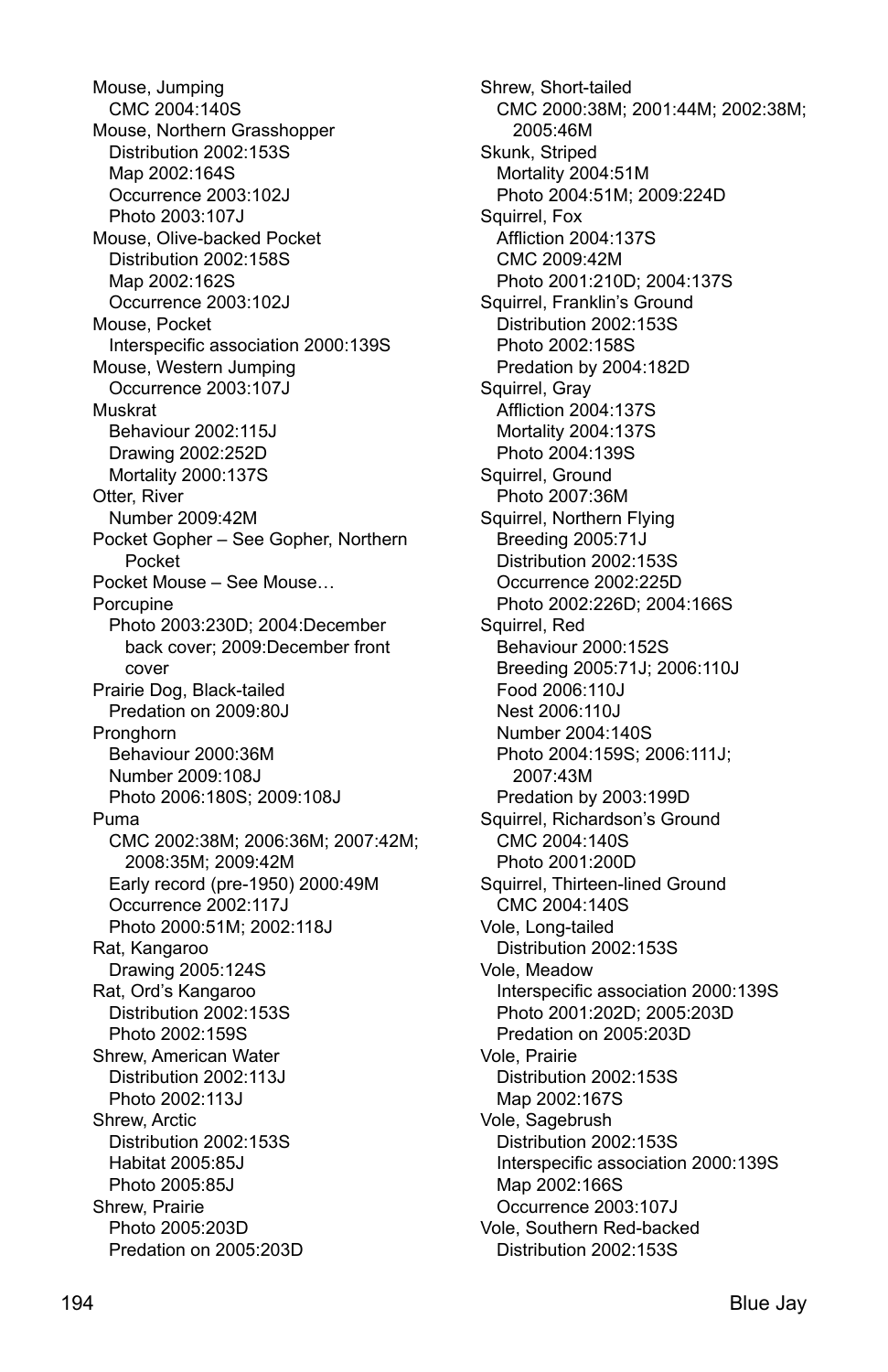Mouse, Jumping
- CMC 2004:140S

Mouse, Northern Grasshopper
- Distribution 2002:153S
- Map 2002:164S
- Occurrence 2003:102J
- Photo 2003:107J

Mouse, Olive-backed Pocket
- Distribution 2002:158S
- Map 2002:162S
- Occurrence 2003:102J

Mouse, Pocket
- Interspecific association 2000:139S

Mouse, Western Jumping
- Occurrence 2003:107J

Muskrat
- Behaviour 2002:115J
- Drawing 2002:252D
- Mortality 2000:137S

Otter, River
- Number 2009:42M

Pocket Gopher – See Gopher, Northern Pocket

Pocket Mouse – See Mouse…

Porcupine
- Photo 2003:230D; 2004:December back cover; 2009:December front cover

Prairie Dog, Black-tailed
- Predation on 2009:80J

Pronghorn
- Behaviour 2000:36M
- Number 2009:108J
- Photo 2006:180S; 2009:108J

Puma
- CMC 2002:38M; 2006:36M; 2007:42M; 2008:35M; 2009:42M
- Early record (pre-1950) 2000:49M
- Occurrence 2002:117J
- Photo 2000:51M; 2002:118J

Rat, Kangaroo
- Drawing 2005:124S

Rat, Ord's Kangaroo
- Distribution 2002:153S
- Photo 2002:159S

Shrew, American Water
- Distribution 2002:113J
- Photo 2002:113J

Shrew, Arctic
- Distribution 2002:153S
- Habitat 2005:85J
- Photo 2005:85J

Shrew, Prairie
- Photo 2005:203D
- Predation on 2005:203D

Shrew, Short-tailed
- CMC 2000:38M; 2001:44M; 2002:38M; 2005:46M

Skunk, Striped
- Mortality 2004:51M
- Photo 2004:51M; 2009:224D

Squirrel, Fox
- Affliction 2004:137S
- CMC 2009:42M
- Photo 2001:210D; 2004:137S

Squirrel, Franklin's Ground
- Distribution 2002:153S
- Photo 2002:158S
- Predation by 2004:182D

Squirrel, Gray
- Affliction 2004:137S
- Mortality 2004:137S
- Photo 2004:139S

Squirrel, Ground
- Photo 2007:36M

Squirrel, Northern Flying
- Breeding 2005:71J
- Distribution 2002:153S
- Occurrence 2002:225D
- Photo 2002:226D; 2004:166S

Squirrel, Red
- Behaviour 2000:152S
- Breeding 2005:71J; 2006:110J
- Food 2006:110J
- Nest 2006:110J
- Number 2004:140S
- Photo 2004:159S; 2006:111J; 2007:43M
- Predation by 2003:199D

Squirrel, Richardson's Ground
- CMC 2004:140S
- Photo 2001:200D

Squirrel, Thirteen-lined Ground
- CMC 2004:140S

Vole, Long-tailed
- Distribution 2002:153S

Vole, Meadow
- Interspecific association 2000:139S
- Photo 2001:202D; 2005:203D
- Predation on 2005:203D

Vole, Prairie
- Distribution 2002:153S
- Map 2002:167S

Vole, Sagebrush
- Distribution 2002:153S
- Interspecific association 2000:139S
- Map 2002:166S
- Occurrence 2003:107J

Vole, Southern Red-backed
- Distribution 2002:153S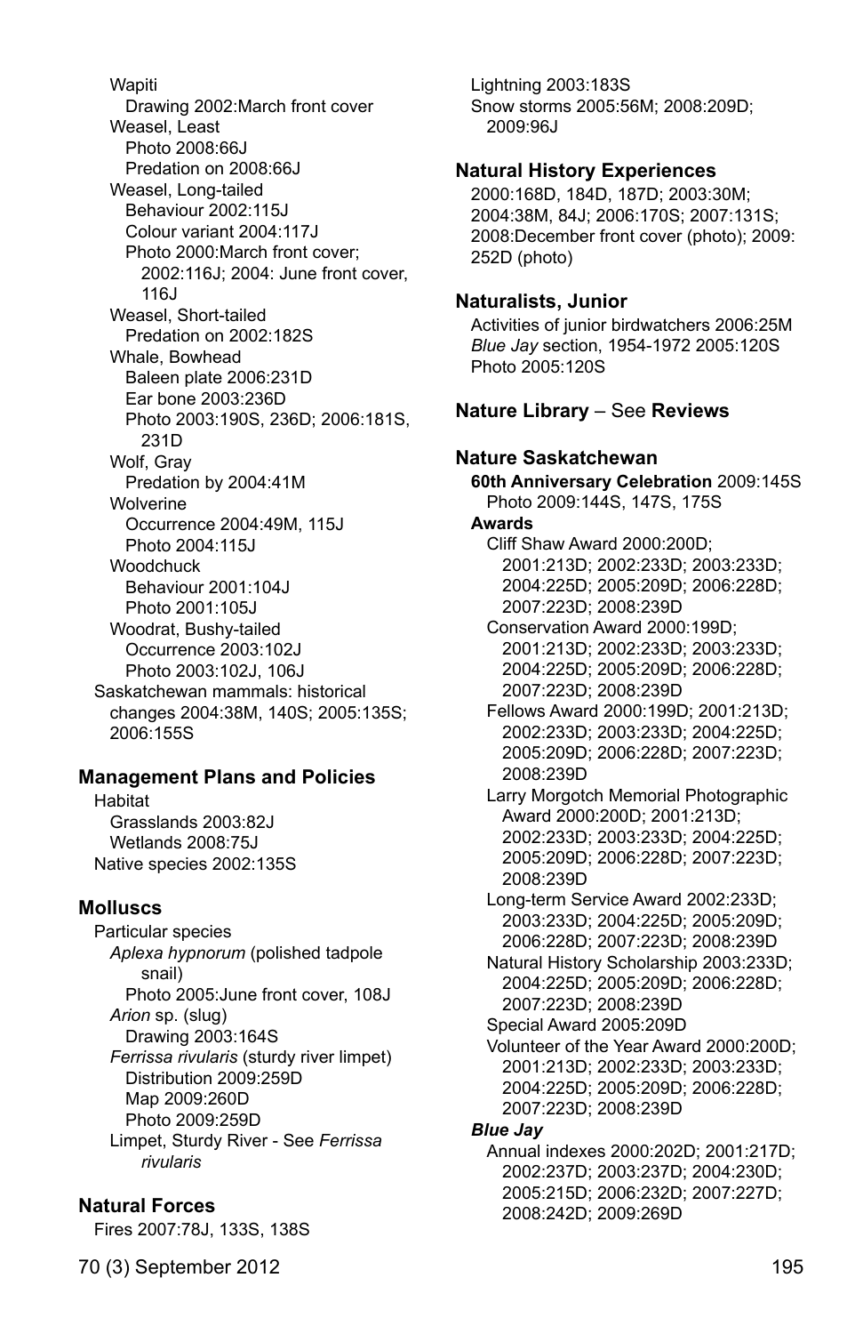Wapiti
Drawing 2002:March front cover
Weasel, Least
Photo 2008:66J
Predation on 2008:66J
Weasel, Long-tailed
Behaviour 2002:115J
Colour variant 2004:117J
Photo 2000:March front cover; 2002:116J; 2004: June front cover, 116J
Weasel, Short-tailed
Predation on 2002:182S
Whale, Bowhead
Baleen plate 2006:231D
Ear bone 2003:236D
Photo 2003:190S, 236D; 2006:181S, 231D
Wolf, Gray
Predation by 2004:41M
Wolverine
Occurrence 2004:49M, 115J
Photo 2004:115J
Woodchuck
Behaviour 2001:104J
Photo 2001:105J
Woodrat, Bushy-tailed
Occurrence 2003:102J
Photo 2003:102J, 106J
Saskatchewan mammals: historical changes 2004:38M, 140S; 2005:135S; 2006:155S

**Management Plans and Policies**

Habitat
Grasslands 2003:82J
Wetlands 2008:75J
Native species 2002:135S

**Molluscs**

Particular species
*Aplexa hypnorum* (polished tadpole snail)
Photo 2005:June front cover, 108J
*Arion* sp. (slug)
Drawing 2003:164S
*Ferrissa rivularis* (sturdy river limpet)
Distribution 2009:259D
Map 2009:260D
Photo 2009:259D
Limpet, Sturdy River - See *Ferrissa rivularis*

**Natural Forces**

Fires 2007:78J, 133S, 138S
Lightning 2003:183S
Snow storms 2005:56M; 2008:209D; 2009:96J

**Natural History Experiences**

2000:168D, 184D, 187D; 2003:30M; 2004:38M, 84J; 2006:170S; 2007:131S; 2008:December front cover (photo); 2009: 252D (photo)

**Naturalists, Junior**

Activities of junior birdwatchers 2006:25M
*Blue Jay* section, 1954-1972 2005:120S
Photo 2005:120S

**Nature Library** – See **Reviews**

**Nature Saskatchewan**

**60th Anniversary Celebration** 2009:145S
Photo 2009:144S, 147S, 175S

**Awards**

Cliff Shaw Award 2000:200D; 2001:213D; 2002:233D; 2003:233D; 2004:225D; 2005:209D; 2006:228D; 2007:223D; 2008:239D
Conservation Award 2000:199D; 2001:213D; 2002:233D; 2003:233D; 2004:225D; 2005:209D; 2006:228D; 2007:223D; 2008:239D
Fellows Award 2000:199D; 2001:213D; 2002:233D; 2003:233D; 2004:225D; 2005:209D; 2006:228D; 2007:223D; 2008:239D
Larry Morgotch Memorial Photographic Award 2000:200D; 2001:213D; 2002:233D; 2003:233D; 2004:225D; 2005:209D; 2006:228D; 2007:223D; 2008:239D
Long-term Service Award 2002:233D; 2003:233D; 2004:225D; 2005:209D; 2006:228D; 2007:223D; 2008:239D
Natural History Scholarship 2003:233D; 2004:225D; 2005:209D; 2006:228D; 2007:223D; 2008:239D
Special Award 2005:209D
Volunteer of the Year Award 2000:200D; 2001:213D; 2002:233D; 2003:233D; 2004:225D; 2005:209D; 2006:228D; 2007:223D; 2008:239D

***Blue Jay***

Annual indexes 2000:202D; 2001:217D; 2002:237D; 2003:237D; 2004:230D; 2005:215D; 2006:232D; 2007:227D; 2008:242D; 2009:269D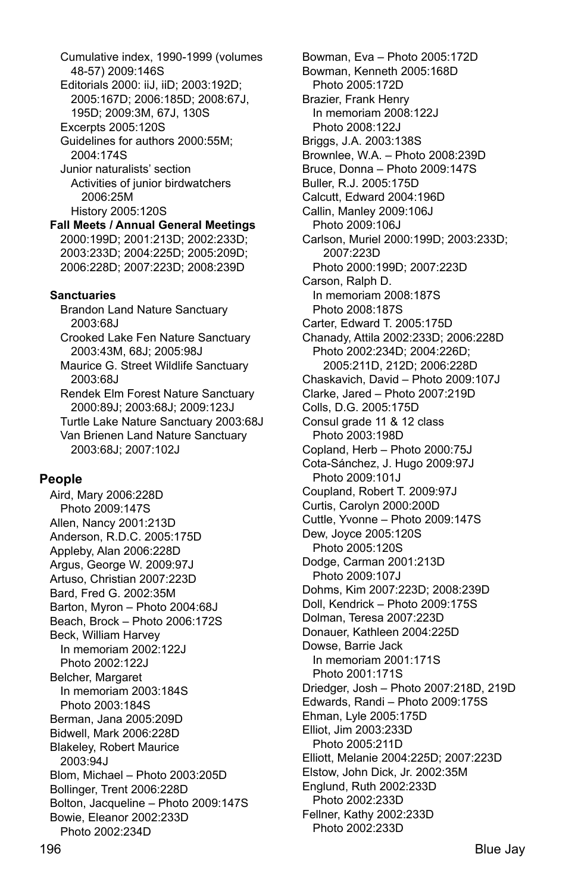Cumulative index, 1990-1999 (volumes 48-57) 2009:146S
Editorials 2000: iiJ, iiD; 2003:192D; 2005:167D; 2006:185D; 2008:67J, 195D; 2009:3M, 67J, 130S
Excerpts 2005:120S
Guidelines for authors 2000:55M; 2004:174S
Junior naturalists' section
Activities of junior birdwatchers 2006:25M
History 2005:120S

**Fall Meets / Annual General Meetings**
2000:199D; 2001:213D; 2002:233D; 2003:233D; 2004:225D; 2005:209D; 2006:228D; 2007:223D; 2008:239D

**Sanctuaries**
Brandon Land Nature Sanctuary 2003:68J
Crooked Lake Fen Nature Sanctuary 2003:43M, 68J; 2005:98J
Maurice G. Street Wildlife Sanctuary 2003:68J
Rendek Elm Forest Nature Sanctuary 2000:89J; 2003:68J; 2009:123J
Turtle Lake Nature Sanctuary 2003:68J
Van Brienen Land Nature Sanctuary 2003:68J; 2007:102J

### People

Aird, Mary 2006:228D
Photo 2009:147S
Allen, Nancy 2001:213D
Anderson, R.D.C. 2005:175D
Appleby, Alan 2006:228D
Argus, George W. 2009:97J
Artuso, Christian 2007:223D
Bard, Fred G. 2002:35M
Barton, Myron – Photo 2004:68J
Beach, Brock – Photo 2006:172S
Beck, William Harvey
In memoriam 2002:122J
Photo 2002:122J
Belcher, Margaret
In memoriam 2003:184S
Photo 2003:184S
Berman, Jana 2005:209D
Bidwell, Mark 2006:228D
Blakeley, Robert Maurice 2003:94J
Blom, Michael – Photo 2003:205D
Bollinger, Trent 2006:228D
Bolton, Jacqueline – Photo 2009:147S
Bowie, Eleanor 2002:233D
Photo 2002:234D
Bowman, Eva – Photo 2005:172D
Bowman, Kenneth 2005:168D
Photo 2005:172D
Brazier, Frank Henry
In memoriam 2008:122J
Photo 2008:122J
Briggs, J.A. 2003:138S
Brownlee, W.A. – Photo 2008:239D
Bruce, Donna – Photo 2009:147S
Buller, R.J. 2005:175D
Calcutt, Edward 2004:196D
Callin, Manley 2009:106J
Photo 2009:106J
Carlson, Muriel 2000:199D; 2003:233D; 2007:223D
Photo 2000:199D; 2007:223D
Carson, Ralph D.
In memoriam 2008:187S
Photo 2008:187S
Carter, Edward T. 2005:175D
Chanady, Attila 2002:233D; 2006:228D
Photo 2002:234D; 2004:226D; 2005:211D, 212D; 2006:228D
Chaskavich, David – Photo 2009:107J
Clarke, Jared – Photo 2007:219D
Colls, D.G. 2005:175D
Consul grade 11 & 12 class
Photo 2003:198D
Copland, Herb – Photo 2000:75J
Cota-Sánchez, J. Hugo 2009:97J
Photo 2009:101J
Coupland, Robert T. 2009:97J
Curtis, Carolyn 2000:200D
Cuttle, Yvonne – Photo 2009:147S
Dew, Joyce 2005:120S
Photo 2005:120S
Dodge, Carman 2001:213D
Photo 2009:107J
Dohms, Kim 2007:223D; 2008:239D
Doll, Kendrick – Photo 2009:175S
Dolman, Teresa 2007:223D
Donauer, Kathleen 2004:225D
Dowse, Barrie Jack
In memoriam 2001:171S
Photo 2001:171S
Driedger, Josh – Photo 2007:218D, 219D
Edwards, Randi – Photo 2009:175S
Ehman, Lyle 2005:175D
Elliot, Jim 2003:233D
Photo 2005:211D
Elliott, Melanie 2004:225D; 2007:223D
Elstow, John Dick, Jr. 2002:35M
Englund, Ruth 2002:233D
Photo 2002:233D
Fellner, Kathy 2002:233D
Photo 2002:233D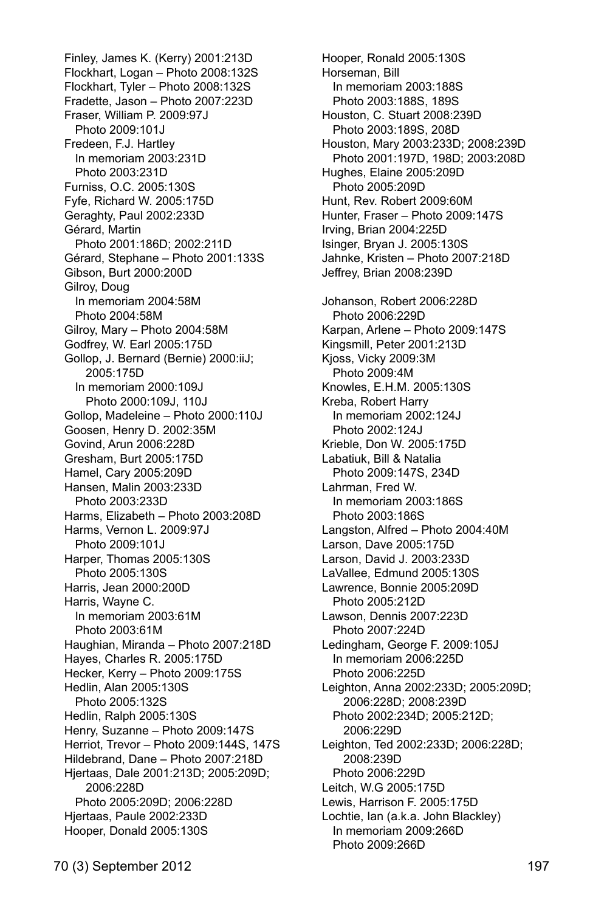Finley, James K. (Kerry) 2001:213D
Flockhart, Logan – Photo 2008:132S
Flockhart, Tyler – Photo 2008:132S
Fradette, Jason – Photo 2007:223D
Fraser, William P. 2009:97J
  Photo 2009:101J
Fredeen, F.J. Hartley
  In memoriam 2003:231D
  Photo 2003:231D
Furniss, O.C. 2005:130S
Fyfe, Richard W. 2005:175D
Geraghty, Paul 2002:233D
Gérard, Martin
  Photo 2001:186D; 2002:211D
Gérard, Stephane – Photo 2001:133S
Gibson, Burt 2000:200D
Gilroy, Doug
  In memoriam 2004:58M
  Photo 2004:58M
Gilroy, Mary – Photo 2004:58M
Godfrey, W. Earl 2005:175D
Gollop, J. Bernard (Bernie) 2000:iiJ; 2005:175D
  In memoriam 2000:109J
    Photo 2000:109J, 110J
Gollop, Madeleine – Photo 2000:110J
Goosen, Henry D. 2002:35M
Govind, Arun 2006:228D
Gresham, Burt 2005:175D
Hamel, Cary 2005:209D
Hansen, Malin 2003:233D
  Photo 2003:233D
Harms, Elizabeth – Photo 2003:208D
Harms, Vernon L. 2009:97J
  Photo 2009:101J
Harper, Thomas 2005:130S
  Photo 2005:130S
Harris, Jean 2000:200D
Harris, Wayne C.
  In memoriam 2003:61M
  Photo 2003:61M
Haughian, Miranda – Photo 2007:218D
Hayes, Charles R. 2005:175D
Hecker, Kerry – Photo 2009:175S
Hedlin, Alan 2005:130S
  Photo 2005:132S
Hedlin, Ralph 2005:130S
Henry, Suzanne – Photo 2009:147S
Herriot, Trevor – Photo 2009:144S, 147S
Hildebrand, Dane – Photo 2007:218D
Hjertaas, Dale 2001:213D; 2005:209D; 2006:228D
  Photo 2005:209D; 2006:228D
Hjertaas, Paule 2002:233D
Hooper, Donald 2005:130S
Hooper, Ronald 2005:130S
Horseman, Bill
  In memoriam 2003:188S
  Photo 2003:188S, 189S
Houston, C. Stuart 2008:239D
  Photo 2003:189S, 208D
Houston, Mary 2003:233D; 2008:239D
  Photo 2001:197D, 198D; 2003:208D
Hughes, Elaine 2005:209D
  Photo 2005:209D
Hunt, Rev. Robert 2009:60M
Hunter, Fraser – Photo 2009:147S
Irving, Brian 2004:225D
Isinger, Bryan J. 2005:130S
Jahnke, Kristen – Photo 2007:218D
Jeffrey, Brian 2008:239D

Johanson, Robert 2006:228D
  Photo 2006:229D
Karpan, Arlene – Photo 2009:147S
Kingsmill, Peter 2001:213D
Kjoss, Vicky 2009:3M
  Photo 2009:4M
Knowles, E.H.M. 2005:130S
Kreba, Robert Harry
  In memoriam 2002:124J
  Photo 2002:124J
Krieble, Don W. 2005:175D
Labatiuk, Bill & Natalia
  Photo 2009:147S, 234D
Lahrman, Fred W.
  In memoriam 2003:186S
  Photo 2003:186S
Langston, Alfred – Photo 2004:40M
Larson, Dave 2005:175D
Larson, David J. 2003:233D
LaVallee, Edmund 2005:130S
Lawrence, Bonnie 2005:209D
  Photo 2005:212D
Lawson, Dennis 2007:223D
  Photo 2007:224D
Ledingham, George F. 2009:105J
  In memoriam 2006:225D
  Photo 2006:225D
Leighton, Anna 2002:233D; 2005:209D; 2006:228D; 2008:239D
  Photo 2002:234D; 2005:212D; 2006:229D
Leighton, Ted 2002:233D; 2006:228D; 2008:239D
  Photo 2006:229D
Leitch, W.G 2005:175D
Lewis, Harrison F. 2005:175D
Lochtie, Ian (a.k.a. John Blackley)
  In memoriam 2009:266D
  Photo 2009:266D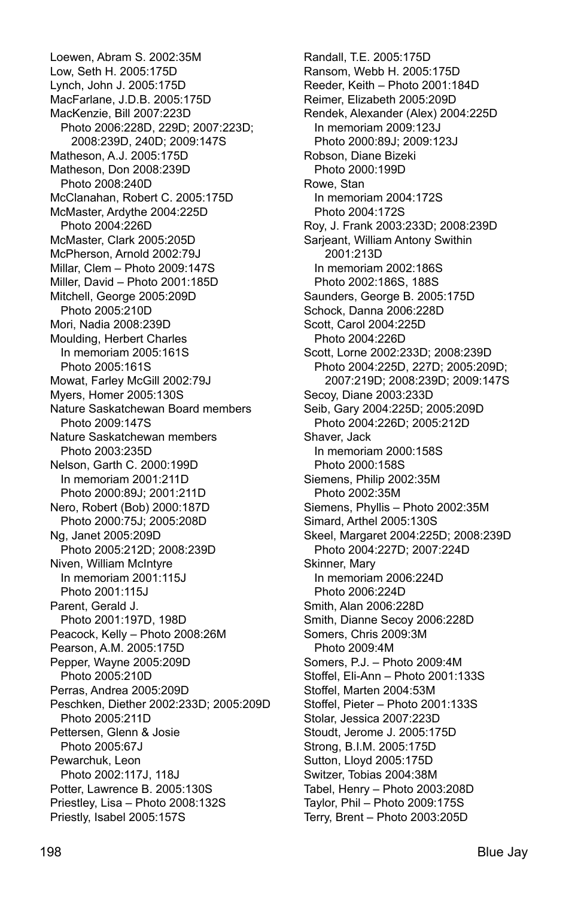Loewen, Abram S. 2002:35M
Low, Seth H. 2005:175D
Lynch, John J. 2005:175D
MacFarlane, J.D.B. 2005:175D
MacKenzie, Bill 2007:223D
  Photo 2006:228D, 229D; 2007:223D; 2008:239D, 240D; 2009:147S
Matheson, A.J. 2005:175D
Matheson, Don 2008:239D
  Photo 2008:240D
McClanahan, Robert C. 2005:175D
McMaster, Ardythe 2004:225D
  Photo 2004:226D
McMaster, Clark 2005:205D
McPherson, Arnold 2002:79J
Millar, Clem – Photo 2009:147S
Miller, David – Photo 2001:185D
Mitchell, George 2005:209D
  Photo 2005:210D
Mori, Nadia 2008:239D
Moulding, Herbert Charles
  In memoriam 2005:161S
  Photo 2005:161S
Mowat, Farley McGill 2002:79J
Myers, Homer 2005:130S
Nature Saskatchewan Board members
  Photo 2009:147S
Nature Saskatchewan members
  Photo 2003:235D
Nelson, Garth C. 2000:199D
  In memoriam 2001:211D
  Photo 2000:89J; 2001:211D
Nero, Robert (Bob) 2000:187D
  Photo 2000:75J; 2005:208D
Ng, Janet 2005:209D
  Photo 2005:212D; 2008:239D
Niven, William McIntyre
  In memoriam 2001:115J
  Photo 2001:115J
Parent, Gerald J.
  Photo 2001:197D, 198D
Peacock, Kelly – Photo 2008:26M
Pearson, A.M. 2005:175D
Pepper, Wayne 2005:209D
  Photo 2005:210D
Perras, Andrea 2005:209D
Peschken, Diether 2002:233D; 2005:209D
  Photo 2005:211D
Pettersen, Glenn & Josie
  Photo 2005:67J
Pewarchuk, Leon
  Photo 2002:117J, 118J
Potter, Lawrence B. 2005:130S
Priestley, Lisa – Photo 2008:132S
Priestly, Isabel 2005:157S
Randall, T.E. 2005:175D
Ransom, Webb H. 2005:175D
Reeder, Keith – Photo 2001:184D
Reimer, Elizabeth 2005:209D
Rendek, Alexander (Alex) 2004:225D
  In memoriam 2009:123J
  Photo 2000:89J; 2009:123J
Robson, Diane Bizeki
  Photo 2000:199D
Rowe, Stan
  In memoriam 2004:172S
  Photo 2004:172S
Roy, J. Frank 2003:233D; 2008:239D
Sarjeant, William Antony Swithin 2001:213D
  In memoriam 2002:186S
  Photo 2002:186S, 188S
Saunders, George B. 2005:175D
Schock, Danna 2006:228D
Scott, Carol 2004:225D
  Photo 2004:226D
Scott, Lorne 2002:233D; 2008:239D
  Photo 2004:225D, 227D; 2005:209D; 2007:219D; 2008:239D; 2009:147S
Secoy, Diane 2003:233D
Seib, Gary 2004:225D; 2005:209D
  Photo 2004:226D; 2005:212D
Shaver, Jack
  In memoriam 2000:158S
  Photo 2000:158S
Siemens, Philip 2002:35M
  Photo 2002:35M
Siemens, Phyllis – Photo 2002:35M
Simard, Arthel 2005:130S
Skeel, Margaret 2004:225D; 2008:239D
  Photo 2004:227D; 2007:224D
Skinner, Mary
  In memoriam 2006:224D
  Photo 2006:224D
Smith, Alan 2006:228D
Smith, Dianne Secoy 2006:228D
Somers, Chris 2009:3M
  Photo 2009:4M
Somers, P.J. – Photo 2009:4M
Stoffel, Eli-Ann – Photo 2001:133S
Stoffel, Marten 2004:53M
Stoffel, Pieter – Photo 2001:133S
Stolar, Jessica 2007:223D
Stoudt, Jerome J. 2005:175D
Strong, B.I.M. 2005:175D
Sutton, Lloyd 2005:175D
Switzer, Tobias 2004:38M
Tabel, Henry – Photo 2003:208D
Taylor, Phil – Photo 2009:175S
Terry, Brent – Photo 2003:205D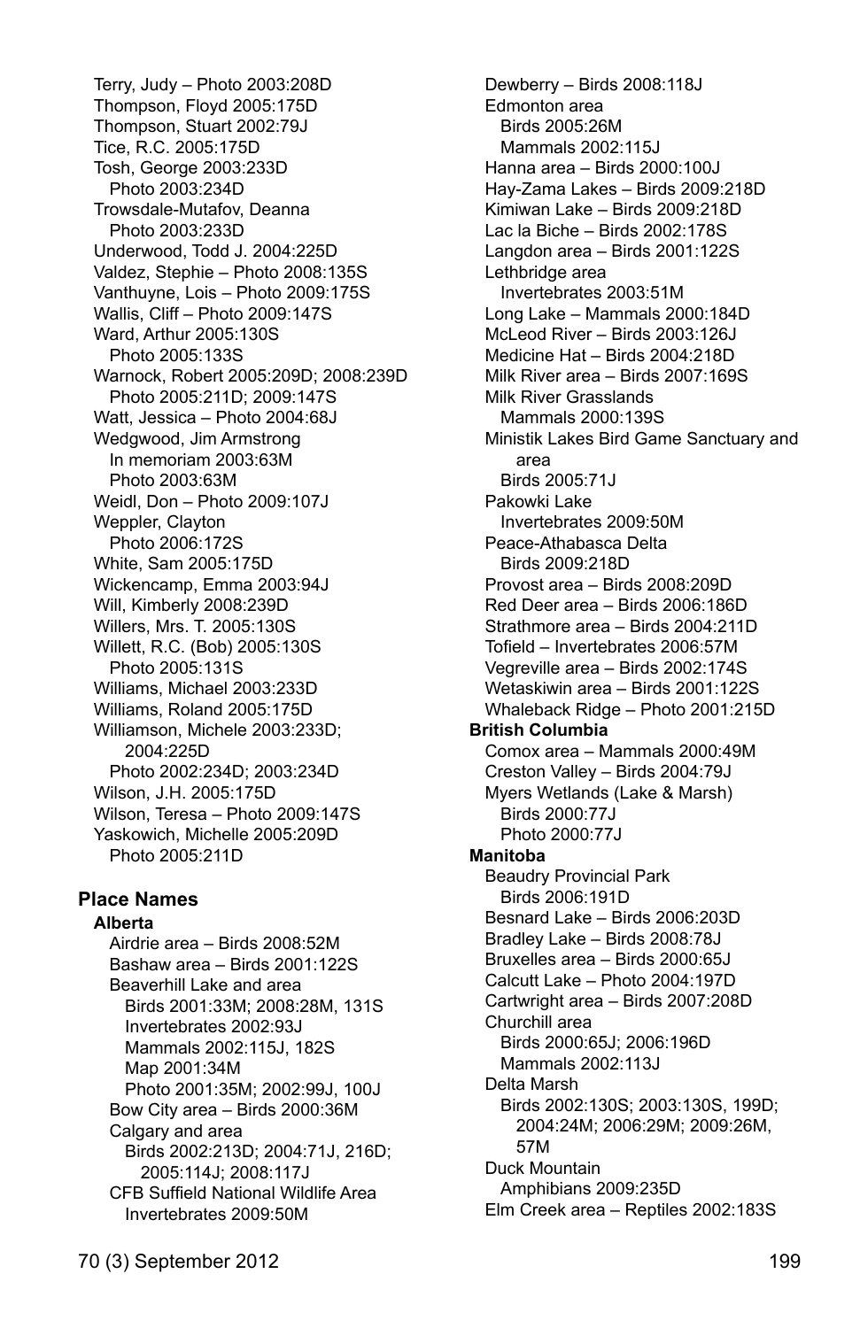Terry, Judy – Photo 2003:208D
Thompson, Floyd 2005:175D
Thompson, Stuart 2002:79J
Tice, R.C. 2005:175D
Tosh, George 2003:233D
  Photo 2003:234D
Trowsdale-Mutafov, Deanna
  Photo 2003:233D
Underwood, Todd J. 2004:225D
Valdez, Stephie – Photo 2008:135S
Vanthuyne, Lois – Photo 2009:175S
Wallis, Cliff – Photo 2009:147S
Ward, Arthur 2005:130S
  Photo 2005:133S
Warnock, Robert 2005:209D; 2008:239D
  Photo 2005:211D; 2009:147S
Watt, Jessica – Photo 2004:68J
Wedgwood, Jim Armstrong
  In memoriam 2003:63M
  Photo 2003:63M
Weidl, Don – Photo 2009:107J
Weppler, Clayton
  Photo 2006:172S
White, Sam 2005:175D
Wickencamp, Emma 2003:94J
Will, Kimberly 2008:239D
Willers, Mrs. T. 2005:130S
Willett, R.C. (Bob) 2005:130S
  Photo 2005:131S
Williams, Michael 2003:233D
Williams, Roland 2005:175D
Williamson, Michele 2003:233D; 2004:225D
  Photo 2002:234D; 2003:234D
Wilson, J.H. 2005:175D
Wilson, Teresa – Photo 2009:147S
Yaskowich, Michelle 2005:209D
  Photo 2005:211D

## Place Names

**Alberta**

Airdrie area – Birds 2008:52M
Bashaw area – Birds 2001:122S
Beaverhill Lake and area
  Birds 2001:33M; 2008:28M, 131S
  Invertebrates 2002:93J
  Mammals 2002:115J, 182S
  Map 2001:34M
  Photo 2001:35M; 2002:99J, 100J
Bow City area – Birds 2000:36M
Calgary and area
  Birds 2002:213D; 2004:71J, 216D; 2005:114J; 2008:117J
CFB Suffield National Wildlife Area
  Invertebrates 2009:50M
Dewberry – Birds 2008:118J
Edmonton area
  Birds 2005:26M
  Mammals 2002:115J
Hanna area – Birds 2000:100J
Hay-Zama Lakes – Birds 2009:218D
Kimiwan Lake – Birds 2009:218D
Lac la Biche – Birds 2002:178S
Langdon area – Birds 2001:122S
Lethbridge area
  Invertebrates 2003:51M
Long Lake – Mammals 2000:184D
McLeod River – Birds 2003:126J
Medicine Hat – Birds 2004:218D
Milk River area – Birds 2007:169S
Milk River Grasslands
  Mammals 2000:139S
Ministik Lakes Bird Game Sanctuary and area
  Birds 2005:71J
Pakowki Lake
  Invertebrates 2009:50M
Peace-Athabasca Delta
  Birds 2009:218D
Provost area – Birds 2008:209D
Red Deer area – Birds 2006:186D
Strathmore area – Birds 2004:211D
Tofield – Invertebrates 2006:57M
Vegreville area – Birds 2002:174S
Wetaskiwin area – Birds 2001:122S
Whaleback Ridge – Photo 2001:215D

**British Columbia**

Comox area – Mammals 2000:49M
Creston Valley – Birds 2004:79J
Myers Wetlands (Lake & Marsh)
  Birds 2000:77J
  Photo 2000:77J

**Manitoba**

Beaudry Provincial Park
  Birds 2006:191D
Besnard Lake – Birds 2006:203D
Bradley Lake – Birds 2008:78J
Bruxelles area – Birds 2000:65J
Calcutt Lake – Photo 2004:197D
Cartwright area – Birds 2007:208D
Churchill area
  Birds 2000:65J; 2006:196D
  Mammals 2002:113J
Delta Marsh
  Birds 2002:130S; 2003:130S, 199D; 2004:24M; 2006:29M; 2009:26M, 57M
Duck Mountain
  Amphibians 2009:235D
Elm Creek area – Reptiles 2002:183S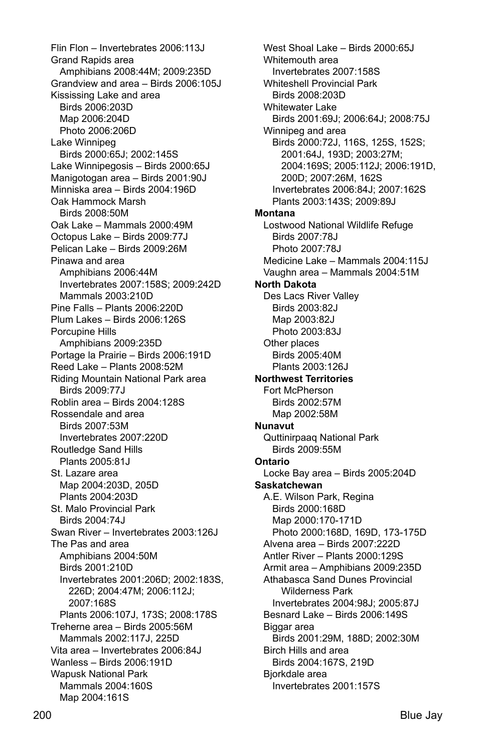Flin Flon – Invertebrates 2006:113J
Grand Rapids area
  Amphibians 2008:44M; 2009:235D
Grandview and area – Birds 2006:105J
Kississing Lake and area
  Birds 2006:203D
  Map 2006:204D
  Photo 2006:206D
Lake Winnipeg
  Birds 2000:65J; 2002:145S
Lake Winnipegosis – Birds 2000:65J
Manigotogan area – Birds 2001:90J
Minniska area – Birds 2004:196D
Oak Hammock Marsh
  Birds 2008:50M
Oak Lake – Mammals 2000:49M
Octopus Lake – Birds 2009:77J
Pelican Lake – Birds 2009:26M
Pinawa and area
  Amphibians 2006:44M
  Invertebrates 2007:158S; 2009:242D
  Mammals 2003:210D
Pine Falls – Plants 2006:220D
Plum Lakes – Birds 2006:126S
Porcupine Hills
  Amphibians 2009:235D
Portage la Prairie – Birds 2006:191D
Reed Lake – Plants 2008:52M
Riding Mountain National Park area
  Birds 2009:77J
Roblin area – Birds 2004:128S
Rossendale and area
  Birds 2007:53M
  Invertebrates 2007:220D
Routledge Sand Hills
  Plants 2005:81J
St. Lazare area
  Map 2004:203D, 205D
  Plants 2004:203D
St. Malo Provincial Park
  Birds 2004:74J
Swan River – Invertebrates 2003:126J
The Pas and area
  Amphibians 2004:50M
  Birds 2001:210D
  Invertebrates 2001:206D; 2002:183S, 226D; 2004:47M; 2006:112J; 2007:168S
  Plants 2006:107J, 173S; 2008:178S
Treherne area – Birds 2005:56M
  Mammals 2002:117J, 225D
Vita area – Invertebrates 2006:84J
Wanless – Birds 2006:191D
Wapusk National Park
  Mammals 2004:160S
  Map 2004:161S
West Shoal Lake – Birds 2000:65J
Whitemouth area
  Invertebrates 2007:158S
Whiteshell Provincial Park
  Birds 2008:203D
Whitewater Lake
  Birds 2001:69J; 2006:64J; 2008:75J
Winnipeg and area
  Birds 2000:72J, 116S, 125S, 152S; 2001:64J, 193D; 2003:27M; 2004:169S; 2005:112J; 2006:191D, 200D; 2007:26M, 162S
  Invertebrates 2006:84J; 2007:162S
  Plants 2003:143S; 2009:89J

**Montana**
Lostwood National Wildlife Refuge
  Birds 2007:78J
  Photo 2007:78J
Medicine Lake – Mammals 2004:115J
Vaughn area – Mammals 2004:51M

**North Dakota**
Des Lacs River Valley
  Birds 2003:82J
  Map 2003:82J
  Photo 2003:83J
Other places
  Birds 2005:40M
  Plants 2003:126J

**Northwest Territories**
Fort McPherson
  Birds 2002:57M
  Map 2002:58M

**Nunavut**
Quttinirpaaq National Park
  Birds 2009:55M

**Ontario**
Locke Bay area – Birds 2005:204D

**Saskatchewan**
A.E. Wilson Park, Regina
  Birds 2000:168D
  Map 2000:170-171D
  Photo 2000:168D, 169D, 173-175D
Alvena area – Birds 2007:222D
Antler River – Plants 2000:129S
Armit area – Amphibians 2009:235D
Athabasca Sand Dunes Provincial Wilderness Park
  Invertebrates 2004:98J; 2005:87J
Besnard Lake – Birds 2006:149S
Biggar area
  Birds 2001:29M, 188D; 2002:30M
Birch Hills and area
  Birds 2004:167S, 219D
Bjorkdale area
  Invertebrates 2001:157S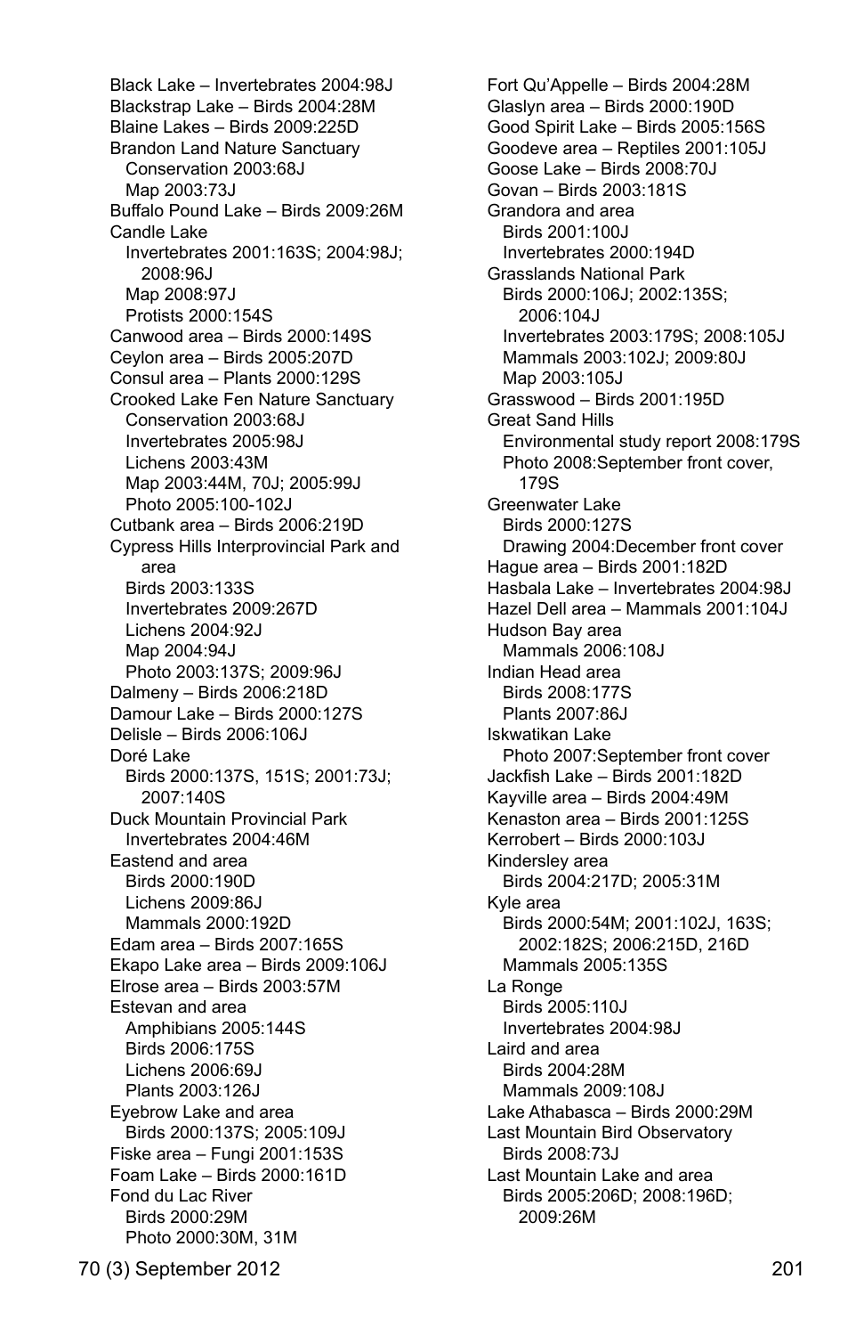Black Lake – Invertebrates 2004:98J
Blackstrap Lake – Birds 2004:28M
Blaine Lakes – Birds 2009:225D
Brandon Land Nature Sanctuary
  Conservation 2003:68J
  Map 2003:73J
Buffalo Pound Lake – Birds 2009:26M
Candle Lake
  Invertebrates 2001:163S; 2004:98J; 2008:96J
  Map 2008:97J
  Protists 2000:154S
Canwood area – Birds 2000:149S
Ceylon area – Birds 2005:207D
Consul area – Plants 2000:129S
Crooked Lake Fen Nature Sanctuary
  Conservation 2003:68J
  Invertebrates 2005:98J
  Lichens 2003:43M
  Map 2003:44M, 70J; 2005:99J
  Photo 2005:100-102J
Cutbank area – Birds 2006:219D
Cypress Hills Interprovincial Park and area
  Birds 2003:133S
  Invertebrates 2009:267D
  Lichens 2004:92J
  Map 2004:94J
  Photo 2003:137S; 2009:96J
Dalmeny – Birds 2006:218D
Damour Lake – Birds 2000:127S
Delisle – Birds 2006:106J
Doré Lake
  Birds 2000:137S, 151S; 2001:73J; 2007:140S
Duck Mountain Provincial Park
  Invertebrates 2004:46M
Eastend and area
  Birds 2000:190D
  Lichens 2009:86J
  Mammals 2000:192D
Edam area – Birds 2007:165S
Ekapo Lake area – Birds 2009:106J
Elrose area – Birds 2003:57M
Estevan and area
  Amphibians 2005:144S
  Birds 2006:175S
  Lichens 2006:69J
  Plants 2003:126J
Eyebrow Lake and area
  Birds 2000:137S; 2005:109J
Fiske area – Fungi 2001:153S
Foam Lake – Birds 2000:161D
Fond du Lac River
  Birds 2000:29M
  Photo 2000:30M, 31M
Fort Qu'Appelle – Birds 2004:28M
Glaslyn area – Birds 2000:190D
Good Spirit Lake – Birds 2005:156S
Goodeve area – Reptiles 2001:105J
Goose Lake – Birds 2008:70J
Govan – Birds 2003:181S
Grandora and area
  Birds 2001:100J
  Invertebrates 2000:194D
Grasslands National Park
  Birds 2000:106J; 2002:135S; 2006:104J
  Invertebrates 2003:179S; 2008:105J
  Mammals 2003:102J; 2009:80J
  Map 2003:105J
Grasswood – Birds 2001:195D
Great Sand Hills
  Environmental study report 2008:179S
  Photo 2008:September front cover, 179S
Greenwater Lake
  Birds 2000:127S
  Drawing 2004:December front cover
Hague area – Birds 2001:182D
Hasbala Lake – Invertebrates 2004:98J
Hazel Dell area – Mammals 2001:104J
Hudson Bay area
  Mammals 2006:108J
Indian Head area
  Birds 2008:177S
  Plants 2007:86J
Iskwatikan Lake
  Photo 2007:September front cover
Jackfish Lake – Birds 2001:182D
Kayville area – Birds 2004:49M
Kenaston area – Birds 2001:125S
Kerrobert – Birds 2000:103J
Kindersley area
  Birds 2004:217D; 2005:31M
Kyle area
  Birds 2000:54M; 2001:102J, 163S; 2002:182S; 2006:215D, 216D
  Mammals 2005:135S
La Ronge
  Birds 2005:110J
  Invertebrates 2004:98J
Laird and area
  Birds 2004:28M
  Mammals 2009:108J
Lake Athabasca – Birds 2000:29M
Last Mountain Bird Observatory
  Birds 2008:73J
Last Mountain Lake and area
  Birds 2005:206D; 2008:196D; 2009:26M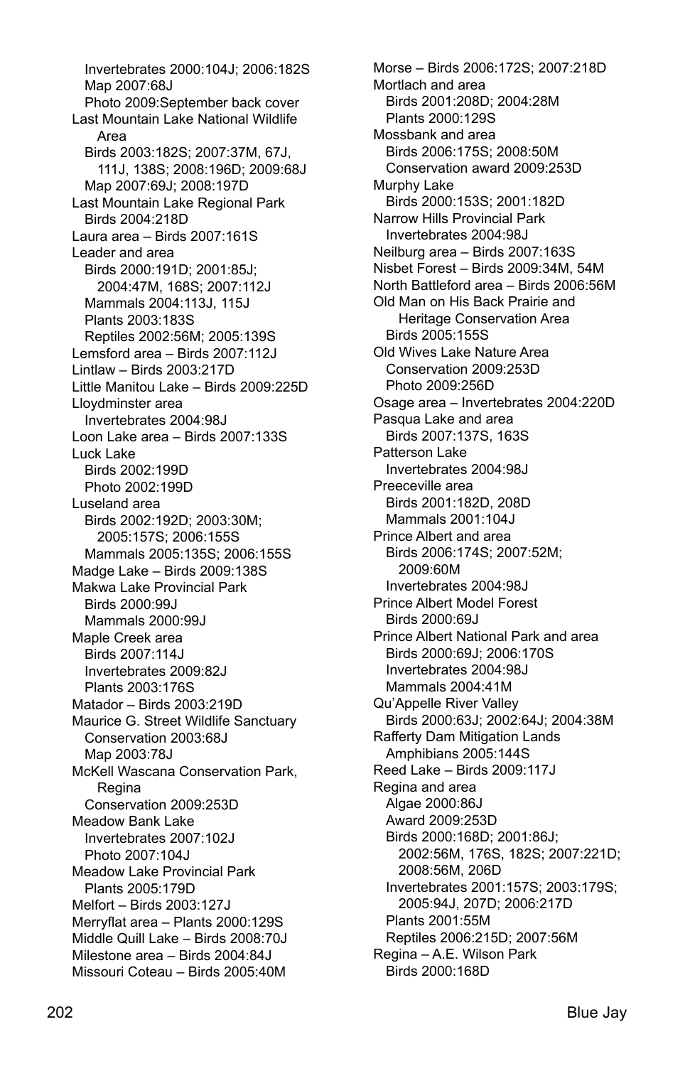Invertebrates 2000:104J; 2006:182S
Map 2007:68J
Photo 2009:September back cover

Last Mountain Lake National Wildlife Area
Birds 2003:182S; 2007:37M, 67J, 111J, 138S; 2008:196D; 2009:68J
Map 2007:69J; 2008:197D

Last Mountain Lake Regional Park
Birds 2004:218D

Laura area – Birds 2007:161S

Leader and area
Birds 2000:191D; 2001:85J; 2004:47M, 168S; 2007:112J
Mammals 2004:113J, 115J
Plants 2003:183S
Reptiles 2002:56M; 2005:139S

Lemsford area – Birds 2007:112J

Lintlaw – Birds 2003:217D

Little Manitou Lake – Birds 2009:225D

Lloydminster area
Invertebrates 2004:98J

Loon Lake area – Birds 2007:133S

Luck Lake
Birds 2002:199D
Photo 2002:199D

Luseland area
Birds 2002:192D; 2003:30M; 2005:157S; 2006:155S
Mammals 2005:135S; 2006:155S

Madge Lake – Birds 2009:138S

Makwa Lake Provincial Park
Birds 2000:99J
Mammals 2000:99J

Maple Creek area
Birds 2007:114J
Invertebrates 2009:82J
Plants 2003:176S

Matador – Birds 2003:219D

Maurice G. Street Wildlife Sanctuary
Conservation 2003:68J
Map 2003:78J

McKell Wascana Conservation Park, Regina
Conservation 2009:253D

Meadow Bank Lake
Invertebrates 2007:102J
Photo 2007:104J

Meadow Lake Provincial Park
Plants 2005:179D

Melfort – Birds 2003:127J

Merryflat area – Plants 2000:129S

Middle Quill Lake – Birds 2008:70J

Milestone area – Birds 2004:84J

Missouri Coteau – Birds 2005:40M

Morse – Birds 2006:172S; 2007:218D

Mortlach and area
Birds 2001:208D; 2004:28M
Plants 2000:129S

Mossbank and area
Birds 2006:175S; 2008:50M
Conservation award 2009:253D

Murphy Lake
Birds 2000:153S; 2001:182D

Narrow Hills Provincial Park
Invertebrates 2004:98J

Neilburg area – Birds 2007:163S

Nisbet Forest – Birds 2009:34M, 54M

North Battleford area – Birds 2006:56M

Old Man on His Back Prairie and Heritage Conservation Area
Birds 2005:155S

Old Wives Lake Nature Area
Conservation 2009:253D
Photo 2009:256D

Osage area – Invertebrates 2004:220D

Pasqua Lake and area
Birds 2007:137S, 163S

Patterson Lake
Invertebrates 2004:98J

Preeceville area
Birds 2001:182D, 208D
Mammals 2001:104J

Prince Albert and area
Birds 2006:174S; 2007:52M; 2009:60M
Invertebrates 2004:98J

Prince Albert Model Forest
Birds 2000:69J

Prince Albert National Park and area
Birds 2000:69J; 2006:170S
Invertebrates 2004:98J
Mammals 2004:41M

Qu'Appelle River Valley
Birds 2000:63J; 2002:64J; 2004:38M

Rafferty Dam Mitigation Lands
Amphibians 2005:144S

Reed Lake – Birds 2009:117J

Regina and area
Algae 2000:86J
Award 2009:253D
Birds 2000:168D; 2001:86J; 2002:56M, 176S, 182S; 2007:221D; 2008:56M, 206D
Invertebrates 2001:157S; 2003:179S; 2005:94J, 207D; 2006:217D
Plants 2001:55M
Reptiles 2006:215D; 2007:56M

Regina – A.E. Wilson Park
Birds 2000:168D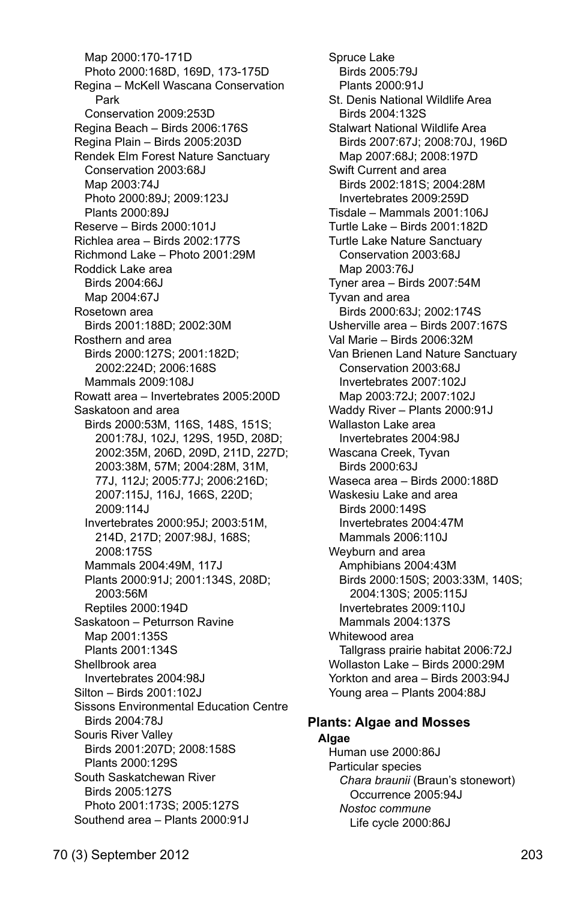Map 2000:170-171D
Photo 2000:168D, 169D, 173-175D
Regina – McKell Wascana Conservation Park
Conservation 2009:253D
Regina Beach – Birds 2006:176S
Regina Plain – Birds 2005:203D
Rendek Elm Forest Nature Sanctuary
Conservation 2003:68J
Map 2003:74J
Photo 2000:89J; 2009:123J
Plants 2000:89J
Reserve – Birds 2000:101J
Richlea area – Birds 2002:177S
Richmond Lake – Photo 2001:29M
Roddick Lake area
Birds 2004:66J
Map 2004:67J
Rosetown area
Birds 2001:188D; 2002:30M
Rosthern and area
Birds 2000:127S; 2001:182D; 2002:224D; 2006:168S
Mammals 2009:108J
Rowatt area – Invertebrates 2005:200D
Saskatoon and area
Birds 2000:53M, 116S, 148S, 151S; 2001:78J, 102J, 129S, 195D, 208D; 2002:35M, 206D, 209D, 211D, 227D; 2003:38M, 57M; 2004:28M, 31M, 77J, 112J; 2005:77J; 2006:216D; 2007:115J, 116J, 166S, 220D; 2009:114J
Invertebrates 2000:95J; 2003:51M, 214D, 217D; 2007:98J, 168S; 2008:175S
Mammals 2004:49M, 117J
Plants 2000:91J; 2001:134S, 208D; 2003:56M
Reptiles 2000:194D
Saskatoon – Peturrson Ravine
Map 2001:135S
Plants 2001:134S
Shellbrook area
Invertebrates 2004:98J
Silton – Birds 2001:102J
Sissons Environmental Education Centre
Birds 2004:78J
Souris River Valley
Birds 2001:207D; 2008:158S
Plants 2000:129S
South Saskatchewan River
Birds 2005:127S
Photo 2001:173S; 2005:127S
Southend area – Plants 2000:91J
Spruce Lake
Birds 2005:79J
Plants 2000:91J
St. Denis National Wildlife Area
Birds 2004:132S
Stalwart National Wildlife Area
Birds 2007:67J; 2008:70J, 196D
Map 2007:68J; 2008:197D
Swift Current and area
Birds 2002:181S; 2004:28M
Invertebrates 2009:259D
Tisdale – Mammals 2001:106J
Turtle Lake – Birds 2001:182D
Turtle Lake Nature Sanctuary
Conservation 2003:68J
Map 2003:76J
Tyner area – Birds 2007:54M
Tyvan and area
Birds 2000:63J; 2002:174S
Usherville area – Birds 2007:167S
Val Marie – Birds 2006:32M
Van Brienen Land Nature Sanctuary
Conservation 2003:68J
Invertebrates 2007:102J
Map 2003:72J; 2007:102J
Waddy River – Plants 2000:91J
Wallaston Lake area
Invertebrates 2004:98J
Wascana Creek, Tyvan
Birds 2000:63J
Waseca area – Birds 2000:188D
Waskesiu Lake and area
Birds 2000:149S
Invertebrates 2004:47M
Mammals 2006:110J
Weyburn and area
Amphibians 2004:43M
Birds 2000:150S; 2003:33M, 140S; 2004:130S; 2005:115J
Invertebrates 2009:110J
Mammals 2004:137S
Whitewood area
Tallgrass prairie habitat 2006:72J
Wollaston Lake – Birds 2000:29M
Yorkton and area – Birds 2003:94J
Young area – Plants 2004:88J

## Plants: Algae and Mosses

**Algae**

Human use 2000:86J
Particular species
*Chara braunii* (Braun's stonewort)
Occurrence 2005:94J
*Nostoc commune*
Life cycle 2000:86J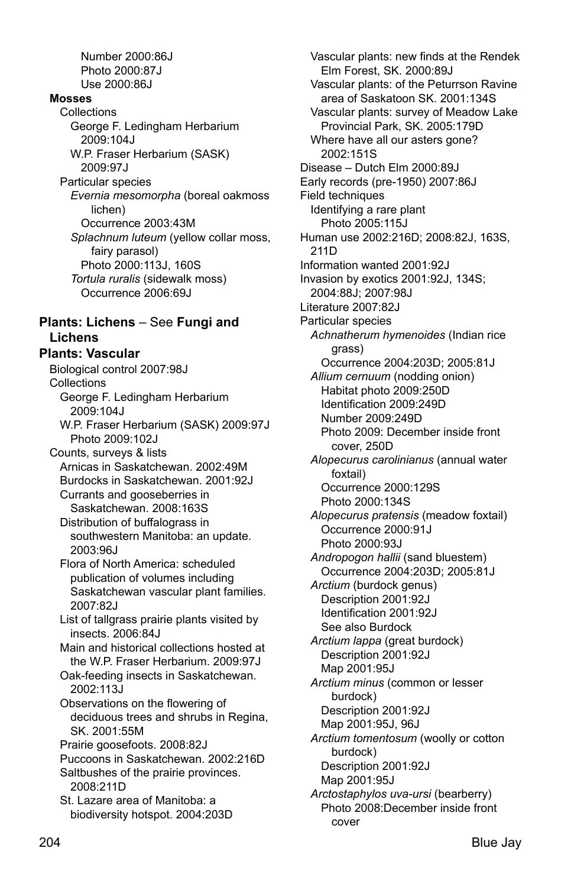Number 2000:86J
Photo 2000:87J
Use 2000:86J

**Mosses**

Collections
George F. Ledingham Herbarium 2009:104J
W.P. Fraser Herbarium (SASK) 2009:97J

Particular species
*Evernia mesomorpha* (boreal oakmoss lichen)
Occurrence 2003:43M
*Splachnum luteum* (yellow collar moss, fairy parasol)
Photo 2000:113J, 160S
*Tortula ruralis* (sidewalk moss)
Occurrence 2006:69J

**Plants: Lichens** – See **Fungi and Lichens**

**Plants: Vascular**

Biological control 2007:98J

Collections
George F. Ledingham Herbarium 2009:104J
W.P. Fraser Herbarium (SASK) 2009:97J
Photo 2009:102J

Counts, surveys & lists
Arnicas in Saskatchewan. 2002:49M
Burdocks in Saskatchewan. 2001:92J
Currants and gooseberries in Saskatchewan. 2008:163S
Distribution of buffalograss in southwestern Manitoba: an update. 2003:96J
Flora of North America: scheduled publication of volumes including Saskatchewan vascular plant families. 2007:82J
List of tallgrass prairie plants visited by insects. 2006:84J
Main and historical collections hosted at the W.P. Fraser Herbarium. 2009:97J
Oak-feeding insects in Saskatchewan. 2002:113J
Observations on the flowering of deciduous trees and shrubs in Regina, SK. 2001:55M
Prairie goosefoots. 2008:82J
Puccoons in Saskatchewan. 2002:216D
Saltbushes of the prairie provinces. 2008:211D
St. Lazare area of Manitoba: a biodiversity hotspot. 2004:203D
Vascular plants: new finds at the Rendek Elm Forest, SK. 2000:89J
Vascular plants: of the Peturrson Ravine area of Saskatoon SK. 2001:134S
Vascular plants: survey of Meadow Lake Provincial Park, SK. 2005:179D
Where have all our asters gone? 2002:151S

Disease – Dutch Elm 2000:89J

Early records (pre-1950) 2007:86J

Field techniques
Identifying a rare plant
Photo 2005:115J

Human use 2002:216D; 2008:82J, 163S, 211D

Information wanted 2001:92J

Invasion by exotics 2001:92J, 134S; 2004:88J; 2007:98J

Literature 2007:82J

Particular species
*Achnatherum hymenoides* (Indian rice grass)
Occurrence 2004:203D; 2005:81J
*Allium cernuum* (nodding onion)
Habitat photo 2009:250D
Identification 2009:249D
Number 2009:249D
Photo 2009: December inside front cover, 250D
*Alopecurus carolinianus* (annual water foxtail)
Occurrence 2000:129S
Photo 2000:134S
*Alopecurus pratensis* (meadow foxtail)
Occurrence 2000:91J
Photo 2000:93J
*Andropogon hallii* (sand bluestem)
Occurrence 2004:203D; 2005:81J
*Arctium* (burdock genus)
Description 2001:92J
Identification 2001:92J
See also Burdock
*Arctium lappa* (great burdock)
Description 2001:92J
Map 2001:95J
*Arctium minus* (common or lesser burdock)
Description 2001:92J
Map 2001:95J, 96J
*Arctium tomentosum* (woolly or cotton burdock)
Description 2001:92J
Map 2001:95J
*Arctostaphylos uva-ursi* (bearberry)
Photo 2008:December inside front cover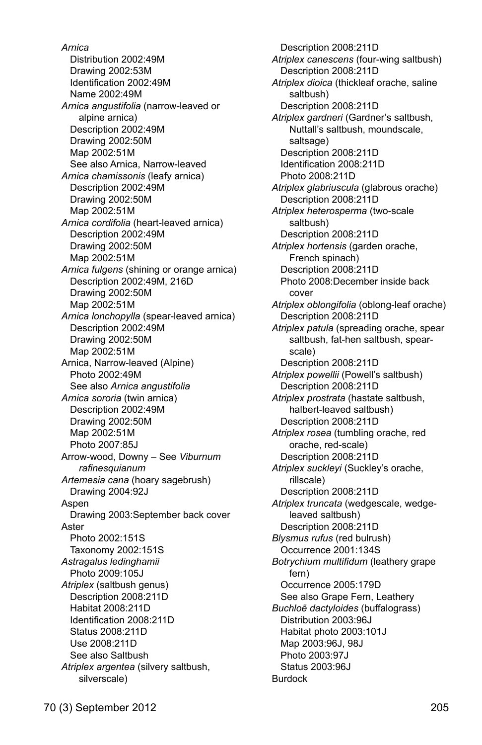*Arnica*
Distribution 2002:49M
Drawing 2002:53M
Identification 2002:49M
Name 2002:49M

*Arnica angustifolia* (narrow-leaved or alpine arnica)
Description 2002:49M
Drawing 2002:50M
Map 2002:51M
See also Arnica, Narrow-leaved

*Arnica chamissonis* (leafy arnica)
Description 2002:49M
Drawing 2002:50M
Map 2002:51M

*Arnica cordifolia* (heart-leaved arnica)
Description 2002:49M
Drawing 2002:50M
Map 2002:51M

*Arnica fulgens* (shining or orange arnica)
Description 2002:49M, 216D
Drawing 2002:50M
Map 2002:51M

*Arnica lonchopylla* (spear-leaved arnica)
Description 2002:49M
Drawing 2002:50M
Map 2002:51M

Arnica, Narrow-leaved (Alpine)
Photo 2002:49M
See also *Arnica angustifolia*

*Arnica sororia* (twin arnica)
Description 2002:49M
Drawing 2002:50M
Map 2002:51M
Photo 2007:85J

Arrow-wood, Downy – See *Viburnum rafinesquianum*

*Artemesia cana* (hoary sagebrush)
Drawing 2004:92J

Aspen
Drawing 2003:September back cover

Aster
Photo 2002:151S
Taxonomy 2002:151S

*Astragalus ledinghamii*
Photo 2009:105J

*Atriplex* (saltbush genus)
Description 2008:211D
Habitat 2008:211D
Identification 2008:211D
Status 2008:211D
Use 2008:211D
See also Saltbush

*Atriplex argentea* (silvery saltbush, silverscale)
Description 2008:211D

*Atriplex canescens* (four-wing saltbush)
Description 2008:211D

*Atriplex dioica* (thickleaf orache, saline saltbush)
Description 2008:211D

*Atriplex gardneri* (Gardner's saltbush, Nuttall's saltbush, moundscale, saltsage)
Description 2008:211D
Identification 2008:211D
Photo 2008:211D

*Atriplex glabriuscula* (glabrous orache)
Description 2008:211D

*Atriplex heterosperma* (two-scale saltbush)
Description 2008:211D

*Atriplex hortensis* (garden orache, French spinach)
Description 2008:211D
Photo 2008:December inside back cover

*Atriplex oblongifolia* (oblong-leaf orache)
Description 2008:211D

*Atriplex patula* (spreading orache, spear saltbush, fat-hen saltbush, spear-scale)
Description 2008:211D

*Atriplex powellii* (Powell's saltbush)
Description 2008:211D

*Atriplex prostrata* (hastate saltbush, halbert-leaved saltbush)
Description 2008:211D

*Atriplex rosea* (tumbling orache, red orache, red-scale)
Description 2008:211D

*Atriplex suckleyi* (Suckley's orache, rillscale)
Description 2008:211D

*Atriplex truncata* (wedgescale, wedge-leaved saltbush)
Description 2008:211D

*Blysmus rufus* (red bulrush)
Occurrence 2001:134S

*Botrychium multifidum* (leathery grape fern)
Occurrence 2005:179D
See also Grape Fern, Leathery

*Buchloë dactyloides* (buffalograss)
Distribution 2003:96J
Habitat photo 2003:101J
Map 2003:96J, 98J
Photo 2003:97J
Status 2003:96J

Burdock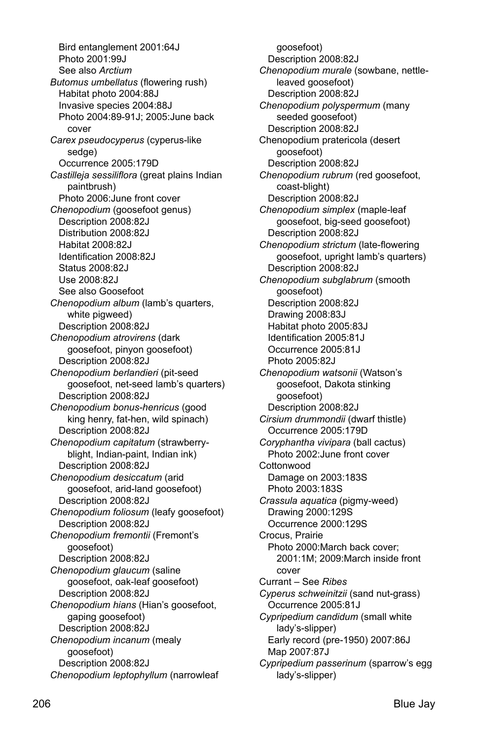Bird entanglement 2001:64J
Photo 2001:99J
See also *Arctium*

*Butomus umbellatus* (flowering rush)
Habitat photo 2004:88J
Invasive species 2004:88J
Photo 2004:89-91J; 2005:June back cover

*Carex pseudocyperus* (cyperus-like sedge)
Occurrence 2005:179D

*Castilleja sessiliflora* (great plains Indian paintbrush)
Photo 2006:June front cover

*Chenopodium* (goosefoot genus)
Description 2008:82J
Distribution 2008:82J
Habitat 2008:82J
Identification 2008:82J
Status 2008:82J
Use 2008:82J
See also Goosefoot

*Chenopodium album* (lamb's quarters, white pigweed)
Description 2008:82J

*Chenopodium atrovirens* (dark goosefoot, pinyon goosefoot)
Description 2008:82J

*Chenopodium berlandieri* (pit-seed goosefoot, net-seed lamb's quarters)
Description 2008:82J

*Chenopodium bonus-henricus* (good king henry, fat-hen, wild spinach)
Description 2008:82J

*Chenopodium capitatum* (strawberry-blight, Indian-paint, Indian ink)
Description 2008:82J

*Chenopodium desiccatum* (arid goosefoot, arid-land goosefoot)
Description 2008:82J

*Chenopodium foliosum* (leafy goosefoot)
Description 2008:82J

*Chenopodium fremontii* (Fremont's goosefoot)
Description 2008:82J

*Chenopodium glaucum* (saline goosefoot, oak-leaf goosefoot)
Description 2008:82J

*Chenopodium hians* (Hian's goosefoot, gaping goosefoot)
Description 2008:82J

*Chenopodium incanum* (mealy goosefoot)
Description 2008:82J

*Chenopodium leptophyllum* (narrowleaf goosefoot)
Description 2008:82J

*Chenopodium murale* (sowbane, nettle-leaved goosefoot)
Description 2008:82J

*Chenopodium polyspermum* (many seeded goosefoot)
Description 2008:82J

Chenopodium pratericola (desert goosefoot)
Description 2008:82J

*Chenopodium rubrum* (red goosefoot, coast-blight)
Description 2008:82J

*Chenopodium simplex* (maple-leaf goosefoot, big-seed goosefoot)
Description 2008:82J

*Chenopodium strictum* (late-flowering goosefoot, upright lamb's quarters)
Description 2008:82J

*Chenopodium subglabrum* (smooth goosefoot)
Description 2008:82J
Drawing 2008:83J
Habitat photo 2005:83J
Identification 2005:81J
Occurrence 2005:81J
Photo 2005:82J

*Chenopodium watsonii* (Watson's goosefoot, Dakota stinking goosefoot)
Description 2008:82J

*Cirsium drummondii* (dwarf thistle)
Occurrence 2005:179D

*Coryphantha vivipara* (ball cactus)
Photo 2002:June front cover

Cottonwood
Damage on 2003:183S
Photo 2003:183S

*Crassula aquatica* (pigmy-weed)
Drawing 2000:129S
Occurrence 2000:129S

Crocus, Prairie
Photo 2000:March back cover; 2001:1M; 2009:March inside front cover

Currant – See *Ribes*

*Cyperus schweinitzii* (sand nut-grass)
Occurrence 2005:81J

*Cypripedium candidum* (small white lady's-slipper)
Early record (pre-1950) 2007:86J
Map 2007:87J

*Cypripedium passerinum* (sparrow's egg lady's-slipper)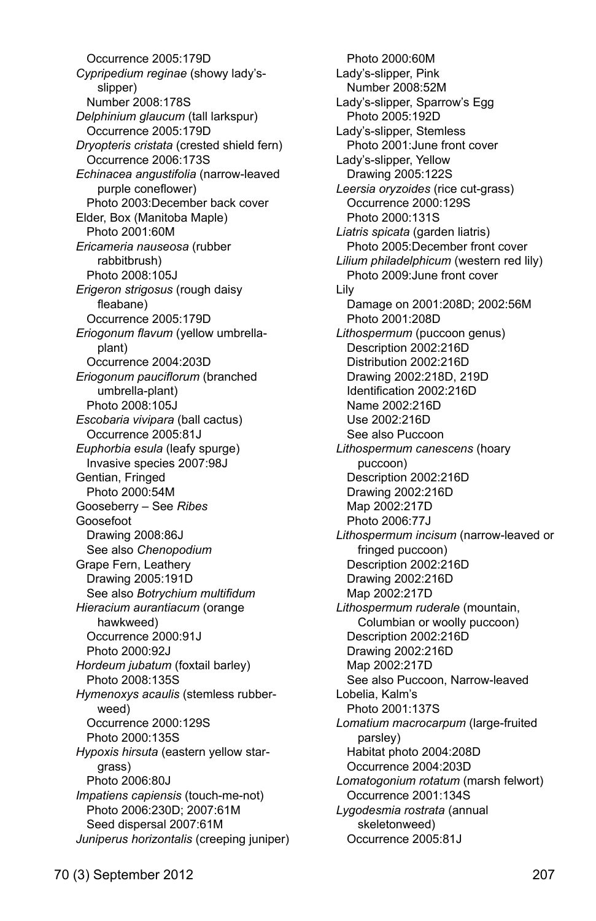Occurrence 2005:179D

*Cypripedium reginae* (showy lady's-slipper)
Number 2008:178S

*Delphinium glaucum* (tall larkspur)
Occurrence 2005:179D

*Dryopteris cristata* (crested shield fern)
Occurrence 2006:173S

*Echinacea angustifolia* (narrow-leaved purple coneflower)
Photo 2003:December back cover

Elder, Box (Manitoba Maple)
Photo 2001:60M

*Ericameria nauseosa* (rubber rabbitbrush)
Photo 2008:105J

*Erigeron strigosus* (rough daisy fleabane)
Occurrence 2005:179D

*Eriogonum flavum* (yellow umbrella-plant)
Occurrence 2004:203D

*Eriogonum pauciflorum* (branched umbrella-plant)
Photo 2008:105J

*Escobaria vivipara* (ball cactus)
Occurrence 2005:81J

*Euphorbia esula* (leafy spurge)
Invasive species 2007:98J

Gentian, Fringed
Photo 2000:54M

Gooseberry – See *Ribes*

Goosefoot
Drawing 2008:86J
See also *Chenopodium*

Grape Fern, Leathery
Drawing 2005:191D
See also *Botrychium multifidum*

*Hieracium aurantiacum* (orange hawkweed)
Occurrence 2000:91J
Photo 2000:92J

*Hordeum jubatum* (foxtail barley)
Photo 2008:135S

*Hymenoxys acaulis* (stemless rubber-weed)
Occurrence 2000:129S
Photo 2000:135S

*Hypoxis hirsuta* (eastern yellow star-grass)
Photo 2006:80J

*Impatiens capiensis* (touch-me-not)
Photo 2006:230D; 2007:61M
Seed dispersal 2007:61M

*Juniperus horizontalis* (creeping juniper)
Photo 2000:60M

Lady's-slipper, Pink
Number 2008:52M

Lady's-slipper, Sparrow's Egg
Photo 2005:192D

Lady's-slipper, Stemless
Photo 2001:June front cover

Lady's-slipper, Yellow
Drawing 2005:122S

*Leersia oryzoides* (rice cut-grass)
Occurrence 2000:129S
Photo 2000:131S

*Liatris spicata* (garden liatris)
Photo 2005:December front cover

*Lilium philadelphicum* (western red lily)
Photo 2009:June front cover

Lily
Damage on 2001:208D; 2002:56M
Photo 2001:208D

*Lithospermum* (puccoon genus)
Description 2002:216D
Distribution 2002:216D
Drawing 2002:218D, 219D
Identification 2002:216D
Name 2002:216D
Use 2002:216D
See also Puccoon

*Lithospermum canescens* (hoary puccoon)
Description 2002:216D
Drawing 2002:216D
Map 2002:217D
Photo 2006:77J

*Lithospermum incisum* (narrow-leaved or fringed puccoon)
Description 2002:216D
Drawing 2002:216D
Map 2002:217D

*Lithospermum ruderale* (mountain, Columbian or woolly puccoon)
Description 2002:216D
Drawing 2002:216D
Map 2002:217D
See also Puccoon, Narrow-leaved

Lobelia, Kalm's
Photo 2001:137S

*Lomatium macrocarpum* (large-fruited parsley)
Habitat photo 2004:208D
Occurrence 2004:203D

*Lomatogonium rotatum* (marsh felwort)
Occurrence 2001:134S

*Lygodesmia rostrata* (annual skeletonweed)
Occurrence 2005:81J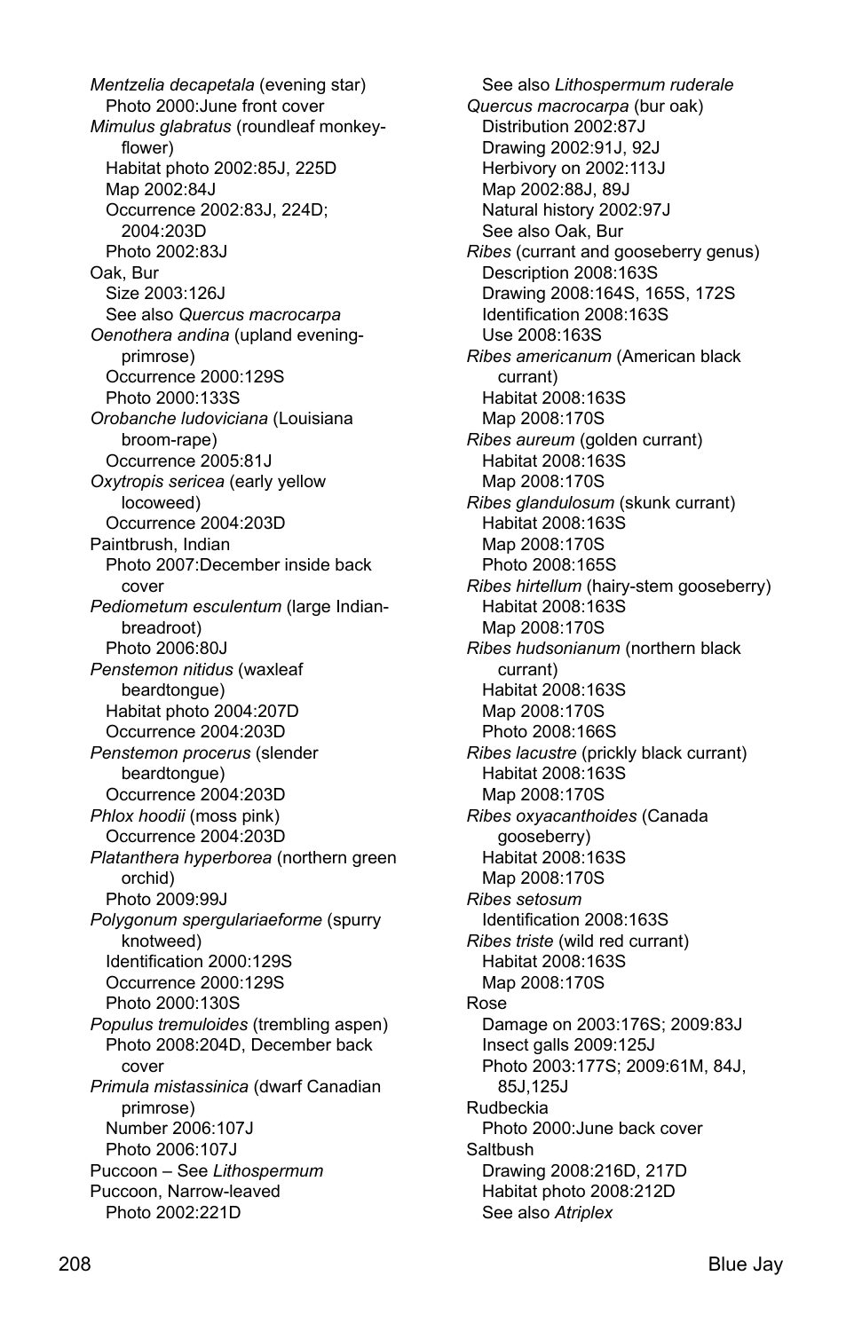*Mentzelia decapetala* (evening star)
Photo 2000:June front cover

*Mimulus glabratus* (roundleaf monkey-flower)
Habitat photo 2002:85J, 225D
Map 2002:84J
Occurrence 2002:83J, 224D; 2004:203D
Photo 2002:83J

Oak, Bur
Size 2003:126J
See also *Quercus macrocarpa*

*Oenothera andina* (upland evening-primrose)
Occurrence 2000:129S
Photo 2000:133S

*Orobanche ludoviciana* (Louisiana broom-rape)
Occurrence 2005:81J

*Oxytropis sericea* (early yellow locoweed)
Occurrence 2004:203D

Paintbrush, Indian
Photo 2007:December inside back cover

*Pediometum esculentum* (large Indian-breadroot)
Photo 2006:80J

*Penstemon nitidus* (waxleaf beardtongue)
Habitat photo 2004:207D
Occurrence 2004:203D

*Penstemon procerus* (slender beardtongue)
Occurrence 2004:203D

*Phlox hoodii* (moss pink)
Occurrence 2004:203D

*Platanthera hyperborea* (northern green orchid)
Photo 2009:99J

*Polygonum spergulariaeforme* (spurry knotweed)
Identification 2000:129S
Occurrence 2000:129S
Photo 2000:130S

*Populus tremuloides* (trembling aspen)
Photo 2008:204D, December back cover

*Primula mistassinica* (dwarf Canadian primrose)
Number 2006:107J
Photo 2006:107J

Puccoon – See *Lithospermum*

Puccoon, Narrow-leaved
Photo 2002:221D
See also *Lithospermum ruderale*

*Quercus macrocarpa* (bur oak)
Distribution 2002:87J
Drawing 2002:91J, 92J
Herbivory on 2002:113J
Map 2002:88J, 89J
Natural history 2002:97J
See also Oak, Bur

*Ribes* (currant and gooseberry genus)
Description 2008:163S
Drawing 2008:164S, 165S, 172S
Identification 2008:163S
Use 2008:163S

*Ribes americanum* (American black currant)
Habitat 2008:163S
Map 2008:170S

*Ribes aureum* (golden currant)
Habitat 2008:163S
Map 2008:170S

*Ribes glandulosum* (skunk currant)
Habitat 2008:163S
Map 2008:170S
Photo 2008:165S

*Ribes hirtellum* (hairy-stem gooseberry)
Habitat 2008:163S
Map 2008:170S

*Ribes hudsonianum* (northern black currant)
Habitat 2008:163S
Map 2008:170S
Photo 2008:166S

*Ribes lacustre* (prickly black currant)
Habitat 2008:163S
Map 2008:170S

*Ribes oxyacanthoides* (Canada gooseberry)
Habitat 2008:163S
Map 2008:170S

*Ribes setosum*
Identification 2008:163S

*Ribes triste* (wild red currant)
Habitat 2008:163S
Map 2008:170S

Rose
Damage on 2003:176S; 2009:83J
Insect galls 2009:125J
Photo 2003:177S; 2009:61M, 84J, 85J,125J

Rudbeckia
Photo 2000:June back cover

Saltbush
Drawing 2008:216D, 217D
Habitat photo 2008:212D
See also *Atriplex*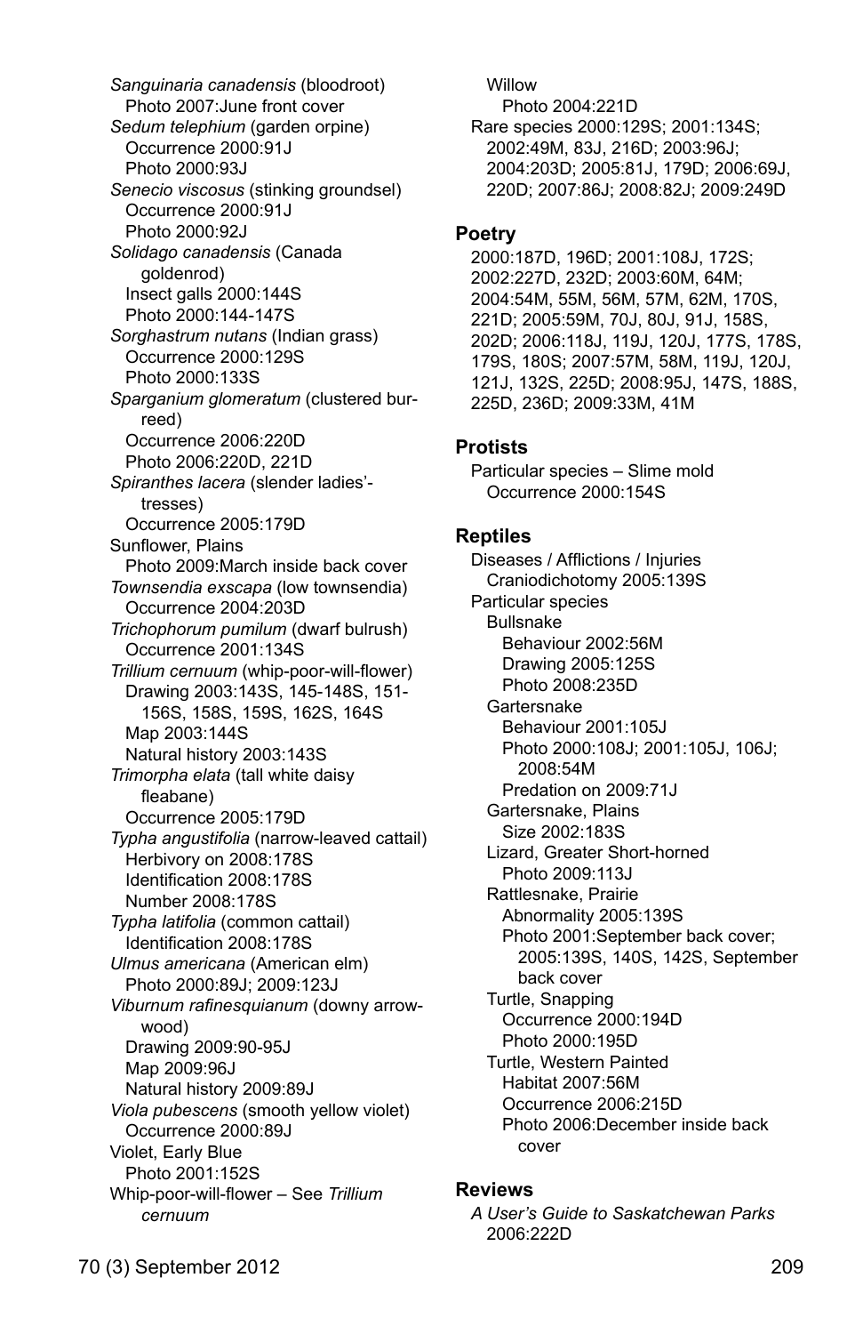*Sanguinaria canadensis* (bloodroot)
Photo 2007:June front cover
*Sedum telephium* (garden orpine)
Occurrence 2000:91J
Photo 2000:93J
*Senecio viscosus* (stinking groundsel)
Occurrence 2000:91J
Photo 2000:92J
*Solidago canadensis* (Canada goldenrod)
Insect galls 2000:144S
Photo 2000:144-147S
*Sorghastrum nutans* (Indian grass)
Occurrence 2000:129S
Photo 2000:133S
*Sparganium glomeratum* (clustered bur-reed)
Occurrence 2006:220D
Photo 2006:220D, 221D
*Spiranthes lacera* (slender ladies'-tresses)
Occurrence 2005:179D
Sunflower, Plains
Photo 2009:March inside back cover
*Townsendia exscapa* (low townsendia)
Occurrence 2004:203D
*Trichophorum pumilum* (dwarf bulrush)
Occurrence 2001:134S
*Trillium cernuum* (whip-poor-will-flower)
Drawing 2003:143S, 145-148S, 151-156S, 158S, 159S, 162S, 164S
Map 2003:144S
Natural history 2003:143S
*Trimorpha elata* (tall white daisy fleabane)
Occurrence 2005:179D
*Typha angustifolia* (narrow-leaved cattail)
Herbivory on 2008:178S
Identification 2008:178S
Number 2008:178S
*Typha latifolia* (common cattail)
Identification 2008:178S
*Ulmus americana* (American elm)
Photo 2000:89J; 2009:123J
*Viburnum rafinesquianum* (downy arrow-wood)
Drawing 2009:90-95J
Map 2009:96J
Natural history 2009:89J
*Viola pubescens* (smooth yellow violet)
Occurrence 2000:89J
Violet, Early Blue
Photo 2001:152S
Whip-poor-will-flower – See *Trillium cernuum*

Willow
Photo 2004:221D
Rare species 2000:129S; 2001:134S; 2002:49M, 83J, 216D; 2003:96J; 2004:203D; 2005:81J, 179D; 2006:69J, 220D; 2007:86J; 2008:82J; 2009:249D

## Poetry

2000:187D, 196D; 2001:108J, 172S; 2002:227D, 232D; 2003:60M, 64M; 2004:54M, 55M, 56M, 57M, 62M, 170S, 221D; 2005:59M, 70J, 80J, 91J, 158S, 202D; 2006:118J, 119J, 120J, 177S, 178S, 179S, 180S; 2007:57M, 58M, 119J, 120J, 121J, 132S, 225D; 2008:95J, 147S, 188S, 225D, 236D; 2009:33M, 41M

## Protists

Particular species – Slime mold
Occurrence 2000:154S

## Reptiles

Diseases / Afflictions / Injuries
Craniodichotomy 2005:139S
Particular species
Bullsnake
Behaviour 2002:56M
Drawing 2005:125S
Photo 2008:235D
Gartersnake
Behaviour 2001:105J
Photo 2000:108J; 2001:105J, 106J; 2008:54M
Predation on 2009:71J
Gartersnake, Plains
Size 2002:183S
Lizard, Greater Short-horned
Photo 2009:113J
Rattlesnake, Prairie
Abnormality 2005:139S
Photo 2001:September back cover; 2005:139S, 140S, 142S, September back cover
Turtle, Snapping
Occurrence 2000:194D
Photo 2000:195D
Turtle, Western Painted
Habitat 2007:56M
Occurrence 2006:215D
Photo 2006:December inside back cover

## Reviews

*A User's Guide to Saskatchewan Parks*
2006:222D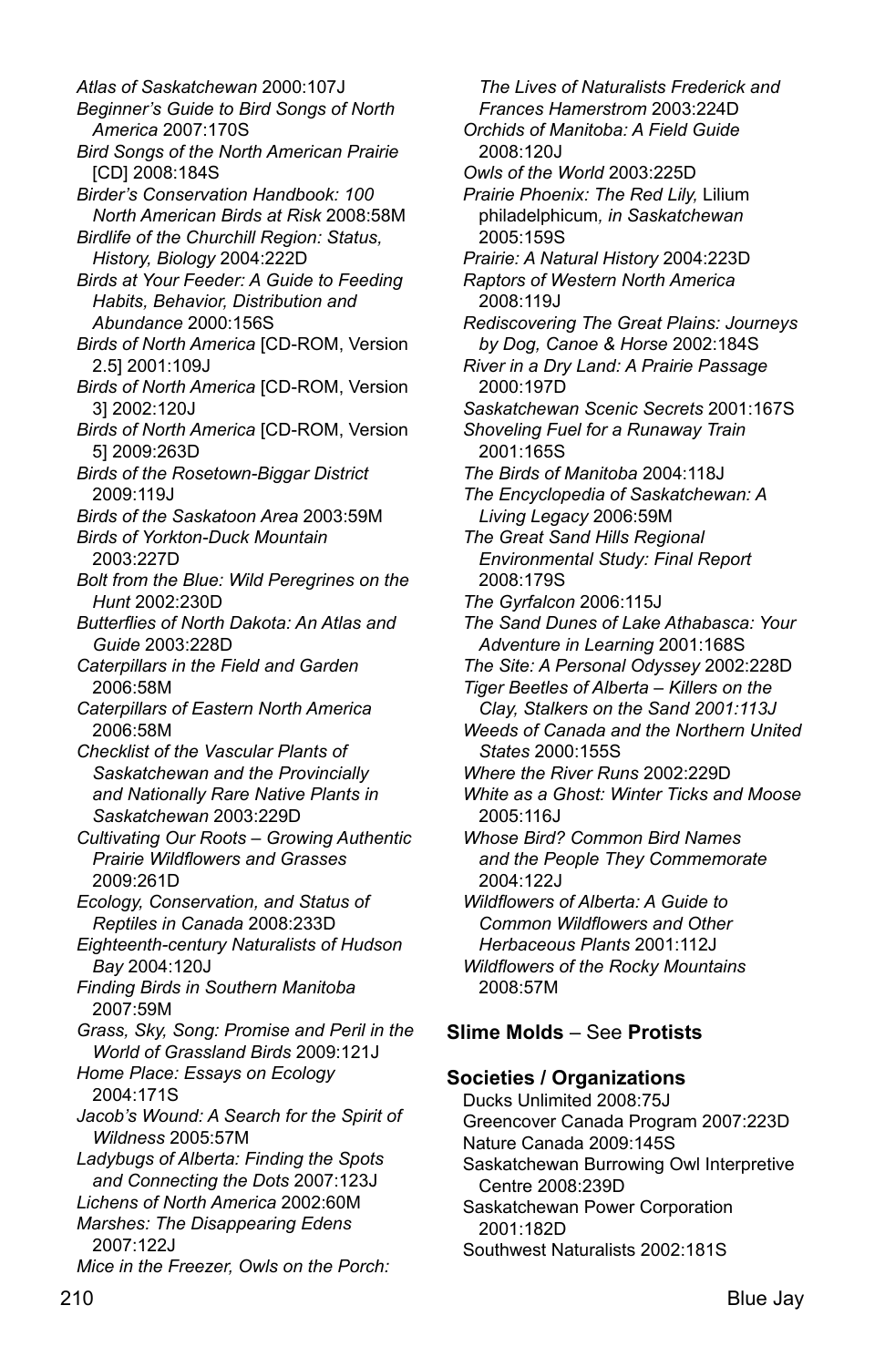*Atlas of Saskatchewan* 2000:107J

*Beginner's Guide to Bird Songs of North America* 2007:170S

*Bird Songs of the North American Prairie* [CD] 2008:184S

*Birder's Conservation Handbook: 100 North American Birds at Risk* 2008:58M

*Birdlife of the Churchill Region: Status, History, Biology* 2004:222D

*Birds at Your Feeder: A Guide to Feeding Habits, Behavior, Distribution and Abundance* 2000:156S

*Birds of North America* [CD-ROM, Version 2.5] 2001:109J

*Birds of North America* [CD-ROM, Version 3] 2002:120J

*Birds of North America* [CD-ROM, Version 5] 2009:263D

*Birds of the Rosetown-Biggar District* 2009:119J

*Birds of the Saskatoon Area* 2003:59M

*Birds of Yorkton-Duck Mountain* 2003:227D

*Bolt from the Blue: Wild Peregrines on the Hunt* 2002:230D

*Butterflies of North Dakota: An Atlas and Guide* 2003:228D

*Caterpillars in the Field and Garden* 2006:58M

*Caterpillars of Eastern North America* 2006:58M

*Checklist of the Vascular Plants of Saskatchewan and the Provincially and Nationally Rare Native Plants in Saskatchewan* 2003:229D

*Cultivating Our Roots – Growing Authentic Prairie Wildflowers and Grasses* 2009:261D

*Ecology, Conservation, and Status of Reptiles in Canada* 2008:233D

*Eighteenth-century Naturalists of Hudson Bay* 2004:120J

*Finding Birds in Southern Manitoba* 2007:59M

*Grass, Sky, Song: Promise and Peril in the World of Grassland Birds* 2009:121J

*Home Place: Essays on Ecology* 2004:171S

*Jacob's Wound: A Search for the Spirit of Wildness* 2005:57M

*Ladybugs of Alberta: Finding the Spots and Connecting the Dots* 2007:123J

*Lichens of North America* 2002:60M

*Marshes: The Disappearing Edens* 2007:122J

*Mice in the Freezer, Owls on the Porch: The Lives of Naturalists Frederick and Frances Hamerstrom* 2003:224D

*Orchids of Manitoba: A Field Guide* 2008:120J

*Owls of the World* 2003:225D

*Prairie Phoenix: The Red Lily,* Lilium philadelphicum*, in Saskatchewan* 2005:159S

*Prairie: A Natural History* 2004:223D

*Raptors of Western North America* 2008:119J

*Rediscovering The Great Plains: Journeys by Dog, Canoe & Horse* 2002:184S

*River in a Dry Land: A Prairie Passage* 2000:197D

*Saskatchewan Scenic Secrets* 2001:167S

*Shoveling Fuel for a Runaway Train* 2001:165S

*The Birds of Manitoba* 2004:118J

*The Encyclopedia of Saskatchewan: A Living Legacy* 2006:59M

*The Great Sand Hills Regional Environmental Study: Final Report* 2008:179S

*The Gyrfalcon* 2006:115J

*The Sand Dunes of Lake Athabasca: Your Adventure in Learning* 2001:168S

*The Site: A Personal Odyssey* 2002:228D

*Tiger Beetles of Alberta – Killers on the Clay, Stalkers on the Sand 2001:113J*

*Weeds of Canada and the Northern United States* 2000:155S

*Where the River Runs* 2002:229D

*White as a Ghost: Winter Ticks and Moose* 2005:116J

*Whose Bird? Common Bird Names and the People They Commemorate* 2004:122J

*Wildflowers of Alberta: A Guide to Common Wildflowers and Other Herbaceous Plants* 2001:112J

*Wildflowers of the Rocky Mountains* 2008:57M

**Slime Molds** – See **Protists**

**Societies / Organizations**

Ducks Unlimited 2008:75J

Greencover Canada Program 2007:223D

Nature Canada 2009:145S

Saskatchewan Burrowing Owl Interpretive Centre 2008:239D

Saskatchewan Power Corporation 2001:182D

Southwest Naturalists 2002:181S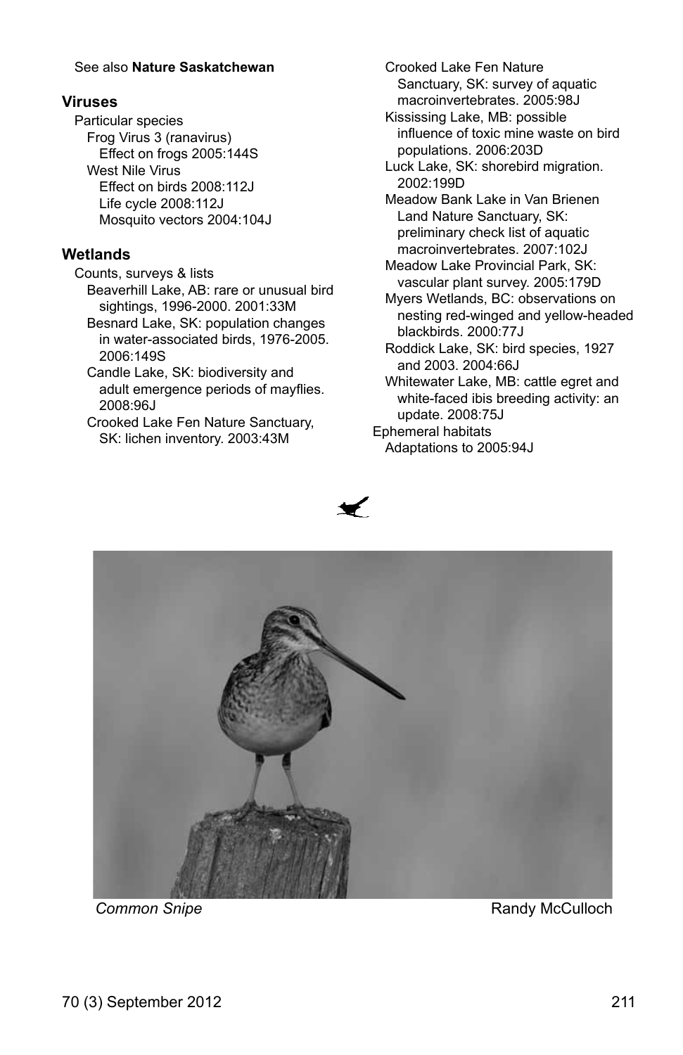See also **Nature Saskatchewan**

**Viruses**

- Particular species
  - Frog Virus 3 (ranavirus)
    - Effect on frogs 2005:144S
  - West Nile Virus
    - Effect on birds 2008:112J
    - Life cycle 2008:112J
    - Mosquito vectors 2004:104J

**Wetlands**

- Counts, surveys & lists
  - Beaverhill Lake, AB: rare or unusual bird sightings, 1996-2000. 2001:33M
  - Besnard Lake, SK: population changes in water-associated birds, 1976-2005. 2006:149S
  - Candle Lake, SK: biodiversity and adult emergence periods of mayflies. 2008:96J
  - Crooked Lake Fen Nature Sanctuary, SK: lichen inventory. 2003:43M
  - Crooked Lake Fen Nature Sanctuary, SK: survey of aquatic macroinvertebrates. 2005:98J
  - Kississing Lake, MB: possible influence of toxic mine waste on bird populations. 2006:203D
  - Luck Lake, SK: shorebird migration. 2002:199D
  - Meadow Bank Lake in Van Brienen Land Nature Sanctuary, SK: preliminary check list of aquatic macroinvertebrates. 2007:102J
  - Meadow Lake Provincial Park, SK: vascular plant survey. 2005:179D
  - Myers Wetlands, BC: observations on nesting red-winged and yellow-headed blackbirds. 2000:77J
  - Roddick Lake, SK: bird species, 1927 and 2003. 2004:66J
  - Whitewater Lake, MB: cattle egret and white-faced ibis breeding activity: an update. 2008:75J
- Ephemeral habitats
  - Adaptations to 2005:94J

*Common Snipe* Randy McCulloch